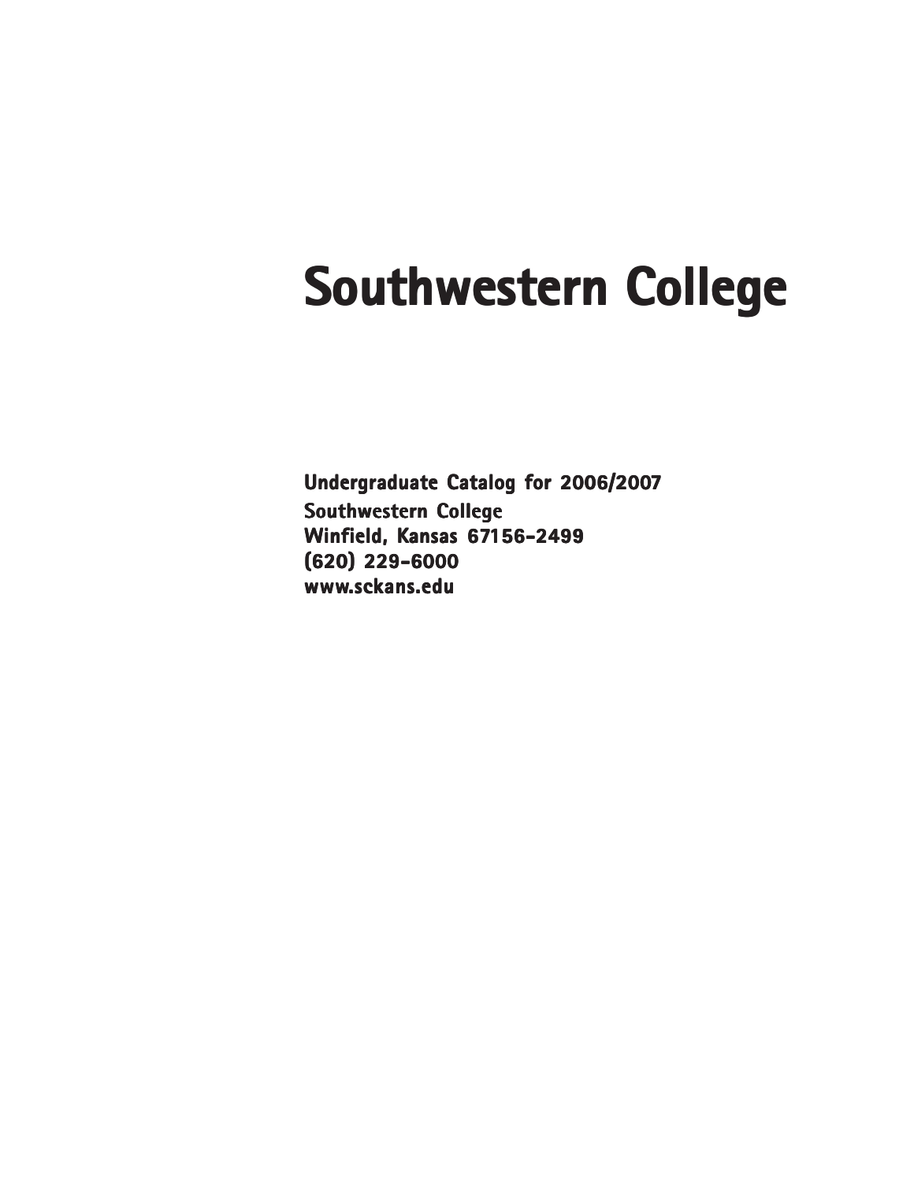# Southwestern College

**Undergraduate Catalog for 2006/2007**
**Southwestern College**
**Winfield, Kansas 67156-2499**
**(620) 229-6000**
**www.sckans.edu**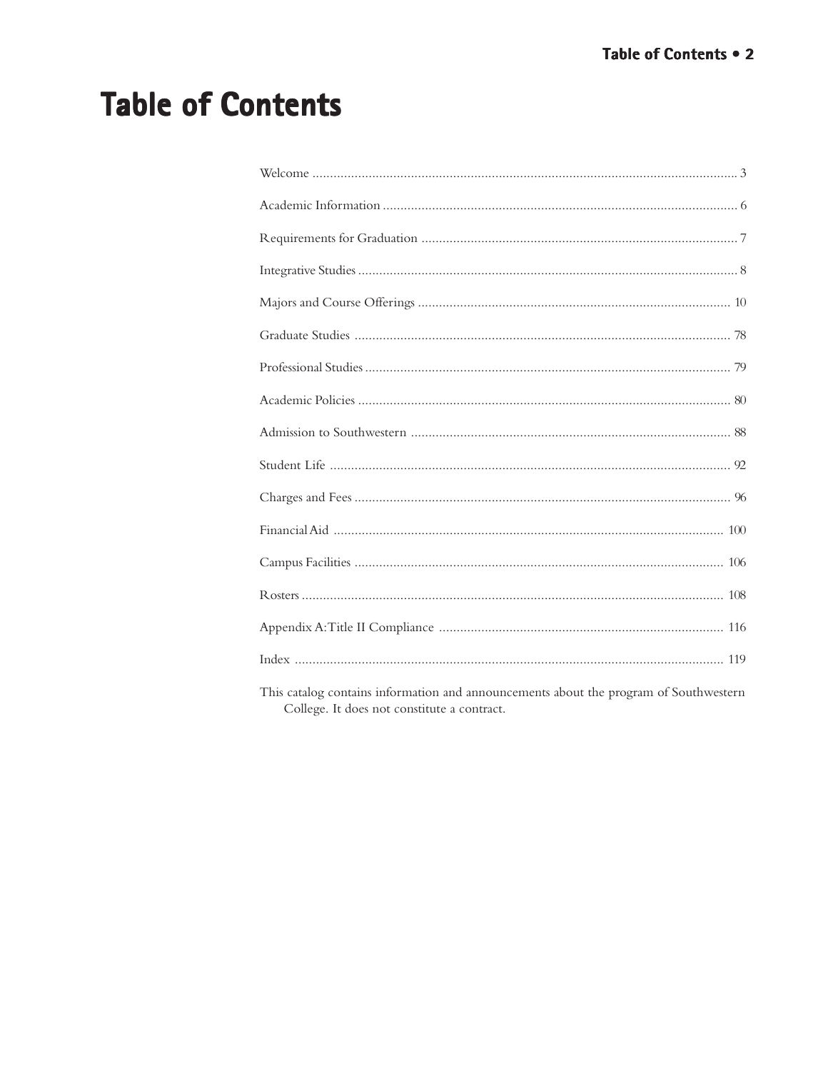# Table of Contents

Welcome ........................................................................................................................ 3

Academic Information ..................................................................................................... 6

Requirements for Graduation .......................................................................................... 7

Integrative Studies ........................................................................................................... 8

Majors and Course Offerings ......................................................................................... 10

Graduate Studies ........................................................................................................... 78

Professional Studies ....................................................................................................... 79

Academic Policies .......................................................................................................... 80

Admission to Southwestern ........................................................................................... 88

Student Life .................................................................................................................. 92

Charges and Fees ........................................................................................................... 96

Financial Aid .............................................................................................................. 100

Campus Facilities ......................................................................................................... 106

Rosters ........................................................................................................................ 108

Appendix A: Title II Compliance ................................................................................. 116

Index .......................................................................................................................... 119

This catalog contains information and announcements about the program of Southwestern College. It does not constitute a contract.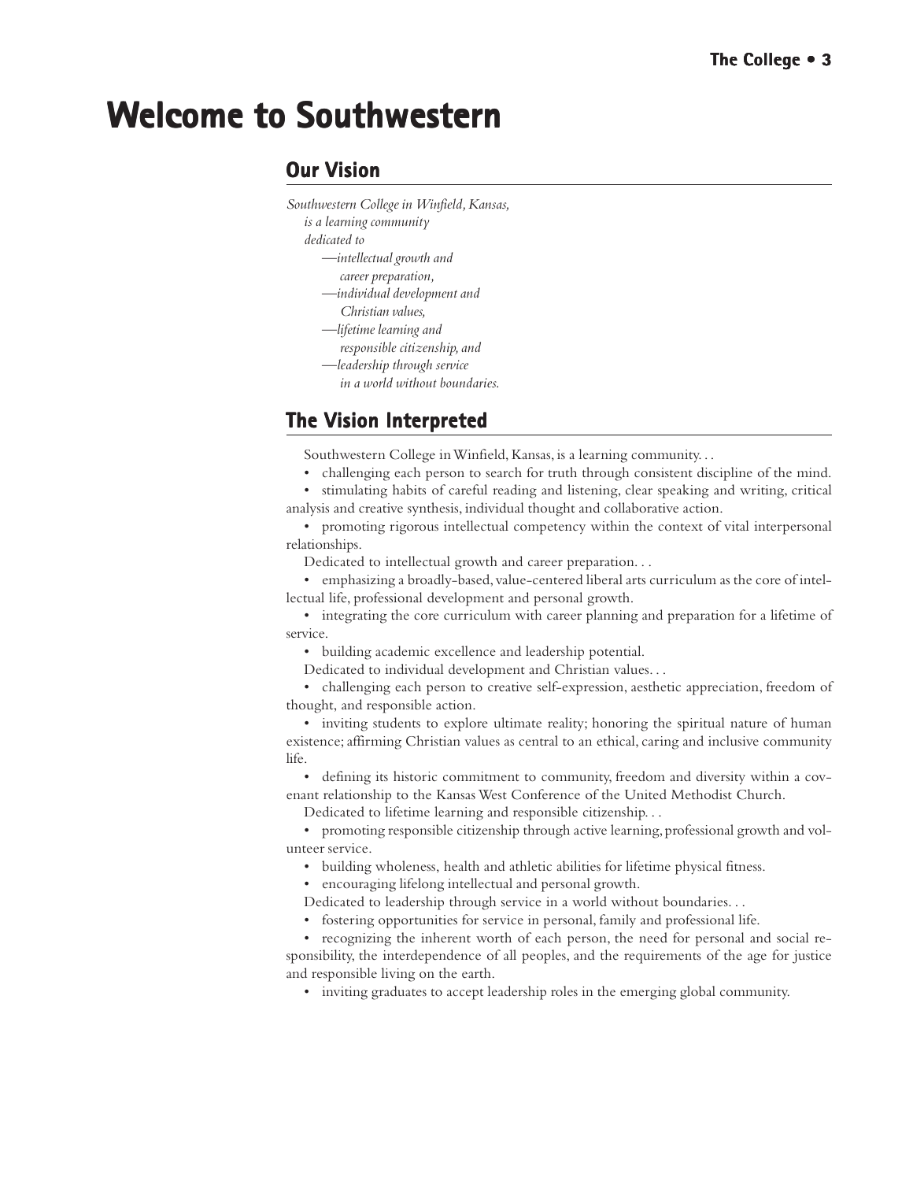# Welcome to Southwestern

## Our Vision

*Southwestern College in Winfield, Kansas,*
*is a learning community*
*dedicated to*
*—intellectual growth and*
*career preparation,*
*—individual development and*
*Christian values,*
*—lifetime learning and*
*responsible citizenship, and*
*—leadership through service*
*in a world without boundaries.*

## The Vision Interpreted

Southwestern College in Winfield, Kansas, is a learning community. . .

- challenging each person to search for truth through consistent discipline of the mind.
- stimulating habits of careful reading and listening, clear speaking and writing, critical analysis and creative synthesis, individual thought and collaborative action.
- promoting rigorous intellectual competency within the context of vital interpersonal relationships.

Dedicated to intellectual growth and career preparation. . .

- emphasizing a broadly-based, value-centered liberal arts curriculum as the core of intellectual life, professional development and personal growth.
- integrating the core curriculum with career planning and preparation for a lifetime of service.
- building academic excellence and leadership potential.

Dedicated to individual development and Christian values. . .

- challenging each person to creative self-expression, aesthetic appreciation, freedom of thought, and responsible action.
- inviting students to explore ultimate reality; honoring the spiritual nature of human existence; affirming Christian values as central to an ethical, caring and inclusive community life.
- defining its historic commitment to community, freedom and diversity within a covenant relationship to the Kansas West Conference of the United Methodist Church.

Dedicated to lifetime learning and responsible citizenship. . .

- promoting responsible citizenship through active learning, professional growth and volunteer service.
- building wholeness, health and athletic abilities for lifetime physical fitness.
- encouraging lifelong intellectual and personal growth.

Dedicated to leadership through service in a world without boundaries. . .

- fostering opportunities for service in personal, family and professional life.
- recognizing the inherent worth of each person, the need for personal and social responsibility, the interdependence of all peoples, and the requirements of the age for justice and responsible living on the earth.
- inviting graduates to accept leadership roles in the emerging global community.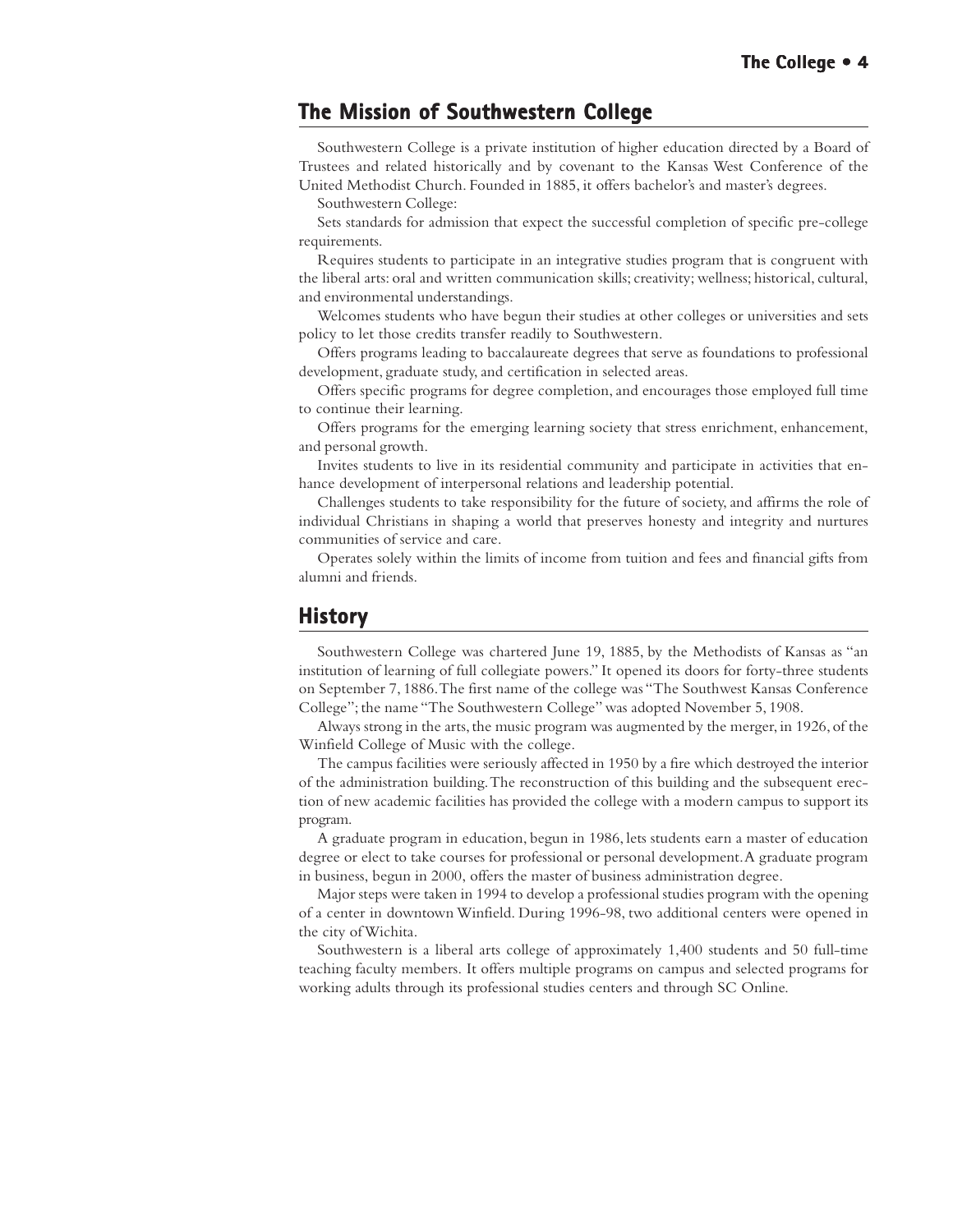## The Mission of Southwestern College

Southwestern College is a private institution of higher education directed by a Board of Trustees and related historically and by covenant to the Kansas West Conference of the United Methodist Church. Founded in 1885, it offers bachelor's and master's degrees.

Southwestern College:

Sets standards for admission that expect the successful completion of specific pre-college requirements.

Requires students to participate in an integrative studies program that is congruent with the liberal arts: oral and written communication skills; creativity; wellness; historical, cultural, and environmental understandings.

Welcomes students who have begun their studies at other colleges or universities and sets policy to let those credits transfer readily to Southwestern.

Offers programs leading to baccalaureate degrees that serve as foundations to professional development, graduate study, and certification in selected areas.

Offers specific programs for degree completion, and encourages those employed full time to continue their learning.

Offers programs for the emerging learning society that stress enrichment, enhancement, and personal growth.

Invites students to live in its residential community and participate in activities that enhance development of interpersonal relations and leadership potential.

Challenges students to take responsibility for the future of society, and affirms the role of individual Christians in shaping a world that preserves honesty and integrity and nurtures communities of service and care.

Operates solely within the limits of income from tuition and fees and financial gifts from alumni and friends.

## History

Southwestern College was chartered June 19, 1885, by the Methodists of Kansas as "an institution of learning of full collegiate powers." It opened its doors for forty-three students on September 7, 1886. The first name of the college was "The Southwest Kansas Conference College"; the name "The Southwestern College" was adopted November 5, 1908.

Always strong in the arts, the music program was augmented by the merger, in 1926, of the Winfield College of Music with the college.

The campus facilities were seriously affected in 1950 by a fire which destroyed the interior of the administration building. The reconstruction of this building and the subsequent erection of new academic facilities has provided the college with a modern campus to support its program.

A graduate program in education, begun in 1986, lets students earn a master of education degree or elect to take courses for professional or personal development. A graduate program in business, begun in 2000, offers the master of business administration degree.

Major steps were taken in 1994 to develop a professional studies program with the opening of a center in downtown Winfield. During 1996-98, two additional centers were opened in the city of Wichita.

Southwestern is a liberal arts college of approximately 1,400 students and 50 full-time teaching faculty members. It offers multiple programs on campus and selected programs for working adults through its professional studies centers and through SC Online.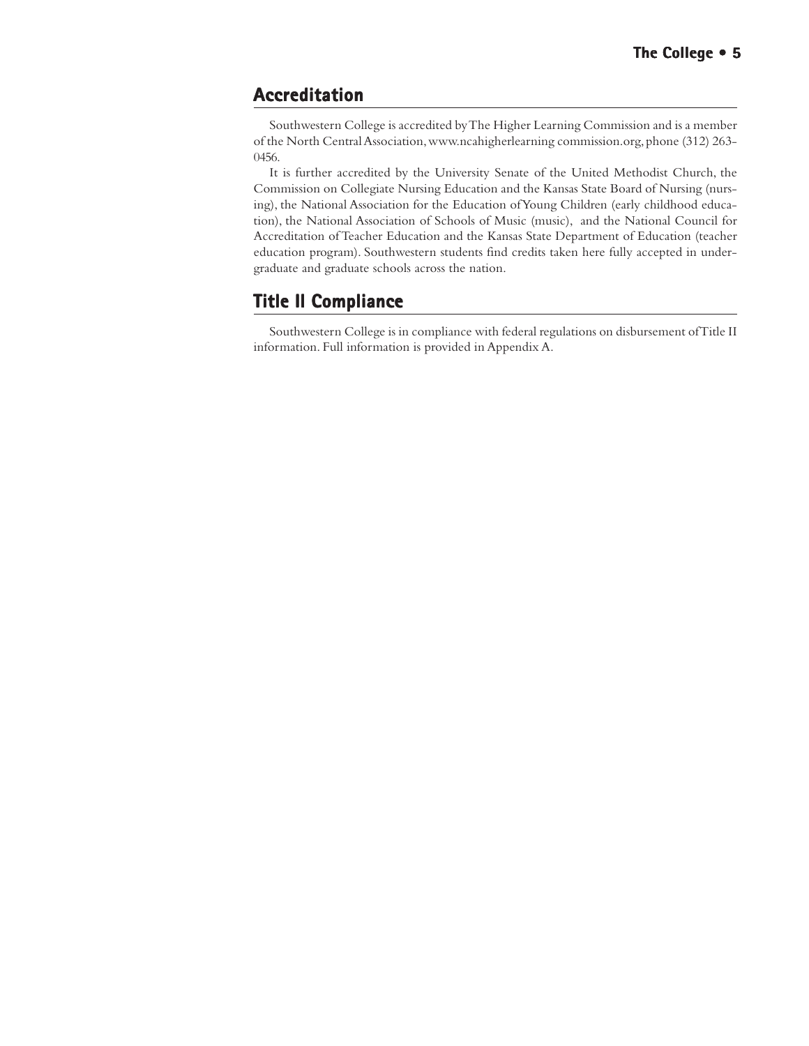## Accreditation

Southwestern College is accredited by The Higher Learning Commission and is a member of the North Central Association, www.ncahigherlearning commission.org, phone (312) 263-0456.

It is further accredited by the University Senate of the United Methodist Church, the Commission on Collegiate Nursing Education and the Kansas State Board of Nursing (nursing), the National Association for the Education of Young Children (early childhood education), the National Association of Schools of Music (music), and the National Council for Accreditation of Teacher Education and the Kansas State Department of Education (teacher education program). Southwestern students find credits taken here fully accepted in undergraduate and graduate schools across the nation.

## Title II Compliance

Southwestern College is in compliance with federal regulations on disbursement of Title II information. Full information is provided in Appendix A.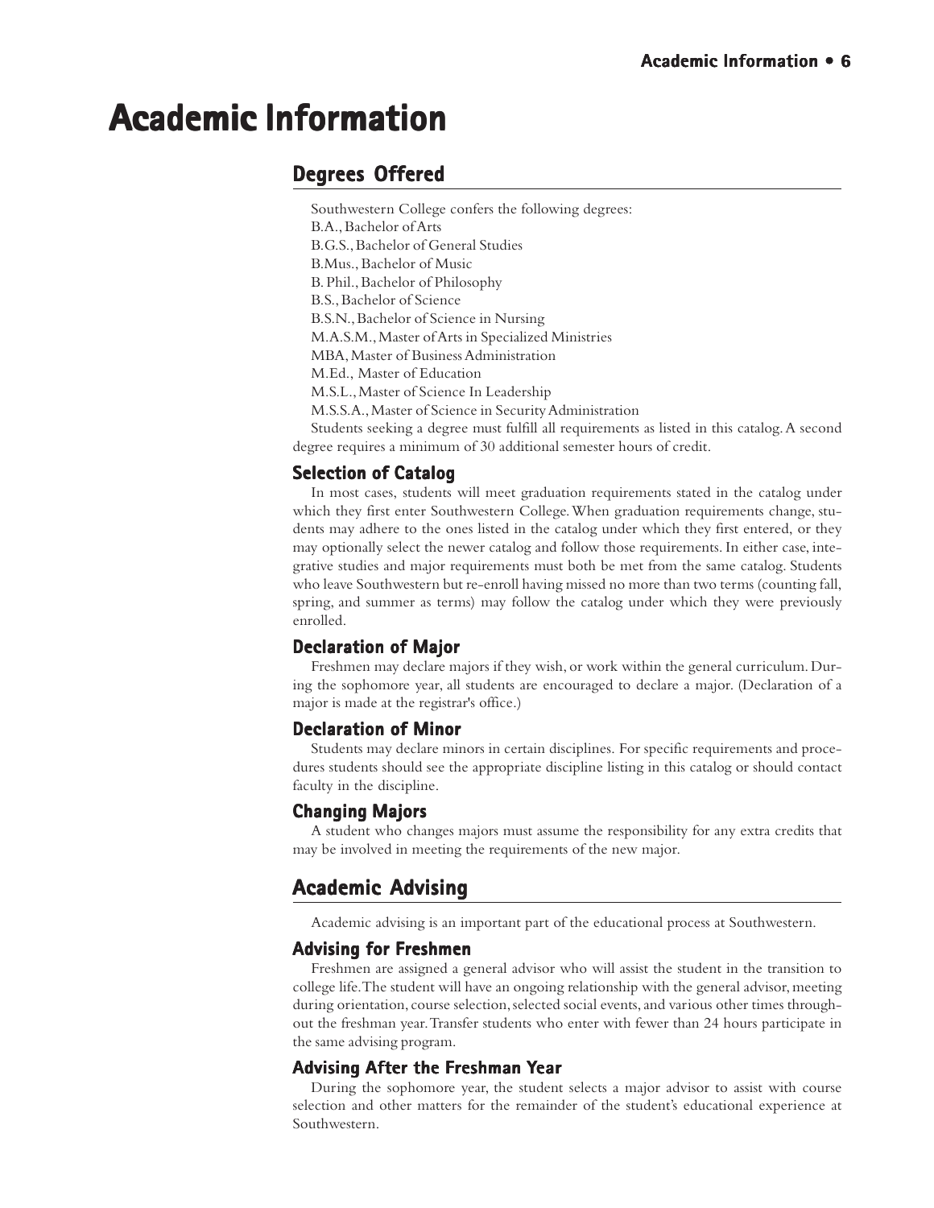# Academic Information

## Degrees Offered

Southwestern College confers the following degrees:

B.A., Bachelor of Arts
B.G.S., Bachelor of General Studies
B.Mus., Bachelor of Music
B. Phil., Bachelor of Philosophy
B.S., Bachelor of Science
B.S.N., Bachelor of Science in Nursing
M.A.S.M., Master of Arts in Specialized Ministries
MBA, Master of Business Administration
M.Ed., Master of Education
M.S.L., Master of Science In Leadership
M.S.S.A., Master of Science in Security Administration

Students seeking a degree must fulfill all requirements as listed in this catalog. A second degree requires a minimum of 30 additional semester hours of credit.

### Selection of Catalog

In most cases, students will meet graduation requirements stated in the catalog under which they first enter Southwestern College. When graduation requirements change, students may adhere to the ones listed in the catalog under which they first entered, or they may optionally select the newer catalog and follow those requirements. In either case, integrative studies and major requirements must both be met from the same catalog. Students who leave Southwestern but re-enroll having missed no more than two terms (counting fall, spring, and summer as terms) may follow the catalog under which they were previously enrolled.

### Declaration of Major

Freshmen may declare majors if they wish, or work within the general curriculum. During the sophomore year, all students are encouraged to declare a major. (Declaration of a major is made at the registrar's office.)

### Declaration of Minor

Students may declare minors in certain disciplines. For specific requirements and procedures students should see the appropriate discipline listing in this catalog or should contact faculty in the discipline.

### Changing Majors

A student who changes majors must assume the responsibility for any extra credits that may be involved in meeting the requirements of the new major.

## Academic Advising

Academic advising is an important part of the educational process at Southwestern.

### Advising for Freshmen

Freshmen are assigned a general advisor who will assist the student in the transition to college life. The student will have an ongoing relationship with the general advisor, meeting during orientation, course selection, selected social events, and various other times throughout the freshman year. Transfer students who enter with fewer than 24 hours participate in the same advising program.

### Advising After the Freshman Year

During the sophomore year, the student selects a major advisor to assist with course selection and other matters for the remainder of the student's educational experience at Southwestern.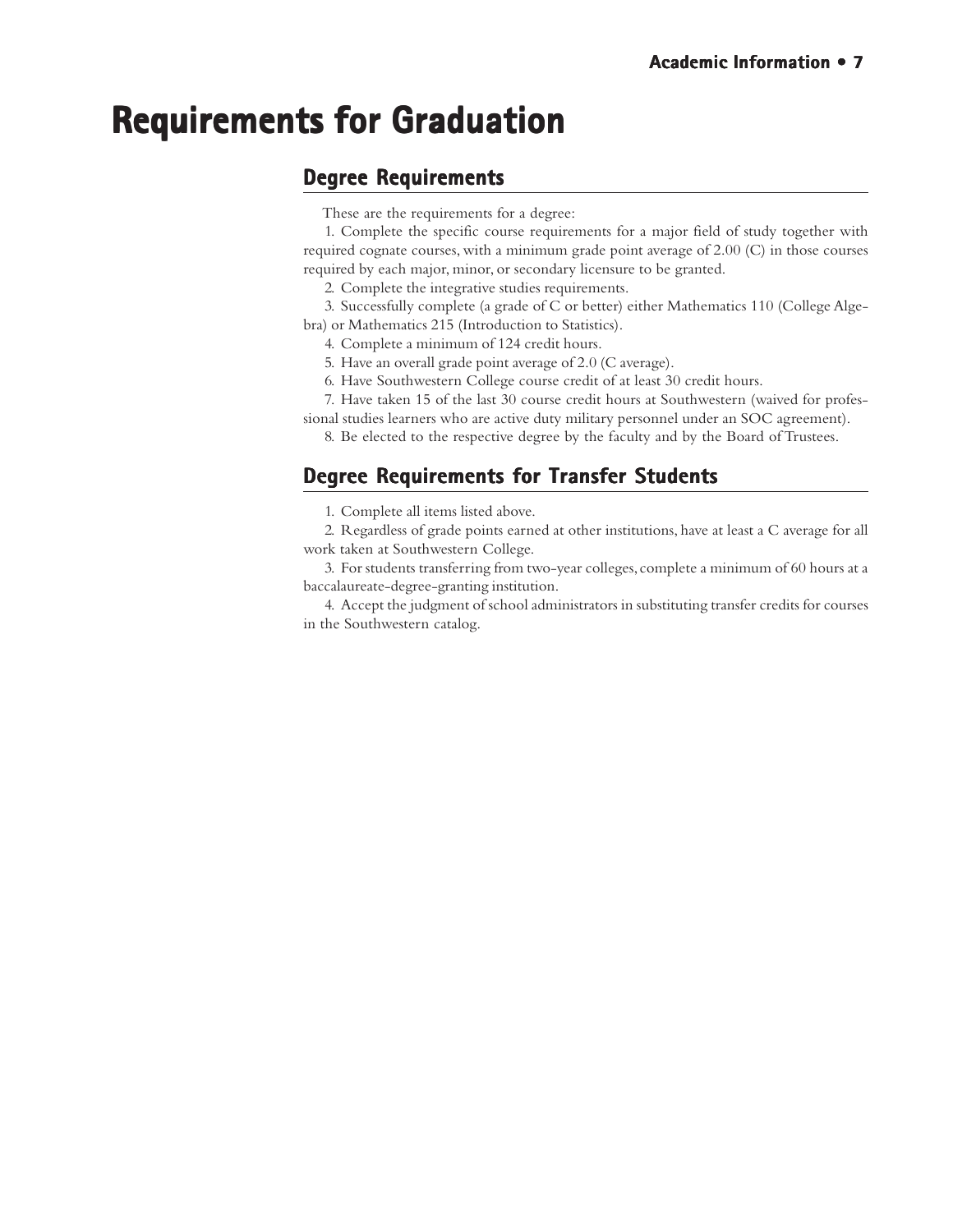# Requirements for Graduation

## Degree Requirements

These are the requirements for a degree:

1. Complete the specific course requirements for a major field of study together with required cognate courses, with a minimum grade point average of 2.00 (C) in those courses required by each major, minor, or secondary licensure to be granted.
2. Complete the integrative studies requirements.
3. Successfully complete (a grade of C or better) either Mathematics 110 (College Algebra) or Mathematics 215 (Introduction to Statistics).
4. Complete a minimum of 124 credit hours.
5. Have an overall grade point average of 2.0 (C average).
6. Have Southwestern College course credit of at least 30 credit hours.
7. Have taken 15 of the last 30 course credit hours at Southwestern (waived for professional studies learners who are active duty military personnel under an SOC agreement).
8. Be elected to the respective degree by the faculty and by the Board of Trustees.

## Degree Requirements for Transfer Students

1. Complete all items listed above.
2. Regardless of grade points earned at other institutions, have at least a C average for all work taken at Southwestern College.
3. For students transferring from two-year colleges, complete a minimum of 60 hours at a baccalaureate-degree-granting institution.
4. Accept the judgment of school administrators in substituting transfer credits for courses in the Southwestern catalog.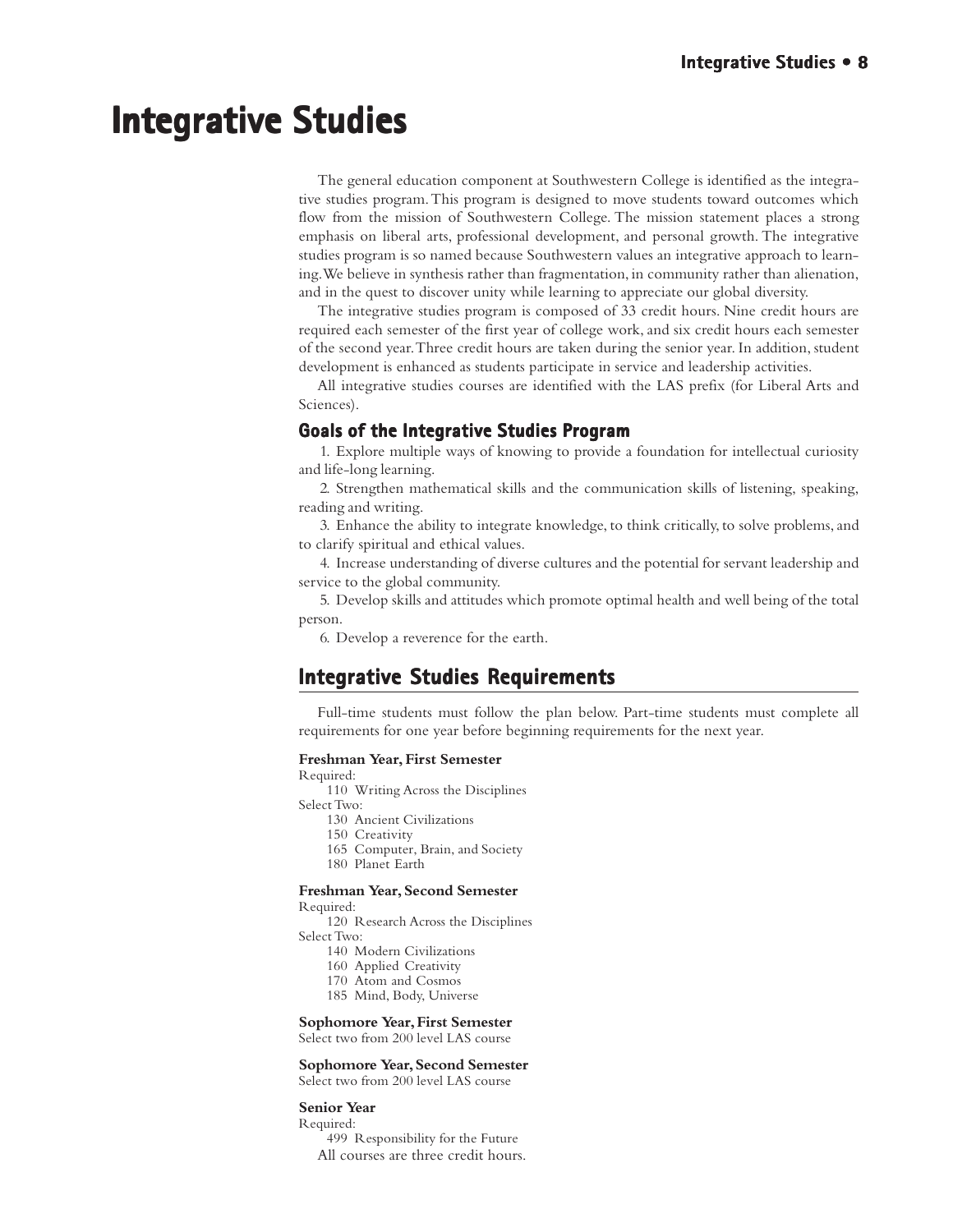# Integrative Studies

The general education component at Southwestern College is identified as the integrative studies program. This program is designed to move students toward outcomes which flow from the mission of Southwestern College. The mission statement places a strong emphasis on liberal arts, professional development, and personal growth. The integrative studies program is so named because Southwestern values an integrative approach to learning. We believe in synthesis rather than fragmentation, in community rather than alienation, and in the quest to discover unity while learning to appreciate our global diversity.

The integrative studies program is composed of 33 credit hours. Nine credit hours are required each semester of the first year of college work, and six credit hours each semester of the second year. Three credit hours are taken during the senior year. In addition, student development is enhanced as students participate in service and leadership activities.

All integrative studies courses are identified with the LAS prefix (for Liberal Arts and Sciences).

### Goals of the Integrative Studies Program

1. Explore multiple ways of knowing to provide a foundation for intellectual curiosity and life-long learning.
2. Strengthen mathematical skills and the communication skills of listening, speaking, reading and writing.
3. Enhance the ability to integrate knowledge, to think critically, to solve problems, and to clarify spiritual and ethical values.
4. Increase understanding of diverse cultures and the potential for servant leadership and service to the global community.
5. Develop skills and attitudes which promote optimal health and well being of the total person.
6. Develop a reverence for the earth.

## Integrative Studies Requirements

Full-time students must follow the plan below. Part-time students must complete all requirements for one year before beginning requirements for the next year.

**Freshman Year, First Semester**

Required:
- 110 Writing Across the Disciplines

Select Two:
- 130 Ancient Civilizations
- 150 Creativity
- 165 Computer, Brain, and Society
- 180 Planet Earth

**Freshman Year, Second Semester**

Required:
- 120 Research Across the Disciplines

Select Two:
- 140 Modern Civilizations
- 160 Applied Creativity
- 170 Atom and Cosmos
- 185 Mind, Body, Universe

**Sophomore Year, First Semester**

Select two from 200 level LAS course

**Sophomore Year, Second Semester**

Select two from 200 level LAS course

**Senior Year**

Required:
- 499 Responsibility for the Future

All courses are three credit hours.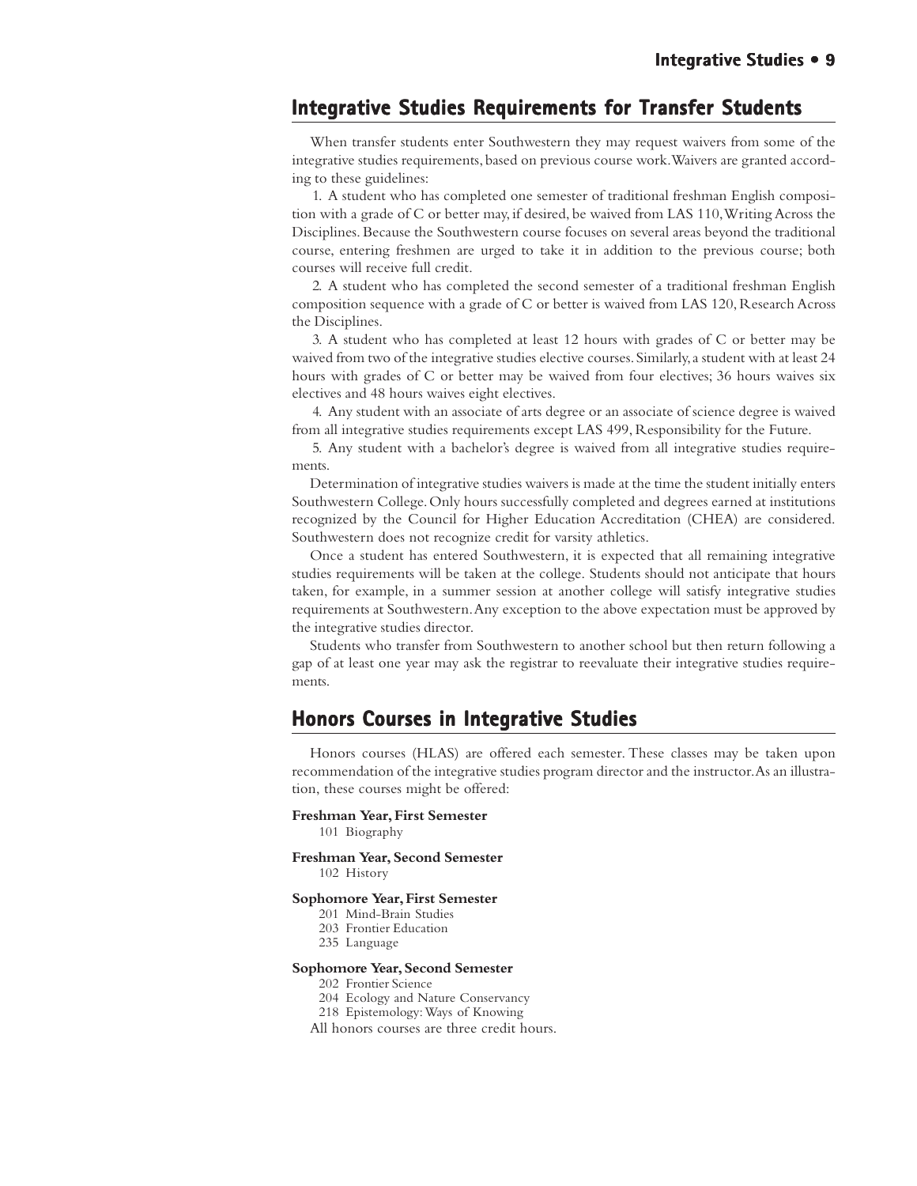## Integrative Studies Requirements for Transfer Students

When transfer students enter Southwestern they may request waivers from some of the integrative studies requirements, based on previous course work. Waivers are granted according to these guidelines:

1. A student who has completed one semester of traditional freshman English composition with a grade of C or better may, if desired, be waived from LAS 110, Writing Across the Disciplines. Because the Southwestern course focuses on several areas beyond the traditional course, entering freshmen are urged to take it in addition to the previous course; both courses will receive full credit.
2. A student who has completed the second semester of a traditional freshman English composition sequence with a grade of C or better is waived from LAS 120, Research Across the Disciplines.
3. A student who has completed at least 12 hours with grades of C or better may be waived from two of the integrative studies elective courses. Similarly, a student with at least 24 hours with grades of C or better may be waived from four electives; 36 hours waives six electives and 48 hours waives eight electives.
4. Any student with an associate of arts degree or an associate of science degree is waived from all integrative studies requirements except LAS 499, Responsibility for the Future.
5. Any student with a bachelor's degree is waived from all integrative studies requirements.

Determination of integrative studies waivers is made at the time the student initially enters Southwestern College. Only hours successfully completed and degrees earned at institutions recognized by the Council for Higher Education Accreditation (CHEA) are considered. Southwestern does not recognize credit for varsity athletics.

Once a student has entered Southwestern, it is expected that all remaining integrative studies requirements will be taken at the college. Students should not anticipate that hours taken, for example, in a summer session at another college will satisfy integrative studies requirements at Southwestern. Any exception to the above expectation must be approved by the integrative studies director.

Students who transfer from Southwestern to another school but then return following a gap of at least one year may ask the registrar to reevaluate their integrative studies requirements.

## Honors Courses in Integrative Studies

Honors courses (HLAS) are offered each semester. These classes may be taken upon recommendation of the integrative studies program director and the instructor. As an illustration, these courses might be offered:

**Freshman Year, First Semester**

101 Biography

**Freshman Year, Second Semester**

102 History

**Sophomore Year, First Semester**

201 Mind-Brain Studies
203 Frontier Education
235 Language

**Sophomore Year, Second Semester**

202 Frontier Science
204 Ecology and Nature Conservancy
218 Epistemology: Ways of Knowing

All honors courses are three credit hours.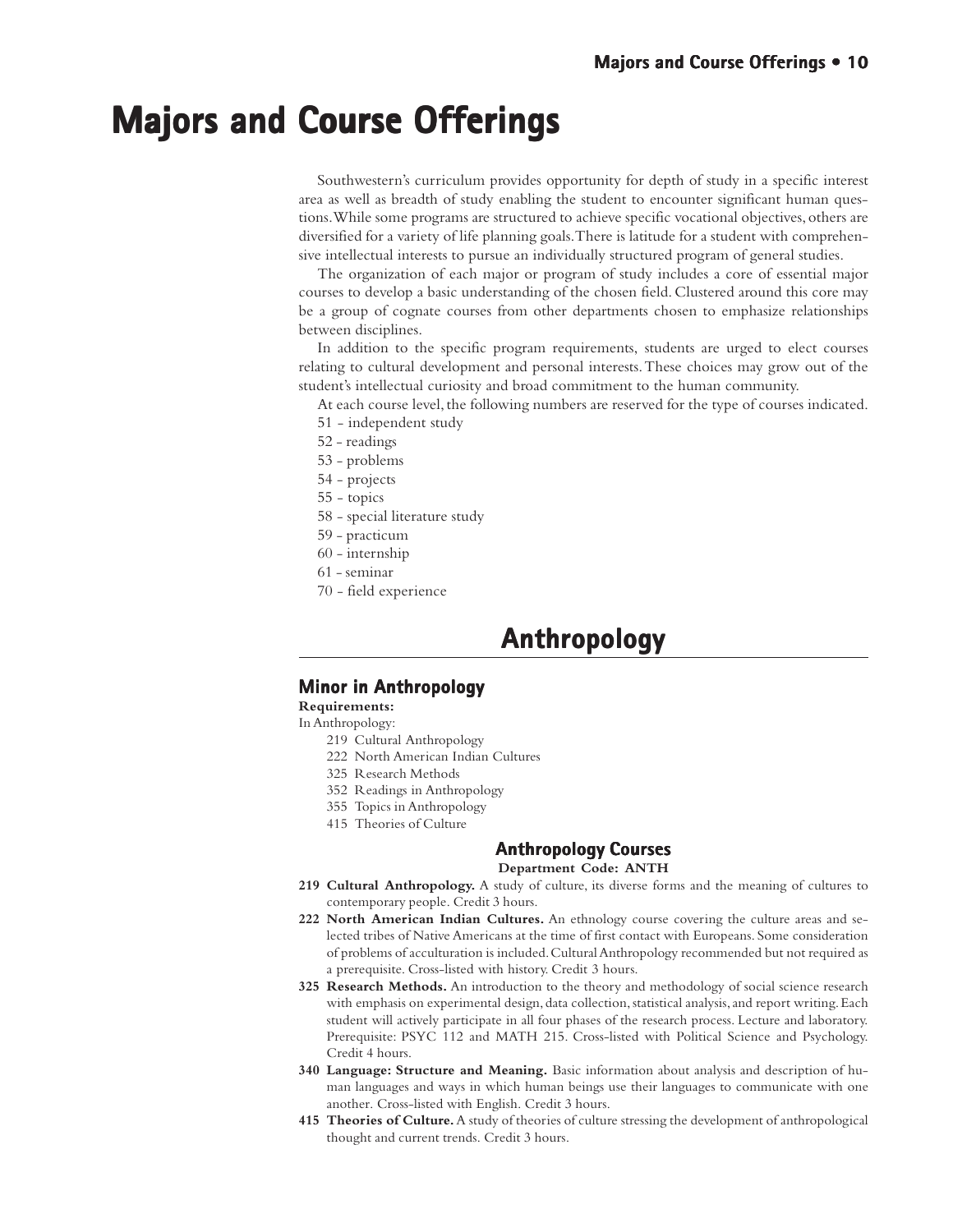# Majors and Course Offerings

Southwestern's curriculum provides opportunity for depth of study in a specific interest area as well as breadth of study enabling the student to encounter significant human questions. While some programs are structured to achieve specific vocational objectives, others are diversified for a variety of life planning goals. There is latitude for a student with comprehensive intellectual interests to pursue an individually structured program of general studies.

The organization of each major or program of study includes a core of essential major courses to develop a basic understanding of the chosen field. Clustered around this core may be a group of cognate courses from other departments chosen to emphasize relationships between disciplines.

In addition to the specific program requirements, students are urged to elect courses relating to cultural development and personal interests. These choices may grow out of the student's intellectual curiosity and broad commitment to the human community.

At each course level, the following numbers are reserved for the type of courses indicated.

- 51 - independent study
- 52 - readings
- 53 - problems
- 54 - projects
- 55 - topics
- 58 - special literature study
- 59 - practicum
- 60 - internship
- 61 - seminar
- 70 - field experience

## Anthropology

### Minor in Anthropology

**Requirements:**

In Anthropology:

- 219 Cultural Anthropology
- 222 North American Indian Cultures
- 325 Research Methods
- 352 Readings in Anthropology
- 355 Topics in Anthropology
- 415 Theories of Culture

### Anthropology Courses

**Department Code: ANTH**

**219 Cultural Anthropology.** A study of culture, its diverse forms and the meaning of cultures to contemporary people. Credit 3 hours.

**222 North American Indian Cultures.** An ethnology course covering the culture areas and selected tribes of Native Americans at the time of first contact with Europeans. Some consideration of problems of acculturation is included. Cultural Anthropology recommended but not required as a prerequisite. Cross-listed with history. Credit 3 hours.

**325 Research Methods.** An introduction to the theory and methodology of social science research with emphasis on experimental design, data collection, statistical analysis, and report writing. Each student will actively participate in all four phases of the research process. Lecture and laboratory. Prerequisite: PSYC 112 and MATH 215. Cross-listed with Political Science and Psychology. Credit 4 hours.

**340 Language: Structure and Meaning.** Basic information about analysis and description of human languages and ways in which human beings use their languages to communicate with one another. Cross-listed with English. Credit 3 hours.

**415 Theories of Culture.** A study of theories of culture stressing the development of anthropological thought and current trends. Credit 3 hours.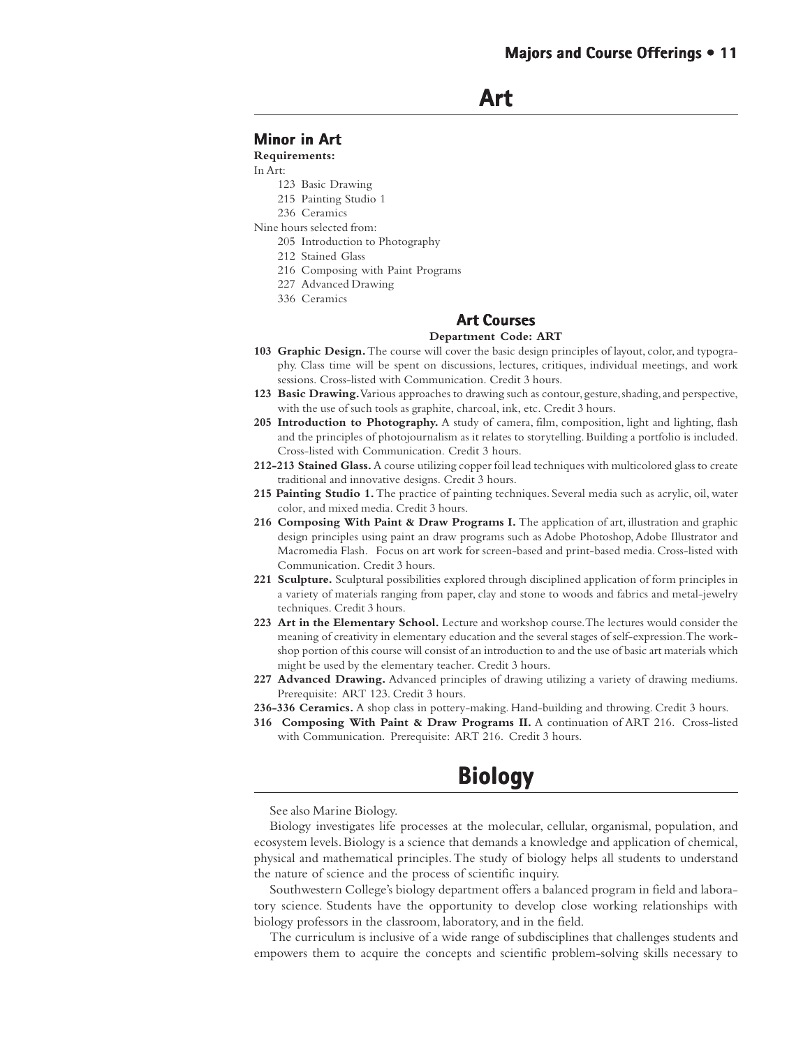# Art

## Minor in Art

**Requirements:**

In Art:

- 123 Basic Drawing
- 215 Painting Studio 1
- 236 Ceramics

Nine hours selected from:

- 205 Introduction to Photography
- 212 Stained Glass
- 216 Composing with Paint Programs
- 227 Advanced Drawing
- 336 Ceramics

### Art Courses

**Department Code: ART**

**103 Graphic Design.** The course will cover the basic design principles of layout, color, and typography. Class time will be spent on discussions, lectures, critiques, individual meetings, and work sessions. Cross-listed with Communication. Credit 3 hours.

**123 Basic Drawing.** Various approaches to drawing such as contour, gesture, shading, and perspective, with the use of such tools as graphite, charcoal, ink, etc. Credit 3 hours.

**205 Introduction to Photography.** A study of camera, film, composition, light and lighting, flash and the principles of photojournalism as it relates to storytelling. Building a portfolio is included. Cross-listed with Communication. Credit 3 hours.

**212-213 Stained Glass.** A course utilizing copper foil lead techniques with multicolored glass to create traditional and innovative designs. Credit 3 hours.

**215 Painting Studio 1.** The practice of painting techniques. Several media such as acrylic, oil, water color, and mixed media. Credit 3 hours.

**216 Composing With Paint & Draw Programs I.** The application of art, illustration and graphic design principles using paint an draw programs such as Adobe Photoshop, Adobe Illustrator and Macromedia Flash. Focus on art work for screen-based and print-based media. Cross-listed with Communication. Credit 3 hours.

**221 Sculpture.** Sculptural possibilities explored through disciplined application of form principles in a variety of materials ranging from paper, clay and stone to woods and fabrics and metal-jewelry techniques. Credit 3 hours.

**223 Art in the Elementary School.** Lecture and workshop course. The lectures would consider the meaning of creativity in elementary education and the several stages of self-expression. The workshop portion of this course will consist of an introduction to and the use of basic art materials which might be used by the elementary teacher. Credit 3 hours.

**227 Advanced Drawing.** Advanced principles of drawing utilizing a variety of drawing mediums. Prerequisite: ART 123. Credit 3 hours.

**236-336 Ceramics.** A shop class in pottery-making. Hand-building and throwing. Credit 3 hours.

**316 Composing With Paint & Draw Programs II.** A continuation of ART 216. Cross-listed with Communication. Prerequisite: ART 216. Credit 3 hours.

# Biology

See also Marine Biology.

Biology investigates life processes at the molecular, cellular, organismal, population, and ecosystem levels. Biology is a science that demands a knowledge and application of chemical, physical and mathematical principles. The study of biology helps all students to understand the nature of science and the process of scientific inquiry.

Southwestern College's biology department offers a balanced program in field and laboratory science. Students have the opportunity to develop close working relationships with biology professors in the classroom, laboratory, and in the field.

The curriculum is inclusive of a wide range of subdisciplines that challenges students and empowers them to acquire the concepts and scientific problem-solving skills necessary to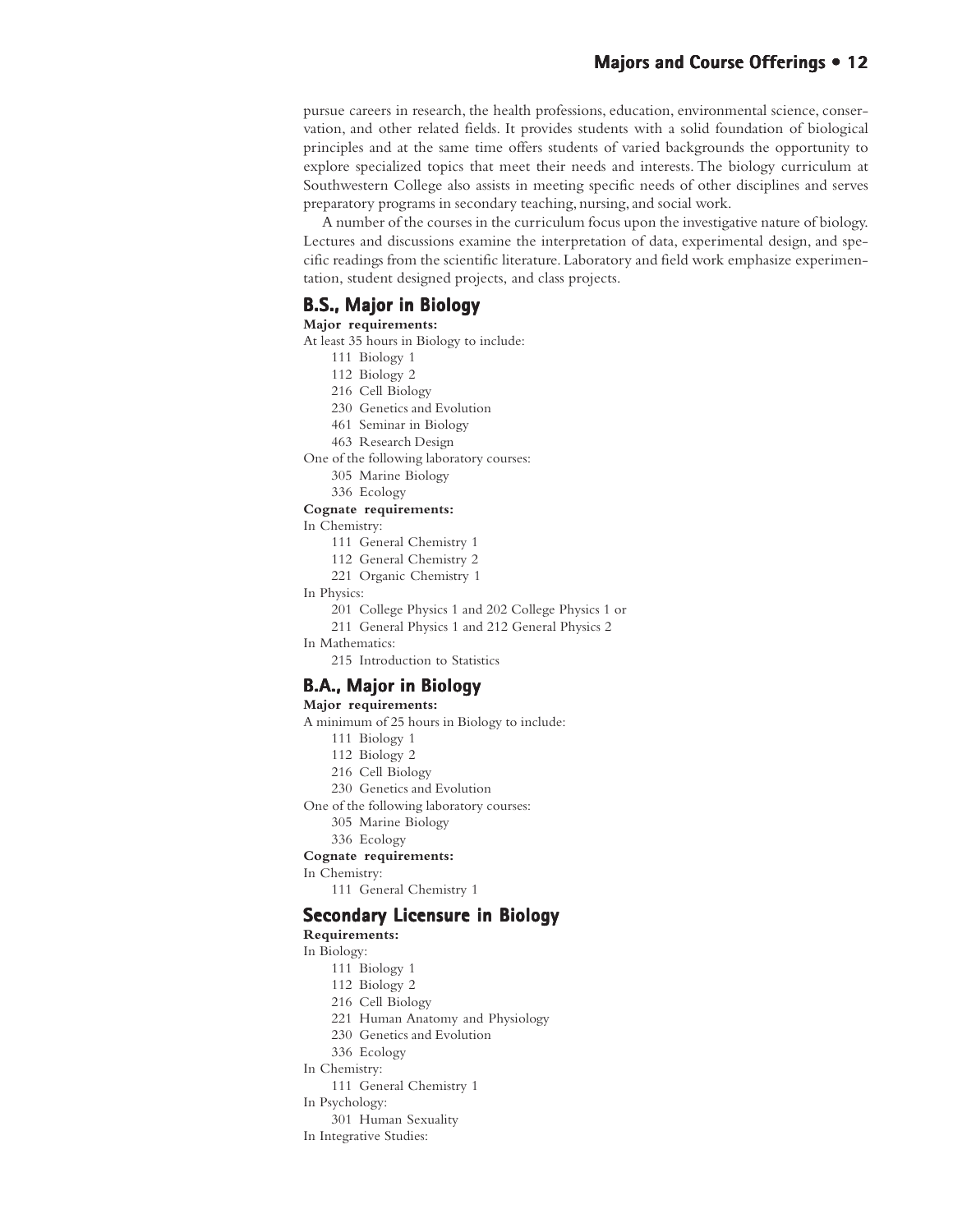pursue careers in research, the health professions, education, environmental science, conservation, and other related fields. It provides students with a solid foundation of biological principles and at the same time offers students of varied backgrounds the opportunity to explore specialized topics that meet their needs and interests. The biology curriculum at Southwestern College also assists in meeting specific needs of other disciplines and serves preparatory programs in secondary teaching, nursing, and social work.

A number of the courses in the curriculum focus upon the investigative nature of biology. Lectures and discussions examine the interpretation of data, experimental design, and specific readings from the scientific literature. Laboratory and field work emphasize experimentation, student designed projects, and class projects.

## B.S., Major in Biology

**Major requirements:**

At least 35 hours in Biology to include:

- 111 Biology 1
- 112 Biology 2
- 216 Cell Biology
- 230 Genetics and Evolution
- 461 Seminar in Biology
- 463 Research Design

One of the following laboratory courses:

- 305 Marine Biology
- 336 Ecology

**Cognate requirements:**

In Chemistry:

- 111 General Chemistry 1
- 112 General Chemistry 2
- 221 Organic Chemistry 1

In Physics:

- 201 College Physics 1 and 202 College Physics 1 or
- 211 General Physics 1 and 212 General Physics 2

In Mathematics:

- 215 Introduction to Statistics

## B.A., Major in Biology

**Major requirements:**

A minimum of 25 hours in Biology to include:

- 111 Biology 1
- 112 Biology 2
- 216 Cell Biology
- 230 Genetics and Evolution

One of the following laboratory courses:

- 305 Marine Biology
- 336 Ecology

**Cognate requirements:**

In Chemistry:

- 111 General Chemistry 1

## Secondary Licensure in Biology

**Requirements:**

In Biology:

- 111 Biology 1
- 112 Biology 2
- 216 Cell Biology
- 221 Human Anatomy and Physiology
- 230 Genetics and Evolution
- 336 Ecology

In Chemistry:

- 111 General Chemistry 1

In Psychology:

- 301 Human Sexuality

In Integrative Studies: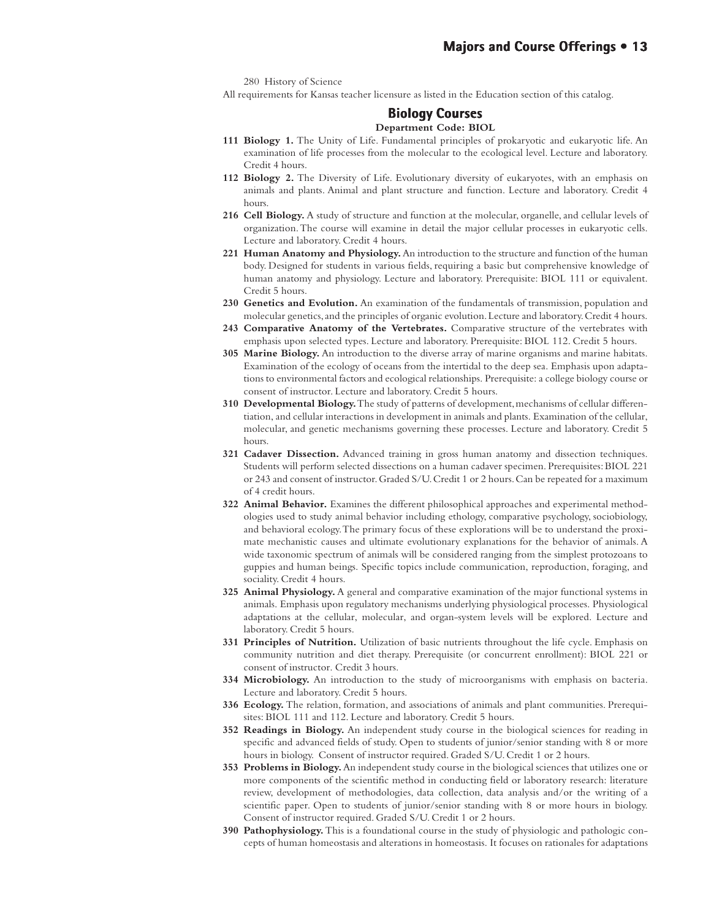280 History of Science

All requirements for Kansas teacher licensure as listed in the Education section of this catalog.

## Biology Courses

**Department Code: BIOL**

**111 Biology 1.** The Unity of Life. Fundamental principles of prokaryotic and eukaryotic life. An examination of life processes from the molecular to the ecological level. Lecture and laboratory. Credit 4 hours.

**112 Biology 2.** The Diversity of Life. Evolutionary diversity of eukaryotes, with an emphasis on animals and plants. Animal and plant structure and function. Lecture and laboratory. Credit 4 hours.

**216 Cell Biology.** A study of structure and function at the molecular, organelle, and cellular levels of organization. The course will examine in detail the major cellular processes in eukaryotic cells. Lecture and laboratory. Credit 4 hours.

**221 Human Anatomy and Physiology.** An introduction to the structure and function of the human body. Designed for students in various fields, requiring a basic but comprehensive knowledge of human anatomy and physiology. Lecture and laboratory. Prerequisite: BIOL 111 or equivalent. Credit 5 hours.

**230 Genetics and Evolution.** An examination of the fundamentals of transmission, population and molecular genetics, and the principles of organic evolution. Lecture and laboratory. Credit 4 hours.

**243 Comparative Anatomy of the Vertebrates.** Comparative structure of the vertebrates with emphasis upon selected types. Lecture and laboratory. Prerequisite: BIOL 112. Credit 5 hours.

**305 Marine Biology.** An introduction to the diverse array of marine organisms and marine habitats. Examination of the ecology of oceans from the intertidal to the deep sea. Emphasis upon adaptations to environmental factors and ecological relationships. Prerequisite: a college biology course or consent of instructor. Lecture and laboratory. Credit 5 hours.

**310 Developmental Biology.** The study of patterns of development, mechanisms of cellular differentiation, and cellular interactions in development in animals and plants. Examination of the cellular, molecular, and genetic mechanisms governing these processes. Lecture and laboratory. Credit 5 hours.

**321 Cadaver Dissection.** Advanced training in gross human anatomy and dissection techniques. Students will perform selected dissections on a human cadaver specimen. Prerequisites: BIOL 221 or 243 and consent of instructor. Graded S/U. Credit 1 or 2 hours. Can be repeated for a maximum of 4 credit hours.

**322 Animal Behavior.** Examines the different philosophical approaches and experimental methodologies used to study animal behavior including ethology, comparative psychology, sociobiology, and behavioral ecology. The primary focus of these explorations will be to understand the proximate mechanistic causes and ultimate evolutionary explanations for the behavior of animals. A wide taxonomic spectrum of animals will be considered ranging from the simplest protozoans to guppies and human beings. Specific topics include communication, reproduction, foraging, and sociality. Credit 4 hours.

**325 Animal Physiology.** A general and comparative examination of the major functional systems in animals. Emphasis upon regulatory mechanisms underlying physiological processes. Physiological adaptations at the cellular, molecular, and organ-system levels will be explored. Lecture and laboratory. Credit 5 hours.

**331 Principles of Nutrition.** Utilization of basic nutrients throughout the life cycle. Emphasis on community nutrition and diet therapy. Prerequisite (or concurrent enrollment): BIOL 221 or consent of instructor. Credit 3 hours.

**334 Microbiology.** An introduction to the study of microorganisms with emphasis on bacteria. Lecture and laboratory. Credit 5 hours.

**336 Ecology.** The relation, formation, and associations of animals and plant communities. Prerequisites: BIOL 111 and 112. Lecture and laboratory. Credit 5 hours.

**352 Readings in Biology.** An independent study course in the biological sciences for reading in specific and advanced fields of study. Open to students of junior/senior standing with 8 or more hours in biology. Consent of instructor required. Graded S/U. Credit 1 or 2 hours.

**353 Problems in Biology.** An independent study course in the biological sciences that utilizes one or more components of the scientific method in conducting field or laboratory research: literature review, development of methodologies, data collection, data analysis and/or the writing of a scientific paper. Open to students of junior/senior standing with 8 or more hours in biology. Consent of instructor required. Graded S/U. Credit 1 or 2 hours.

**390 Pathophysiology.** This is a foundational course in the study of physiologic and pathologic concepts of human homeostasis and alterations in homeostasis. It focuses on rationales for adaptations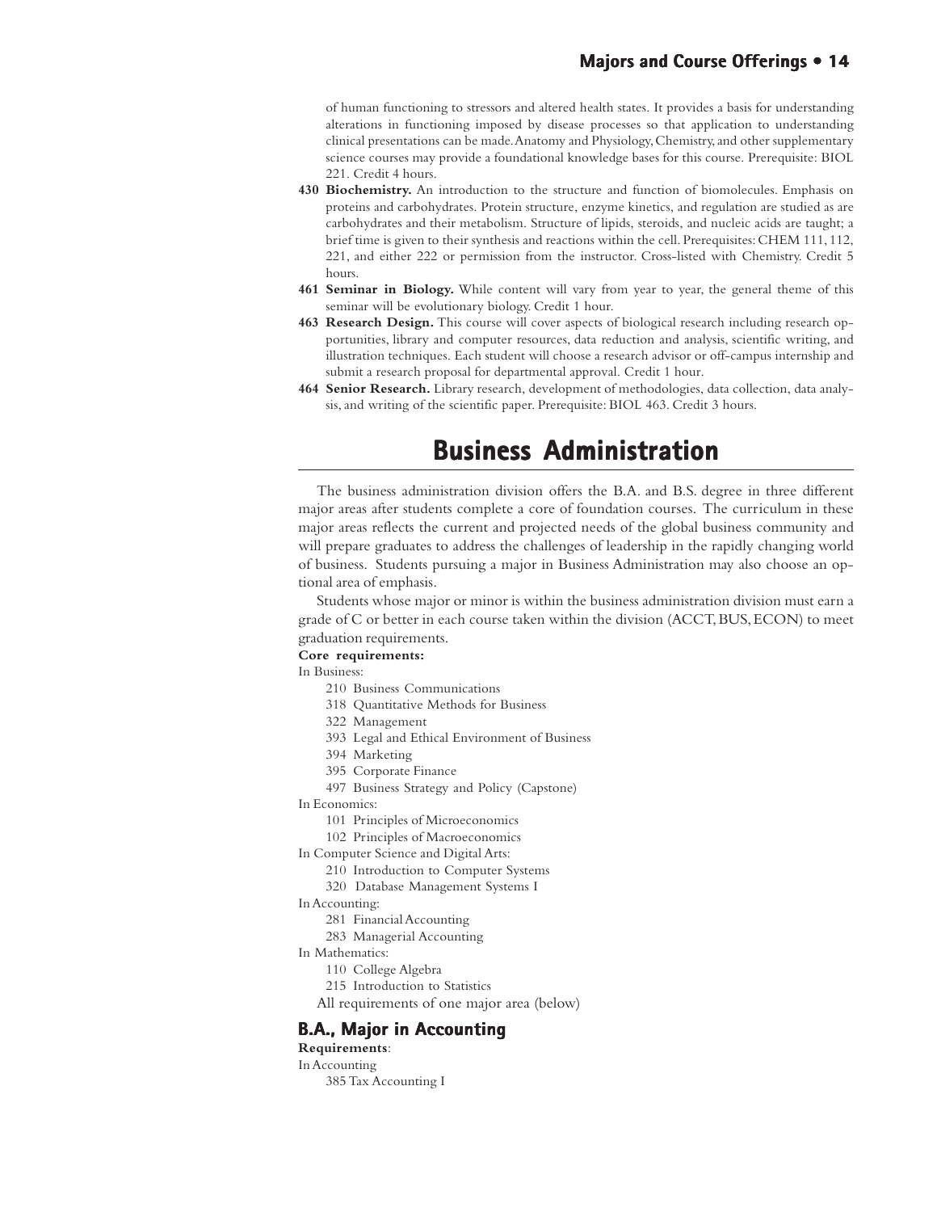of human functioning to stressors and altered health states. It provides a basis for understanding alterations in functioning imposed by disease processes so that application to understanding clinical presentations can be made. Anatomy and Physiology, Chemistry, and other supplementary science courses may provide a foundational knowledge bases for this course. Prerequisite: BIOL 221. Credit 4 hours.

**430 Biochemistry.** An introduction to the structure and function of biomolecules. Emphasis on proteins and carbohydrates. Protein structure, enzyme kinetics, and regulation are studied as are carbohydrates and their metabolism. Structure of lipids, steroids, and nucleic acids are taught; a brief time is given to their synthesis and reactions within the cell. Prerequisites: CHEM 111, 112, 221, and either 222 or permission from the instructor. Cross-listed with Chemistry. Credit 5 hours.

**461 Seminar in Biology.** While content will vary from year to year, the general theme of this seminar will be evolutionary biology. Credit 1 hour.

**463 Research Design.** This course will cover aspects of biological research including research opportunities, library and computer resources, data reduction and analysis, scientific writing, and illustration techniques. Each student will choose a research advisor or off-campus internship and submit a research proposal for departmental approval. Credit 1 hour.

**464 Senior Research.** Library research, development of methodologies, data collection, data analysis, and writing of the scientific paper. Prerequisite: BIOL 463. Credit 3 hours.

# Business Administration

The business administration division offers the B.A. and B.S. degree in three different major areas after students complete a core of foundation courses. The curriculum in these major areas reflects the current and projected needs of the global business community and will prepare graduates to address the challenges of leadership in the rapidly changing world of business. Students pursuing a major in Business Administration may also choose an optional area of emphasis.

Students whose major or minor is within the business administration division must earn a grade of C or better in each course taken within the division (ACCT, BUS, ECON) to meet graduation requirements.

**Core requirements:**

In Business:

- 210 Business Communications
- 318 Quantitative Methods for Business
- 322 Management
- 393 Legal and Ethical Environment of Business
- 394 Marketing
- 395 Corporate Finance
- 497 Business Strategy and Policy (Capstone)

In Economics:

- 101 Principles of Microeconomics
- 102 Principles of Macroeconomics

In Computer Science and Digital Arts:

- 210 Introduction to Computer Systems
- 320 Database Management Systems I

In Accounting:

- 281 Financial Accounting
- 283 Managerial Accounting

In Mathematics:

- 110 College Algebra
- 215 Introduction to Statistics

All requirements of one major area (below)

## B.A., Major in Accounting

**Requirements**:

In Accounting

- 385 Tax Accounting I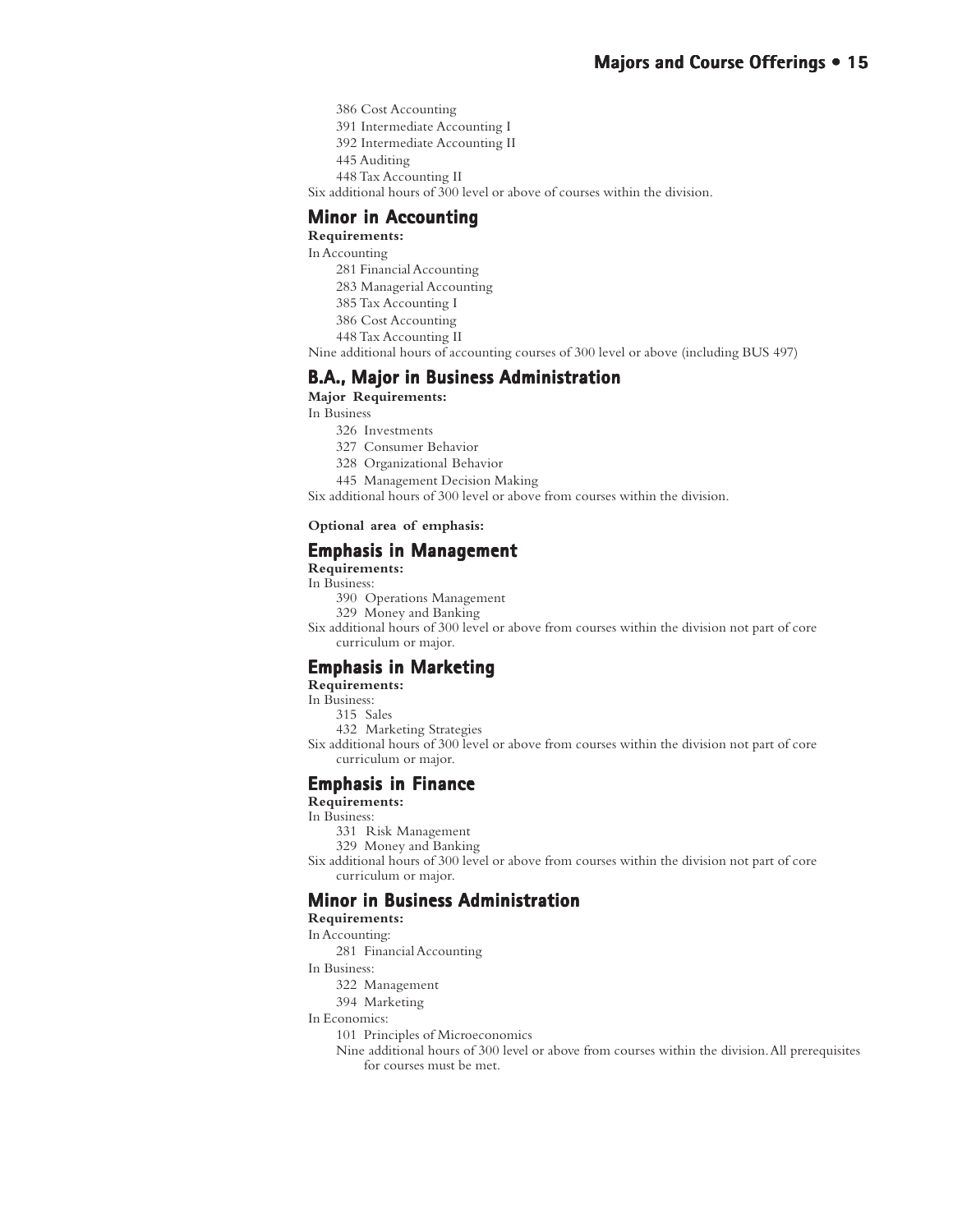386 Cost Accounting
391 Intermediate Accounting I
392 Intermediate Accounting II
445 Auditing
448 Tax Accounting II

Six additional hours of 300 level or above of courses within the division.

## Minor in Accounting

**Requirements:**

In Accounting

281 Financial Accounting
283 Managerial Accounting
385 Tax Accounting I
386 Cost Accounting
448 Tax Accounting II

Nine additional hours of accounting courses of 300 level or above (including BUS 497)

## B.A., Major in Business Administration

**Major Requirements:**

In Business

326 Investments
327 Consumer Behavior
328 Organizational Behavior
445 Management Decision Making

Six additional hours of 300 level or above from courses within the division.

**Optional area of emphasis:**

## Emphasis in Management

**Requirements:**

In Business:

390 Operations Management
329 Money and Banking

Six additional hours of 300 level or above from courses within the division not part of core curriculum or major.

## Emphasis in Marketing

**Requirements:**

In Business:

315 Sales
432 Marketing Strategies

Six additional hours of 300 level or above from courses within the division not part of core curriculum or major.

## Emphasis in Finance

**Requirements:**

In Business:

331 Risk Management
329 Money and Banking

Six additional hours of 300 level or above from courses within the division not part of core curriculum or major.

## Minor in Business Administration

**Requirements:**

In Accounting:

281 Financial Accounting

In Business:

322 Management
394 Marketing

In Economics:

101 Principles of Microeconomics

Nine additional hours of 300 level or above from courses within the division. All prerequisites for courses must be met.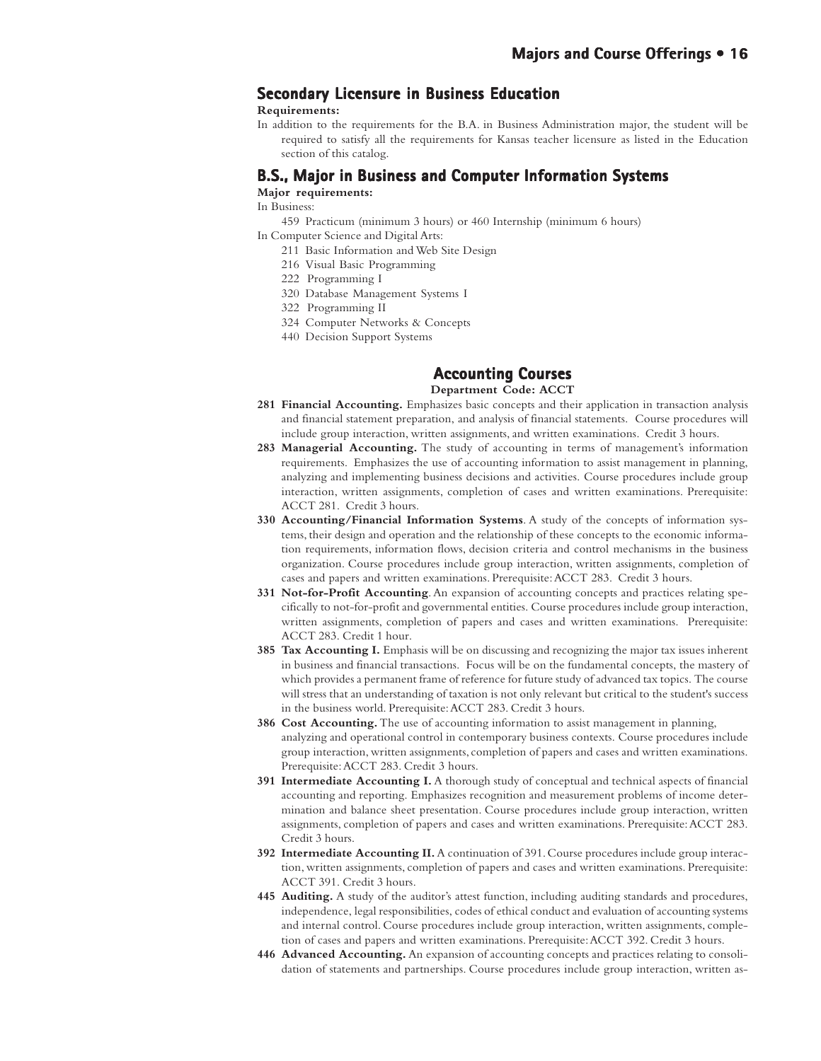## Secondary Licensure in Business Education

**Requirements:**

In addition to the requirements for the B.A. in Business Administration major, the student will be required to satisfy all the requirements for Kansas teacher licensure as listed in the Education section of this catalog.

## B.S., Major in Business and Computer Information Systems

**Major requirements:**

In Business:

- 459 Practicum (minimum 3 hours) or 460 Internship (minimum 6 hours)

In Computer Science and Digital Arts:

- 211 Basic Information and Web Site Design
- 216 Visual Basic Programming
- 222 Programming I
- 320 Database Management Systems I
- 322 Programming II
- 324 Computer Networks & Concepts
- 440 Decision Support Systems

## Accounting Courses

**Department Code: ACCT**

**281 Financial Accounting.** Emphasizes basic concepts and their application in transaction analysis and financial statement preparation, and analysis of financial statements. Course procedures will include group interaction, written assignments, and written examinations. Credit 3 hours.

**283 Managerial Accounting.** The study of accounting in terms of management's information requirements. Emphasizes the use of accounting information to assist management in planning, analyzing and implementing business decisions and activities. Course procedures include group interaction, written assignments, completion of cases and written examinations. Prerequisite: ACCT 281. Credit 3 hours.

**330 Accounting/Financial Information Systems**. A study of the concepts of information systems, their design and operation and the relationship of these concepts to the economic information requirements, information flows, decision criteria and control mechanisms in the business organization. Course procedures include group interaction, written assignments, completion of cases and papers and written examinations. Prerequisite: ACCT 283. Credit 3 hours.

**331 Not-for-Profit Accounting**. An expansion of accounting concepts and practices relating specifically to not-for-profit and governmental entities. Course procedures include group interaction, written assignments, completion of papers and cases and written examinations. Prerequisite: ACCT 283. Credit 1 hour.

**385 Tax Accounting I.** Emphasis will be on discussing and recognizing the major tax issues inherent in business and financial transactions. Focus will be on the fundamental concepts, the mastery of which provides a permanent frame of reference for future study of advanced tax topics. The course will stress that an understanding of taxation is not only relevant but critical to the student's success in the business world. Prerequisite: ACCT 283. Credit 3 hours.

**386 Cost Accounting.** The use of accounting information to assist management in planning, analyzing and operational control in contemporary business contexts. Course procedures include group interaction, written assignments, completion of papers and cases and written examinations. Prerequisite: ACCT 283. Credit 3 hours.

**391 Intermediate Accounting I.** A thorough study of conceptual and technical aspects of financial accounting and reporting. Emphasizes recognition and measurement problems of income determination and balance sheet presentation. Course procedures include group interaction, written assignments, completion of papers and cases and written examinations. Prerequisite: ACCT 283. Credit 3 hours.

**392 Intermediate Accounting II.** A continuation of 391. Course procedures include group interaction, written assignments, completion of papers and cases and written examinations. Prerequisite: ACCT 391. Credit 3 hours.

**445 Auditing.** A study of the auditor's attest function, including auditing standards and procedures, independence, legal responsibilities, codes of ethical conduct and evaluation of accounting systems and internal control. Course procedures include group interaction, written assignments, completion of cases and papers and written examinations. Prerequisite: ACCT 392. Credit 3 hours.

**446 Advanced Accounting.** An expansion of accounting concepts and practices relating to consolidation of statements and partnerships. Course procedures include group interaction, written as-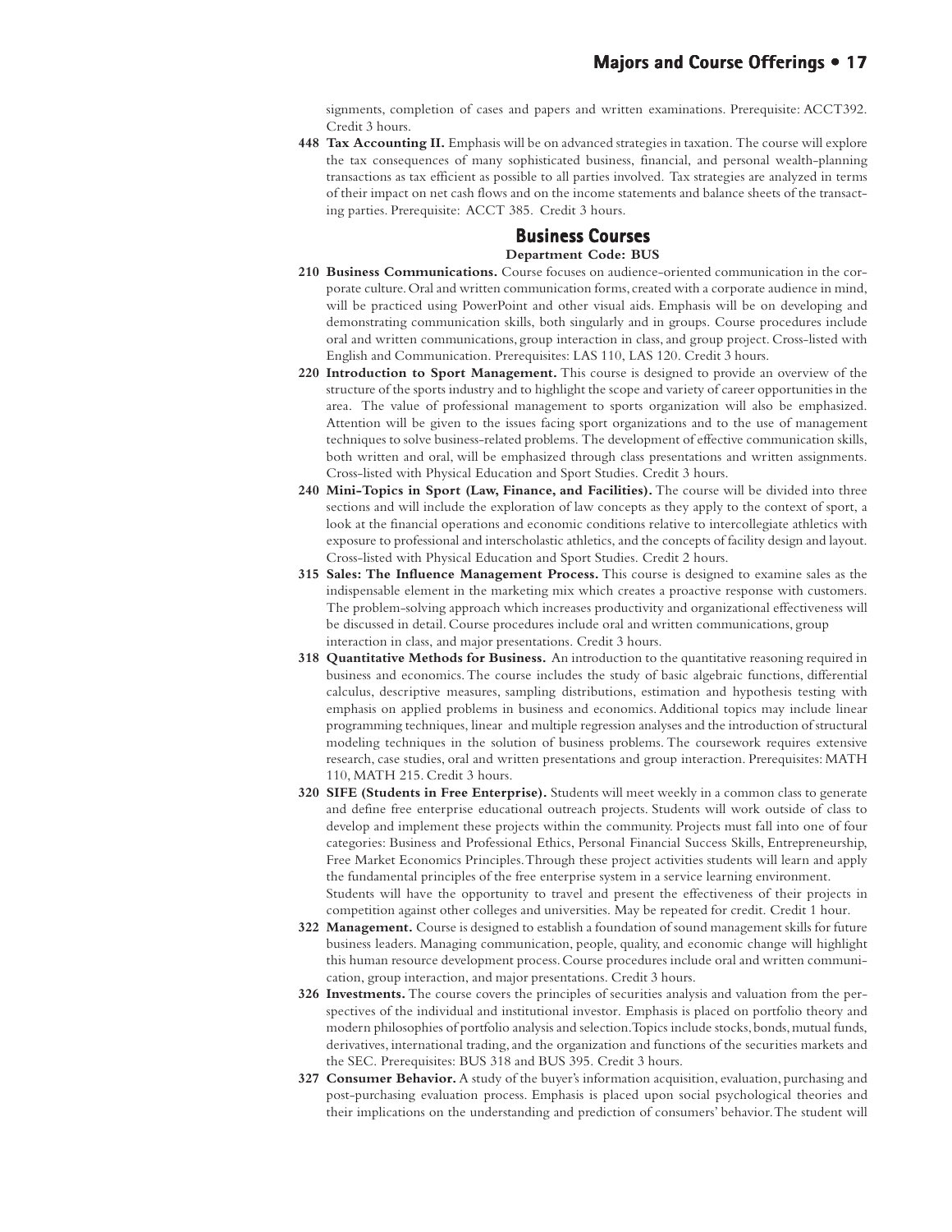signments, completion of cases and papers and written examinations. Prerequisite: ACCT392. Credit 3 hours.

**448 Tax Accounting II.** Emphasis will be on advanced strategies in taxation. The course will explore the tax consequences of many sophisticated business, financial, and personal wealth-planning transactions as tax efficient as possible to all parties involved. Tax strategies are analyzed in terms of their impact on net cash flows and on the income statements and balance sheets of the transacting parties. Prerequisite: ACCT 385. Credit 3 hours.

## Business Courses

**Department Code: BUS**

**210 Business Communications.** Course focuses on audience-oriented communication in the corporate culture. Oral and written communication forms, created with a corporate audience in mind, will be practiced using PowerPoint and other visual aids. Emphasis will be on developing and demonstrating communication skills, both singularly and in groups. Course procedures include oral and written communications, group interaction in class, and group project. Cross-listed with English and Communication. Prerequisites: LAS 110, LAS 120. Credit 3 hours.

**220 Introduction to Sport Management.** This course is designed to provide an overview of the structure of the sports industry and to highlight the scope and variety of career opportunities in the area. The value of professional management to sports organization will also be emphasized. Attention will be given to the issues facing sport organizations and to the use of management techniques to solve business-related problems. The development of effective communication skills, both written and oral, will be emphasized through class presentations and written assignments. Cross-listed with Physical Education and Sport Studies. Credit 3 hours.

**240 Mini-Topics in Sport (Law, Finance, and Facilities).** The course will be divided into three sections and will include the exploration of law concepts as they apply to the context of sport, a look at the financial operations and economic conditions relative to intercollegiate athletics with exposure to professional and interscholastic athletics, and the concepts of facility design and layout. Cross-listed with Physical Education and Sport Studies. Credit 2 hours.

**315 Sales: The Influence Management Process.** This course is designed to examine sales as the indispensable element in the marketing mix which creates a proactive response with customers. The problem-solving approach which increases productivity and organizational effectiveness will be discussed in detail. Course procedures include oral and written communications, group interaction in class, and major presentations. Credit 3 hours.

**318 Quantitative Methods for Business.** An introduction to the quantitative reasoning required in business and economics. The course includes the study of basic algebraic functions, differential calculus, descriptive measures, sampling distributions, estimation and hypothesis testing with emphasis on applied problems in business and economics. Additional topics may include linear programming techniques, linear and multiple regression analyses and the introduction of structural modeling techniques in the solution of business problems. The coursework requires extensive research, case studies, oral and written presentations and group interaction. Prerequisites: MATH 110, MATH 215. Credit 3 hours.

**320 SIFE (Students in Free Enterprise).** Students will meet weekly in a common class to generate and define free enterprise educational outreach projects. Students will work outside of class to develop and implement these projects within the community. Projects must fall into one of four categories: Business and Professional Ethics, Personal Financial Success Skills, Entrepreneurship, Free Market Economics Principles. Through these project activities students will learn and apply the fundamental principles of the free enterprise system in a service learning environment.
Students will have the opportunity to travel and present the effectiveness of their projects in competition against other colleges and universities. May be repeated for credit. Credit 1 hour.

**322 Management.** Course is designed to establish a foundation of sound management skills for future business leaders. Managing communication, people, quality, and economic change will highlight this human resource development process. Course procedures include oral and written communication, group interaction, and major presentations. Credit 3 hours.

**326 Investments.** The course covers the principles of securities analysis and valuation from the perspectives of the individual and institutional investor. Emphasis is placed on portfolio theory and modern philosophies of portfolio analysis and selection. Topics include stocks, bonds, mutual funds, derivatives, international trading, and the organization and functions of the securities markets and the SEC. Prerequisites: BUS 318 and BUS 395. Credit 3 hours.

**327 Consumer Behavior.** A study of the buyer's information acquisition, evaluation, purchasing and post-purchasing evaluation process. Emphasis is placed upon social psychological theories and their implications on the understanding and prediction of consumers' behavior. The student will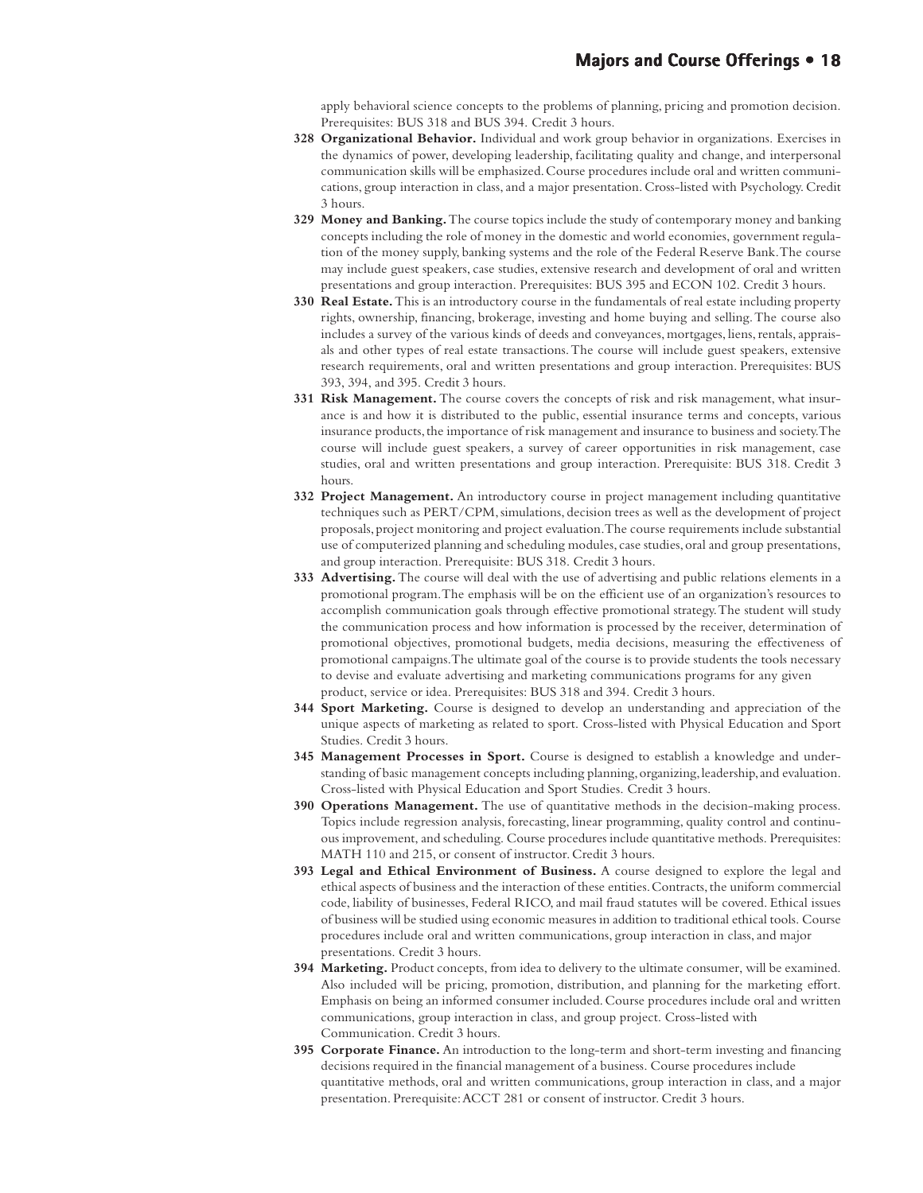apply behavioral science concepts to the problems of planning, pricing and promotion decision. Prerequisites: BUS 318 and BUS 394. Credit 3 hours.

**328 Organizational Behavior.** Individual and work group behavior in organizations. Exercises in the dynamics of power, developing leadership, facilitating quality and change, and interpersonal communication skills will be emphasized. Course procedures include oral and written communications, group interaction in class, and a major presentation. Cross-listed with Psychology. Credit 3 hours.

**329 Money and Banking.** The course topics include the study of contemporary money and banking concepts including the role of money in the domestic and world economies, government regulation of the money supply, banking systems and the role of the Federal Reserve Bank. The course may include guest speakers, case studies, extensive research and development of oral and written presentations and group interaction. Prerequisites: BUS 395 and ECON 102. Credit 3 hours.

**330 Real Estate.** This is an introductory course in the fundamentals of real estate including property rights, ownership, financing, brokerage, investing and home buying and selling. The course also includes a survey of the various kinds of deeds and conveyances, mortgages, liens, rentals, appraisals and other types of real estate transactions. The course will include guest speakers, extensive research requirements, oral and written presentations and group interaction. Prerequisites: BUS 393, 394, and 395. Credit 3 hours.

**331 Risk Management.** The course covers the concepts of risk and risk management, what insurance is and how it is distributed to the public, essential insurance terms and concepts, various insurance products, the importance of risk management and insurance to business and society. The course will include guest speakers, a survey of career opportunities in risk management, case studies, oral and written presentations and group interaction. Prerequisite: BUS 318. Credit 3 hours.

**332 Project Management.** An introductory course in project management including quantitative techniques such as PERT/CPM, simulations, decision trees as well as the development of project proposals, project monitoring and project evaluation. The course requirements include substantial use of computerized planning and scheduling modules, case studies, oral and group presentations, and group interaction. Prerequisite: BUS 318. Credit 3 hours.

**333 Advertising.** The course will deal with the use of advertising and public relations elements in a promotional program. The emphasis will be on the efficient use of an organization's resources to accomplish communication goals through effective promotional strategy. The student will study the communication process and how information is processed by the receiver, determination of promotional objectives, promotional budgets, media decisions, measuring the effectiveness of promotional campaigns. The ultimate goal of the course is to provide students the tools necessary to devise and evaluate advertising and marketing communications programs for any given product, service or idea. Prerequisites: BUS 318 and 394. Credit 3 hours.

**344 Sport Marketing.** Course is designed to develop an understanding and appreciation of the unique aspects of marketing as related to sport. Cross-listed with Physical Education and Sport Studies. Credit 3 hours.

**345 Management Processes in Sport.** Course is designed to establish a knowledge and understanding of basic management concepts including planning, organizing, leadership, and evaluation. Cross-listed with Physical Education and Sport Studies. Credit 3 hours.

**390 Operations Management.** The use of quantitative methods in the decision-making process. Topics include regression analysis, forecasting, linear programming, quality control and continuous improvement, and scheduling. Course procedures include quantitative methods. Prerequisites: MATH 110 and 215, or consent of instructor. Credit 3 hours.

**393 Legal and Ethical Environment of Business.** A course designed to explore the legal and ethical aspects of business and the interaction of these entities. Contracts, the uniform commercial code, liability of businesses, Federal RICO, and mail fraud statutes will be covered. Ethical issues of business will be studied using economic measures in addition to traditional ethical tools. Course procedures include oral and written communications, group interaction in class, and major presentations. Credit 3 hours.

**394 Marketing.** Product concepts, from idea to delivery to the ultimate consumer, will be examined. Also included will be pricing, promotion, distribution, and planning for the marketing effort. Emphasis on being an informed consumer included. Course procedures include oral and written communications, group interaction in class, and group project. Cross-listed with Communication. Credit 3 hours.

**395 Corporate Finance.** An introduction to the long-term and short-term investing and financing decisions required in the financial management of a business. Course procedures include quantitative methods, oral and written communications, group interaction in class, and a major presentation. Prerequisite: ACCT 281 or consent of instructor. Credit 3 hours.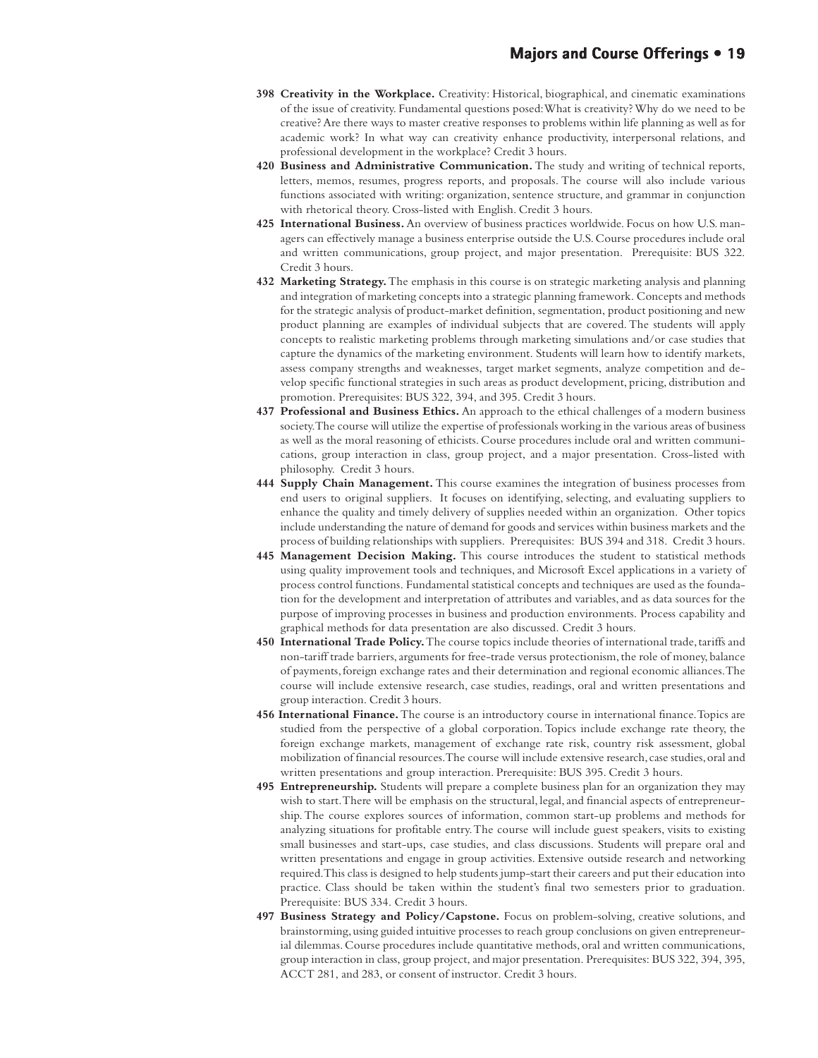**398 Creativity in the Workplace.** Creativity: Historical, biographical, and cinematic examinations of the issue of creativity. Fundamental questions posed: What is creativity? Why do we need to be creative? Are there ways to master creative responses to problems within life planning as well as for academic work? In what way can creativity enhance productivity, interpersonal relations, and professional development in the workplace? Credit 3 hours.

**420 Business and Administrative Communication.** The study and writing of technical reports, letters, memos, resumes, progress reports, and proposals. The course will also include various functions associated with writing: organization, sentence structure, and grammar in conjunction with rhetorical theory. Cross-listed with English. Credit 3 hours.

**425 International Business.** An overview of business practices worldwide. Focus on how U.S. managers can effectively manage a business enterprise outside the U.S. Course procedures include oral and written communications, group project, and major presentation. Prerequisite: BUS 322. Credit 3 hours.

**432 Marketing Strategy.** The emphasis in this course is on strategic marketing analysis and planning and integration of marketing concepts into a strategic planning framework. Concepts and methods for the strategic analysis of product-market definition, segmentation, product positioning and new product planning are examples of individual subjects that are covered. The students will apply concepts to realistic marketing problems through marketing simulations and/or case studies that capture the dynamics of the marketing environment. Students will learn how to identify markets, assess company strengths and weaknesses, target market segments, analyze competition and develop specific functional strategies in such areas as product development, pricing, distribution and promotion. Prerequisites: BUS 322, 394, and 395. Credit 3 hours.

**437 Professional and Business Ethics.** An approach to the ethical challenges of a modern business society. The course will utilize the expertise of professionals working in the various areas of business as well as the moral reasoning of ethicists. Course procedures include oral and written communications, group interaction in class, group project, and a major presentation. Cross-listed with philosophy. Credit 3 hours.

**444 Supply Chain Management.** This course examines the integration of business processes from end users to original suppliers. It focuses on identifying, selecting, and evaluating suppliers to enhance the quality and timely delivery of supplies needed within an organization. Other topics include understanding the nature of demand for goods and services within business markets and the process of building relationships with suppliers. Prerequisites: BUS 394 and 318. Credit 3 hours.

**445 Management Decision Making.** This course introduces the student to statistical methods using quality improvement tools and techniques, and Microsoft Excel applications in a variety of process control functions. Fundamental statistical concepts and techniques are used as the foundation for the development and interpretation of attributes and variables, and as data sources for the purpose of improving processes in business and production environments. Process capability and graphical methods for data presentation are also discussed. Credit 3 hours.

**450 International Trade Policy.** The course topics include theories of international trade, tariffs and non-tariff trade barriers, arguments for free-trade versus protectionism, the role of money, balance of payments, foreign exchange rates and their determination and regional economic alliances. The course will include extensive research, case studies, readings, oral and written presentations and group interaction. Credit 3 hours.

**456 International Finance.** The course is an introductory course in international finance. Topics are studied from the perspective of a global corporation. Topics include exchange rate theory, the foreign exchange markets, management of exchange rate risk, country risk assessment, global mobilization of financial resources. The course will include extensive research, case studies, oral and written presentations and group interaction. Prerequisite: BUS 395. Credit 3 hours.

**495 Entrepreneurship.** Students will prepare a complete business plan for an organization they may wish to start. There will be emphasis on the structural, legal, and financial aspects of entrepreneurship. The course explores sources of information, common start-up problems and methods for analyzing situations for profitable entry. The course will include guest speakers, visits to existing small businesses and start-ups, case studies, and class discussions. Students will prepare oral and written presentations and engage in group activities. Extensive outside research and networking required. This class is designed to help students jump-start their careers and put their education into practice. Class should be taken within the student's final two semesters prior to graduation. Prerequisite: BUS 334. Credit 3 hours.

**497 Business Strategy and Policy/Capstone.** Focus on problem-solving, creative solutions, and brainstorming, using guided intuitive processes to reach group conclusions on given entrepreneurial dilemmas. Course procedures include quantitative methods, oral and written communications, group interaction in class, group project, and major presentation. Prerequisites: BUS 322, 394, 395, ACCT 281, and 283, or consent of instructor. Credit 3 hours.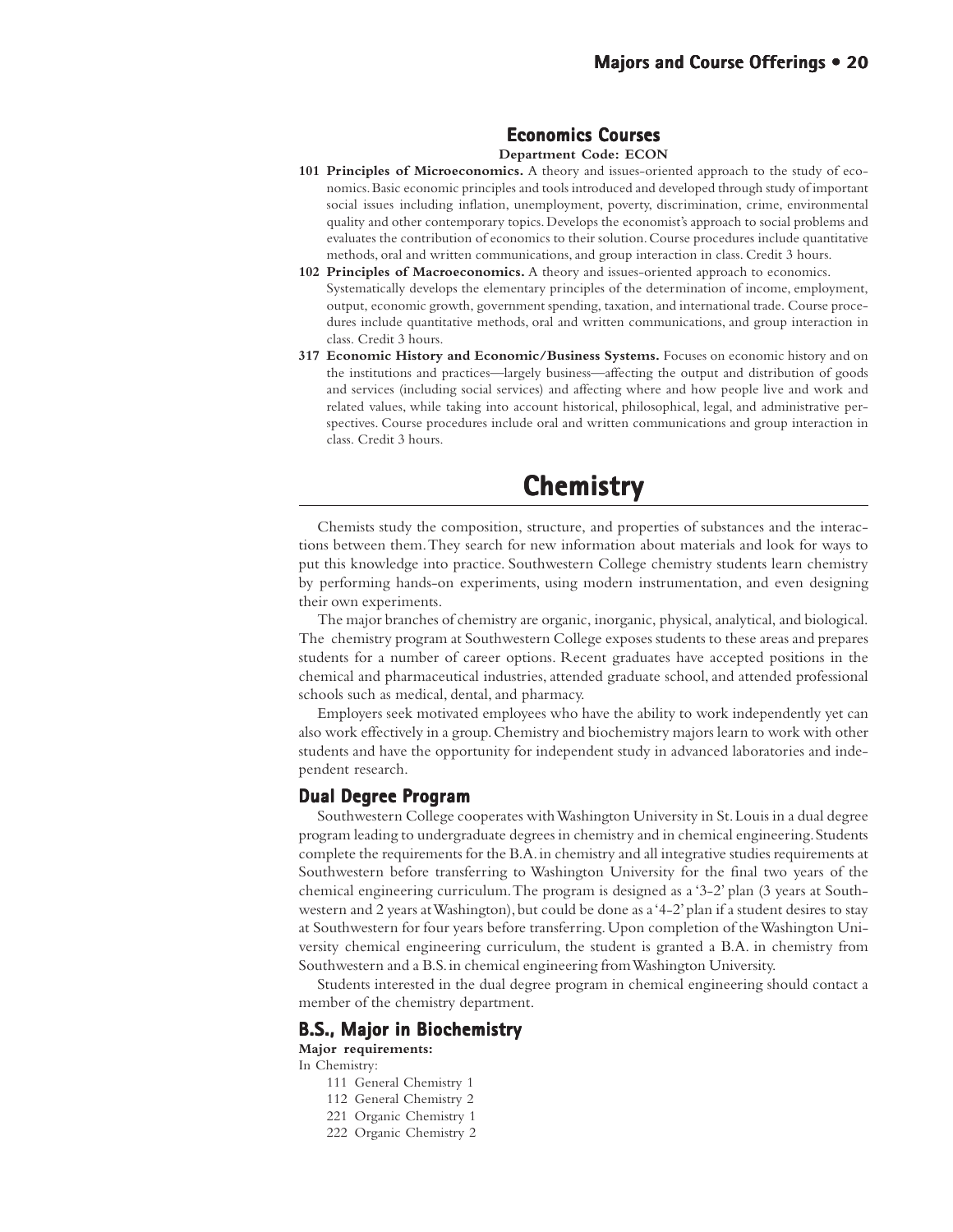## Economics Courses

**Department Code: ECON**

**101 Principles of Microeconomics.** A theory and issues-oriented approach to the study of economics. Basic economic principles and tools introduced and developed through study of important social issues including inflation, unemployment, poverty, discrimination, crime, environmental quality and other contemporary topics. Develops the economist's approach to social problems and evaluates the contribution of economics to their solution. Course procedures include quantitative methods, oral and written communications, and group interaction in class. Credit 3 hours.

**102 Principles of Macroeconomics.** A theory and issues-oriented approach to economics. Systematically develops the elementary principles of the determination of income, employment, output, economic growth, government spending, taxation, and international trade. Course procedures include quantitative methods, oral and written communications, and group interaction in class. Credit 3 hours.

**317 Economic History and Economic/Business Systems.** Focuses on economic history and on the institutions and practices—largely business—affecting the output and distribution of goods and services (including social services) and affecting where and how people live and work and related values, while taking into account historical, philosophical, legal, and administrative perspectives. Course procedures include oral and written communications and group interaction in class. Credit 3 hours.

# Chemistry

Chemists study the composition, structure, and properties of substances and the interactions between them. They search for new information about materials and look for ways to put this knowledge into practice. Southwestern College chemistry students learn chemistry by performing hands-on experiments, using modern instrumentation, and even designing their own experiments.

The major branches of chemistry are organic, inorganic, physical, analytical, and biological. The chemistry program at Southwestern College exposes students to these areas and prepares students for a number of career options. Recent graduates have accepted positions in the chemical and pharmaceutical industries, attended graduate school, and attended professional schools such as medical, dental, and pharmacy.

Employers seek motivated employees who have the ability to work independently yet can also work effectively in a group. Chemistry and biochemistry majors learn to work with other students and have the opportunity for independent study in advanced laboratories and independent research.

## Dual Degree Program

Southwestern College cooperates with Washington University in St. Louis in a dual degree program leading to undergraduate degrees in chemistry and in chemical engineering. Students complete the requirements for the B.A. in chemistry and all integrative studies requirements at Southwestern before transferring to Washington University for the final two years of the chemical engineering curriculum. The program is designed as a '3-2' plan (3 years at Southwestern and 2 years at Washington), but could be done as a '4-2' plan if a student desires to stay at Southwestern for four years before transferring. Upon completion of the Washington University chemical engineering curriculum, the student is granted a B.A. in chemistry from Southwestern and a B.S. in chemical engineering from Washington University.

Students interested in the dual degree program in chemical engineering should contact a member of the chemistry department.

## B.S., Major in Biochemistry

**Major requirements:**

In Chemistry:

- 111 General Chemistry 1
- 112 General Chemistry 2
- 221 Organic Chemistry 1
- 222 Organic Chemistry 2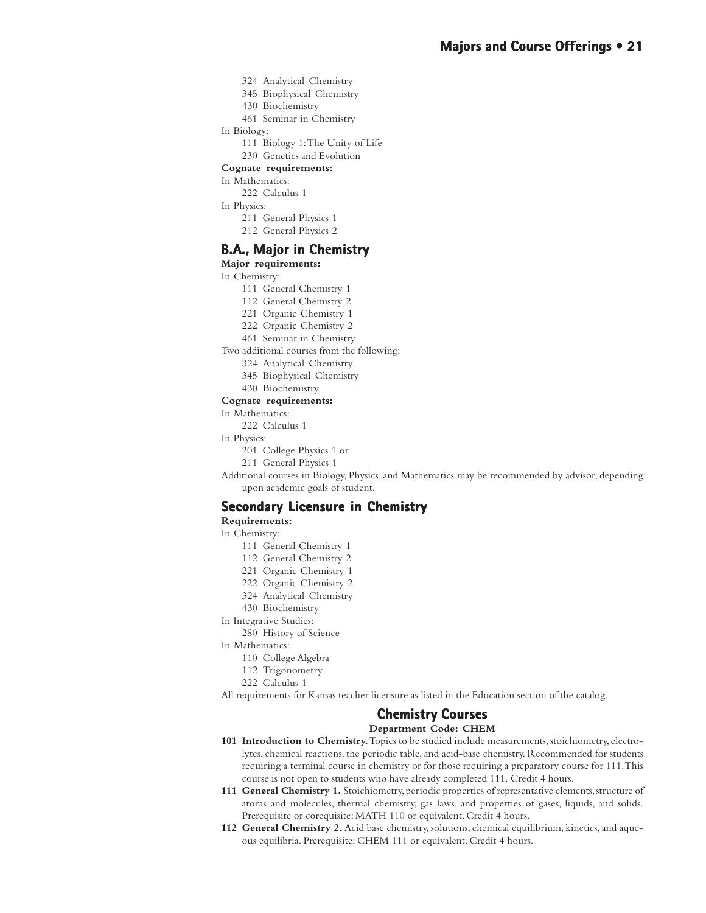324 Analytical Chemistry
345 Biophysical Chemistry
430 Biochemistry
461 Seminar in Chemistry

In Biology:

111 Biology 1: The Unity of Life
230 Genetics and Evolution

**Cognate requirements:**

In Mathematics:

222 Calculus 1

In Physics:

211 General Physics 1
212 General Physics 2

## B.A., Major in Chemistry

**Major requirements:**

In Chemistry:

111 General Chemistry 1
112 General Chemistry 2
221 Organic Chemistry 1
222 Organic Chemistry 2
461 Seminar in Chemistry

Two additional courses from the following:

324 Analytical Chemistry
345 Biophysical Chemistry
430 Biochemistry

**Cognate requirements:**

In Mathematics:

222 Calculus 1

In Physics:

201 College Physics 1 or
211 General Physics 1

Additional courses in Biology, Physics, and Mathematics may be recommended by advisor, depending upon academic goals of student.

## Secondary Licensure in Chemistry

**Requirements:**

In Chemistry:

111 General Chemistry 1
112 General Chemistry 2
221 Organic Chemistry 1
222 Organic Chemistry 2
324 Analytical Chemistry
430 Biochemistry

In Integrative Studies:

280 History of Science

In Mathematics:

110 College Algebra
112 Trigonometry
222 Calculus 1

All requirements for Kansas teacher licensure as listed in the Education section of the catalog.

## Chemistry Courses

**Department Code: CHEM**

**101 Introduction to Chemistry.** Topics to be studied include measurements, stoichiometry, electrolytes, chemical reactions, the periodic table, and acid-base chemistry. Recommended for students requiring a terminal course in chemistry or for those requiring a preparatory course for 111. This course is not open to students who have already completed 111. Credit 4 hours.

**111 General Chemistry 1.** Stoichiometry, periodic properties of representative elements, structure of atoms and molecules, thermal chemistry, gas laws, and properties of gases, liquids, and solids. Prerequisite or corequisite: MATH 110 or equivalent. Credit 4 hours.

**112 General Chemistry 2.** Acid base chemistry, solutions, chemical equilibrium, kinetics, and aqueous equilibria. Prerequisite: CHEM 111 or equivalent. Credit 4 hours.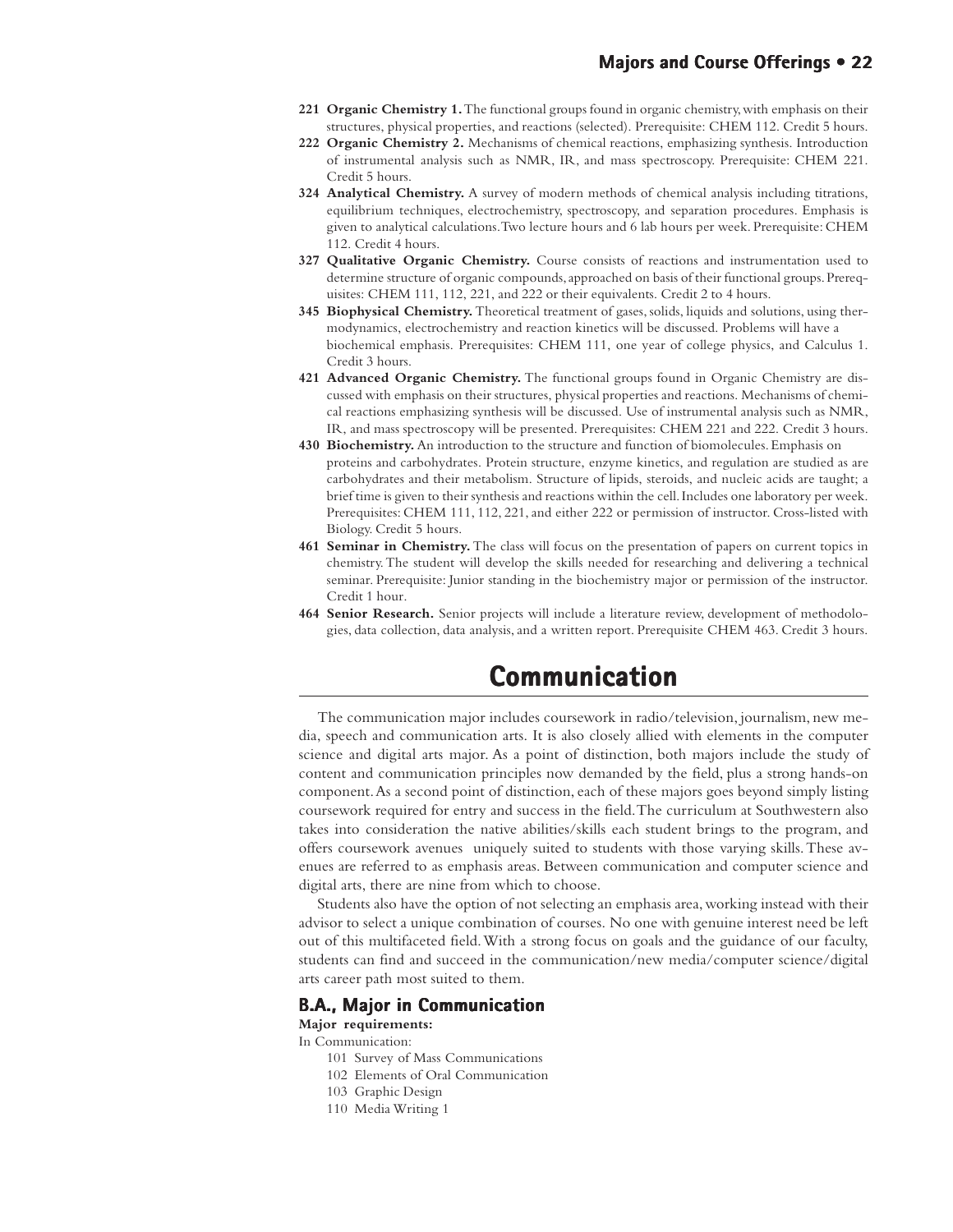**221 Organic Chemistry 1.** The functional groups found in organic chemistry, with emphasis on their structures, physical properties, and reactions (selected). Prerequisite: CHEM 112. Credit 5 hours.

**222 Organic Chemistry 2.** Mechanisms of chemical reactions, emphasizing synthesis. Introduction of instrumental analysis such as NMR, IR, and mass spectroscopy. Prerequisite: CHEM 221. Credit 5 hours.

**324 Analytical Chemistry.** A survey of modern methods of chemical analysis including titrations, equilibrium techniques, electrochemistry, spectroscopy, and separation procedures. Emphasis is given to analytical calculations. Two lecture hours and 6 lab hours per week. Prerequisite: CHEM 112. Credit 4 hours.

**327 Qualitative Organic Chemistry.** Course consists of reactions and instrumentation used to determine structure of organic compounds, approached on basis of their functional groups. Prerequisites: CHEM 111, 112, 221, and 222 or their equivalents. Credit 2 to 4 hours.

**345 Biophysical Chemistry.** Theoretical treatment of gases, solids, liquids and solutions, using thermodynamics, electrochemistry and reaction kinetics will be discussed. Problems will have a biochemical emphasis. Prerequisites: CHEM 111, one year of college physics, and Calculus 1. Credit 3 hours.

**421 Advanced Organic Chemistry.** The functional groups found in Organic Chemistry are discussed with emphasis on their structures, physical properties and reactions. Mechanisms of chemical reactions emphasizing synthesis will be discussed. Use of instrumental analysis such as NMR, IR, and mass spectroscopy will be presented. Prerequisites: CHEM 221 and 222. Credit 3 hours.

**430 Biochemistry.** An introduction to the structure and function of biomolecules. Emphasis on proteins and carbohydrates. Protein structure, enzyme kinetics, and regulation are studied as are carbohydrates and their metabolism. Structure of lipids, steroids, and nucleic acids are taught; a brief time is given to their synthesis and reactions within the cell. Includes one laboratory per week. Prerequisites: CHEM 111, 112, 221, and either 222 or permission of instructor. Cross-listed with Biology. Credit 5 hours.

**461 Seminar in Chemistry.** The class will focus on the presentation of papers on current topics in chemistry. The student will develop the skills needed for researching and delivering a technical seminar. Prerequisite: Junior standing in the biochemistry major or permission of the instructor. Credit 1 hour.

**464 Senior Research.** Senior projects will include a literature review, development of methodologies, data collection, data analysis, and a written report. Prerequisite CHEM 463. Credit 3 hours.

# Communication

The communication major includes coursework in radio/television, journalism, new media, speech and communication arts. It is also closely allied with elements in the computer science and digital arts major. As a point of distinction, both majors include the study of content and communication principles now demanded by the field, plus a strong hands-on component. As a second point of distinction, each of these majors goes beyond simply listing coursework required for entry and success in the field. The curriculum at Southwestern also takes into consideration the native abilities/skills each student brings to the program, and offers coursework avenues uniquely suited to students with those varying skills. These avenues are referred to as emphasis areas. Between communication and computer science and digital arts, there are nine from which to choose.

Students also have the option of not selecting an emphasis area, working instead with their advisor to select a unique combination of courses. No one with genuine interest need be left out of this multifaceted field. With a strong focus on goals and the guidance of our faculty, students can find and succeed in the communication/new media/computer science/digital arts career path most suited to them.

## B.A., Major in Communication

**Major requirements:**

In Communication:

- 101 Survey of Mass Communications
- 102 Elements of Oral Communication
- 103 Graphic Design
- 110 Media Writing 1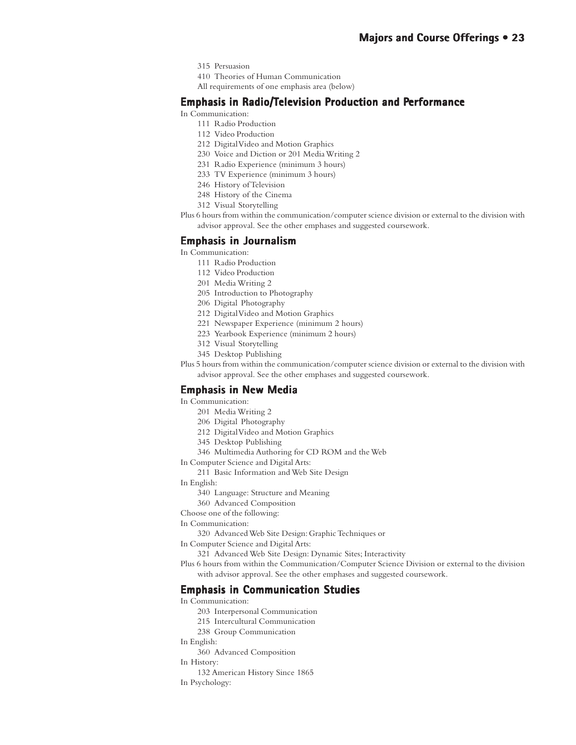315 Persuasion
410 Theories of Human Communication
All requirements of one emphasis area (below)

## Emphasis in Radio/Television Production and Performance

In Communication:

- 111 Radio Production
- 112 Video Production
- 212 Digital Video and Motion Graphics
- 230 Voice and Diction or 201 Media Writing 2
- 231 Radio Experience (minimum 3 hours)
- 233 TV Experience (minimum 3 hours)
- 246 History of Television
- 248 History of the Cinema
- 312 Visual Storytelling

Plus 6 hours from within the communication/computer science division or external to the division with advisor approval. See the other emphases and suggested coursework.

## Emphasis in Journalism

In Communication:

- 111 Radio Production
- 112 Video Production
- 201 Media Writing 2
- 205 Introduction to Photography
- 206 Digital Photography
- 212 Digital Video and Motion Graphics
- 221 Newspaper Experience (minimum 2 hours)
- 223 Yearbook Experience (minimum 2 hours)
- 312 Visual Storytelling
- 345 Desktop Publishing

Plus 5 hours from within the communication/computer science division or external to the division with advisor approval. See the other emphases and suggested coursework.

## Emphasis in New Media

In Communication:

- 201 Media Writing 2
- 206 Digital Photography
- 212 Digital Video and Motion Graphics
- 345 Desktop Publishing
- 346 Multimedia Authoring for CD ROM and the Web

In Computer Science and Digital Arts:

- 211 Basic Information and Web Site Design

In English:

- 340 Language: Structure and Meaning
- 360 Advanced Composition

Choose one of the following:

In Communication:

- 320 Advanced Web Site Design: Graphic Techniques or

In Computer Science and Digital Arts:

- 321 Advanced Web Site Design: Dynamic Sites; Interactivity

Plus 6 hours from within the Communication/Computer Science Division or external to the division with advisor approval. See the other emphases and suggested coursework.

## Emphasis in Communication Studies

In Communication:

- 203 Interpersonal Communication
- 215 Intercultural Communication
- 238 Group Communication

In English:

- 360 Advanced Composition

In History:

- 132 American History Since 1865

In Psychology: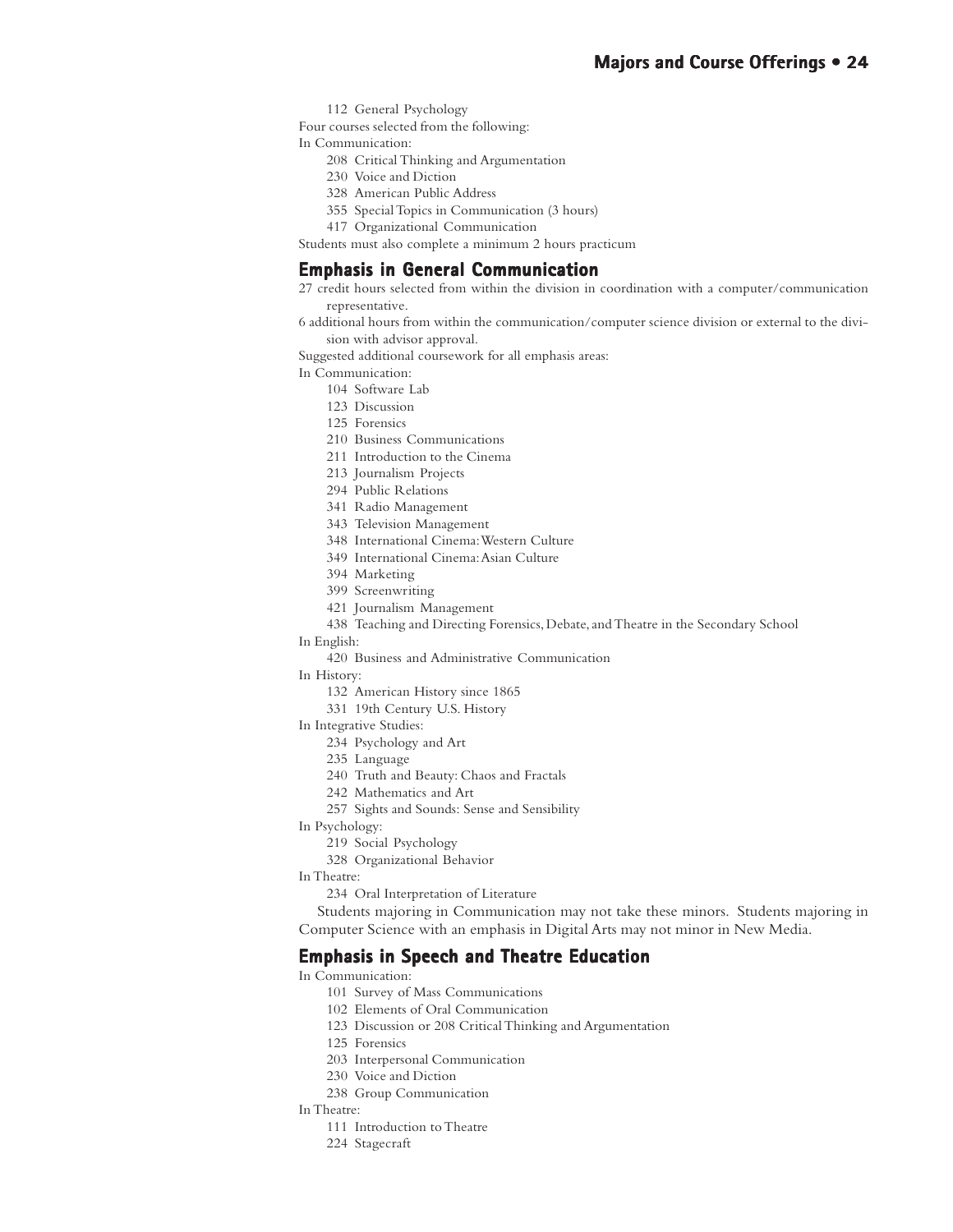112 General Psychology

Four courses selected from the following:

In Communication:

- 208 Critical Thinking and Argumentation
- 230 Voice and Diction
- 328 American Public Address
- 355 Special Topics in Communication (3 hours)
- 417 Organizational Communication

Students must also complete a minimum 2 hours practicum

## Emphasis in General Communication

27 credit hours selected from within the division in coordination with a computer/communication representative.

6 additional hours from within the communication/computer science division or external to the division with advisor approval.

Suggested additional coursework for all emphasis areas:

In Communication:

- 104 Software Lab
- 123 Discussion
- 125 Forensics
- 210 Business Communications
- 211 Introduction to the Cinema
- 213 Journalism Projects
- 294 Public Relations
- 341 Radio Management
- 343 Television Management
- 348 International Cinema: Western Culture
- 349 International Cinema: Asian Culture
- 394 Marketing
- 399 Screenwriting
- 421 Journalism Management
- 438 Teaching and Directing Forensics, Debate, and Theatre in the Secondary School

In English:

- 420 Business and Administrative Communication

In History:

- 132 American History since 1865
- 331 19th Century U.S. History

In Integrative Studies:

- 234 Psychology and Art
- 235 Language
- 240 Truth and Beauty: Chaos and Fractals
- 242 Mathematics and Art
- 257 Sights and Sounds: Sense and Sensibility

In Psychology:

- 219 Social Psychology
- 328 Organizational Behavior

In Theatre:

- 234 Oral Interpretation of Literature

Students majoring in Communication may not take these minors. Students majoring in Computer Science with an emphasis in Digital Arts may not minor in New Media.

## Emphasis in Speech and Theatre Education

In Communication:

- 101 Survey of Mass Communications
- 102 Elements of Oral Communication
- 123 Discussion or 208 Critical Thinking and Argumentation
- 125 Forensics
- 203 Interpersonal Communication
- 230 Voice and Diction
- 238 Group Communication

In Theatre:

- 111 Introduction to Theatre
- 224 Stagecraft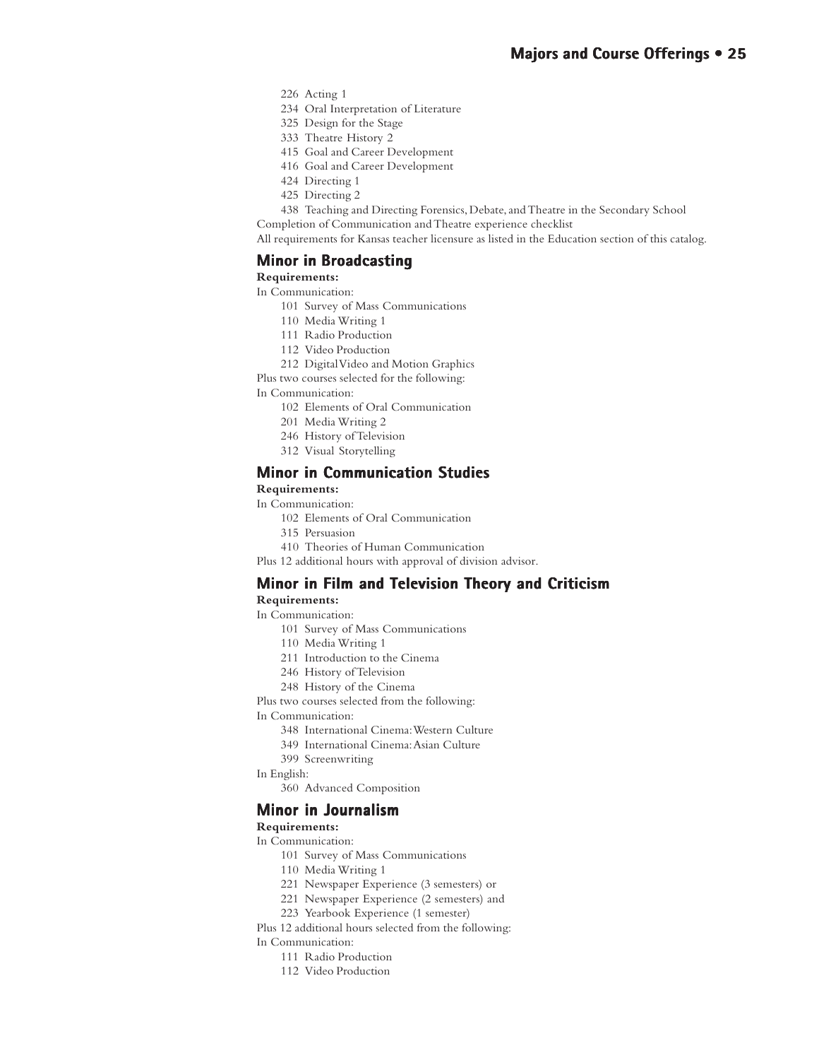226 Acting 1
234 Oral Interpretation of Literature
325 Design for the Stage
333 Theatre History 2
415 Goal and Career Development
416 Goal and Career Development
424 Directing 1
425 Directing 2
438 Teaching and Directing Forensics, Debate, and Theatre in the Secondary School

Completion of Communication and Theatre experience checklist

All requirements for Kansas teacher licensure as listed in the Education section of this catalog.

## Minor in Broadcasting

**Requirements:**

In Communication:

101 Survey of Mass Communications
110 Media Writing 1
111 Radio Production
112 Video Production
212 Digital Video and Motion Graphics

Plus two courses selected for the following:

In Communication:

102 Elements of Oral Communication
201 Media Writing 2
246 History of Television
312 Visual Storytelling

## Minor in Communication Studies

**Requirements:**

In Communication:

102 Elements of Oral Communication
315 Persuasion
410 Theories of Human Communication

Plus 12 additional hours with approval of division advisor.

## Minor in Film and Television Theory and Criticism

**Requirements:**

In Communication:

101 Survey of Mass Communications
110 Media Writing 1
211 Introduction to the Cinema
246 History of Television
248 History of the Cinema

Plus two courses selected from the following:

In Communication:

348 International Cinema: Western Culture
349 International Cinema: Asian Culture
399 Screenwriting

In English:

360 Advanced Composition

## Minor in Journalism

**Requirements:**

In Communication:

101 Survey of Mass Communications
110 Media Writing 1
221 Newspaper Experience (3 semesters) or
221 Newspaper Experience (2 semesters) and
223 Yearbook Experience (1 semester)

Plus 12 additional hours selected from the following:

In Communication:

111 Radio Production
112 Video Production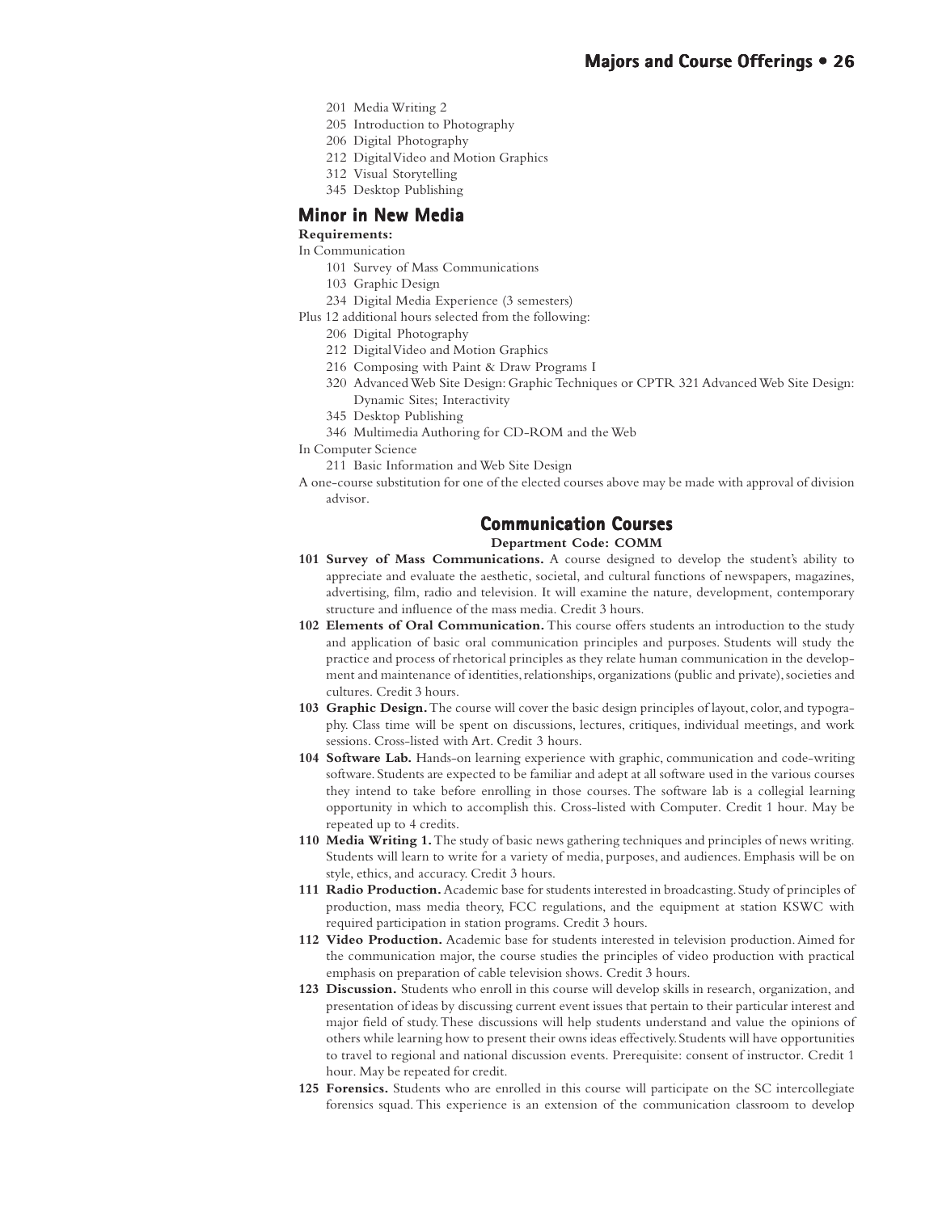201 Media Writing 2
205 Introduction to Photography
206 Digital Photography
212 Digital Video and Motion Graphics
312 Visual Storytelling
345 Desktop Publishing

## Minor in New Media

**Requirements:**

In Communication

- 101 Survey of Mass Communications
- 103 Graphic Design
- 234 Digital Media Experience (3 semesters)

Plus 12 additional hours selected from the following:

- 206 Digital Photography
- 212 Digital Video and Motion Graphics
- 216 Composing with Paint & Draw Programs I
- 320 Advanced Web Site Design: Graphic Techniques or CPTR 321 Advanced Web Site Design: Dynamic Sites; Interactivity
- 345 Desktop Publishing
- 346 Multimedia Authoring for CD-ROM and the Web

In Computer Science

- 211 Basic Information and Web Site Design

A one-course substitution for one of the elected courses above may be made with approval of division advisor.

## Communication Courses

**Department Code: COMM**

**101 Survey of Mass Communications.** A course designed to develop the student's ability to appreciate and evaluate the aesthetic, societal, and cultural functions of newspapers, magazines, advertising, film, radio and television. It will examine the nature, development, contemporary structure and influence of the mass media. Credit 3 hours.

**102 Elements of Oral Communication.** This course offers students an introduction to the study and application of basic oral communication principles and purposes. Students will study the practice and process of rhetorical principles as they relate human communication in the development and maintenance of identities, relationships, organizations (public and private), societies and cultures. Credit 3 hours.

**103 Graphic Design.** The course will cover the basic design principles of layout, color, and typography. Class time will be spent on discussions, lectures, critiques, individual meetings, and work sessions. Cross-listed with Art. Credit 3 hours.

**104 Software Lab.** Hands-on learning experience with graphic, communication and code-writing software. Students are expected to be familiar and adept at all software used in the various courses they intend to take before enrolling in those courses. The software lab is a collegial learning opportunity in which to accomplish this. Cross-listed with Computer. Credit 1 hour. May be repeated up to 4 credits.

**110 Media Writing 1.** The study of basic news gathering techniques and principles of news writing. Students will learn to write for a variety of media, purposes, and audiences. Emphasis will be on style, ethics, and accuracy. Credit 3 hours.

**111 Radio Production.** Academic base for students interested in broadcasting. Study of principles of production, mass media theory, FCC regulations, and the equipment at station KSWC with required participation in station programs. Credit 3 hours.

**112 Video Production.** Academic base for students interested in television production. Aimed for the communication major, the course studies the principles of video production with practical emphasis on preparation of cable television shows. Credit 3 hours.

**123 Discussion.** Students who enroll in this course will develop skills in research, organization, and presentation of ideas by discussing current event issues that pertain to their particular interest and major field of study. These discussions will help students understand and value the opinions of others while learning how to present their owns ideas effectively. Students will have opportunities to travel to regional and national discussion events. Prerequisite: consent of instructor. Credit 1 hour. May be repeated for credit.

**125 Forensics.** Students who are enrolled in this course will participate on the SC intercollegiate forensics squad. This experience is an extension of the communication classroom to develop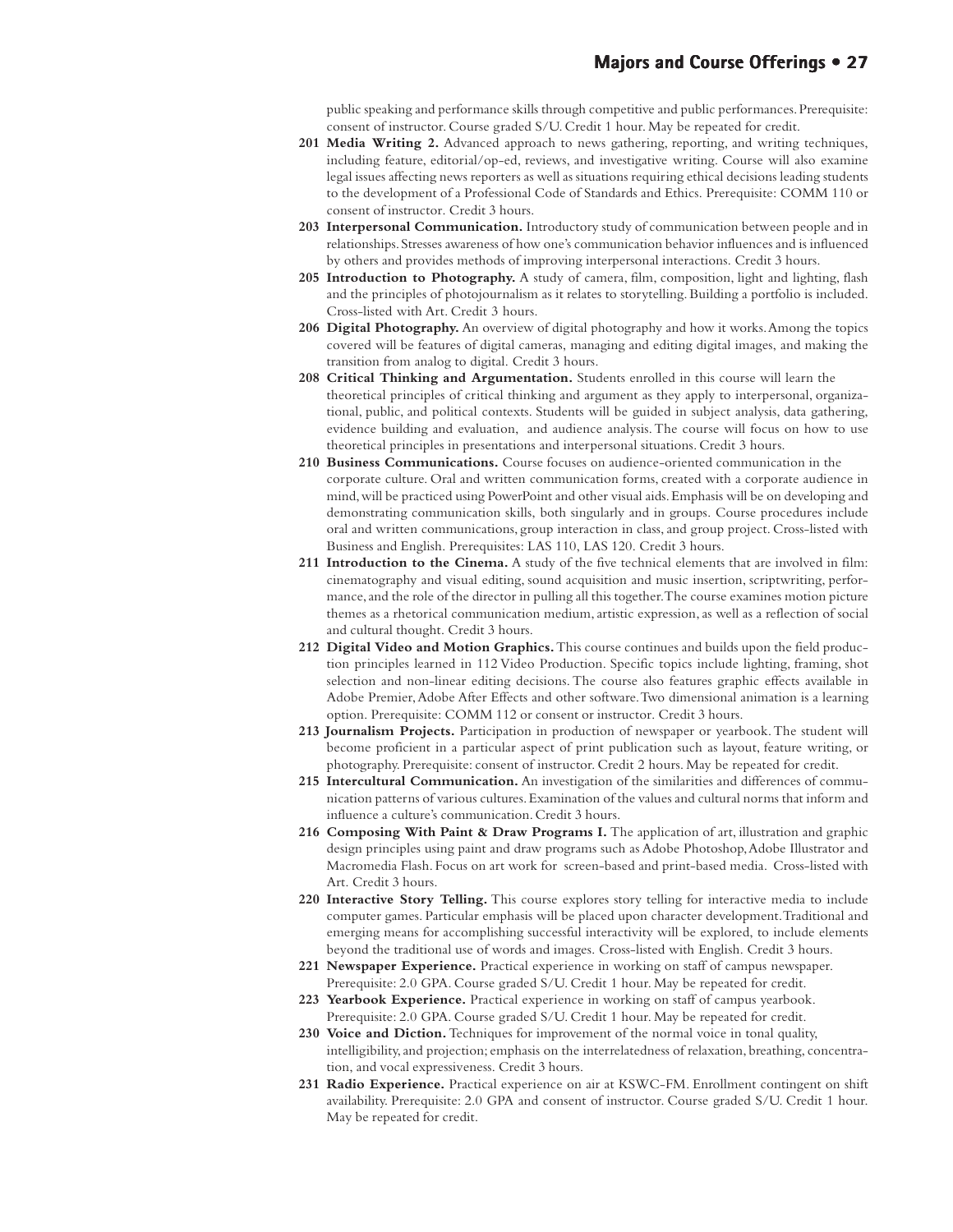public speaking and performance skills through competitive and public performances. Prerequisite: consent of instructor. Course graded S/U. Credit 1 hour. May be repeated for credit.

**201 Media Writing 2.** Advanced approach to news gathering, reporting, and writing techniques, including feature, editorial/op-ed, reviews, and investigative writing. Course will also examine legal issues affecting news reporters as well as situations requiring ethical decisions leading students to the development of a Professional Code of Standards and Ethics. Prerequisite: COMM 110 or consent of instructor. Credit 3 hours.

**203 Interpersonal Communication.** Introductory study of communication between people and in relationships. Stresses awareness of how one's communication behavior influences and is influenced by others and provides methods of improving interpersonal interactions. Credit 3 hours.

**205 Introduction to Photography.** A study of camera, film, composition, light and lighting, flash and the principles of photojournalism as it relates to storytelling. Building a portfolio is included. Cross-listed with Art. Credit 3 hours.

**206 Digital Photography.** An overview of digital photography and how it works. Among the topics covered will be features of digital cameras, managing and editing digital images, and making the transition from analog to digital. Credit 3 hours.

**208 Critical Thinking and Argumentation.** Students enrolled in this course will learn the theoretical principles of critical thinking and argument as they apply to interpersonal, organizational, public, and political contexts. Students will be guided in subject analysis, data gathering, evidence building and evaluation, and audience analysis. The course will focus on how to use theoretical principles in presentations and interpersonal situations. Credit 3 hours.

**210 Business Communications.** Course focuses on audience-oriented communication in the corporate culture. Oral and written communication forms, created with a corporate audience in mind, will be practiced using PowerPoint and other visual aids. Emphasis will be on developing and demonstrating communication skills, both singularly and in groups. Course procedures include oral and written communications, group interaction in class, and group project. Cross-listed with Business and English. Prerequisites: LAS 110, LAS 120. Credit 3 hours.

**211 Introduction to the Cinema.** A study of the five technical elements that are involved in film: cinematography and visual editing, sound acquisition and music insertion, scriptwriting, performance, and the role of the director in pulling all this together. The course examines motion picture themes as a rhetorical communication medium, artistic expression, as well as a reflection of social and cultural thought. Credit 3 hours.

**212 Digital Video and Motion Graphics.** This course continues and builds upon the field production principles learned in 112 Video Production. Specific topics include lighting, framing, shot selection and non-linear editing decisions. The course also features graphic effects available in Adobe Premier, Adobe After Effects and other software. Two dimensional animation is a learning option. Prerequisite: COMM 112 or consent or instructor. Credit 3 hours.

**213 Journalism Projects.** Participation in production of newspaper or yearbook. The student will become proficient in a particular aspect of print publication such as layout, feature writing, or photography. Prerequisite: consent of instructor. Credit 2 hours. May be repeated for credit.

**215 Intercultural Communication.** An investigation of the similarities and differences of communication patterns of various cultures. Examination of the values and cultural norms that inform and influence a culture's communication. Credit 3 hours.

**216 Composing With Paint & Draw Programs I.** The application of art, illustration and graphic design principles using paint and draw programs such as Adobe Photoshop, Adobe Illustrator and Macromedia Flash. Focus on art work for screen-based and print-based media. Cross-listed with Art. Credit 3 hours.

**220 Interactive Story Telling.** This course explores story telling for interactive media to include computer games. Particular emphasis will be placed upon character development. Traditional and emerging means for accomplishing successful interactivity will be explored, to include elements beyond the traditional use of words and images. Cross-listed with English. Credit 3 hours.

**221 Newspaper Experience.** Practical experience in working on staff of campus newspaper. Prerequisite: 2.0 GPA. Course graded S/U. Credit 1 hour. May be repeated for credit.

**223 Yearbook Experience.** Practical experience in working on staff of campus yearbook. Prerequisite: 2.0 GPA. Course graded S/U. Credit 1 hour. May be repeated for credit.

**230 Voice and Diction.** Techniques for improvement of the normal voice in tonal quality, intelligibility, and projection; emphasis on the interrelatedness of relaxation, breathing, concentration, and vocal expressiveness. Credit 3 hours.

**231 Radio Experience.** Practical experience on air at KSWC-FM. Enrollment contingent on shift availability. Prerequisite: 2.0 GPA and consent of instructor. Course graded S/U. Credit 1 hour. May be repeated for credit.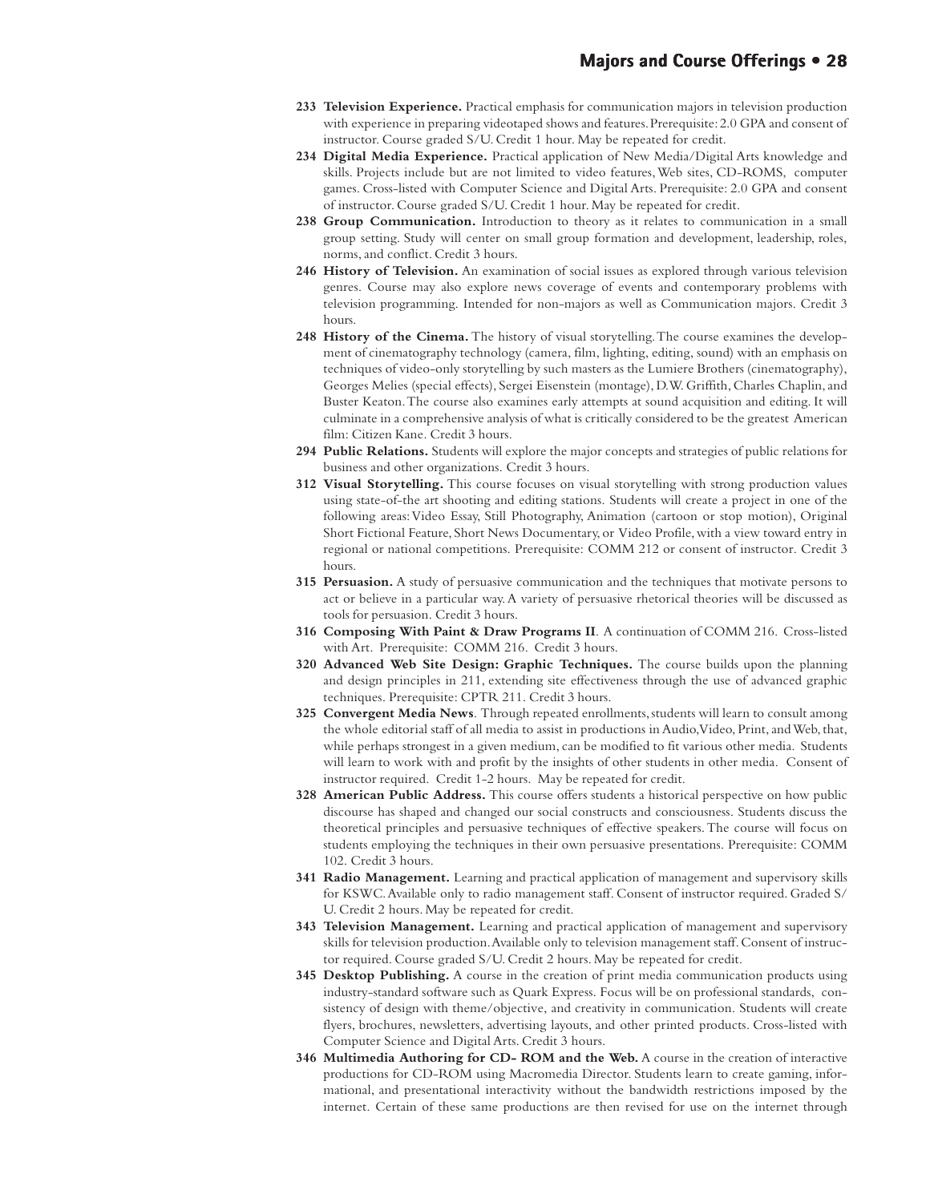**233 Television Experience.** Practical emphasis for communication majors in television production with experience in preparing videotaped shows and features. Prerequisite: 2.0 GPA and consent of instructor. Course graded S/U. Credit 1 hour. May be repeated for credit.

**234 Digital Media Experience.** Practical application of New Media/Digital Arts knowledge and skills. Projects include but are not limited to video features, Web sites, CD-ROMS, computer games. Cross-listed with Computer Science and Digital Arts. Prerequisite: 2.0 GPA and consent of instructor. Course graded S/U. Credit 1 hour. May be repeated for credit.

**238 Group Communication.** Introduction to theory as it relates to communication in a small group setting. Study will center on small group formation and development, leadership, roles, norms, and conflict. Credit 3 hours.

**246 History of Television.** An examination of social issues as explored through various television genres. Course may also explore news coverage of events and contemporary problems with television programming. Intended for non-majors as well as Communication majors. Credit 3 hours.

**248 History of the Cinema.** The history of visual storytelling. The course examines the development of cinematography technology (camera, film, lighting, editing, sound) with an emphasis on techniques of video-only storytelling by such masters as the Lumiere Brothers (cinematography), Georges Melies (special effects), Sergei Eisenstein (montage), D.W. Griffith, Charles Chaplin, and Buster Keaton. The course also examines early attempts at sound acquisition and editing. It will culminate in a comprehensive analysis of what is critically considered to be the greatest American film: Citizen Kane. Credit 3 hours.

**294 Public Relations.** Students will explore the major concepts and strategies of public relations for business and other organizations. Credit 3 hours.

**312 Visual Storytelling.** This course focuses on visual storytelling with strong production values using state-of-the art shooting and editing stations. Students will create a project in one of the following areas: Video Essay, Still Photography, Animation (cartoon or stop motion), Original Short Fictional Feature, Short News Documentary, or Video Profile, with a view toward entry in regional or national competitions. Prerequisite: COMM 212 or consent of instructor. Credit 3 hours.

**315 Persuasion.** A study of persuasive communication and the techniques that motivate persons to act or believe in a particular way. A variety of persuasive rhetorical theories will be discussed as tools for persuasion. Credit 3 hours.

**316 Composing With Paint & Draw Programs II**. A continuation of COMM 216. Cross-listed with Art. Prerequisite: COMM 216. Credit 3 hours.

**320 Advanced Web Site Design: Graphic Techniques.** The course builds upon the planning and design principles in 211, extending site effectiveness through the use of advanced graphic techniques. Prerequisite: CPTR 211. Credit 3 hours.

**325 Convergent Media News**. Through repeated enrollments, students will learn to consult among the whole editorial staff of all media to assist in productions in Audio, Video, Print, and Web, that, while perhaps strongest in a given medium, can be modified to fit various other media. Students will learn to work with and profit by the insights of other students in other media. Consent of instructor required. Credit 1-2 hours. May be repeated for credit.

**328 American Public Address.** This course offers students a historical perspective on how public discourse has shaped and changed our social constructs and consciousness. Students discuss the theoretical principles and persuasive techniques of effective speakers. The course will focus on students employing the techniques in their own persuasive presentations. Prerequisite: COMM 102. Credit 3 hours.

**341 Radio Management.** Learning and practical application of management and supervisory skills for KSWC. Available only to radio management staff. Consent of instructor required. Graded S/U. Credit 2 hours. May be repeated for credit.

**343 Television Management.** Learning and practical application of management and supervisory skills for television production. Available only to television management staff. Consent of instructor required. Course graded S/U. Credit 2 hours. May be repeated for credit.

**345 Desktop Publishing.** A course in the creation of print media communication products using industry-standard software such as Quark Express. Focus will be on professional standards, consistency of design with theme/objective, and creativity in communication. Students will create flyers, brochures, newsletters, advertising layouts, and other printed products. Cross-listed with Computer Science and Digital Arts. Credit 3 hours.

**346 Multimedia Authoring for CD- ROM and the Web.** A course in the creation of interactive productions for CD-ROM using Macromedia Director. Students learn to create gaming, informational, and presentational interactivity without the bandwidth restrictions imposed by the internet. Certain of these same productions are then revised for use on the internet through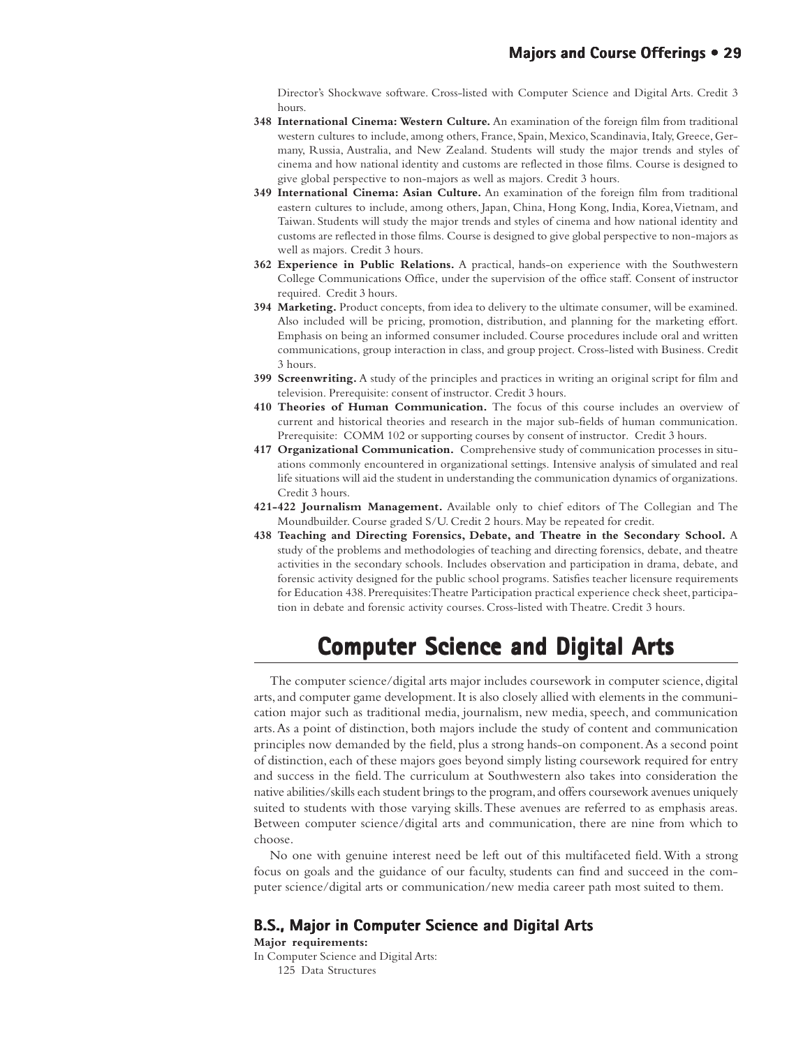Director's Shockwave software. Cross-listed with Computer Science and Digital Arts. Credit 3 hours.

**348 International Cinema: Western Culture.** An examination of the foreign film from traditional western cultures to include, among others, France, Spain, Mexico, Scandinavia, Italy, Greece, Germany, Russia, Australia, and New Zealand. Students will study the major trends and styles of cinema and how national identity and customs are reflected in those films. Course is designed to give global perspective to non-majors as well as majors. Credit 3 hours.

**349 International Cinema: Asian Culture.** An examination of the foreign film from traditional eastern cultures to include, among others, Japan, China, Hong Kong, India, Korea, Vietnam, and Taiwan. Students will study the major trends and styles of cinema and how national identity and customs are reflected in those films. Course is designed to give global perspective to non-majors as well as majors. Credit 3 hours.

**362 Experience in Public Relations.** A practical, hands-on experience with the Southwestern College Communications Office, under the supervision of the office staff. Consent of instructor required. Credit 3 hours.

**394 Marketing.** Product concepts, from idea to delivery to the ultimate consumer, will be examined. Also included will be pricing, promotion, distribution, and planning for the marketing effort. Emphasis on being an informed consumer included. Course procedures include oral and written communications, group interaction in class, and group project. Cross-listed with Business. Credit 3 hours.

**399 Screenwriting.** A study of the principles and practices in writing an original script for film and television. Prerequisite: consent of instructor. Credit 3 hours.

**410 Theories of Human Communication.** The focus of this course includes an overview of current and historical theories and research in the major sub-fields of human communication. Prerequisite: COMM 102 or supporting courses by consent of instructor. Credit 3 hours.

**417 Organizational Communication.** Comprehensive study of communication processes in situations commonly encountered in organizational settings. Intensive analysis of simulated and real life situations will aid the student in understanding the communication dynamics of organizations. Credit 3 hours.

**421-422 Journalism Management.** Available only to chief editors of The Collegian and The Moundbuilder. Course graded S/U. Credit 2 hours. May be repeated for credit.

**438 Teaching and Directing Forensics, Debate, and Theatre in the Secondary School.** A study of the problems and methodologies of teaching and directing forensics, debate, and theatre activities in the secondary schools. Includes observation and participation in drama, debate, and forensic activity designed for the public school programs. Satisfies teacher licensure requirements for Education 438. Prerequisites: Theatre Participation practical experience check sheet, participation in debate and forensic activity courses. Cross-listed with Theatre. Credit 3 hours.

# Computer Science and Digital Arts

The computer science/digital arts major includes coursework in computer science, digital arts, and computer game development. It is also closely allied with elements in the communication major such as traditional media, journalism, new media, speech, and communication arts. As a point of distinction, both majors include the study of content and communication principles now demanded by the field, plus a strong hands-on component. As a second point of distinction, each of these majors goes beyond simply listing coursework required for entry and success in the field. The curriculum at Southwestern also takes into consideration the native abilities/skills each student brings to the program, and offers coursework avenues uniquely suited to students with those varying skills. These avenues are referred to as emphasis areas. Between computer science/digital arts and communication, there are nine from which to choose.

No one with genuine interest need be left out of this multifaceted field. With a strong focus on goals and the guidance of our faculty, students can find and succeed in the computer science/digital arts or communication/new media career path most suited to them.

## B.S., Major in Computer Science and Digital Arts

**Major requirements:**

In Computer Science and Digital Arts:

125 Data Structures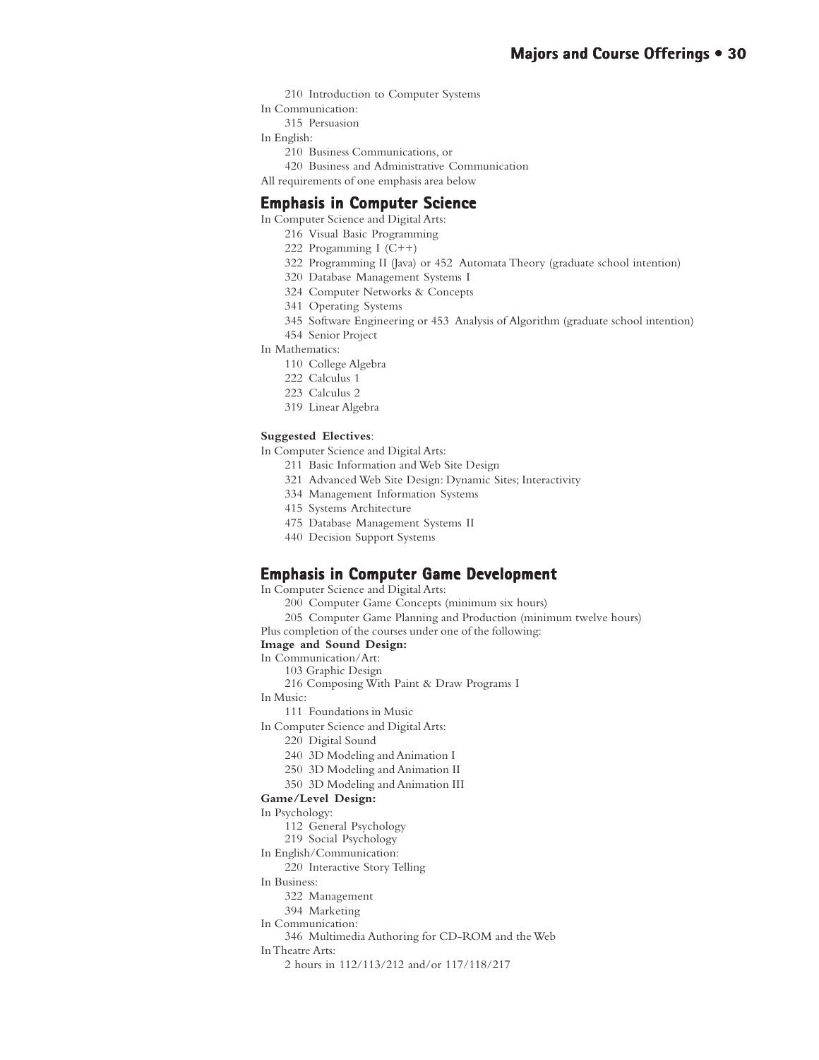210 Introduction to Computer Systems

In Communication:

315 Persuasion

In English:

210 Business Communications, or

420 Business and Administrative Communication

All requirements of one emphasis area below

## Emphasis in Computer Science

In Computer Science and Digital Arts:

216 Visual Basic Programming

222 Progamming I (C++)

322 Programming II (Java) or 452 Automata Theory (graduate school intention)

320 Database Management Systems I

324 Computer Networks & Concepts

341 Operating Systems

345 Software Engineering or 453 Analysis of Algorithm (graduate school intention)

454 Senior Project

In Mathematics:

110 College Algebra

222 Calculus 1

223 Calculus 2

319 Linear Algebra

**Suggested Electives**:

In Computer Science and Digital Arts:

211 Basic Information and Web Site Design

321 Advanced Web Site Design: Dynamic Sites; Interactivity

334 Management Information Systems

415 Systems Architecture

475 Database Management Systems II

440 Decision Support Systems

## Emphasis in Computer Game Development

In Computer Science and Digital Arts:

200 Computer Game Concepts (minimum six hours)

205 Computer Game Planning and Production (minimum twelve hours)

Plus completion of the courses under one of the following:

**Image and Sound Design:**

In Communication/Art:

103 Graphic Design

216 Composing With Paint & Draw Programs I

In Music:

111 Foundations in Music

In Computer Science and Digital Arts:

220 Digital Sound

240 3D Modeling and Animation I

250 3D Modeling and Animation II

350 3D Modeling and Animation III

**Game/Level Design:**

In Psychology:

112 General Psychology

219 Social Psychology

In English/Communication:

220 Interactive Story Telling

In Business:

322 Management

394 Marketing

In Communication:

346 Multimedia Authoring for CD-ROM and the Web

In Theatre Arts:

2 hours in 112/113/212 and/or 117/118/217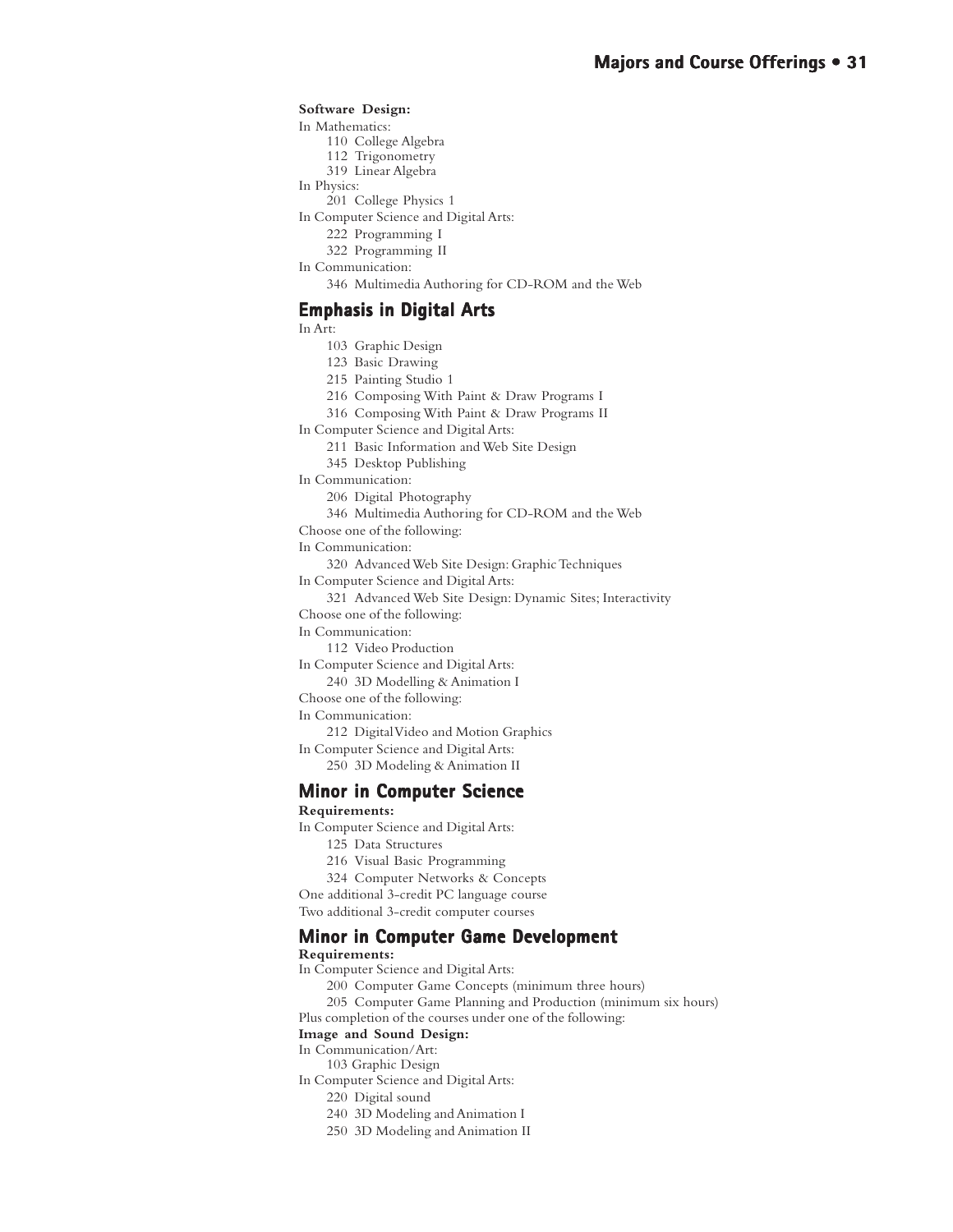**Software Design:**

In Mathematics:

- 110 College Algebra
- 112 Trigonometry
- 319 Linear Algebra

In Physics:

- 201 College Physics 1

In Computer Science and Digital Arts:

- 222 Programming I
- 322 Programming II

In Communication:

- 346 Multimedia Authoring for CD-ROM and the Web

## Emphasis in Digital Arts

In Art:

- 103 Graphic Design
- 123 Basic Drawing
- 215 Painting Studio 1
- 216 Composing With Paint & Draw Programs I
- 316 Composing With Paint & Draw Programs II

In Computer Science and Digital Arts:

- 211 Basic Information and Web Site Design
- 345 Desktop Publishing

In Communication:

- 206 Digital Photography
- 346 Multimedia Authoring for CD-ROM and the Web

Choose one of the following:

In Communication:

- 320 Advanced Web Site Design: Graphic Techniques

In Computer Science and Digital Arts:

- 321 Advanced Web Site Design: Dynamic Sites; Interactivity

Choose one of the following:

In Communication:

- 112 Video Production

In Computer Science and Digital Arts:

- 240 3D Modelling & Animation I

Choose one of the following:

In Communication:

- 212 Digital Video and Motion Graphics

In Computer Science and Digital Arts:

- 250 3D Modeling & Animation II

## Minor in Computer Science

**Requirements:**

In Computer Science and Digital Arts:

- 125 Data Structures
- 216 Visual Basic Programming
- 324 Computer Networks & Concepts

One additional 3-credit PC language course

Two additional 3-credit computer courses

## Minor in Computer Game Development

**Requirements:**

In Computer Science and Digital Arts:

- 200 Computer Game Concepts (minimum three hours)
- 205 Computer Game Planning and Production (minimum six hours)

Plus completion of the courses under one of the following:

**Image and Sound Design:**

In Communication/Art:

- 103 Graphic Design

In Computer Science and Digital Arts:

- 220 Digital sound
- 240 3D Modeling and Animation I
- 250 3D Modeling and Animation II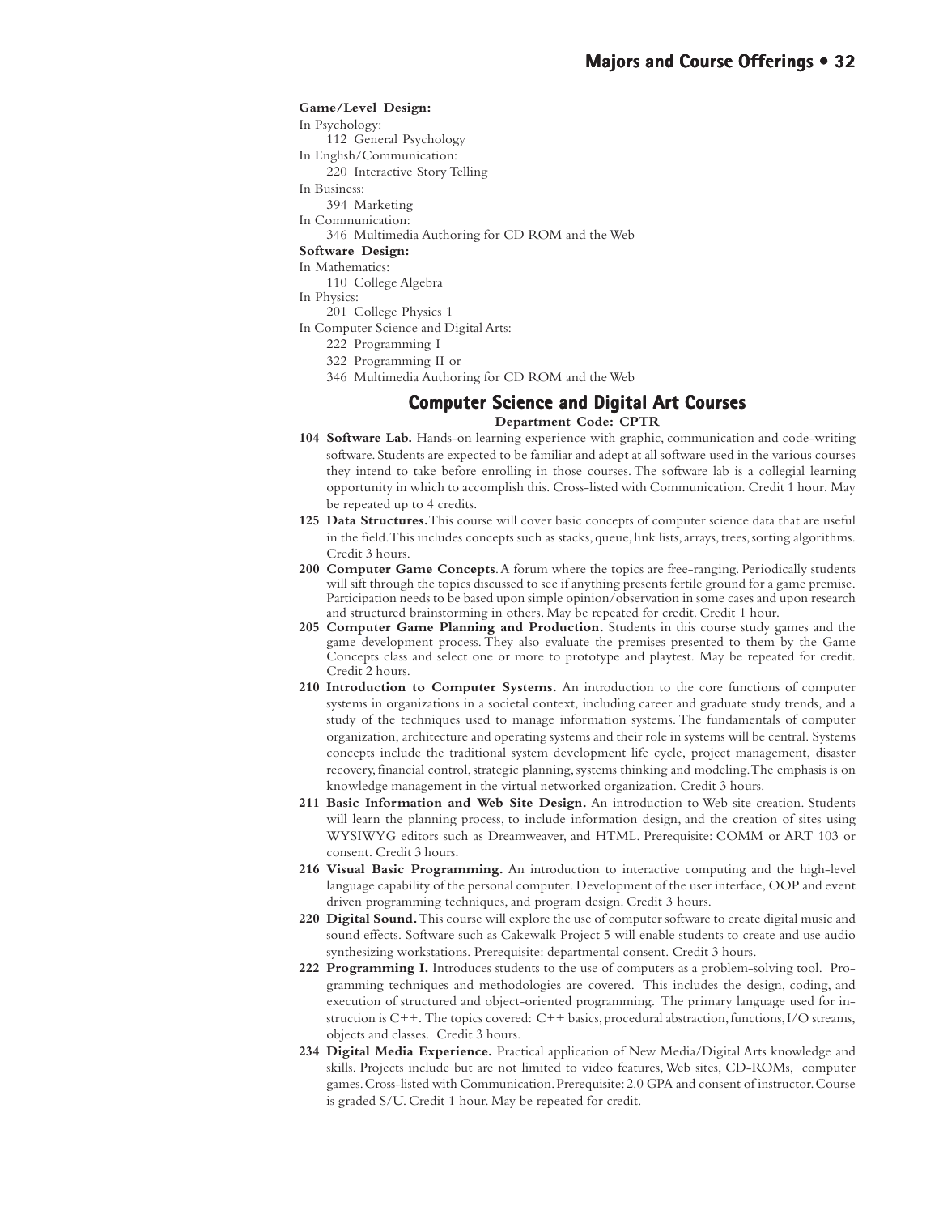**Game/Level Design:**

In Psychology:

- 112 General Psychology

In English/Communication:

- 220 Interactive Story Telling

In Business:

- 394 Marketing

In Communication:

- 346 Multimedia Authoring for CD ROM and the Web

**Software Design:**

In Mathematics:

- 110 College Algebra

In Physics:

- 201 College Physics 1

In Computer Science and Digital Arts:

- 222 Programming I
- 322 Programming II or
- 346 Multimedia Authoring for CD ROM and the Web

## Computer Science and Digital Art Courses

**Department Code: CPTR**

**104 Software Lab.** Hands-on learning experience with graphic, communication and code-writing software. Students are expected to be familiar and adept at all software used in the various courses they intend to take before enrolling in those courses. The software lab is a collegial learning opportunity in which to accomplish this. Cross-listed with Communication. Credit 1 hour. May be repeated up to 4 credits.

**125 Data Structures.** This course will cover basic concepts of computer science data that are useful in the field. This includes concepts such as stacks, queue, link lists, arrays, trees, sorting algorithms. Credit 3 hours.

**200 Computer Game Concepts**. A forum where the topics are free-ranging. Periodically students will sift through the topics discussed to see if anything presents fertile ground for a game premise. Participation needs to be based upon simple opinion/observation in some cases and upon research and structured brainstorming in others. May be repeated for credit. Credit 1 hour.

**205 Computer Game Planning and Production.** Students in this course study games and the game development process. They also evaluate the premises presented to them by the Game Concepts class and select one or more to prototype and playtest. May be repeated for credit. Credit 2 hours.

**210 Introduction to Computer Systems.** An introduction to the core functions of computer systems in organizations in a societal context, including career and graduate study trends, and a study of the techniques used to manage information systems. The fundamentals of computer organization, architecture and operating systems and their role in systems will be central. Systems concepts include the traditional system development life cycle, project management, disaster recovery, financial control, strategic planning, systems thinking and modeling. The emphasis is on knowledge management in the virtual networked organization. Credit 3 hours.

**211 Basic Information and Web Site Design.** An introduction to Web site creation. Students will learn the planning process, to include information design, and the creation of sites using WYSIWYG editors such as Dreamweaver, and HTML. Prerequisite: COMM or ART 103 or consent. Credit 3 hours.

**216 Visual Basic Programming.** An introduction to interactive computing and the high-level language capability of the personal computer. Development of the user interface, OOP and event driven programming techniques, and program design. Credit 3 hours.

**220 Digital Sound.** This course will explore the use of computer software to create digital music and sound effects. Software such as Cakewalk Project 5 will enable students to create and use audio synthesizing workstations. Prerequisite: departmental consent. Credit 3 hours.

**222 Programming I.** Introduces students to the use of computers as a problem-solving tool. Programming techniques and methodologies are covered. This includes the design, coding, and execution of structured and object-oriented programming. The primary language used for instruction is C++. The topics covered: C++ basics, procedural abstraction, functions, I/O streams, objects and classes. Credit 3 hours.

**234 Digital Media Experience.** Practical application of New Media/Digital Arts knowledge and skills. Projects include but are not limited to video features, Web sites, CD-ROMs, computer games. Cross-listed with Communication. Prerequisite: 2.0 GPA and consent of instructor. Course is graded S/U. Credit 1 hour. May be repeated for credit.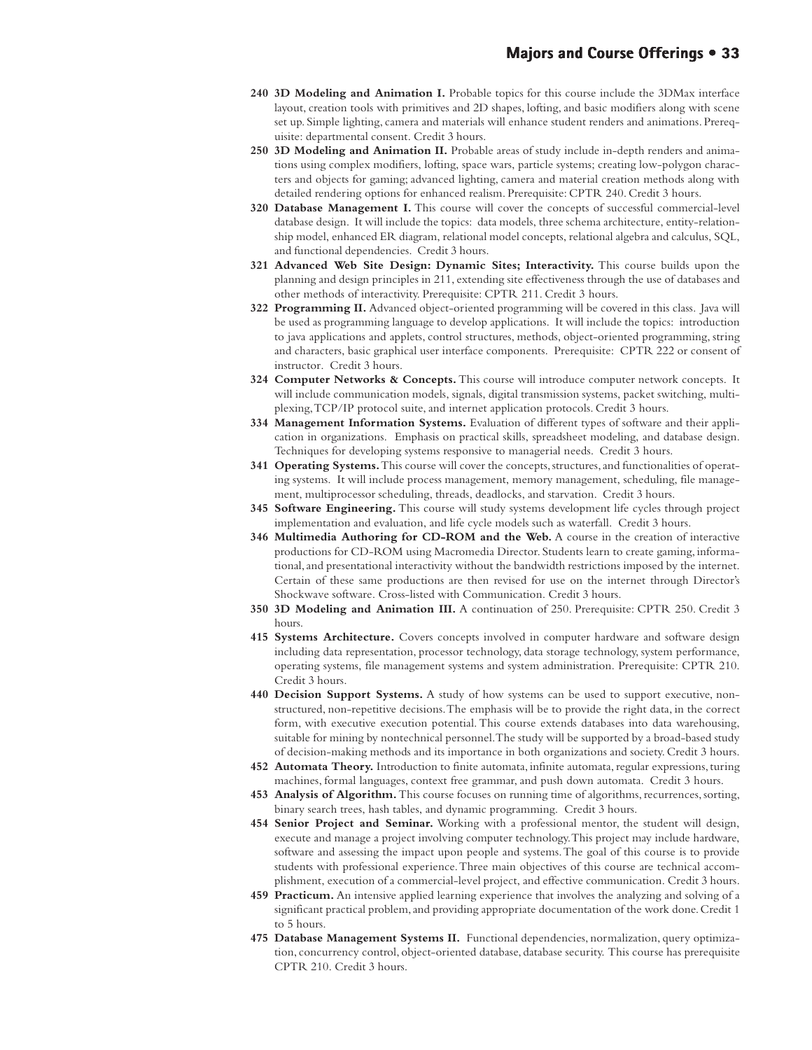**240 3D Modeling and Animation I.** Probable topics for this course include the 3DMax interface layout, creation tools with primitives and 2D shapes, lofting, and basic modifiers along with scene set up. Simple lighting, camera and materials will enhance student renders and animations. Prerequisite: departmental consent. Credit 3 hours.

**250 3D Modeling and Animation II.** Probable areas of study include in-depth renders and animations using complex modifiers, lofting, space wars, particle systems; creating low-polygon characters and objects for gaming; advanced lighting, camera and material creation methods along with detailed rendering options for enhanced realism. Prerequisite: CPTR 240. Credit 3 hours.

**320 Database Management I.** This course will cover the concepts of successful commercial-level database design. It will include the topics: data models, three schema architecture, entity-relationship model, enhanced ER diagram, relational model concepts, relational algebra and calculus, SQL, and functional dependencies. Credit 3 hours.

**321 Advanced Web Site Design: Dynamic Sites; Interactivity.** This course builds upon the planning and design principles in 211, extending site effectiveness through the use of databases and other methods of interactivity. Prerequisite: CPTR 211. Credit 3 hours.

**322 Programming II.** Advanced object-oriented programming will be covered in this class. Java will be used as programming language to develop applications. It will include the topics: introduction to java applications and applets, control structures, methods, object-oriented programming, string and characters, basic graphical user interface components. Prerequisite: CPTR 222 or consent of instructor. Credit 3 hours.

**324 Computer Networks & Concepts.** This course will introduce computer network concepts. It will include communication models, signals, digital transmission systems, packet switching, multiplexing, TCP/IP protocol suite, and internet application protocols. Credit 3 hours.

**334 Management Information Systems.** Evaluation of different types of software and their application in organizations. Emphasis on practical skills, spreadsheet modeling, and database design. Techniques for developing systems responsive to managerial needs. Credit 3 hours.

**341 Operating Systems.** This course will cover the concepts, structures, and functionalities of operating systems. It will include process management, memory management, scheduling, file management, multiprocessor scheduling, threads, deadlocks, and starvation. Credit 3 hours.

**345 Software Engineering.** This course will study systems development life cycles through project implementation and evaluation, and life cycle models such as waterfall. Credit 3 hours.

**346 Multimedia Authoring for CD-ROM and the Web.** A course in the creation of interactive productions for CD-ROM using Macromedia Director. Students learn to create gaming, informational, and presentational interactivity without the bandwidth restrictions imposed by the internet. Certain of these same productions are then revised for use on the internet through Director's Shockwave software. Cross-listed with Communication. Credit 3 hours.

**350 3D Modeling and Animation III.** A continuation of 250. Prerequisite: CPTR 250. Credit 3 hours.

**415 Systems Architecture.** Covers concepts involved in computer hardware and software design including data representation, processor technology, data storage technology, system performance, operating systems, file management systems and system administration. Prerequisite: CPTR 210. Credit 3 hours.

**440 Decision Support Systems.** A study of how systems can be used to support executive, non-structured, non-repetitive decisions. The emphasis will be to provide the right data, in the correct form, with executive execution potential. This course extends databases into data warehousing, suitable for mining by nontechnical personnel. The study will be supported by a broad-based study of decision-making methods and its importance in both organizations and society. Credit 3 hours.

**452 Automata Theory.** Introduction to finite automata, infinite automata, regular expressions, turing machines, formal languages, context free grammar, and push down automata. Credit 3 hours.

**453 Analysis of Algorithm.** This course focuses on running time of algorithms, recurrences, sorting, binary search trees, hash tables, and dynamic programming. Credit 3 hours.

**454 Senior Project and Seminar.** Working with a professional mentor, the student will design, execute and manage a project involving computer technology. This project may include hardware, software and assessing the impact upon people and systems. The goal of this course is to provide students with professional experience. Three main objectives of this course are technical accomplishment, execution of a commercial-level project, and effective communication. Credit 3 hours.

**459 Practicum.** An intensive applied learning experience that involves the analyzing and solving of a significant practical problem, and providing appropriate documentation of the work done. Credit 1 to 5 hours.

**475 Database Management Systems II.** Functional dependencies, normalization, query optimization, concurrency control, object-oriented database, database security. This course has prerequisite CPTR 210. Credit 3 hours.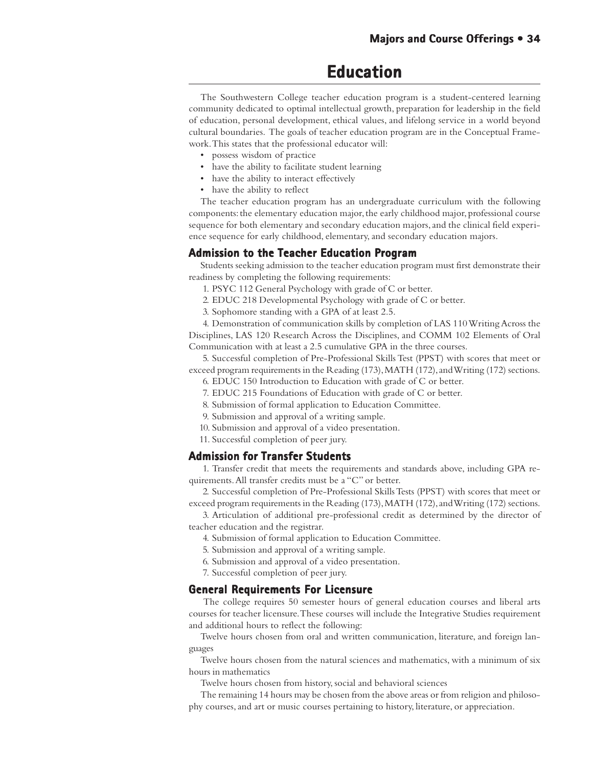# Education

The Southwestern College teacher education program is a student-centered learning community dedicated to optimal intellectual growth, preparation for leadership in the field of education, personal development, ethical values, and lifelong service in a world beyond cultural boundaries. The goals of teacher education program are in the Conceptual Framework. This states that the professional educator will:

- possess wisdom of practice
- have the ability to facilitate student learning
- have the ability to interact effectively
- have the ability to reflect

The teacher education program has an undergraduate curriculum with the following components: the elementary education major, the early childhood major, professional course sequence for both elementary and secondary education majors, and the clinical field experience sequence for early childhood, elementary, and secondary education majors.

## Admission to the Teacher Education Program

Students seeking admission to the teacher education program must first demonstrate their readiness by completing the following requirements:

1. PSYC 112 General Psychology with grade of C or better.
2. EDUC 218 Developmental Psychology with grade of C or better.
3. Sophomore standing with a GPA of at least 2.5.
4. Demonstration of communication skills by completion of LAS 110 Writing Across the Disciplines, LAS 120 Research Across the Disciplines, and COMM 102 Elements of Oral Communication with at least a 2.5 cumulative GPA in the three courses.
5. Successful completion of Pre-Professional Skills Test (PPST) with scores that meet or exceed program requirements in the Reading (173), MATH (172), and Writing (172) sections.
6. EDUC 150 Introduction to Education with grade of C or better.
7. EDUC 215 Foundations of Education with grade of C or better.
8. Submission of formal application to Education Committee.
9. Submission and approval of a writing sample.
10. Submission and approval of a video presentation.
11. Successful completion of peer jury.

## Admission for Transfer Students

1. Transfer credit that meets the requirements and standards above, including GPA requirements. All transfer credits must be a "C" or better.
2. Successful completion of Pre-Professional Skills Tests (PPST) with scores that meet or exceed program requirements in the Reading (173), MATH (172), and Writing (172) sections.
3. Articulation of additional pre-professional credit as determined by the director of teacher education and the registrar.
4. Submission of formal application to Education Committee.
5. Submission and approval of a writing sample.
6. Submission and approval of a video presentation.
7. Successful completion of peer jury.

## General Requirements For Licensure

The college requires 50 semester hours of general education courses and liberal arts courses for teacher licensure. These courses will include the Integrative Studies requirement and additional hours to reflect the following:

Twelve hours chosen from oral and written communication, literature, and foreign languages

Twelve hours chosen from the natural sciences and mathematics, with a minimum of six hours in mathematics

Twelve hours chosen from history, social and behavioral sciences

The remaining 14 hours may be chosen from the above areas or from religion and philosophy courses, and art or music courses pertaining to history, literature, or appreciation.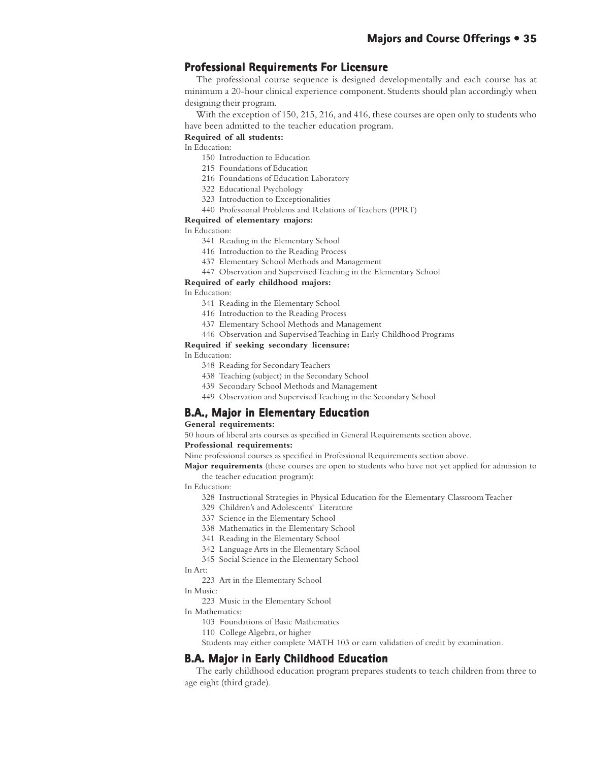## Professional Requirements For Licensure

The professional course sequence is designed developmentally and each course has at minimum a 20-hour clinical experience component. Students should plan accordingly when designing their program.

With the exception of 150, 215, 216, and 416, these courses are open only to students who have been admitted to the teacher education program.

**Required of all students:**

In Education:

- 150 Introduction to Education
- 215 Foundations of Education
- 216 Foundations of Education Laboratory
- 322 Educational Psychology
- 323 Introduction to Exceptionalities
- 440 Professional Problems and Relations of Teachers (PPRT)

**Required of elementary majors:**

In Education:

- 341 Reading in the Elementary School
- 416 Introduction to the Reading Process
- 437 Elementary School Methods and Management
- 447 Observation and Supervised Teaching in the Elementary School

**Required of early childhood majors:**

In Education:

- 341 Reading in the Elementary School
- 416 Introduction to the Reading Process
- 437 Elementary School Methods and Management
- 446 Observation and Supervised Teaching in Early Childhood Programs

**Required if seeking secondary licensure:**

In Education:

- 348 Reading for Secondary Teachers
- 438 Teaching (subject) in the Secondary School
- 439 Secondary School Methods and Management
- 449 Observation and Supervised Teaching in the Secondary School

## B.A., Major in Elementary Education

**General requirements:**

50 hours of liberal arts courses as specified in General Requirements section above.

**Professional requirements:**

Nine professional courses as specified in Professional Requirements section above.

**Major requirements** (these courses are open to students who have not yet applied for admission to the teacher education program):

In Education:

- 328 Instructional Strategies in Physical Education for the Elementary Classroom Teacher
- 329 Children's and Adolescents' Literature
- 337 Science in the Elementary School
- 338 Mathematics in the Elementary School
- 341 Reading in the Elementary School
- 342 Language Arts in the Elementary School
- 345 Social Science in the Elementary School

In Art:

- 223 Art in the Elementary School

In Music:

- 223 Music in the Elementary School

In Mathematics:

- 103 Foundations of Basic Mathematics
- 110 College Algebra, or higher

Students may either complete MATH 103 or earn validation of credit by examination.

## B.A. Major in Early Childhood Education

The early childhood education program prepares students to teach children from three to age eight (third grade).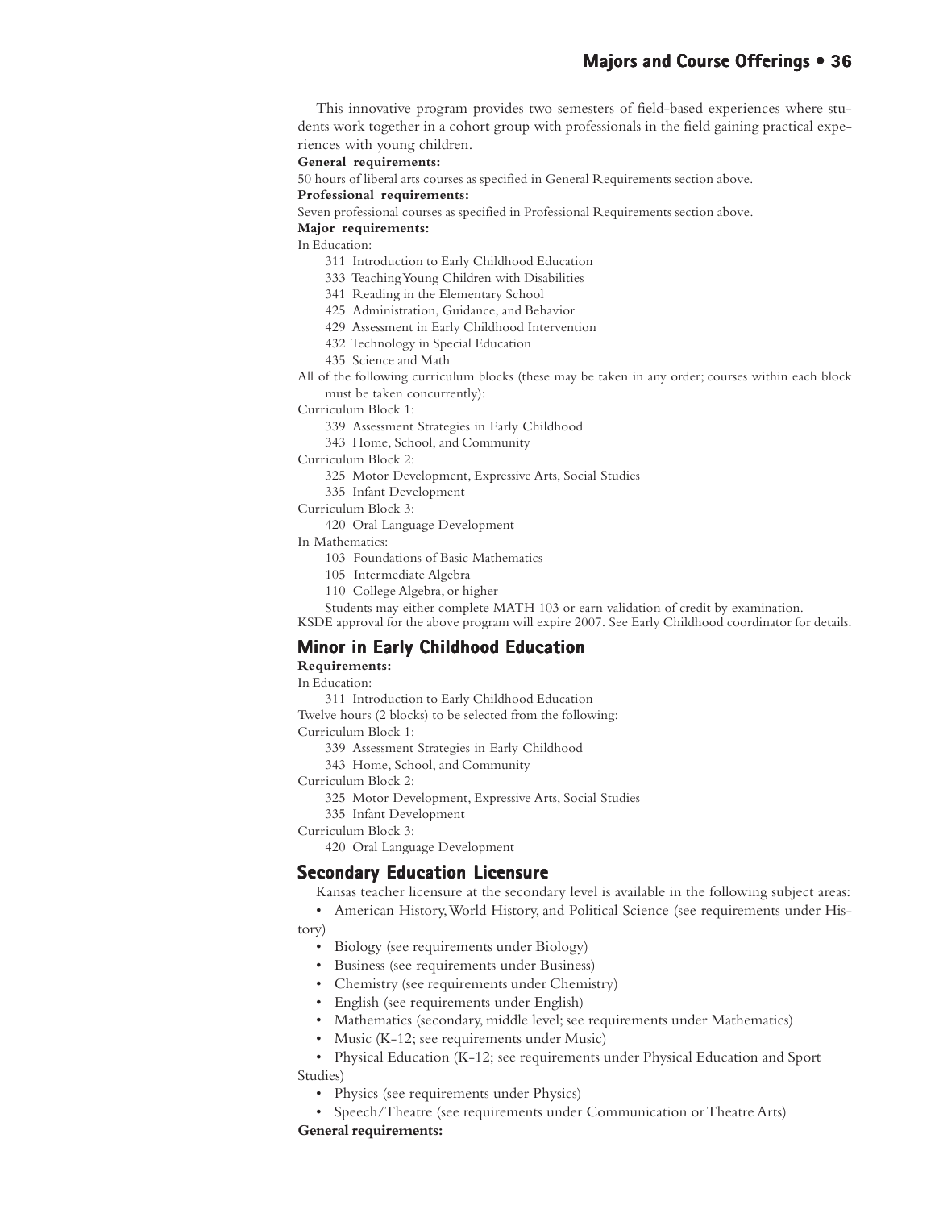This innovative program provides two semesters of field-based experiences where students work together in a cohort group with professionals in the field gaining practical experiences with young children.

**General requirements:**

50 hours of liberal arts courses as specified in General Requirements section above.

**Professional requirements:**

Seven professional courses as specified in Professional Requirements section above.

**Major requirements:**

In Education:

- 311 Introduction to Early Childhood Education
- 333 Teaching Young Children with Disabilities
- 341 Reading in the Elementary School
- 425 Administration, Guidance, and Behavior
- 429 Assessment in Early Childhood Intervention
- 432 Technology in Special Education
- 435 Science and Math

All of the following curriculum blocks (these may be taken in any order; courses within each block must be taken concurrently):

Curriculum Block 1:

- 339 Assessment Strategies in Early Childhood
- 343 Home, School, and Community

Curriculum Block 2:

- 325 Motor Development, Expressive Arts, Social Studies
- 335 Infant Development

Curriculum Block 3:

- 420 Oral Language Development

In Mathematics:

- 103 Foundations of Basic Mathematics
- 105 Intermediate Algebra
- 110 College Algebra, or higher

Students may either complete MATH 103 or earn validation of credit by examination.

KSDE approval for the above program will expire 2007. See Early Childhood coordinator for details.

## Minor in Early Childhood Education

**Requirements:**

In Education:

- 311 Introduction to Early Childhood Education

Twelve hours (2 blocks) to be selected from the following:

Curriculum Block 1:

- 339 Assessment Strategies in Early Childhood
- 343 Home, School, and Community

Curriculum Block 2:

- 325 Motor Development, Expressive Arts, Social Studies
- 335 Infant Development

Curriculum Block 3:

- 420 Oral Language Development

## Secondary Education Licensure

Kansas teacher licensure at the secondary level is available in the following subject areas:

- American History, World History, and Political Science (see requirements under History)
- Biology (see requirements under Biology)
- Business (see requirements under Business)
- Chemistry (see requirements under Chemistry)
- English (see requirements under English)
- Mathematics (secondary, middle level; see requirements under Mathematics)
- Music (K-12; see requirements under Music)
- Physical Education (K-12; see requirements under Physical Education and Sport Studies)
- Physics (see requirements under Physics)
- Speech/Theatre (see requirements under Communication or Theatre Arts)

**General requirements:**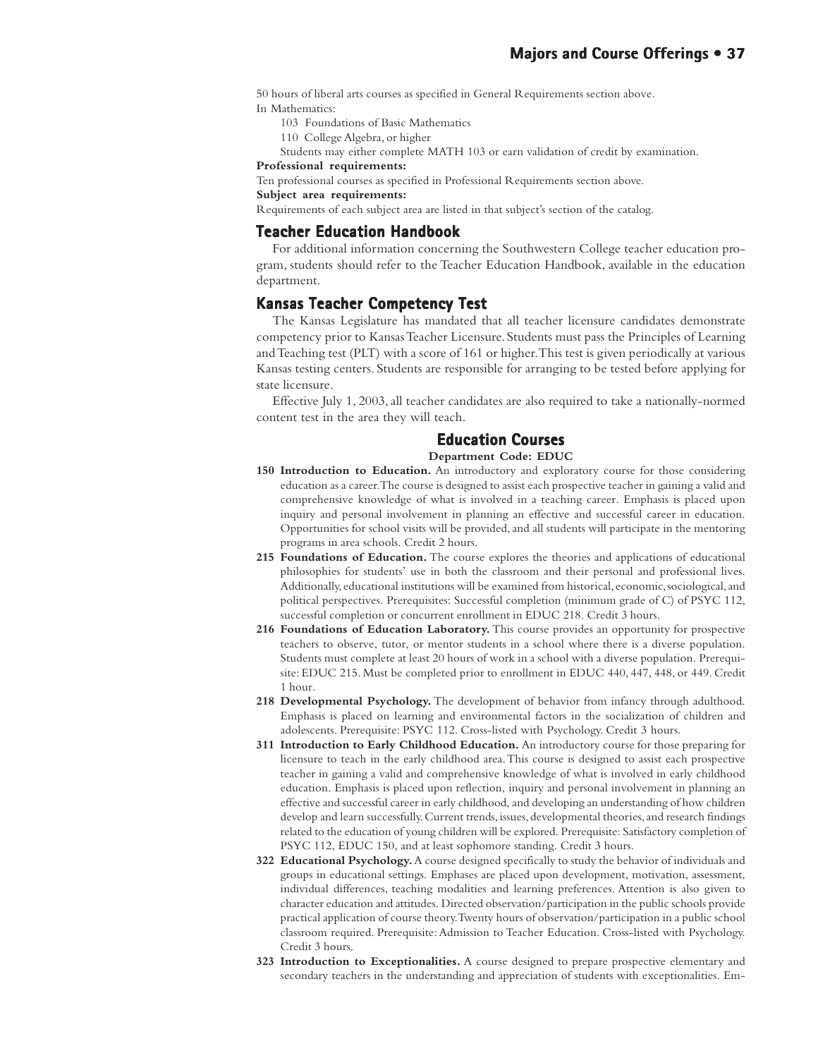50 hours of liberal arts courses as specified in General Requirements section above.

In Mathematics:

103 Foundations of Basic Mathematics

110 College Algebra, or higher

Students may either complete MATH 103 or earn validation of credit by examination.

**Professional requirements:**

Ten professional courses as specified in Professional Requirements section above.

**Subject area requirements:**

Requirements of each subject area are listed in that subject's section of the catalog.

## Teacher Education Handbook

For additional information concerning the Southwestern College teacher education program, students should refer to the Teacher Education Handbook, available in the education department.

## Kansas Teacher Competency Test

The Kansas Legislature has mandated that all teacher licensure candidates demonstrate competency prior to Kansas Teacher Licensure. Students must pass the Principles of Learning and Teaching test (PLT) with a score of 161 or higher. This test is given periodically at various Kansas testing centers. Students are responsible for arranging to be tested before applying for state licensure.

Effective July 1, 2003, all teacher candidates are also required to take a nationally-normed content test in the area they will teach.

## Education Courses

**Department Code: EDUC**

**150 Introduction to Education.** An introductory and exploratory course for those considering education as a career. The course is designed to assist each prospective teacher in gaining a valid and comprehensive knowledge of what is involved in a teaching career. Emphasis is placed upon inquiry and personal involvement in planning an effective and successful career in education. Opportunities for school visits will be provided, and all students will participate in the mentoring programs in area schools. Credit 2 hours.

**215 Foundations of Education.** The course explores the theories and applications of educational philosophies for students' use in both the classroom and their personal and professional lives. Additionally, educational institutions will be examined from historical, economic, sociological, and political perspectives. Prerequisites: Successful completion (minimum grade of C) of PSYC 112, successful completion or concurrent enrollment in EDUC 218. Credit 3 hours.

**216 Foundations of Education Laboratory.** This course provides an opportunity for prospective teachers to observe, tutor, or mentor students in a school where there is a diverse population. Students must complete at least 20 hours of work in a school with a diverse population. Prerequisite: EDUC 215. Must be completed prior to enrollment in EDUC 440, 447, 448, or 449. Credit 1 hour.

**218 Developmental Psychology.** The development of behavior from infancy through adulthood. Emphasis is placed on learning and environmental factors in the socialization of children and adolescents. Prerequisite: PSYC 112. Cross-listed with Psychology. Credit 3 hours.

**311 Introduction to Early Childhood Education.** An introductory course for those preparing for licensure to teach in the early childhood area. This course is designed to assist each prospective teacher in gaining a valid and comprehensive knowledge of what is involved in early childhood education. Emphasis is placed upon reflection, inquiry and personal involvement in planning an effective and successful career in early childhood, and developing an understanding of how children develop and learn successfully. Current trends, issues, developmental theories, and research findings related to the education of young children will be explored. Prerequisite: Satisfactory completion of PSYC 112, EDUC 150, and at least sophomore standing. Credit 3 hours.

**322 Educational Psychology.** A course designed specifically to study the behavior of individuals and groups in educational settings. Emphases are placed upon development, motivation, assessment, individual differences, teaching modalities and learning preferences. Attention is also given to character education and attitudes. Directed observation/participation in the public schools provide practical application of course theory. Twenty hours of observation/participation in a public school classroom required. Prerequisite: Admission to Teacher Education. Cross-listed with Psychology. Credit 3 hours.

**323 Introduction to Exceptionalities.** A course designed to prepare prospective elementary and secondary teachers in the understanding and appreciation of students with exceptionalities. Em-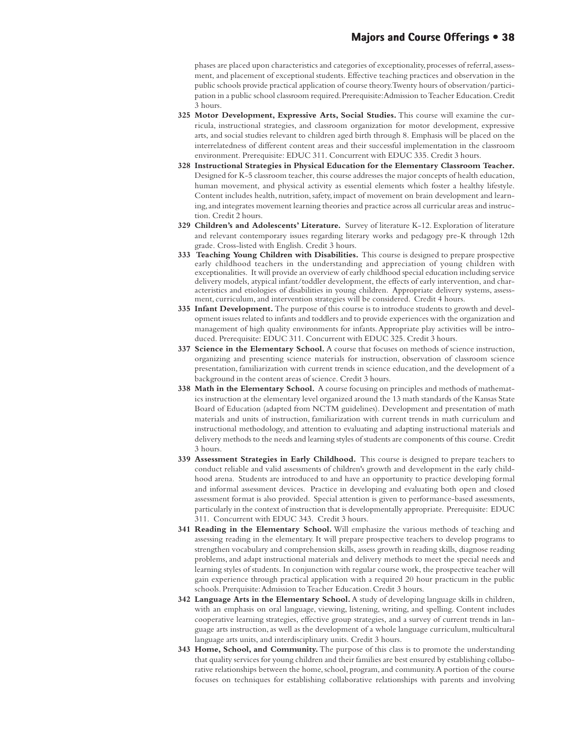phases are placed upon characteristics and categories of exceptionality, processes of referral, assessment, and placement of exceptional students. Effective teaching practices and observation in the public schools provide practical application of course theory. Twenty hours of observation/participation in a public school classroom required. Prerequisite: Admission to Teacher Education. Credit 3 hours.

**325 Motor Development, Expressive Arts, Social Studies.** This course will examine the curricula, instructional strategies, and classroom organization for motor development, expressive arts, and social studies relevant to children aged birth through 8. Emphasis will be placed on the interrelatedness of different content areas and their successful implementation in the classroom environment. Prerequisite: EDUC 311. Concurrent with EDUC 335. Credit 3 hours.

**328 Instructional Strategies in Physical Education for the Elementary Classroom Teacher.** Designed for K-5 classroom teacher, this course addresses the major concepts of health education, human movement, and physical activity as essential elements which foster a healthy lifestyle. Content includes health, nutrition, safety, impact of movement on brain development and learning, and integrates movement learning theories and practice across all curricular areas and instruction. Credit 2 hours.

**329 Children's and Adolescents' Literature.** Survey of literature K-12. Exploration of literature and relevant contemporary issues regarding literary works and pedagogy pre-K through 12th grade. Cross-listed with English. Credit 3 hours.

**333 Teaching Young Children with Disabilities.** This course is designed to prepare prospective early childhood teachers in the understanding and appreciation of young children with exceptionalities. It will provide an overview of early childhood special education including service delivery models, atypical infant/toddler development, the effects of early intervention, and characteristics and etiologies of disabilities in young children. Appropriate delivery systems, assessment, curriculum, and intervention strategies will be considered. Credit 4 hours.

**335 Infant Development.** The purpose of this course is to introduce students to growth and development issues related to infants and toddlers and to provide experiences with the organization and management of high quality environments for infants. Appropriate play activities will be introduced. Prerequisite: EDUC 311. Concurrent with EDUC 325. Credit 3 hours.

**337 Science in the Elementary School.** A course that focuses on methods of science instruction, organizing and presenting science materials for instruction, observation of classroom science presentation, familiarization with current trends in science education, and the development of a background in the content areas of science. Credit 3 hours.

**338 Math in the Elementary School.** A course focusing on principles and methods of mathematics instruction at the elementary level organized around the 13 math standards of the Kansas State Board of Education (adapted from NCTM guidelines). Development and presentation of math materials and units of instruction, familiarization with current trends in math curriculum and instructional methodology, and attention to evaluating and adapting instructional materials and delivery methods to the needs and learning styles of students are components of this course. Credit 3 hours.

**339 Assessment Strategies in Early Childhood.** This course is designed to prepare teachers to conduct reliable and valid assessments of children's growth and development in the early childhood arena. Students are introduced to and have an opportunity to practice developing formal and informal assessment devices. Practice in developing and evaluating both open and closed assessment format is also provided. Special attention is given to performance-based assessments, particularly in the context of instruction that is developmentally appropriate. Prerequisite: EDUC 311. Concurrent with EDUC 343. Credit 3 hours.

**341 Reading in the Elementary School.** Will emphasize the various methods of teaching and assessing reading in the elementary. It will prepare prospective teachers to develop programs to strengthen vocabulary and comprehension skills, assess growth in reading skills, diagnose reading problems, and adapt instructional materials and delivery methods to meet the special needs and learning styles of students. In conjunction with regular course work, the prospective teacher will gain experience through practical application with a required 20 hour practicum in the public schools. Prerquisite: Admission to Teacher Education. Credit 3 hours.

**342 Language Arts in the Elementary School.** A study of developing language skills in children, with an emphasis on oral language, viewing, listening, writing, and spelling. Content includes cooperative learning strategies, effective group strategies, and a survey of current trends in language arts instruction, as well as the development of a whole language curriculum, multicultural language arts units, and interdisciplinary units. Credit 3 hours.

**343 Home, School, and Community.** The purpose of this class is to promote the understanding that quality services for young children and their families are best ensured by establishing collaborative relationships between the home, school, program, and community. A portion of the course focuses on techniques for establishing collaborative relationships with parents and involving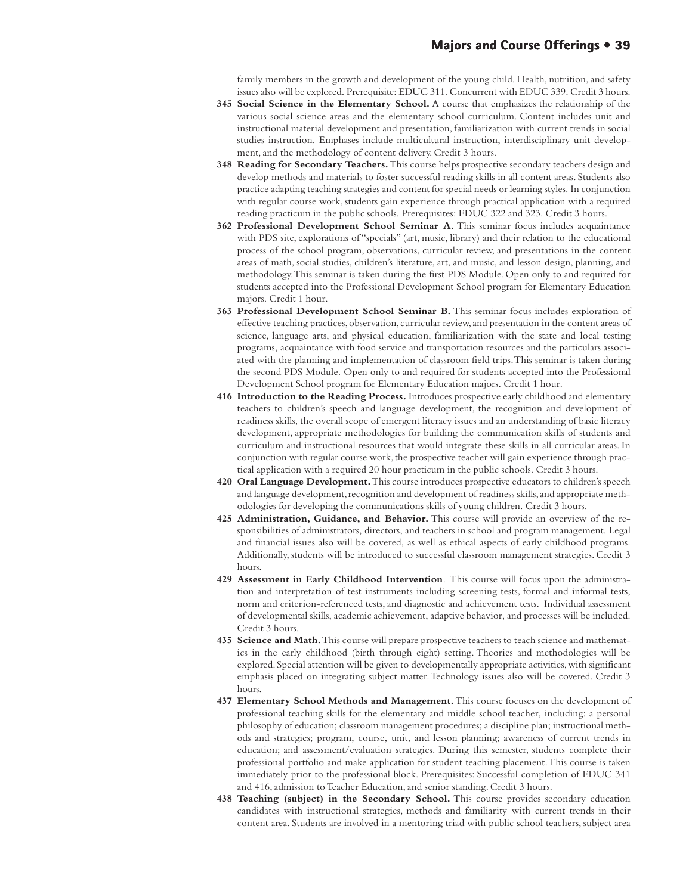family members in the growth and development of the young child. Health, nutrition, and safety issues also will be explored. Prerequisite: EDUC 311. Concurrent with EDUC 339. Credit 3 hours.

**345 Social Science in the Elementary School.** A course that emphasizes the relationship of the various social science areas and the elementary school curriculum. Content includes unit and instructional material development and presentation, familiarization with current trends in social studies instruction. Emphases include multicultural instruction, interdisciplinary unit development, and the methodology of content delivery. Credit 3 hours.

**348 Reading for Secondary Teachers.** This course helps prospective secondary teachers design and develop methods and materials to foster successful reading skills in all content areas. Students also practice adapting teaching strategies and content for special needs or learning styles. In conjunction with regular course work, students gain experience through practical application with a required reading practicum in the public schools. Prerequisites: EDUC 322 and 323. Credit 3 hours.

**362 Professional Development School Seminar A.** This seminar focus includes acquaintance with PDS site, explorations of "specials" (art, music, library) and their relation to the educational process of the school program, observations, curricular review, and presentations in the content areas of math, social studies, children's literature, art, and music, and lesson design, planning, and methodology. This seminar is taken during the first PDS Module. Open only to and required for students accepted into the Professional Development School program for Elementary Education majors. Credit 1 hour.

**363 Professional Development School Seminar B.** This seminar focus includes exploration of effective teaching practices, observation, curricular review, and presentation in the content areas of science, language arts, and physical education, familiarization with the state and local testing programs, acquaintance with food service and transportation resources and the particulars associated with the planning and implementation of classroom field trips. This seminar is taken during the second PDS Module. Open only to and required for students accepted into the Professional Development School program for Elementary Education majors. Credit 1 hour.

**416 Introduction to the Reading Process.** Introduces prospective early childhood and elementary teachers to children's speech and language development, the recognition and development of readiness skills, the overall scope of emergent literacy issues and an understanding of basic literacy development, appropriate methodologies for building the communication skills of students and curriculum and instructional resources that would integrate these skills in all curricular areas. In conjunction with regular course work, the prospective teacher will gain experience through practical application with a required 20 hour practicum in the public schools. Credit 3 hours.

**420 Oral Language Development.** This course introduces prospective educators to children's speech and language development, recognition and development of readiness skills, and appropriate methodologies for developing the communications skills of young children. Credit 3 hours.

**425 Administration, Guidance, and Behavior.** This course will provide an overview of the responsibilities of administrators, directors, and teachers in school and program management. Legal and financial issues also will be covered, as well as ethical aspects of early childhood programs. Additionally, students will be introduced to successful classroom management strategies. Credit 3 hours.

**429 Assessment in Early Childhood Intervention**. This course will focus upon the administration and interpretation of test instruments including screening tests, formal and informal tests, norm and criterion-referenced tests, and diagnostic and achievement tests. Individual assessment of developmental skills, academic achievement, adaptive behavior, and processes will be included. Credit 3 hours.

**435 Science and Math.** This course will prepare prospective teachers to teach science and mathematics in the early childhood (birth through eight) setting. Theories and methodologies will be explored. Special attention will be given to developmentally appropriate activities, with significant emphasis placed on integrating subject matter. Technology issues also will be covered. Credit 3 hours.

**437 Elementary School Methods and Management.** This course focuses on the development of professional teaching skills for the elementary and middle school teacher, including: a personal philosophy of education; classroom management procedures; a discipline plan; instructional methods and strategies; program, course, unit, and lesson planning; awareness of current trends in education; and assessment/evaluation strategies. During this semester, students complete their professional portfolio and make application for student teaching placement. This course is taken immediately prior to the professional block. Prerequisites: Successful completion of EDUC 341 and 416, admission to Teacher Education, and senior standing. Credit 3 hours.

**438 Teaching (subject) in the Secondary School.** This course provides secondary education candidates with instructional strategies, methods and familiarity with current trends in their content area. Students are involved in a mentoring triad with public school teachers, subject area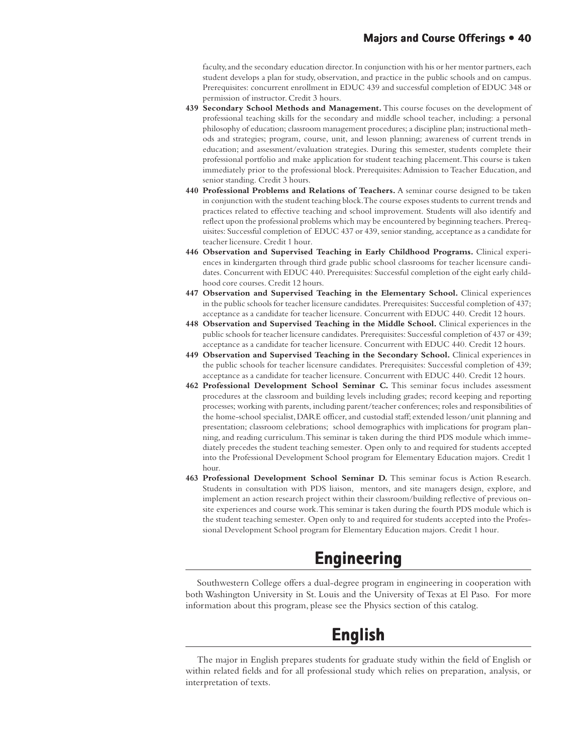faculty, and the secondary education director. In conjunction with his or her mentor partners, each student develops a plan for study, observation, and practice in the public schools and on campus. Prerequisites: concurrent enrollment in EDUC 439 and successful completion of EDUC 348 or permission of instructor. Credit 3 hours.

**439 Secondary School Methods and Management.** This course focuses on the development of professional teaching skills for the secondary and middle school teacher, including: a personal philosophy of education; classroom management procedures; a discipline plan; instructional methods and strategies; program, course, unit, and lesson planning; awareness of current trends in education; and assessment/evaluation strategies. During this semester, students complete their professional portfolio and make application for student teaching placement. This course is taken immediately prior to the professional block. Prerequisites: Admission to Teacher Education, and senior standing. Credit 3 hours.

**440 Professional Problems and Relations of Teachers.** A seminar course designed to be taken in conjunction with the student teaching block. The course exposes students to current trends and practices related to effective teaching and school improvement. Students will also identify and reflect upon the professional problems which may be encountered by beginning teachers. Prerequisites: Successful completion of EDUC 437 or 439, senior standing, acceptance as a candidate for teacher licensure. Credit 1 hour.

**446 Observation and Supervised Teaching in Early Childhood Programs.** Clinical experiences in kindergarten through third grade public school classrooms for teacher licensure candidates. Concurrent with EDUC 440. Prerequisites: Successful completion of the eight early childhood core courses. Credit 12 hours.

**447 Observation and Supervised Teaching in the Elementary School.** Clinical experiences in the public schools for teacher licensure candidates. Prerequisites: Successful completion of 437; acceptance as a candidate for teacher licensure. Concurrent with EDUC 440. Credit 12 hours.

**448 Observation and Supervised Teaching in the Middle School.** Clinical experiences in the public schools for teacher licensure candidates. Prerequisites: Successful completion of 437 or 439; acceptance as a candidate for teacher licensure. Concurrent with EDUC 440. Credit 12 hours.

**449 Observation and Supervised Teaching in the Secondary School.** Clinical experiences in the public schools for teacher licensure candidates. Prerequisites: Successful completion of 439; acceptance as a candidate for teacher licensure. Concurrent with EDUC 440. Credit 12 hours.

**462 Professional Development School Seminar C.** This seminar focus includes assessment procedures at the classroom and building levels including grades; record keeping and reporting processes; working with parents, including parent/teacher conferences; roles and responsibilities of the home-school specialist, DARE officer, and custodial staff; extended lesson/unit planning and presentation; classroom celebrations; school demographics with implications for program planning, and reading curriculum. This seminar is taken during the third PDS module which immediately precedes the student teaching semester. Open only to and required for students accepted into the Professional Development School program for Elementary Education majors. Credit 1 hour.

**463 Professional Development School Seminar D.** This seminar focus is Action Research. Students in consultation with PDS liaison, mentors, and site managers design, explore, and implement an action research project within their classroom/building reflective of previous on-site experiences and course work. This seminar is taken during the fourth PDS module which is the student teaching semester. Open only to and required for students accepted into the Professional Development School program for Elementary Education majors. Credit 1 hour.

# Engineering

Southwestern College offers a dual-degree program in engineering in cooperation with both Washington University in St. Louis and the University of Texas at El Paso. For more information about this program, please see the Physics section of this catalog.

# English

The major in English prepares students for graduate study within the field of English or within related fields and for all professional study which relies on preparation, analysis, or interpretation of texts.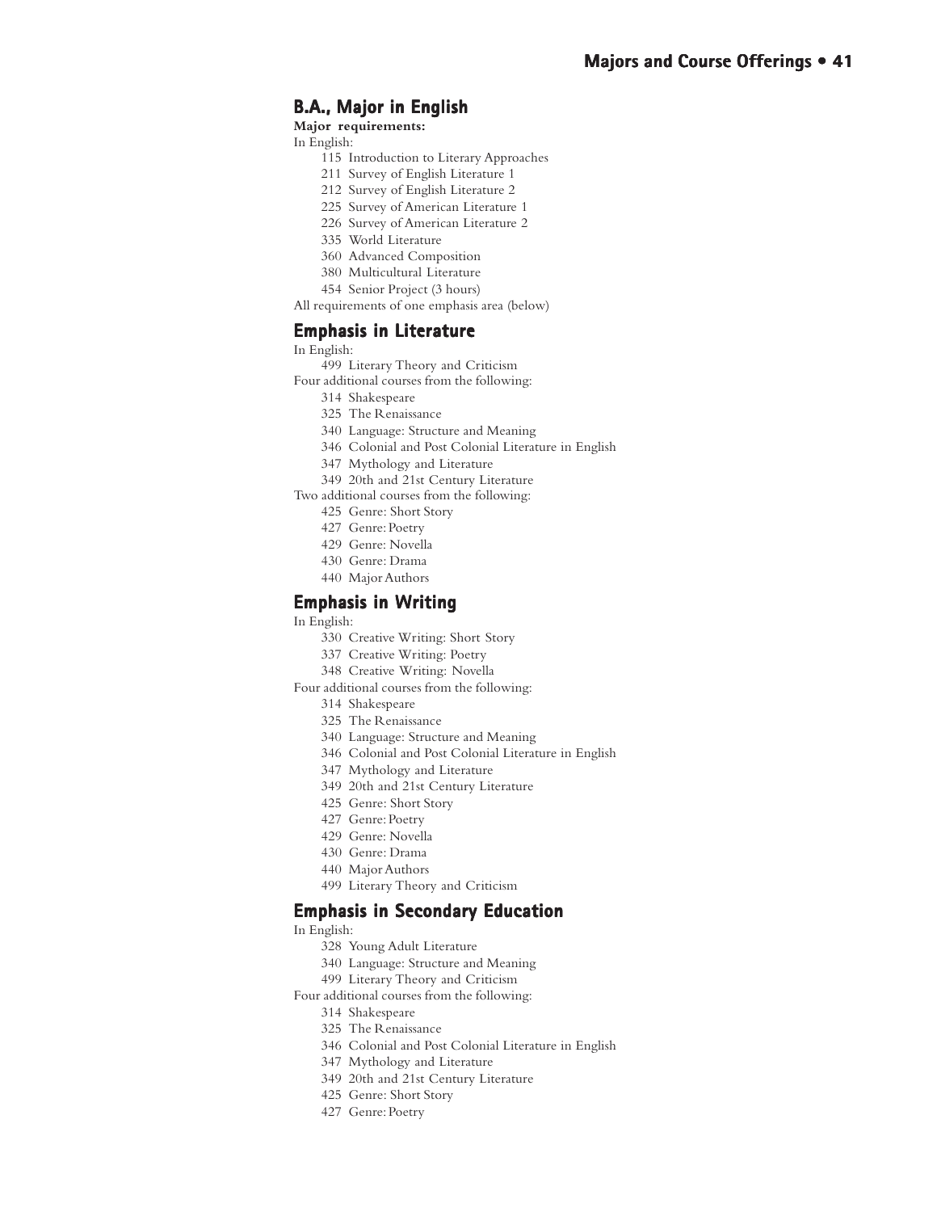## B.A., Major in English

**Major requirements:**

In English:

- 115 Introduction to Literary Approaches
- 211 Survey of English Literature 1
- 212 Survey of English Literature 2
- 225 Survey of American Literature 1
- 226 Survey of American Literature 2
- 335 World Literature
- 360 Advanced Composition
- 380 Multicultural Literature
- 454 Senior Project (3 hours)

All requirements of one emphasis area (below)

## Emphasis in Literature

In English:

- 499 Literary Theory and Criticism

Four additional courses from the following:

- 314 Shakespeare
- 325 The Renaissance
- 340 Language: Structure and Meaning
- 346 Colonial and Post Colonial Literature in English
- 347 Mythology and Literature
- 349 20th and 21st Century Literature

Two additional courses from the following:

- 425 Genre: Short Story
- 427 Genre: Poetry
- 429 Genre: Novella
- 430 Genre: Drama
- 440 Major Authors

## Emphasis in Writing

In English:

- 330 Creative Writing: Short Story
- 337 Creative Writing: Poetry
- 348 Creative Writing: Novella

Four additional courses from the following:

- 314 Shakespeare
- 325 The Renaissance
- 340 Language: Structure and Meaning
- 346 Colonial and Post Colonial Literature in English
- 347 Mythology and Literature
- 349 20th and 21st Century Literature
- 425 Genre: Short Story
- 427 Genre: Poetry
- 429 Genre: Novella
- 430 Genre: Drama
- 440 Major Authors
- 499 Literary Theory and Criticism

## Emphasis in Secondary Education

In English:

- 328 Young Adult Literature
- 340 Language: Structure and Meaning
- 499 Literary Theory and Criticism

Four additional courses from the following:

- 314 Shakespeare
- 325 The Renaissance
- 346 Colonial and Post Colonial Literature in English
- 347 Mythology and Literature
- 349 20th and 21st Century Literature
- 425 Genre: Short Story
- 427 Genre: Poetry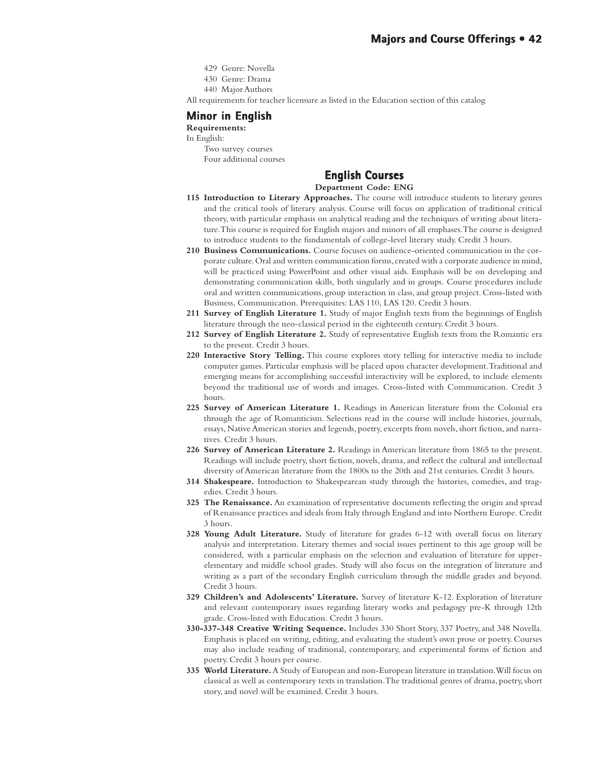429 Genre: Novella

430 Genre: Drama

440 Major Authors

All requirements for teacher licensure as listed in the Education section of this catalog

## Minor in English

**Requirements:**

In English:

Two survey courses

Four additional courses

## English Courses

**Department Code: ENG**

**115 Introduction to Literary Approaches.** The course will introduce students to literary genres and the critical tools of literary analysis. Course will focus on application of traditional critical theory, with particular emphasis on analytical reading and the techniques of writing about literature. This course is required for English majors and minors of all emphases. The course is designed to introduce students to the fundamentals of college-level literary study. Credit 3 hours.

**210 Business Communications.** Course focuses on audience-oriented communication in the corporate culture. Oral and written communication forms, created with a corporate audience in mind, will be practiced using PowerPoint and other visual aids. Emphasis will be on developing and demonstrating communication skills, both singularly and in groups. Course procedures include oral and written communications, group interaction in class, and group project. Cross-listed with Business, Communication. Prerequisites: LAS 110, LAS 120. Credit 3 hours.

**211 Survey of English Literature 1.** Study of major English texts from the beginnings of English literature through the neo-classical period in the eighteenth century. Credit 3 hours.

**212 Survey of English Literature 2.** Study of representative English texts from the Romantic era to the present. Credit 3 hours.

**220 Interactive Story Telling.** This course explores story telling for interactive media to include computer games. Particular emphasis will be placed upon character development. Traditional and emerging means for accomplishing successful interactivity will be explored, to include elements beyond the traditional use of words and images. Cross-listed with Communication. Credit 3 hours.

**225 Survey of American Literature 1.** Readings in American literature from the Colonial era through the age of Romanticism. Selections read in the course will include histories, journals, essays, Native American stories and legends, poetry, excerpts from novels, short fiction, and narratives. Credit 3 hours.

**226 Survey of American Literature 2.** Readings in American literature from 1865 to the present. Readings will include poetry, short fiction, novels, drama, and reflect the cultural and intellectual diversity of American literature from the 1800s to the 20th and 21st centuries. Credit 3 hours.

**314 Shakespeare.** Introduction to Shakespearean study through the histories, comedies, and tragedies. Credit 3 hours.

**325 The Renaissance.** An examination of representative documents reflecting the origin and spread of Renaissance practices and ideals from Italy through England and into Northern Europe. Credit 3 hours.

**328 Young Adult Literature.** Study of literature for grades 6-12 with overall focus on literary analysis and interpretation. Literary themes and social issues pertinent to this age group will be considered, with a particular emphasis on the selection and evaluation of literature for upper-elementary and middle school grades. Study will also focus on the integration of literature and writing as a part of the secondary English curriculum through the middle grades and beyond. Credit 3 hours.

**329 Children's and Adolescents' Literature.** Survey of literature K-12. Exploration of literature and relevant contemporary issues regarding literary works and pedagogy pre-K through 12th grade. Cross-listed with Education. Credit 3 hours.

**330-337-348 Creative Writing Sequence.** Includes 330 Short Story, 337 Poetry, and 348 Novella. Emphasis is placed on writing, editing, and evaluating the student's own prose or poetry. Courses may also include reading of traditional, contemporary, and experimental forms of fiction and poetry. Credit 3 hours per course.

**335 World Literature.** A Study of European and non-European literature in translation. Will focus on classical as well as contemporary texts in translation. The traditional genres of drama, poetry, short story, and novel will be examined. Credit 3 hours.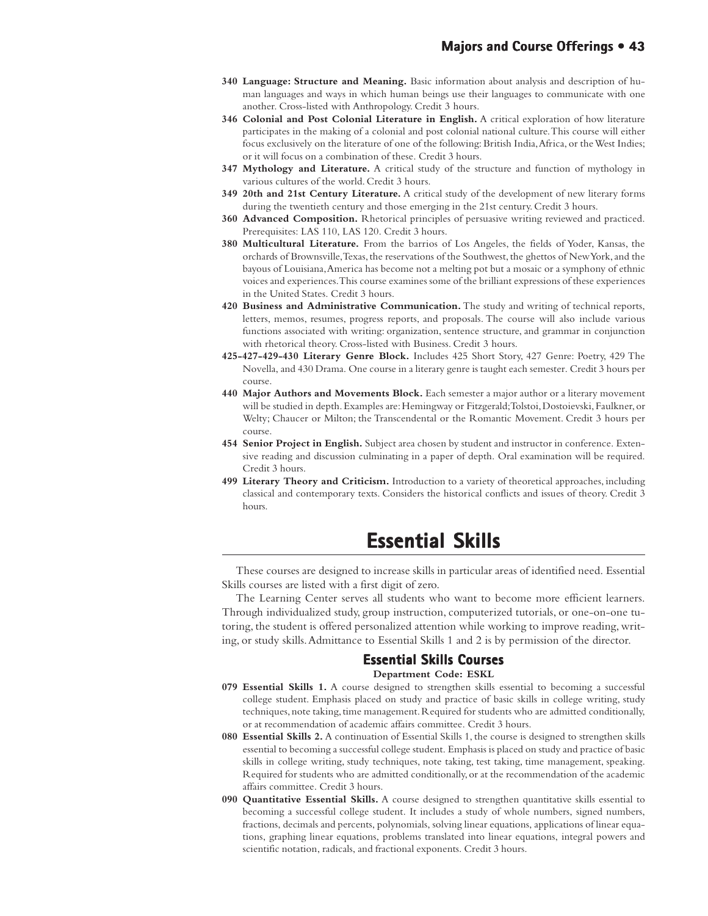**340 Language: Structure and Meaning.** Basic information about analysis and description of human languages and ways in which human beings use their languages to communicate with one another. Cross-listed with Anthropology. Credit 3 hours.

**346 Colonial and Post Colonial Literature in English.** A critical exploration of how literature participates in the making of a colonial and post colonial national culture. This course will either focus exclusively on the literature of one of the following: British India, Africa, or the West Indies; or it will focus on a combination of these. Credit 3 hours.

**347 Mythology and Literature.** A critical study of the structure and function of mythology in various cultures of the world. Credit 3 hours.

**349 20th and 21st Century Literature.** A critical study of the development of new literary forms during the twentieth century and those emerging in the 21st century. Credit 3 hours.

**360 Advanced Composition.** Rhetorical principles of persuasive writing reviewed and practiced. Prerequisites: LAS 110, LAS 120. Credit 3 hours.

**380 Multicultural Literature.** From the barrios of Los Angeles, the fields of Yoder, Kansas, the orchards of Brownsville, Texas, the reservations of the Southwest, the ghettos of New York, and the bayous of Louisiana, America has become not a melting pot but a mosaic or a symphony of ethnic voices and experiences. This course examines some of the brilliant expressions of these experiences in the United States. Credit 3 hours.

**420 Business and Administrative Communication.** The study and writing of technical reports, letters, memos, resumes, progress reports, and proposals. The course will also include various functions associated with writing: organization, sentence structure, and grammar in conjunction with rhetorical theory. Cross-listed with Business. Credit 3 hours.

**425-427-429-430 Literary Genre Block.** Includes 425 Short Story, 427 Genre: Poetry, 429 The Novella, and 430 Drama. One course in a literary genre is taught each semester. Credit 3 hours per course.

**440 Major Authors and Movements Block.** Each semester a major author or a literary movement will be studied in depth. Examples are: Hemingway or Fitzgerald; Tolstoi, Dostoievski, Faulkner, or Welty; Chaucer or Milton; the Transcendental or the Romantic Movement. Credit 3 hours per course.

**454 Senior Project in English.** Subject area chosen by student and instructor in conference. Extensive reading and discussion culminating in a paper of depth. Oral examination will be required. Credit 3 hours.

**499 Literary Theory and Criticism.** Introduction to a variety of theoretical approaches, including classical and contemporary texts. Considers the historical conflicts and issues of theory. Credit 3 hours.

# Essential Skills

These courses are designed to increase skills in particular areas of identified need. Essential Skills courses are listed with a first digit of zero.

The Learning Center serves all students who want to become more efficient learners. Through individualized study, group instruction, computerized tutorials, or one-on-one tutoring, the student is offered personalized attention while working to improve reading, writing, or study skills. Admittance to Essential Skills 1 and 2 is by permission of the director.

## Essential Skills Courses

**Department Code: ESKL**

**079 Essential Skills 1.** A course designed to strengthen skills essential to becoming a successful college student. Emphasis placed on study and practice of basic skills in college writing, study techniques, note taking, time management. Required for students who are admitted conditionally, or at recommendation of academic affairs committee. Credit 3 hours.

**080 Essential Skills 2.** A continuation of Essential Skills 1, the course is designed to strengthen skills essential to becoming a successful college student. Emphasis is placed on study and practice of basic skills in college writing, study techniques, note taking, test taking, time management, speaking. Required for students who are admitted conditionally, or at the recommendation of the academic affairs committee. Credit 3 hours.

**090 Quantitative Essential Skills.** A course designed to strengthen quantitative skills essential to becoming a successful college student. It includes a study of whole numbers, signed numbers, fractions, decimals and percents, polynomials, solving linear equations, applications of linear equations, graphing linear equations, problems translated into linear equations, integral powers and scientific notation, radicals, and fractional exponents. Credit 3 hours.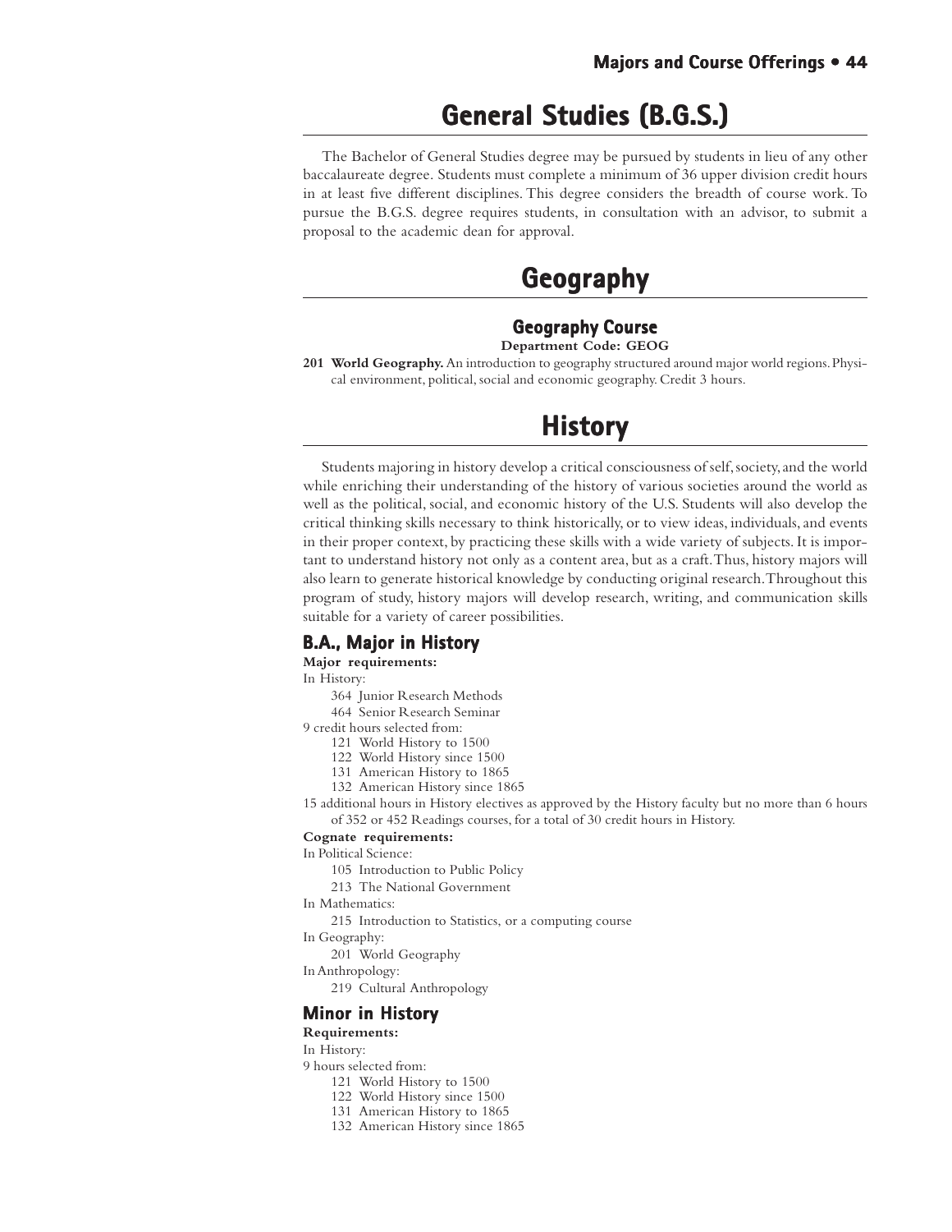# General Studies (B.G.S.)

The Bachelor of General Studies degree may be pursued by students in lieu of any other baccalaureate degree. Students must complete a minimum of 36 upper division credit hours in at least five different disciplines. This degree considers the breadth of course work. To pursue the B.G.S. degree requires students, in consultation with an advisor, to submit a proposal to the academic dean for approval.

# Geography

### Geography Course

**Department Code: GEOG**

**201 World Geography.** An introduction to geography structured around major world regions. Physical environment, political, social and economic geography. Credit 3 hours.

# History

Students majoring in history develop a critical consciousness of self, society, and the world while enriching their understanding of the history of various societies around the world as well as the political, social, and economic history of the U.S. Students will also develop the critical thinking skills necessary to think historically, or to view ideas, individuals, and events in their proper context, by practicing these skills with a wide variety of subjects. It is important to understand history not only as a content area, but as a craft. Thus, history majors will also learn to generate historical knowledge by conducting original research. Throughout this program of study, history majors will develop research, writing, and communication skills suitable for a variety of career possibilities.

## B.A., Major in History

**Major requirements:**

In History:

- 364 Junior Research Methods
- 464 Senior Research Seminar

9 credit hours selected from:

- 121 World History to 1500
- 122 World History since 1500
- 131 American History to 1865
- 132 American History since 1865

15 additional hours in History electives as approved by the History faculty but no more than 6 hours of 352 or 452 Readings courses, for a total of 30 credit hours in History.

**Cognate requirements:**

In Political Science:

- 105 Introduction to Public Policy
- 213 The National Government

In Mathematics:

- 215 Introduction to Statistics, or a computing course

In Geography:

- 201 World Geography

In Anthropology:

- 219 Cultural Anthropology

## Minor in History

**Requirements:**

In History:

9 hours selected from:

- 121 World History to 1500
- 122 World History since 1500
- 131 American History to 1865
- 132 American History since 1865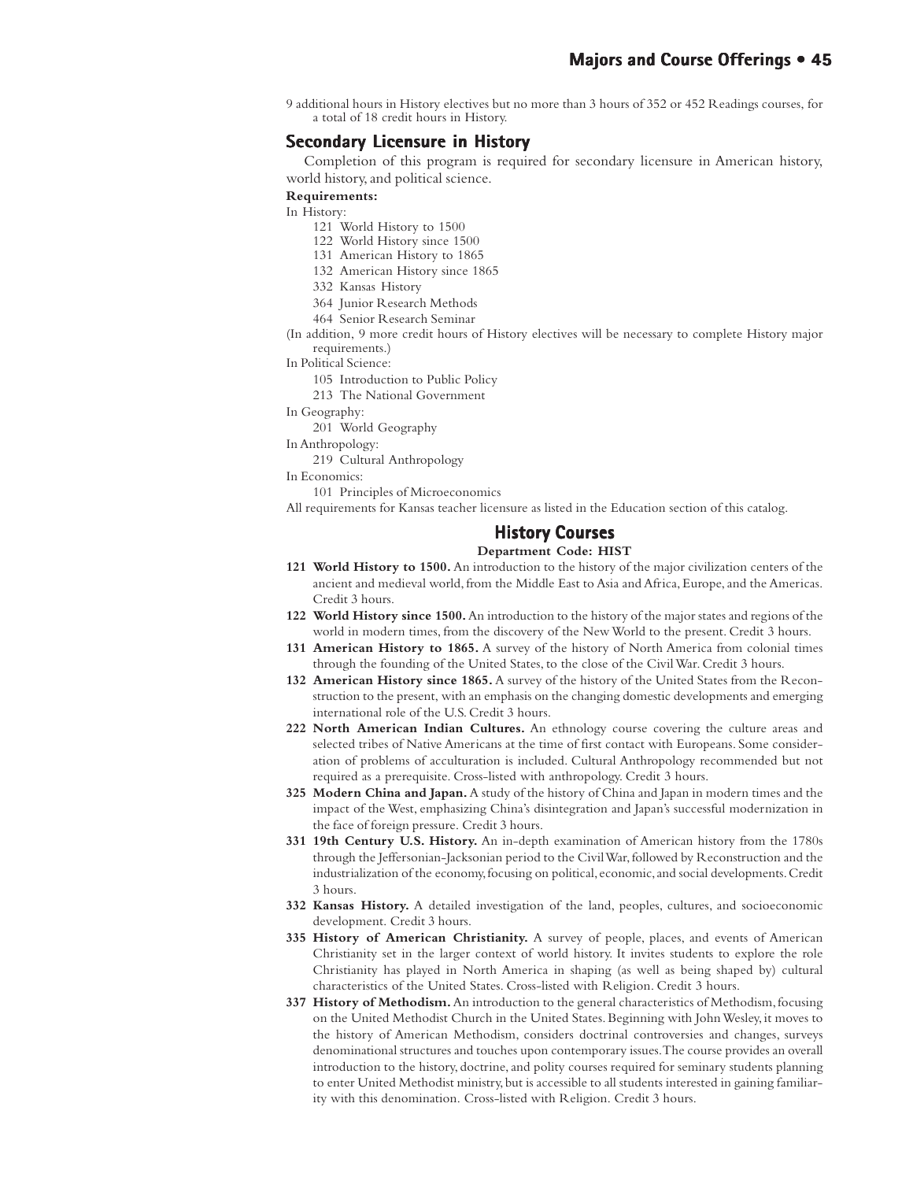9 additional hours in History electives but no more than 3 hours of 352 or 452 Readings courses, for a total of 18 credit hours in History.

### Secondary Licensure in History

Completion of this program is required for secondary licensure in American history, world history, and political science.

**Requirements:**

In History:

- 121 World History to 1500
- 122 World History since 1500
- 131 American History to 1865
- 132 American History since 1865
- 332 Kansas History
- 364 Junior Research Methods
- 464 Senior Research Seminar

(In addition, 9 more credit hours of History electives will be necessary to complete History major requirements.)

In Political Science:

- 105 Introduction to Public Policy
- 213 The National Government

In Geography:

- 201 World Geography

In Anthropology:

- 219 Cultural Anthropology

In Economics:

- 101 Principles of Microeconomics

All requirements for Kansas teacher licensure as listed in the Education section of this catalog.

## History Courses

**Department Code: HIST**

**121 World History to 1500.** An introduction to the history of the major civilization centers of the ancient and medieval world, from the Middle East to Asia and Africa, Europe, and the Americas. Credit 3 hours.

**122 World History since 1500.** An introduction to the history of the major states and regions of the world in modern times, from the discovery of the New World to the present. Credit 3 hours.

**131 American History to 1865.** A survey of the history of North America from colonial times through the founding of the United States, to the close of the Civil War. Credit 3 hours.

**132 American History since 1865.** A survey of the history of the United States from the Reconstruction to the present, with an emphasis on the changing domestic developments and emerging international role of the U.S. Credit 3 hours.

**222 North American Indian Cultures.** An ethnology course covering the culture areas and selected tribes of Native Americans at the time of first contact with Europeans. Some consideration of problems of acculturation is included. Cultural Anthropology recommended but not required as a prerequisite. Cross-listed with anthropology. Credit 3 hours.

**325 Modern China and Japan.** A study of the history of China and Japan in modern times and the impact of the West, emphasizing China's disintegration and Japan's successful modernization in the face of foreign pressure. Credit 3 hours.

**331 19th Century U.S. History.** An in-depth examination of American history from the 1780s through the Jeffersonian-Jacksonian period to the Civil War, followed by Reconstruction and the industrialization of the economy, focusing on political, economic, and social developments. Credit 3 hours.

**332 Kansas History.** A detailed investigation of the land, peoples, cultures, and socioeconomic development. Credit 3 hours.

**335 History of American Christianity.** A survey of people, places, and events of American Christianity set in the larger context of world history. It invites students to explore the role Christianity has played in North America in shaping (as well as being shaped by) cultural characteristics of the United States. Cross-listed with Religion. Credit 3 hours.

**337 History of Methodism.** An introduction to the general characteristics of Methodism, focusing on the United Methodist Church in the United States. Beginning with John Wesley, it moves to the history of American Methodism, considers doctrinal controversies and changes, surveys denominational structures and touches upon contemporary issues. The course provides an overall introduction to the history, doctrine, and polity courses required for seminary students planning to enter United Methodist ministry, but is accessible to all students interested in gaining familiarity with this denomination. Cross-listed with Religion. Credit 3 hours.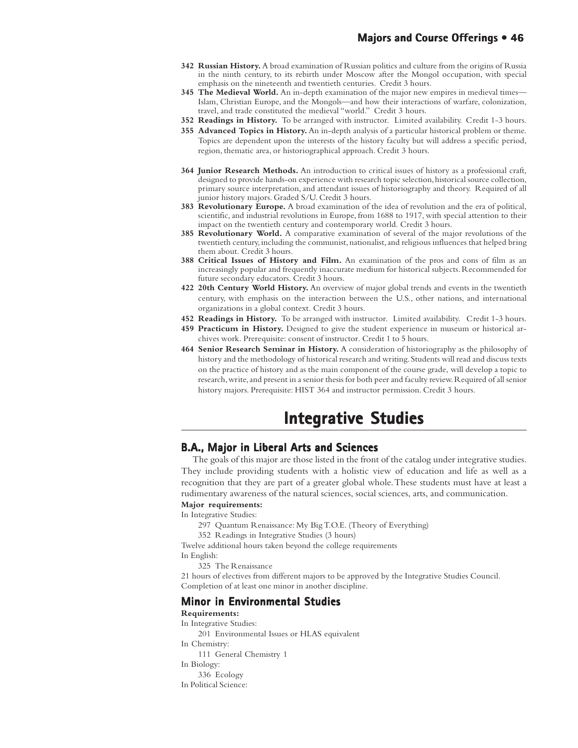**342 Russian History.** A broad examination of Russian politics and culture from the origins of Russia in the ninth century, to its rebirth under Moscow after the Mongol occupation, with special emphasis on the nineteenth and twentieth centuries. Credit 3 hours.

**345 The Medieval World.** An in-depth examination of the major new empires in medieval times—Islam, Christian Europe, and the Mongols—and how their interactions of warfare, colonization, travel, and trade constituted the medieval "world." Credit 3 hours.

**352 Readings in History.** To be arranged with instructor. Limited availability. Credit 1-3 hours.

**355 Advanced Topics in History.** An in-depth analysis of a particular historical problem or theme. Topics are dependent upon the interests of the history faculty but will address a specific period, region, thematic area, or historiographical approach. Credit 3 hours.

**364 Junior Research Methods.** An introduction to critical issues of history as a professional craft, designed to provide hands-on experience with research topic selection, historical source collection, primary source interpretation, and attendant issues of historiography and theory. Required of all junior history majors. Graded S/U. Credit 3 hours.

**383 Revolutionary Europe.** A broad examination of the idea of revolution and the era of political, scientific, and industrial revolutions in Europe, from 1688 to 1917, with special attention to their impact on the twentieth century and contemporary world. Credit 3 hours.

**385 Revolutionary World.** A comparative examination of several of the major revolutions of the twentieth century, including the communist, nationalist, and religious influences that helped bring them about. Credit 3 hours.

**388 Critical Issues of History and Film.** An examination of the pros and cons of film as an increasingly popular and frequently inaccurate medium for historical subjects. Recommended for future secondary educators. Credit 3 hours.

**422 20th Century World History.** An overview of major global trends and events in the twentieth century, with emphasis on the interaction between the U.S., other nations, and international organizations in a global context. Credit 3 hours.

**452 Readings in History.** To be arranged with instructor. Limited availability. Credit 1-3 hours.

**459 Practicum in History.** Designed to give the student experience in museum or historical archives work. Prerequisite: consent of instructor. Credit 1 to 5 hours.

**464 Senior Research Seminar in History.** A consideration of historiography as the philosophy of history and the methodology of historical research and writing. Students will read and discuss texts on the practice of history and as the main component of the course grade, will develop a topic to research, write, and present in a senior thesis for both peer and faculty review. Required of all senior history majors. Prerequisite: HIST 364 and instructor permission. Credit 3 hours.

# Integrative Studies

## B.A., Major in Liberal Arts and Sciences

The goals of this major are those listed in the front of the catalog under integrative studies. They include providing students with a holistic view of education and life as well as a recognition that they are part of a greater global whole. These students must have at least a rudimentary awareness of the natural sciences, social sciences, arts, and communication.

**Major requirements:**

In Integrative Studies:

297 Quantum Renaissance: My Big T.O.E. (Theory of Everything)

352 Readings in Integrative Studies (3 hours)

Twelve additional hours taken beyond the college requirements

In English:

325 The Renaissance

21 hours of electives from different majors to be approved by the Integrative Studies Council.

Completion of at least one minor in another discipline.

## Minor in Environmental Studies

**Requirements:**

In Integrative Studies:

201 Environmental Issues or HLAS equivalent

In Chemistry:

111 General Chemistry 1

In Biology:

336 Ecology

In Political Science: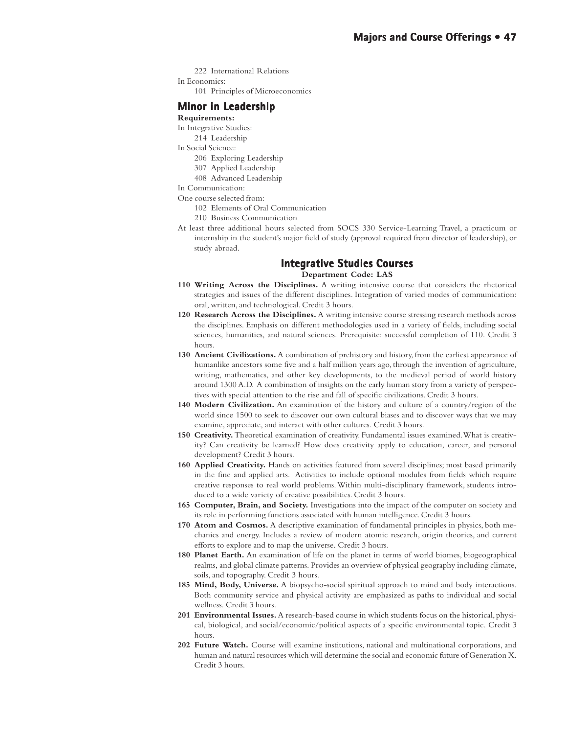222 International Relations

In Economics:

101 Principles of Microeconomics

## Minor in Leadership

**Requirements:**

In Integrative Studies:

214 Leadership

In Social Science:

206 Exploring Leadership

307 Applied Leadership

408 Advanced Leadership

In Communication:

One course selected from:

102 Elements of Oral Communication

210 Business Communication

At least three additional hours selected from SOCS 330 Service-Learning Travel, a practicum or internship in the student's major field of study (approval required from director of leadership), or study abroad.

## Integrative Studies Courses

**Department Code: LAS**

**110 Writing Across the Disciplines.** A writing intensive course that considers the rhetorical strategies and issues of the different disciplines. Integration of varied modes of communication: oral, written, and technological. Credit 3 hours.

**120 Research Across the Disciplines.** A writing intensive course stressing research methods across the disciplines. Emphasis on different methodologies used in a variety of fields, including social sciences, humanities, and natural sciences. Prerequisite: successful completion of 110. Credit 3 hours.

**130 Ancient Civilizations.** A combination of prehistory and history, from the earliest appearance of humanlike ancestors some five and a half million years ago, through the invention of agriculture, writing, mathematics, and other key developments, to the medieval period of world history around 1300 A.D. A combination of insights on the early human story from a variety of perspectives with special attention to the rise and fall of specific civilizations. Credit 3 hours.

**140 Modern Civilization.** An examination of the history and culture of a country/region of the world since 1500 to seek to discover our own cultural biases and to discover ways that we may examine, appreciate, and interact with other cultures. Credit 3 hours.

**150 Creativity.** Theoretical examination of creativity. Fundamental issues examined. What is creativity? Can creativity be learned? How does creativity apply to education, career, and personal development? Credit 3 hours.

**160 Applied Creativity.** Hands on activities featured from several disciplines; most based primarily in the fine and applied arts. Activities to include optional modules from fields which require creative responses to real world problems. Within multi-disciplinary framework, students introduced to a wide variety of creative possibilities. Credit 3 hours.

**165 Computer, Brain, and Society.** Investigations into the impact of the computer on society and its role in performing functions associated with human intelligence. Credit 3 hours.

**170 Atom and Cosmos.** A descriptive examination of fundamental principles in physics, both mechanics and energy. Includes a review of modern atomic research, origin theories, and current efforts to explore and to map the universe. Credit 3 hours.

**180 Planet Earth.** An examination of life on the planet in terms of world biomes, biogeographical realms, and global climate patterns. Provides an overview of physical geography including climate, soils, and topography. Credit 3 hours.

**185 Mind, Body, Universe.** A biopsycho-social spiritual approach to mind and body interactions. Both community service and physical activity are emphasized as paths to individual and social wellness. Credit 3 hours.

**201 Environmental Issues.** A research-based course in which students focus on the historical, physical, biological, and social/economic/political aspects of a specific environmental topic. Credit 3 hours.

**202 Future Watch.** Course will examine institutions, national and multinational corporations, and human and natural resources which will determine the social and economic future of Generation X. Credit 3 hours.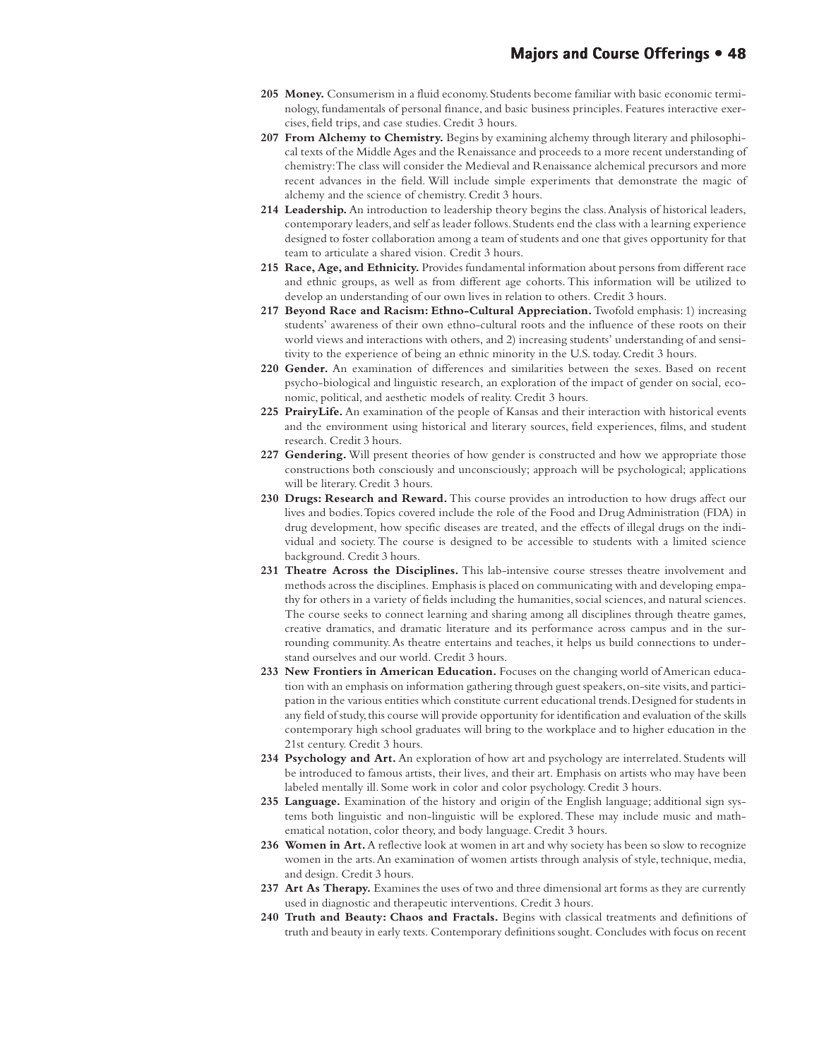**205 Money.** Consumerism in a fluid economy. Students become familiar with basic economic terminology, fundamentals of personal finance, and basic business principles. Features interactive exercises, field trips, and case studies. Credit 3 hours.

**207 From Alchemy to Chemistry.** Begins by examining alchemy through literary and philosophical texts of the Middle Ages and the Renaissance and proceeds to a more recent understanding of chemistry: The class will consider the Medieval and Renaissance alchemical precursors and more recent advances in the field. Will include simple experiments that demonstrate the magic of alchemy and the science of chemistry. Credit 3 hours.

**214 Leadership.** An introduction to leadership theory begins the class. Analysis of historical leaders, contemporary leaders, and self as leader follows. Students end the class with a learning experience designed to foster collaboration among a team of students and one that gives opportunity for that team to articulate a shared vision. Credit 3 hours.

**215 Race, Age, and Ethnicity.** Provides fundamental information about persons from different race and ethnic groups, as well as from different age cohorts. This information will be utilized to develop an understanding of our own lives in relation to others. Credit 3 hours.

**217 Beyond Race and Racism: Ethno-Cultural Appreciation.** Twofold emphasis: 1) increasing students' awareness of their own ethno-cultural roots and the influence of these roots on their world views and interactions with others, and 2) increasing students' understanding of and sensitivity to the experience of being an ethnic minority in the U.S. today. Credit 3 hours.

**220 Gender.** An examination of differences and similarities between the sexes. Based on recent psycho-biological and linguistic research, an exploration of the impact of gender on social, economic, political, and aesthetic models of reality. Credit 3 hours.

**225 PrairyLife.** An examination of the people of Kansas and their interaction with historical events and the environment using historical and literary sources, field experiences, films, and student research. Credit 3 hours.

**227 Gendering.** Will present theories of how gender is constructed and how we appropriate those constructions both consciously and unconsciously; approach will be psychological; applications will be literary. Credit 3 hours.

**230 Drugs: Research and Reward.** This course provides an introduction to how drugs affect our lives and bodies. Topics covered include the role of the Food and Drug Administration (FDA) in drug development, how specific diseases are treated, and the effects of illegal drugs on the individual and society. The course is designed to be accessible to students with a limited science background. Credit 3 hours.

**231 Theatre Across the Disciplines.** This lab-intensive course stresses theatre involvement and methods across the disciplines. Emphasis is placed on communicating with and developing empathy for others in a variety of fields including the humanities, social sciences, and natural sciences. The course seeks to connect learning and sharing among all disciplines through theatre games, creative dramatics, and dramatic literature and its performance across campus and in the surrounding community. As theatre entertains and teaches, it helps us build connections to understand ourselves and our world. Credit 3 hours.

**233 New Frontiers in American Education.** Focuses on the changing world of American education with an emphasis on information gathering through guest speakers, on-site visits, and participation in the various entities which constitute current educational trends. Designed for students in any field of study, this course will provide opportunity for identification and evaluation of the skills contemporary high school graduates will bring to the workplace and to higher education in the 21st century. Credit 3 hours.

**234 Psychology and Art.** An exploration of how art and psychology are interrelated. Students will be introduced to famous artists, their lives, and their art. Emphasis on artists who may have been labeled mentally ill. Some work in color and color psychology. Credit 3 hours.

**235 Language.** Examination of the history and origin of the English language; additional sign systems both linguistic and non-linguistic will be explored. These may include music and mathematical notation, color theory, and body language. Credit 3 hours.

**236 Women in Art.** A reflective look at women in art and why society has been so slow to recognize women in the arts. An examination of women artists through analysis of style, technique, media, and design. Credit 3 hours.

**237 Art As Therapy.** Examines the uses of two and three dimensional art forms as they are currently used in diagnostic and therapeutic interventions. Credit 3 hours.

**240 Truth and Beauty: Chaos and Fractals.** Begins with classical treatments and definitions of truth and beauty in early texts. Contemporary definitions sought. Concludes with focus on recent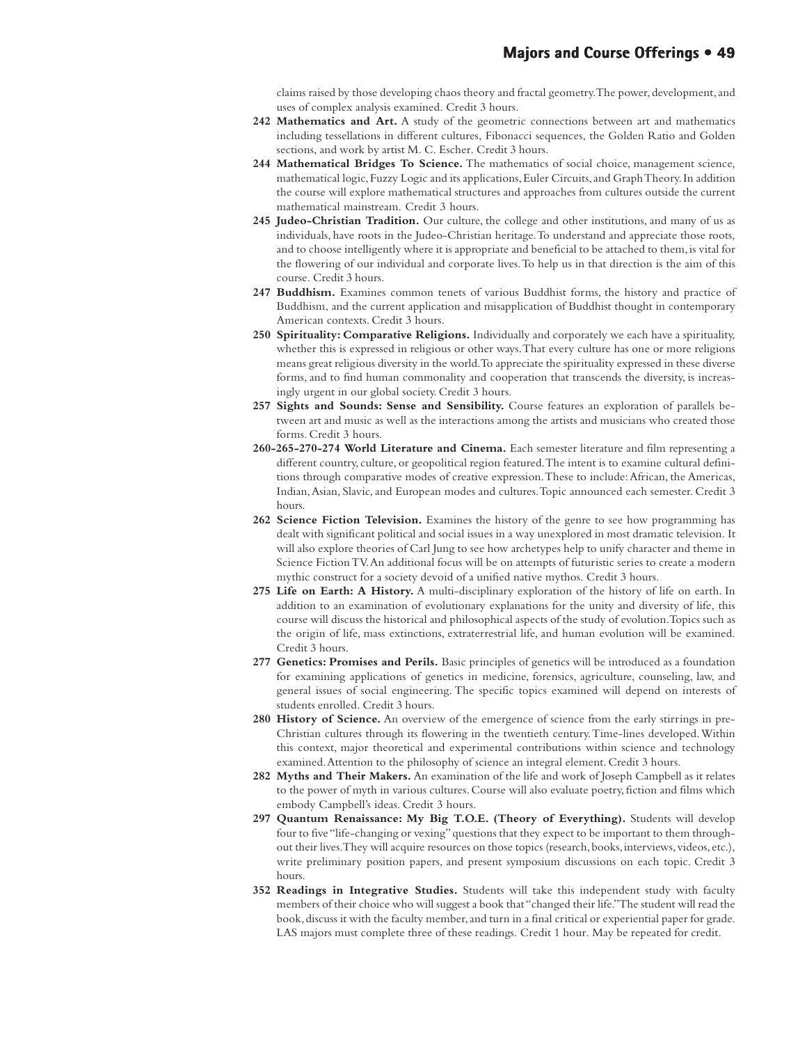claims raised by those developing chaos theory and fractal geometry. The power, development, and uses of complex analysis examined. Credit 3 hours.

**242 Mathematics and Art.** A study of the geometric connections between art and mathematics including tessellations in different cultures, Fibonacci sequences, the Golden Ratio and Golden sections, and work by artist M. C. Escher. Credit 3 hours.

**244 Mathematical Bridges To Science.** The mathematics of social choice, management science, mathematical logic, Fuzzy Logic and its applications, Euler Circuits, and Graph Theory. In addition the course will explore mathematical structures and approaches from cultures outside the current mathematical mainstream. Credit 3 hours.

**245 Judeo-Christian Tradition.** Our culture, the college and other institutions, and many of us as individuals, have roots in the Judeo-Christian heritage. To understand and appreciate those roots, and to choose intelligently where it is appropriate and beneficial to be attached to them, is vital for the flowering of our individual and corporate lives. To help us in that direction is the aim of this course. Credit 3 hours.

**247 Buddhism.** Examines common tenets of various Buddhist forms, the history and practice of Buddhism, and the current application and misapplication of Buddhist thought in contemporary American contexts. Credit 3 hours.

**250 Spirituality: Comparative Religions.** Individually and corporately we each have a spirituality, whether this is expressed in religious or other ways. That every culture has one or more religions means great religious diversity in the world. To appreciate the spirituality expressed in these diverse forms, and to find human commonality and cooperation that transcends the diversity, is increasingly urgent in our global society. Credit 3 hours.

**257 Sights and Sounds: Sense and Sensibility.** Course features an exploration of parallels between art and music as well as the interactions among the artists and musicians who created those forms. Credit 3 hours.

**260-265-270-274 World Literature and Cinema.** Each semester literature and film representing a different country, culture, or geopolitical region featured. The intent is to examine cultural definitions through comparative modes of creative expression. These to include: African, the Americas, Indian, Asian, Slavic, and European modes and cultures. Topic announced each semester. Credit 3 hours.

**262 Science Fiction Television.** Examines the history of the genre to see how programming has dealt with significant political and social issues in a way unexplored in most dramatic television. It will also explore theories of Carl Jung to see how archetypes help to unify character and theme in Science Fiction TV. An additional focus will be on attempts of futuristic series to create a modern mythic construct for a society devoid of a unified native mythos. Credit 3 hours.

**275 Life on Earth: A History.** A multi-disciplinary exploration of the history of life on earth. In addition to an examination of evolutionary explanations for the unity and diversity of life, this course will discuss the historical and philosophical aspects of the study of evolution. Topics such as the origin of life, mass extinctions, extraterrestrial life, and human evolution will be examined. Credit 3 hours.

**277 Genetics: Promises and Perils.** Basic principles of genetics will be introduced as a foundation for examining applications of genetics in medicine, forensics, agriculture, counseling, law, and general issues of social engineering. The specific topics examined will depend on interests of students enrolled. Credit 3 hours.

**280 History of Science.** An overview of the emergence of science from the early stirrings in pre-Christian cultures through its flowering in the twentieth century. Time-lines developed. Within this context, major theoretical and experimental contributions within science and technology examined. Attention to the philosophy of science an integral element. Credit 3 hours.

**282 Myths and Their Makers.** An examination of the life and work of Joseph Campbell as it relates to the power of myth in various cultures. Course will also evaluate poetry, fiction and films which embody Campbell's ideas. Credit 3 hours.

**297 Quantum Renaissance: My Big T.O.E. (Theory of Everything).** Students will develop four to five "life-changing or vexing" questions that they expect to be important to them throughout their lives. They will acquire resources on those topics (research, books, interviews, videos, etc.), write preliminary position papers, and present symposium discussions on each topic. Credit 3 hours.

**352 Readings in Integrative Studies.** Students will take this independent study with faculty members of their choice who will suggest a book that "changed their life." The student will read the book, discuss it with the faculty member, and turn in a final critical or experiential paper for grade. LAS majors must complete three of these readings. Credit 1 hour. May be repeated for credit.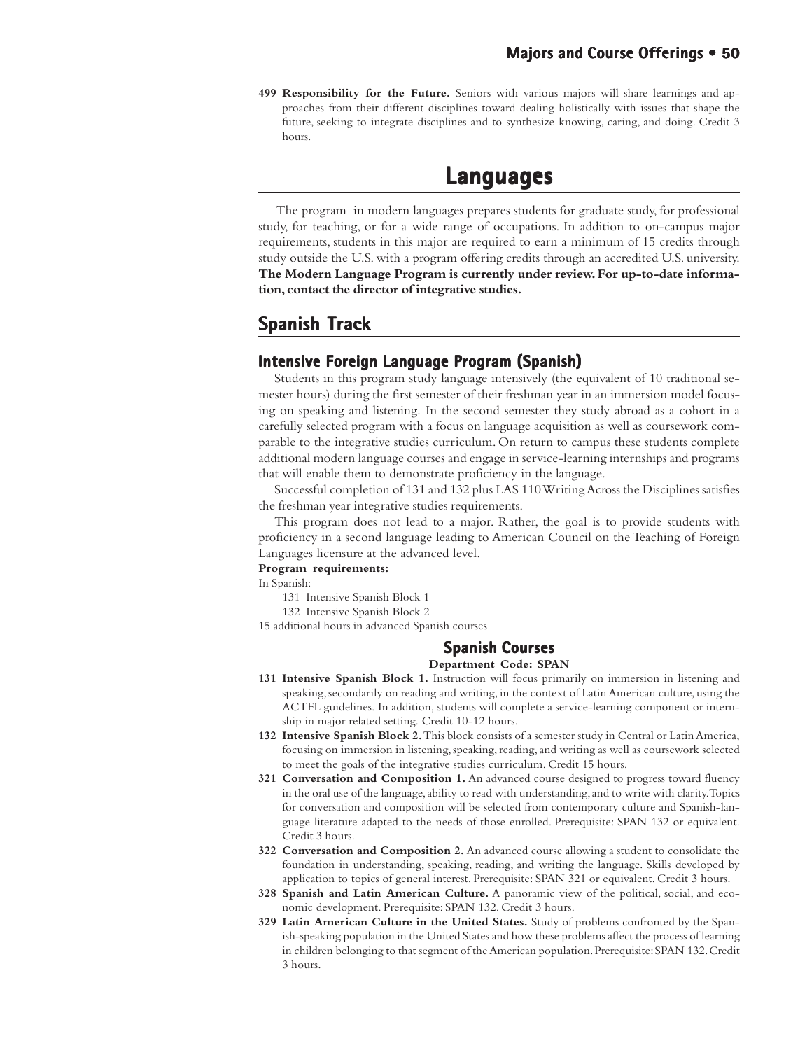**499 Responsibility for the Future.** Seniors with various majors will share learnings and approaches from their different disciplines toward dealing holistically with issues that shape the future, seeking to integrate disciplines and to synthesize knowing, caring, and doing. Credit 3 hours.

# Languages

The program in modern languages prepares students for graduate study, for professional study, for teaching, or for a wide range of occupations. In addition to on-campus major requirements, students in this major are required to earn a minimum of 15 credits through study outside the U.S. with a program offering credits through an accredited U.S. university. **The Modern Language Program is currently under review. For up-to-date information, contact the director of integrative studies.**

## Spanish Track

### Intensive Foreign Language Program (Spanish)

Students in this program study language intensively (the equivalent of 10 traditional semester hours) during the first semester of their freshman year in an immersion model focusing on speaking and listening. In the second semester they study abroad as a cohort in a carefully selected program with a focus on language acquisition as well as coursework comparable to the integrative studies curriculum. On return to campus these students complete additional modern language courses and engage in service-learning internships and programs that will enable them to demonstrate proficiency in the language.

Successful completion of 131 and 132 plus LAS 110 Writing Across the Disciplines satisfies the freshman year integrative studies requirements.

This program does not lead to a major. Rather, the goal is to provide students with proficiency in a second language leading to American Council on the Teaching of Foreign Languages licensure at the advanced level.

**Program requirements:**

In Spanish:

- 131 Intensive Spanish Block 1
- 132 Intensive Spanish Block 2

15 additional hours in advanced Spanish courses

#### Spanish Courses

**Department Code: SPAN**

**131 Intensive Spanish Block 1.** Instruction will focus primarily on immersion in listening and speaking, secondarily on reading and writing, in the context of Latin American culture, using the ACTFL guidelines. In addition, students will complete a service-learning component or internship in major related setting. Credit 10-12 hours.

**132 Intensive Spanish Block 2.** This block consists of a semester study in Central or Latin America, focusing on immersion in listening, speaking, reading, and writing as well as coursework selected to meet the goals of the integrative studies curriculum. Credit 15 hours.

**321 Conversation and Composition 1.** An advanced course designed to progress toward fluency in the oral use of the language, ability to read with understanding, and to write with clarity. Topics for conversation and composition will be selected from contemporary culture and Spanish-language literature adapted to the needs of those enrolled. Prerequisite: SPAN 132 or equivalent. Credit 3 hours.

**322 Conversation and Composition 2.** An advanced course allowing a student to consolidate the foundation in understanding, speaking, reading, and writing the language. Skills developed by application to topics of general interest. Prerequisite: SPAN 321 or equivalent. Credit 3 hours.

**328 Spanish and Latin American Culture.** A panoramic view of the political, social, and economic development. Prerequisite: SPAN 132. Credit 3 hours.

**329 Latin American Culture in the United States.** Study of problems confronted by the Spanish-speaking population in the United States and how these problems affect the process of learning in children belonging to that segment of the American population. Prerequisite: SPAN 132. Credit 3 hours.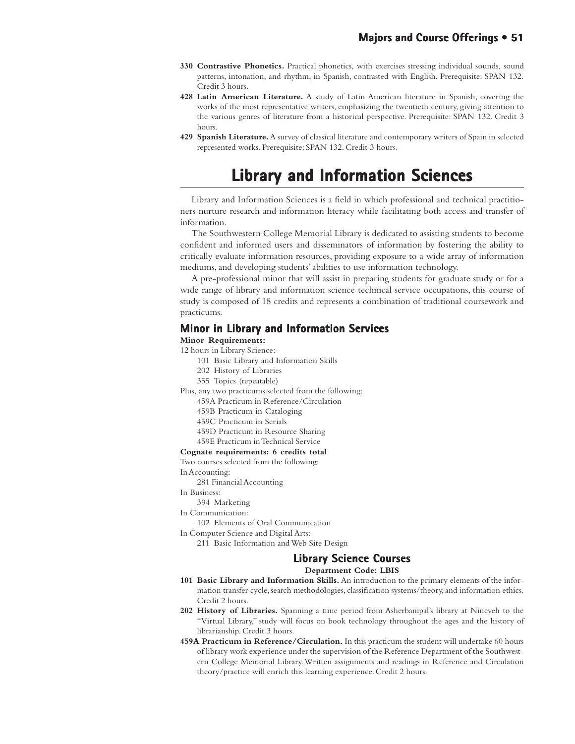**330 Contrastive Phonetics.** Practical phonetics, with exercises stressing individual sounds, sound patterns, intonation, and rhythm, in Spanish, contrasted with English. Prerequisite: SPAN 132. Credit 3 hours.

**428 Latin American Literature.** A study of Latin American literature in Spanish, covering the works of the most representative writers, emphasizing the twentieth century, giving attention to the various genres of literature from a historical perspective. Prerequisite: SPAN 132. Credit 3 hours.

**429 Spanish Literature.** A survey of classical literature and contemporary writers of Spain in selected represented works. Prerequisite: SPAN 132. Credit 3 hours.

# Library and Information Sciences

Library and Information Sciences is a field in which professional and technical practitioners nurture research and information literacy while facilitating both access and transfer of information.

The Southwestern College Memorial Library is dedicated to assisting students to become confident and informed users and disseminators of information by fostering the ability to critically evaluate information resources, providing exposure to a wide array of information mediums, and developing students' abilities to use information technology.

A pre-professional minor that will assist in preparing students for graduate study or for a wide range of library and information science technical service occupations, this course of study is composed of 18 credits and represents a combination of traditional coursework and practicums.

## Minor in Library and Information Services

**Minor Requirements:**

12 hours in Library Science:

- 101 Basic Library and Information Skills
- 202 History of Libraries
- 355 Topics (repeatable)

Plus, any two practicums selected from the following:

- 459A Practicum in Reference/Circulation
- 459B Practicum in Cataloging
- 459C Practicum in Serials
- 459D Practicum in Resource Sharing
- 459E Practicum in Technical Service

**Cognate requirements: 6 credits total**

Two courses selected from the following:

In Accounting:

- 281 Financial Accounting

In Business:

- 394 Marketing

In Communication:

- 102 Elements of Oral Communication

In Computer Science and Digital Arts:

- 211 Basic Information and Web Site Design

### Library Science Courses

**Department Code: LBIS**

**101 Basic Library and Information Skills.** An introduction to the primary elements of the information transfer cycle, search methodologies, classification systems/theory, and information ethics. Credit 2 hours.

**202 History of Libraries.** Spanning a time period from Asherbanipal's library at Nineveh to the "Virtual Library," study will focus on book technology throughout the ages and the history of librarianship. Credit 3 hours.

**459A Practicum in Reference/Circulation.** In this practicum the student will undertake 60 hours of library work experience under the supervision of the Reference Department of the Southwestern College Memorial Library. Written assignments and readings in Reference and Circulation theory/practice will enrich this learning experience. Credit 2 hours.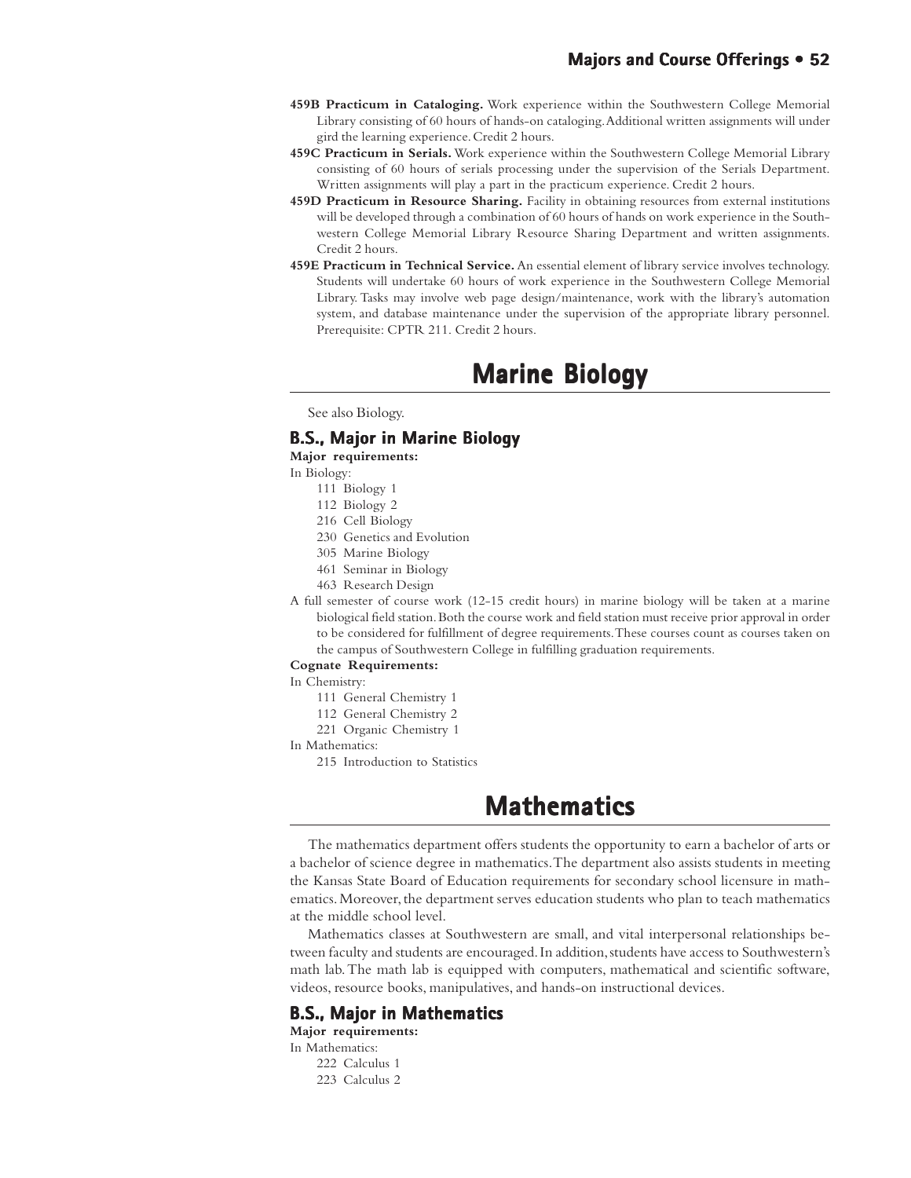**459B Practicum in Cataloging.** Work experience within the Southwestern College Memorial Library consisting of 60 hours of hands-on cataloging. Additional written assignments will under gird the learning experience. Credit 2 hours.

**459C Practicum in Serials.** Work experience within the Southwestern College Memorial Library consisting of 60 hours of serials processing under the supervision of the Serials Department. Written assignments will play a part in the practicum experience. Credit 2 hours.

**459D Practicum in Resource Sharing.** Facility in obtaining resources from external institutions will be developed through a combination of 60 hours of hands on work experience in the Southwestern College Memorial Library Resource Sharing Department and written assignments. Credit 2 hours.

**459E Practicum in Technical Service.** An essential element of library service involves technology. Students will undertake 60 hours of work experience in the Southwestern College Memorial Library. Tasks may involve web page design/maintenance, work with the library's automation system, and database maintenance under the supervision of the appropriate library personnel. Prerequisite: CPTR 211. Credit 2 hours.

# Marine Biology

See also Biology.

## B.S., Major in Marine Biology

**Major requirements:**

In Biology:

- 111 Biology 1
- 112 Biology 2
- 216 Cell Biology
- 230 Genetics and Evolution
- 305 Marine Biology
- 461 Seminar in Biology
- 463 Research Design

A full semester of course work (12-15 credit hours) in marine biology will be taken at a marine biological field station. Both the course work and field station must receive prior approval in order to be considered for fulfillment of degree requirements. These courses count as courses taken on the campus of Southwestern College in fulfilling graduation requirements.

**Cognate Requirements:**

In Chemistry:

- 111 General Chemistry 1
- 112 General Chemistry 2
- 221 Organic Chemistry 1

In Mathematics:

- 215 Introduction to Statistics

# Mathematics

The mathematics department offers students the opportunity to earn a bachelor of arts or a bachelor of science degree in mathematics. The department also assists students in meeting the Kansas State Board of Education requirements for secondary school licensure in mathematics. Moreover, the department serves education students who plan to teach mathematics at the middle school level.

Mathematics classes at Southwestern are small, and vital interpersonal relationships between faculty and students are encouraged. In addition, students have access to Southwestern's math lab. The math lab is equipped with computers, mathematical and scientific software, videos, resource books, manipulatives, and hands-on instructional devices.

## B.S., Major in Mathematics

**Major requirements:**

In Mathematics:

- 222 Calculus 1
- 223 Calculus 2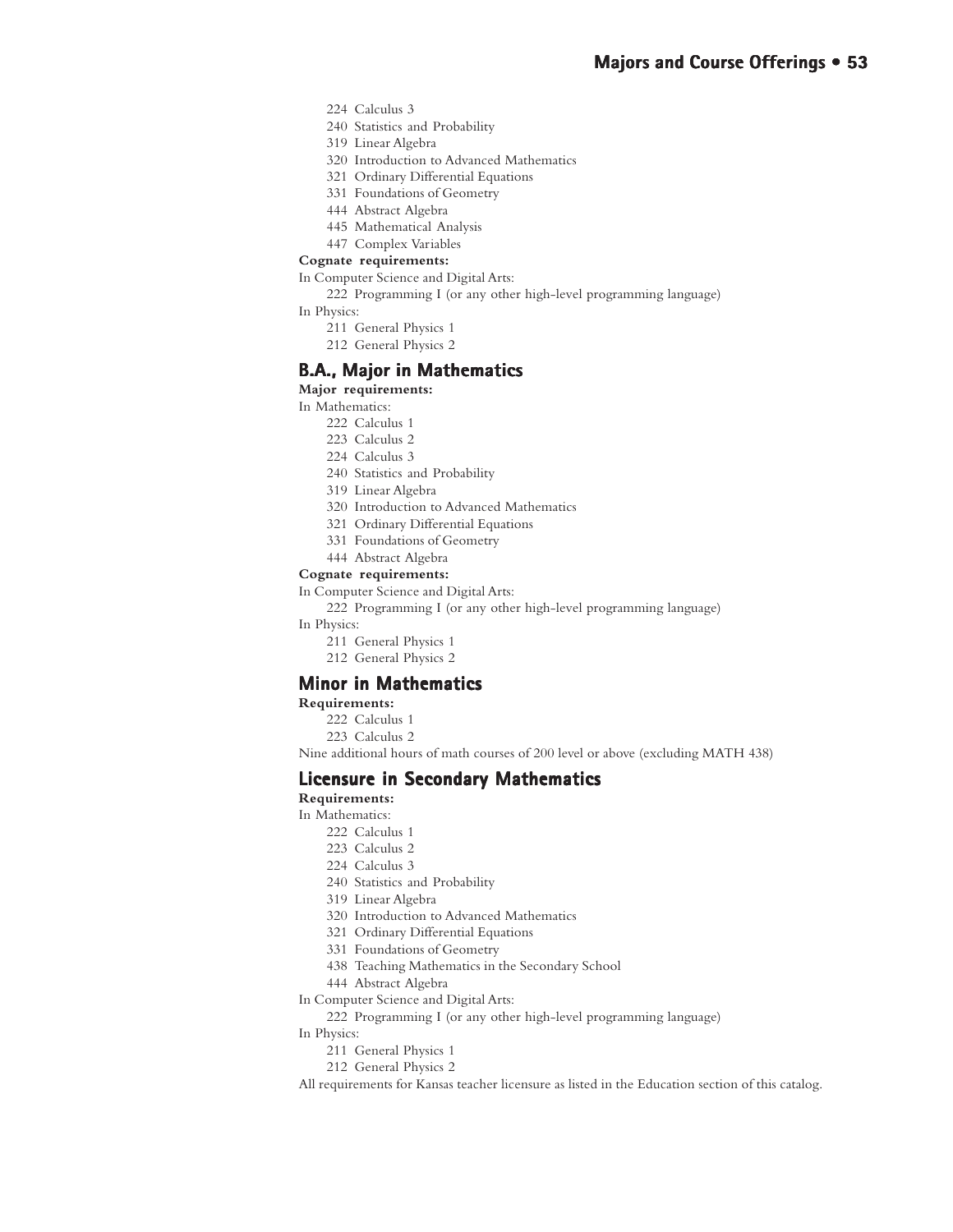- 224 Calculus 3
- 240 Statistics and Probability
- 319 Linear Algebra
- 320 Introduction to Advanced Mathematics
- 321 Ordinary Differential Equations
- 331 Foundations of Geometry
- 444 Abstract Algebra
- 445 Mathematical Analysis
- 447 Complex Variables

**Cognate requirements:**

In Computer Science and Digital Arts:

- 222 Programming I (or any other high-level programming language)

In Physics:

- 211 General Physics 1
- 212 General Physics 2

## B.A., Major in Mathematics

**Major requirements:**

In Mathematics:

- 222 Calculus 1
- 223 Calculus 2
- 224 Calculus 3
- 240 Statistics and Probability
- 319 Linear Algebra
- 320 Introduction to Advanced Mathematics
- 321 Ordinary Differential Equations
- 331 Foundations of Geometry
- 444 Abstract Algebra

**Cognate requirements:**

In Computer Science and Digital Arts:

- 222 Programming I (or any other high-level programming language)

In Physics:

- 211 General Physics 1
- 212 General Physics 2

## Minor in Mathematics

**Requirements:**

- 222 Calculus 1
- 223 Calculus 2

Nine additional hours of math courses of 200 level or above (excluding MATH 438)

## Licensure in Secondary Mathematics

**Requirements:**

In Mathematics:

- 222 Calculus 1
- 223 Calculus 2
- 224 Calculus 3
- 240 Statistics and Probability
- 319 Linear Algebra
- 320 Introduction to Advanced Mathematics
- 321 Ordinary Differential Equations
- 331 Foundations of Geometry
- 438 Teaching Mathematics in the Secondary School
- 444 Abstract Algebra

In Computer Science and Digital Arts:

- 222 Programming I (or any other high-level programming language)

In Physics:

- 211 General Physics 1
- 212 General Physics 2

All requirements for Kansas teacher licensure as listed in the Education section of this catalog.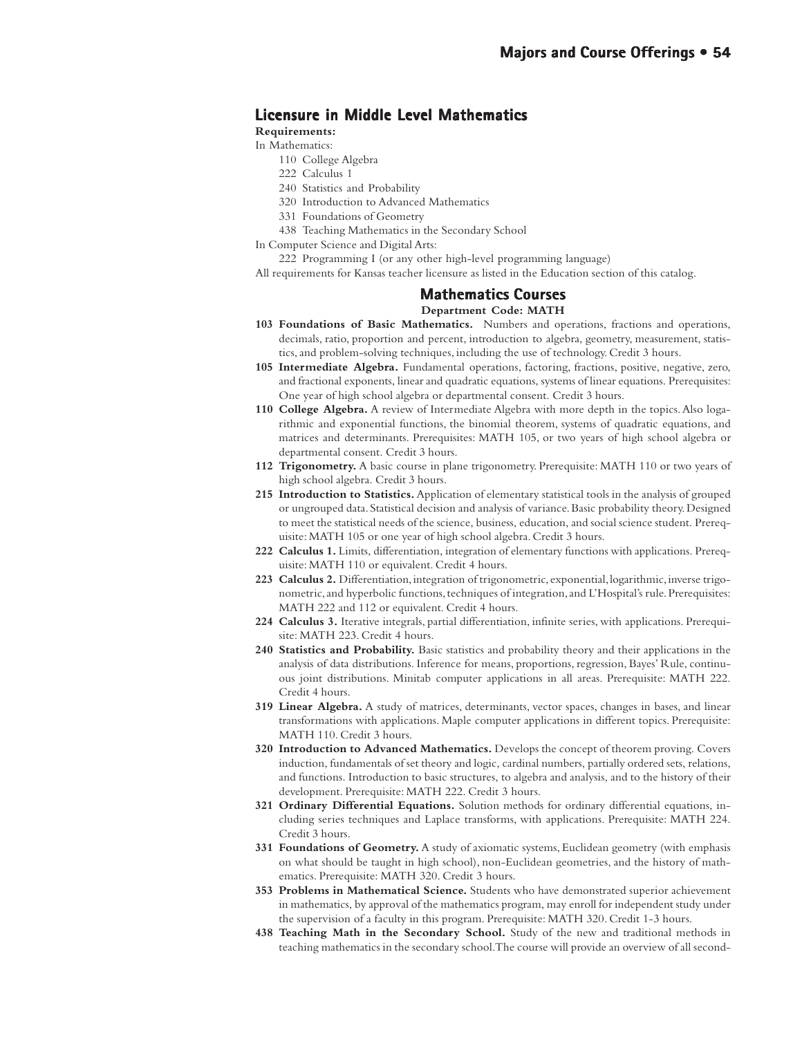## Licensure in Middle Level Mathematics

**Requirements:**

In Mathematics:

- 110 College Algebra
- 222 Calculus 1
- 240 Statistics and Probability
- 320 Introduction to Advanced Mathematics
- 331 Foundations of Geometry
- 438 Teaching Mathematics in the Secondary School

In Computer Science and Digital Arts:

- 222 Programming I (or any other high-level programming language)

All requirements for Kansas teacher licensure as listed in the Education section of this catalog.

## Mathematics Courses

**Department Code: MATH**

**103 Foundations of Basic Mathematics.** Numbers and operations, fractions and operations, decimals, ratio, proportion and percent, introduction to algebra, geometry, measurement, statistics, and problem-solving techniques, including the use of technology. Credit 3 hours.

**105 Intermediate Algebra.** Fundamental operations, factoring, fractions, positive, negative, zero, and fractional exponents, linear and quadratic equations, systems of linear equations. Prerequisites: One year of high school algebra or departmental consent. Credit 3 hours.

**110 College Algebra.** A review of Intermediate Algebra with more depth in the topics. Also logarithmic and exponential functions, the binomial theorem, systems of quadratic equations, and matrices and determinants. Prerequisites: MATH 105, or two years of high school algebra or departmental consent. Credit 3 hours.

**112 Trigonometry.** A basic course in plane trigonometry. Prerequisite: MATH 110 or two years of high school algebra. Credit 3 hours.

**215 Introduction to Statistics.** Application of elementary statistical tools in the analysis of grouped or ungrouped data. Statistical decision and analysis of variance. Basic probability theory. Designed to meet the statistical needs of the science, business, education, and social science student. Prerequisite: MATH 105 or one year of high school algebra. Credit 3 hours.

**222 Calculus 1.** Limits, differentiation, integration of elementary functions with applications. Prerequisite: MATH 110 or equivalent. Credit 4 hours.

**223 Calculus 2.** Differentiation, integration of trigonometric, exponential, logarithmic, inverse trigonometric, and hyperbolic functions, techniques of integration, and L'Hospital's rule. Prerequisites: MATH 222 and 112 or equivalent. Credit 4 hours.

**224 Calculus 3.** Iterative integrals, partial differentiation, infinite series, with applications. Prerequisite: MATH 223. Credit 4 hours.

**240 Statistics and Probability.** Basic statistics and probability theory and their applications in the analysis of data distributions. Inference for means, proportions, regression, Bayes' Rule, continuous joint distributions. Minitab computer applications in all areas. Prerequisite: MATH 222. Credit 4 hours.

**319 Linear Algebra.** A study of matrices, determinants, vector spaces, changes in bases, and linear transformations with applications. Maple computer applications in different topics. Prerequisite: MATH 110. Credit 3 hours.

**320 Introduction to Advanced Mathematics.** Develops the concept of theorem proving. Covers induction, fundamentals of set theory and logic, cardinal numbers, partially ordered sets, relations, and functions. Introduction to basic structures, to algebra and analysis, and to the history of their development. Prerequisite: MATH 222. Credit 3 hours.

**321 Ordinary Differential Equations.** Solution methods for ordinary differential equations, including series techniques and Laplace transforms, with applications. Prerequisite: MATH 224. Credit 3 hours.

**331 Foundations of Geometry.** A study of axiomatic systems, Euclidean geometry (with emphasis on what should be taught in high school), non-Euclidean geometries, and the history of mathematics. Prerequisite: MATH 320. Credit 3 hours.

**353 Problems in Mathematical Science.** Students who have demonstrated superior achievement in mathematics, by approval of the mathematics program, may enroll for independent study under the supervision of a faculty in this program. Prerequisite: MATH 320. Credit 1-3 hours.

**438 Teaching Math in the Secondary School.** Study of the new and traditional methods in teaching mathematics in the secondary school. The course will provide an overview of all second-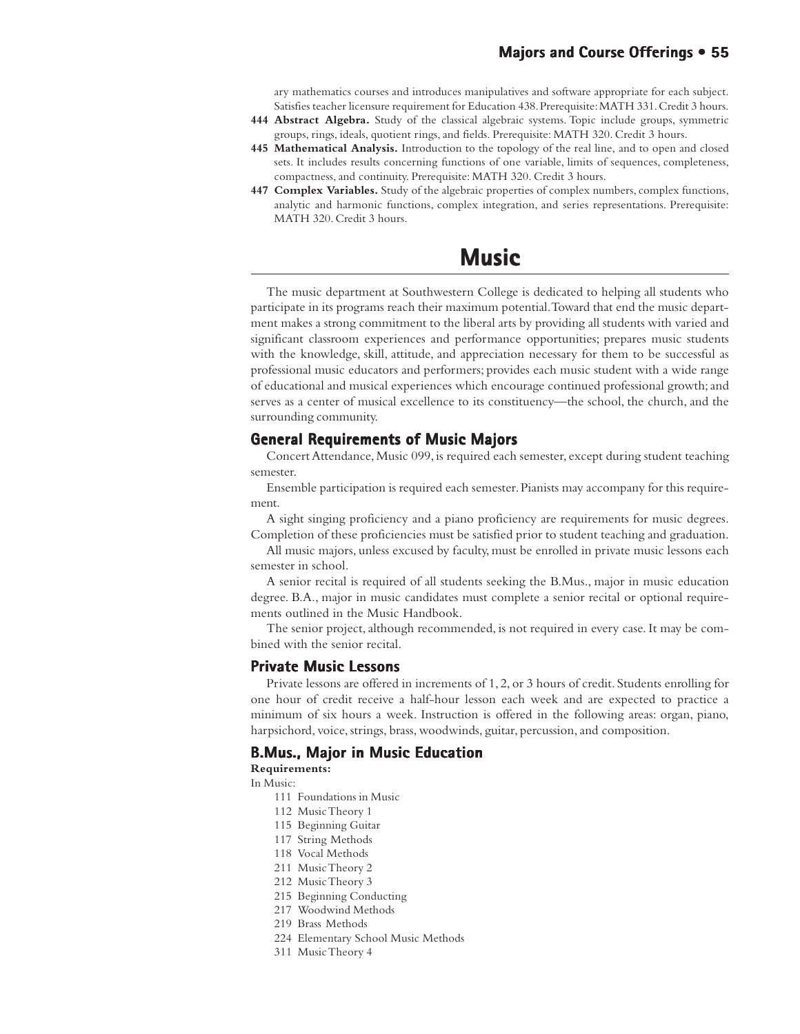ary mathematics courses and introduces manipulatives and software appropriate for each subject. Satisfies teacher licensure requirement for Education 438. Prerequisite: MATH 331. Credit 3 hours.

**444 Abstract Algebra.** Study of the classical algebraic systems. Topic include groups, symmetric groups, rings, ideals, quotient rings, and fields. Prerequisite: MATH 320. Credit 3 hours.

**445 Mathematical Analysis.** Introduction to the topology of the real line, and to open and closed sets. It includes results concerning functions of one variable, limits of sequences, completeness, compactness, and continuity. Prerequisite: MATH 320. Credit 3 hours.

**447 Complex Variables.** Study of the algebraic properties of complex numbers, complex functions, analytic and harmonic functions, complex integration, and series representations. Prerequisite: MATH 320. Credit 3 hours.

# Music

The music department at Southwestern College is dedicated to helping all students who participate in its programs reach their maximum potential. Toward that end the music department makes a strong commitment to the liberal arts by providing all students with varied and significant classroom experiences and performance opportunities; prepares music students with the knowledge, skill, attitude, and appreciation necessary for them to be successful as professional music educators and performers; provides each music student with a wide range of educational and musical experiences which encourage continued professional growth; and serves as a center of musical excellence to its constituency—the school, the church, and the surrounding community.

## General Requirements of Music Majors

Concert Attendance, Music 099, is required each semester, except during student teaching semester.

Ensemble participation is required each semester. Pianists may accompany for this requirement.

A sight singing proficiency and a piano proficiency are requirements for music degrees. Completion of these proficiencies must be satisfied prior to student teaching and graduation.

All music majors, unless excused by faculty, must be enrolled in private music lessons each semester in school.

A senior recital is required of all students seeking the B.Mus., major in music education degree. B.A., major in music candidates must complete a senior recital or optional requirements outlined in the Music Handbook.

The senior project, although recommended, is not required in every case. It may be combined with the senior recital.

## Private Music Lessons

Private lessons are offered in increments of 1, 2, or 3 hours of credit. Students enrolling for one hour of credit receive a half-hour lesson each week and are expected to practice a minimum of six hours a week. Instruction is offered in the following areas: organ, piano, harpsichord, voice, strings, brass, woodwinds, guitar, percussion, and composition.

## B.Mus., Major in Music Education

**Requirements:**

In Music:

- 111 Foundations in Music
- 112 Music Theory 1
- 115 Beginning Guitar
- 117 String Methods
- 118 Vocal Methods
- 211 Music Theory 2
- 212 Music Theory 3
- 215 Beginning Conducting
- 217 Woodwind Methods
- 219 Brass Methods
- 224 Elementary School Music Methods
- 311 Music Theory 4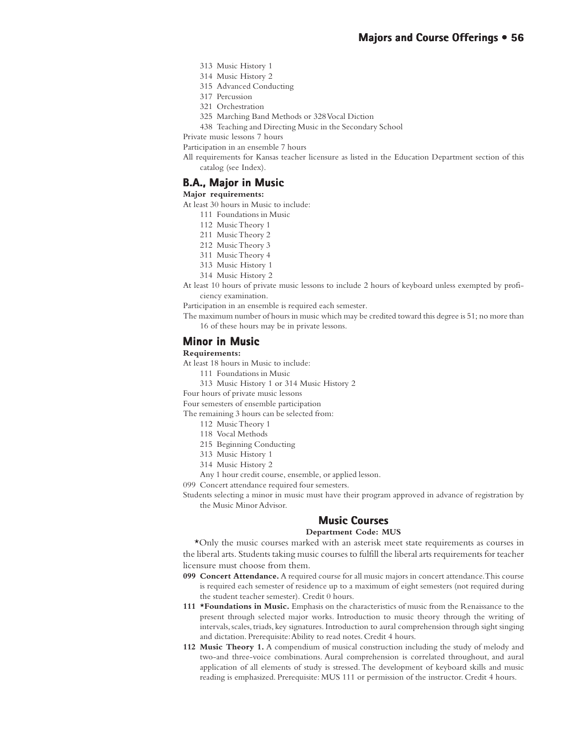313 Music History 1
314 Music History 2
315 Advanced Conducting
317 Percussion
321 Orchestration
325 Marching Band Methods or 328 Vocal Diction
438 Teaching and Directing Music in the Secondary School

Private music lessons 7 hours

Participation in an ensemble 7 hours

All requirements for Kansas teacher licensure as listed in the Education Department section of this catalog (see Index).

## B.A., Major in Music

**Major requirements:**

At least 30 hours in Music to include:

111 Foundations in Music
112 Music Theory 1
211 Music Theory 2
212 Music Theory 3
311 Music Theory 4
313 Music History 1
314 Music History 2

At least 10 hours of private music lessons to include 2 hours of keyboard unless exempted by proficiency examination.

Participation in an ensemble is required each semester.

The maximum number of hours in music which may be credited toward this degree is 51; no more than 16 of these hours may be in private lessons.

## Minor in Music

**Requirements:**

At least 18 hours in Music to include:

111 Foundations in Music
313 Music History 1 or 314 Music History 2

Four hours of private music lessons

Four semesters of ensemble participation

The remaining 3 hours can be selected from:

112 Music Theory 1
118 Vocal Methods
215 Beginning Conducting
313 Music History 1
314 Music History 2
Any 1 hour credit course, ensemble, or applied lesson.

099 Concert attendance required four semesters.

Students selecting a minor in music must have their program approved in advance of registration by the Music Minor Advisor.

## Music Courses

**Department Code: MUS**

*Only the music courses marked with an asterisk meet state requirements as courses in the liberal arts. Students taking music courses to fulfill the liberal arts requirements for teacher licensure must choose from them.

**099 Concert Attendance.** A required course for all music majors in concert attendance. This course is required each semester of residence up to a maximum of eight semesters (not required during the student teacher semester). Credit 0 hours.

**111 *Foundations in Music.** Emphasis on the characteristics of music from the Renaissance to the present through selected major works. Introduction to music theory through the writing of intervals, scales, triads, key signatures. Introduction to aural comprehension through sight singing and dictation. Prerequisite: Ability to read notes. Credit 4 hours.

**112 Music Theory 1.** A compendium of musical construction including the study of melody and two-and three-voice combinations. Aural comprehension is correlated throughout, and aural application of all elements of study is stressed. The development of keyboard skills and music reading is emphasized. Prerequisite: MUS 111 or permission of the instructor. Credit 4 hours.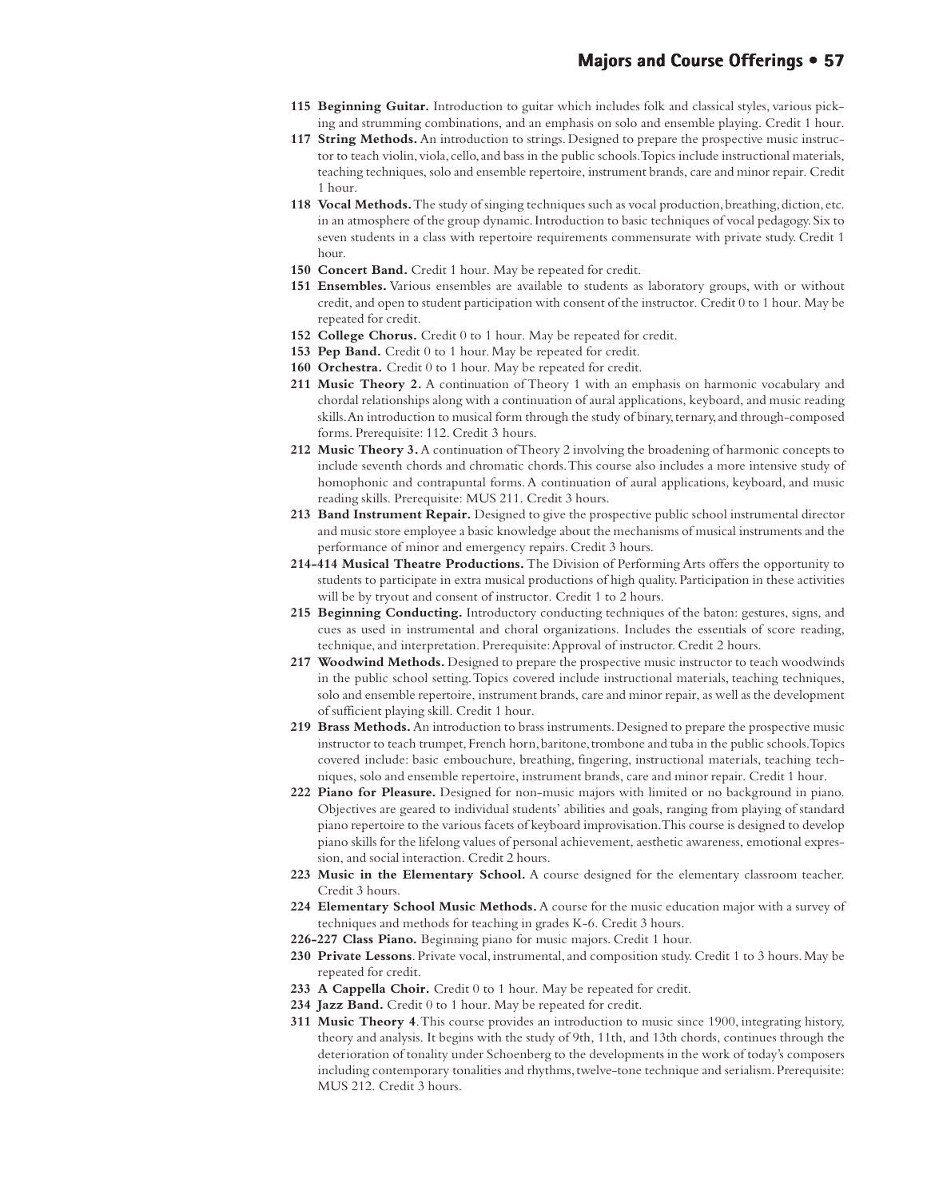**115 Beginning Guitar.** Introduction to guitar which includes folk and classical styles, various picking and strumming combinations, and an emphasis on solo and ensemble playing. Credit 1 hour.

**117 String Methods.** An introduction to strings. Designed to prepare the prospective music instructor to teach violin, viola, cello, and bass in the public schools. Topics include instructional materials, teaching techniques, solo and ensemble repertoire, instrument brands, care and minor repair. Credit 1 hour.

**118 Vocal Methods.** The study of singing techniques such as vocal production, breathing, diction, etc. in an atmosphere of the group dynamic. Introduction to basic techniques of vocal pedagogy. Six to seven students in a class with repertoire requirements commensurate with private study. Credit 1 hour.

**150 Concert Band.** Credit 1 hour. May be repeated for credit.

**151 Ensembles.** Various ensembles are available to students as laboratory groups, with or without credit, and open to student participation with consent of the instructor. Credit 0 to 1 hour. May be repeated for credit.

**152 College Chorus.** Credit 0 to 1 hour. May be repeated for credit.

**153 Pep Band.** Credit 0 to 1 hour. May be repeated for credit.

**160 Orchestra.** Credit 0 to 1 hour. May be repeated for credit.

**211 Music Theory 2.** A continuation of Theory 1 with an emphasis on harmonic vocabulary and chordal relationships along with a continuation of aural applications, keyboard, and music reading skills. An introduction to musical form through the study of binary, ternary, and through-composed forms. Prerequisite: 112. Credit 3 hours.

**212 Music Theory 3.** A continuation of Theory 2 involving the broadening of harmonic concepts to include seventh chords and chromatic chords. This course also includes a more intensive study of homophonic and contrapuntal forms. A continuation of aural applications, keyboard, and music reading skills. Prerequisite: MUS 211. Credit 3 hours.

**213 Band Instrument Repair.** Designed to give the prospective public school instrumental director and music store employee a basic knowledge about the mechanisms of musical instruments and the performance of minor and emergency repairs. Credit 3 hours.

**214-414 Musical Theatre Productions.** The Division of Performing Arts offers the opportunity to students to participate in extra musical productions of high quality. Participation in these activities will be by tryout and consent of instructor. Credit 1 to 2 hours.

**215 Beginning Conducting.** Introductory conducting techniques of the baton: gestures, signs, and cues as used in instrumental and choral organizations. Includes the essentials of score reading, technique, and interpretation. Prerequisite: Approval of instructor. Credit 2 hours.

**217 Woodwind Methods.** Designed to prepare the prospective music instructor to teach woodwinds in the public school setting. Topics covered include instructional materials, teaching techniques, solo and ensemble repertoire, instrument brands, care and minor repair, as well as the development of sufficient playing skill. Credit 1 hour.

**219 Brass Methods.** An introduction to brass instruments. Designed to prepare the prospective music instructor to teach trumpet, French horn, baritone, trombone and tuba in the public schools. Topics covered include: basic embouchure, breathing, fingering, instructional materials, teaching techniques, solo and ensemble repertoire, instrument brands, care and minor repair. Credit 1 hour.

**222 Piano for Pleasure.** Designed for non-music majors with limited or no background in piano. Objectives are geared to individual students' abilities and goals, ranging from playing of standard piano repertoire to the various facets of keyboard improvisation. This course is designed to develop piano skills for the lifelong values of personal achievement, aesthetic awareness, emotional expression, and social interaction. Credit 2 hours.

**223 Music in the Elementary School.** A course designed for the elementary classroom teacher. Credit 3 hours.

**224 Elementary School Music Methods.** A course for the music education major with a survey of techniques and methods for teaching in grades K-6. Credit 3 hours.

**226-227 Class Piano.** Beginning piano for music majors. Credit 1 hour.

**230 Private Lessons**. Private vocal, instrumental, and composition study. Credit 1 to 3 hours. May be repeated for credit.

**233 A Cappella Choir.** Credit 0 to 1 hour. May be repeated for credit.

**234 Jazz Band.** Credit 0 to 1 hour. May be repeated for credit.

**311 Music Theory 4**. This course provides an introduction to music since 1900, integrating history, theory and analysis. It begins with the study of 9th, 11th, and 13th chords, continues through the deterioration of tonality under Schoenberg to the developments in the work of today's composers including contemporary tonalities and rhythms, twelve-tone technique and serialism. Prerequisite: MUS 212. Credit 3 hours.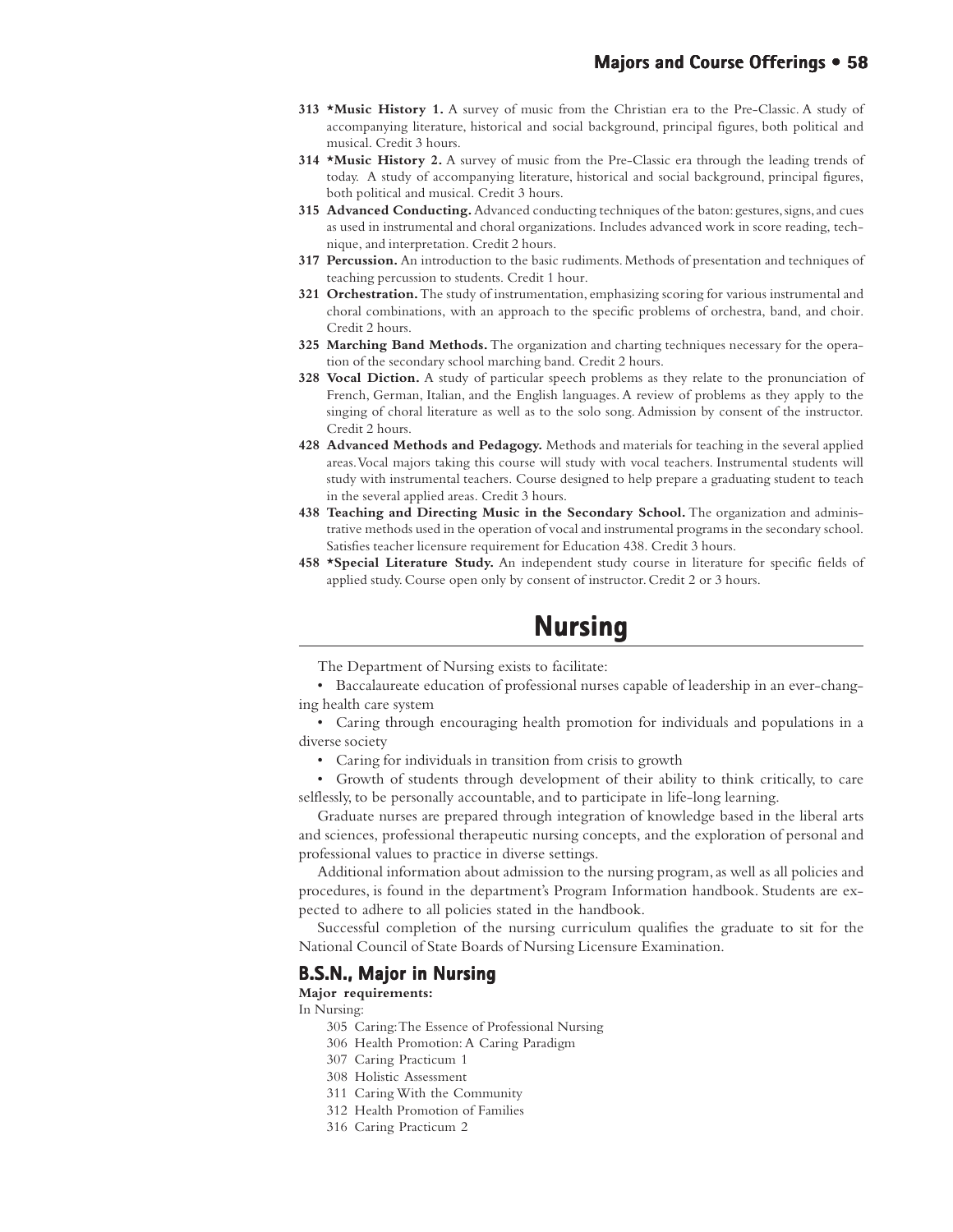**313 *Music History 1.** A survey of music from the Christian era to the Pre-Classic. A study of accompanying literature, historical and social background, principal figures, both political and musical. Credit 3 hours.

**314 *Music History 2.** A survey of music from the Pre-Classic era through the leading trends of today. A study of accompanying literature, historical and social background, principal figures, both political and musical. Credit 3 hours.

**315 Advanced Conducting.** Advanced conducting techniques of the baton: gestures, signs, and cues as used in instrumental and choral organizations. Includes advanced work in score reading, technique, and interpretation. Credit 2 hours.

**317 Percussion.** An introduction to the basic rudiments. Methods of presentation and techniques of teaching percussion to students. Credit 1 hour.

**321 Orchestration.** The study of instrumentation, emphasizing scoring for various instrumental and choral combinations, with an approach to the specific problems of orchestra, band, and choir. Credit 2 hours.

**325 Marching Band Methods.** The organization and charting techniques necessary for the operation of the secondary school marching band. Credit 2 hours.

**328 Vocal Diction.** A study of particular speech problems as they relate to the pronunciation of French, German, Italian, and the English languages. A review of problems as they apply to the singing of choral literature as well as to the solo song. Admission by consent of the instructor. Credit 2 hours.

**428 Advanced Methods and Pedagogy.** Methods and materials for teaching in the several applied areas. Vocal majors taking this course will study with vocal teachers. Instrumental students will study with instrumental teachers. Course designed to help prepare a graduating student to teach in the several applied areas. Credit 3 hours.

**438 Teaching and Directing Music in the Secondary School.** The organization and administrative methods used in the operation of vocal and instrumental programs in the secondary school. Satisfies teacher licensure requirement for Education 438. Credit 3 hours.

**458 *Special Literature Study.** An independent study course in literature for specific fields of applied study. Course open only by consent of instructor. Credit 2 or 3 hours.

# Nursing

The Department of Nursing exists to facilitate:

- Baccalaureate education of professional nurses capable of leadership in an ever-changing health care system
- Caring through encouraging health promotion for individuals and populations in a diverse society
- Caring for individuals in transition from crisis to growth
- Growth of students through development of their ability to think critically, to care selflessly, to be personally accountable, and to participate in life-long learning.

Graduate nurses are prepared through integration of knowledge based in the liberal arts and sciences, professional therapeutic nursing concepts, and the exploration of personal and professional values to practice in diverse settings.

Additional information about admission to the nursing program, as well as all policies and procedures, is found in the department's Program Information handbook. Students are expected to adhere to all policies stated in the handbook.

Successful completion of the nursing curriculum qualifies the graduate to sit for the National Council of State Boards of Nursing Licensure Examination.

## B.S.N., Major in Nursing

**Major requirements:**

In Nursing:

- 305 Caring: The Essence of Professional Nursing
- 306 Health Promotion: A Caring Paradigm
- 307 Caring Practicum 1
- 308 Holistic Assessment
- 311 Caring With the Community
- 312 Health Promotion of Families
- 316 Caring Practicum 2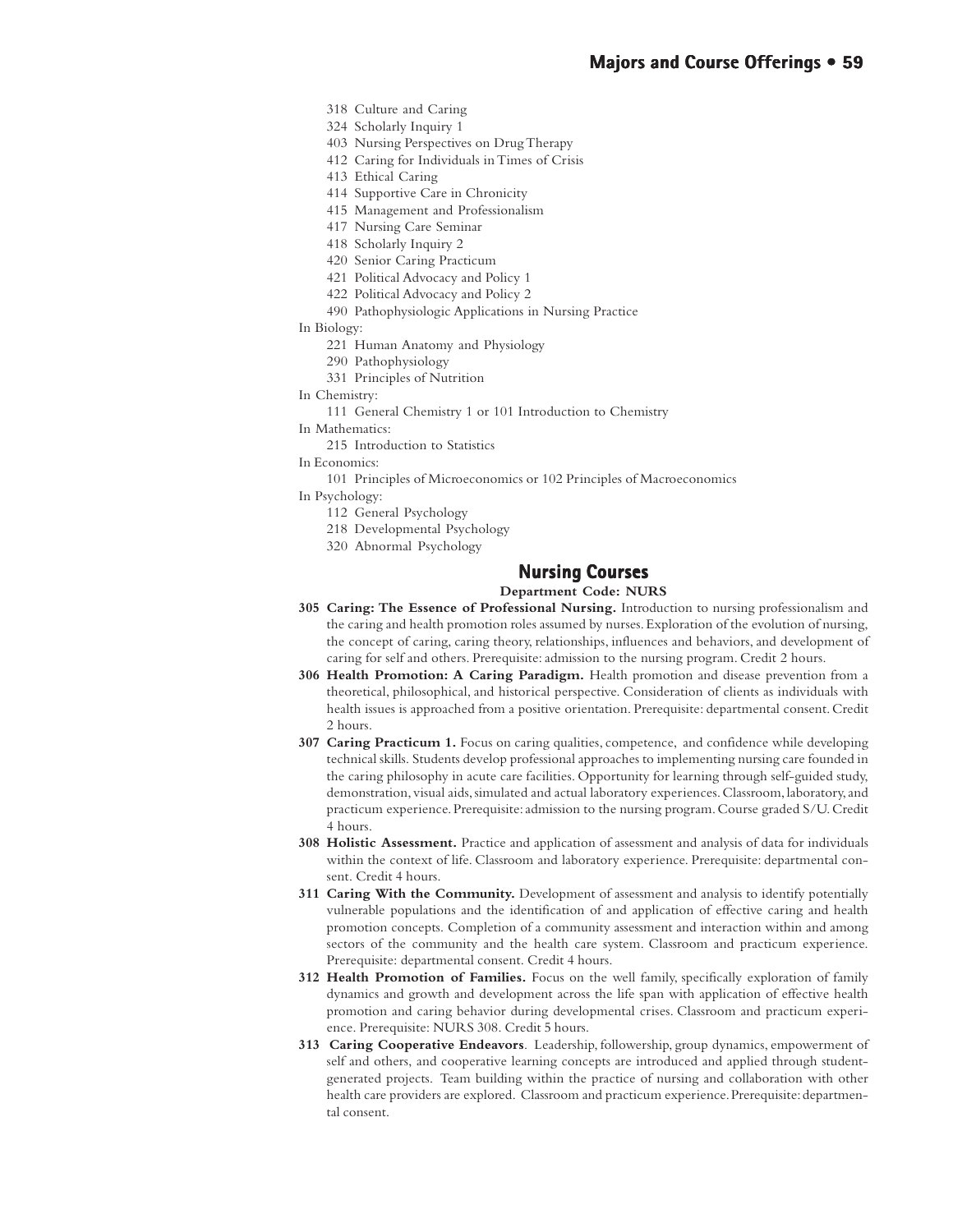- 318 Culture and Caring
- 324 Scholarly Inquiry 1
- 403 Nursing Perspectives on Drug Therapy
- 412 Caring for Individuals in Times of Crisis
- 413 Ethical Caring
- 414 Supportive Care in Chronicity
- 415 Management and Professionalism
- 417 Nursing Care Seminar
- 418 Scholarly Inquiry 2
- 420 Senior Caring Practicum
- 421 Political Advocacy and Policy 1
- 422 Political Advocacy and Policy 2
- 490 Pathophysiologic Applications in Nursing Practice

In Biology:

- 221 Human Anatomy and Physiology
- 290 Pathophysiology
- 331 Principles of Nutrition

In Chemistry:

- 111 General Chemistry 1 or 101 Introduction to Chemistry

In Mathematics:

- 215 Introduction to Statistics

In Economics:

- 101 Principles of Microeconomics or 102 Principles of Macroeconomics

In Psychology:

- 112 General Psychology
- 218 Developmental Psychology
- 320 Abnormal Psychology

## Nursing Courses

**Department Code: NURS**

**305 Caring: The Essence of Professional Nursing.** Introduction to nursing professionalism and the caring and health promotion roles assumed by nurses. Exploration of the evolution of nursing, the concept of caring, caring theory, relationships, influences and behaviors, and development of caring for self and others. Prerequisite: admission to the nursing program. Credit 2 hours.

**306 Health Promotion: A Caring Paradigm.** Health promotion and disease prevention from a theoretical, philosophical, and historical perspective. Consideration of clients as individuals with health issues is approached from a positive orientation. Prerequisite: departmental consent. Credit 2 hours.

**307 Caring Practicum 1.** Focus on caring qualities, competence, and confidence while developing technical skills. Students develop professional approaches to implementing nursing care founded in the caring philosophy in acute care facilities. Opportunity for learning through self-guided study, demonstration, visual aids, simulated and actual laboratory experiences. Classroom, laboratory, and practicum experience. Prerequisite: admission to the nursing program. Course graded S/U. Credit 4 hours.

**308 Holistic Assessment.** Practice and application of assessment and analysis of data for individuals within the context of life. Classroom and laboratory experience. Prerequisite: departmental consent. Credit 4 hours.

**311 Caring With the Community.** Development of assessment and analysis to identify potentially vulnerable populations and the identification of and application of effective caring and health promotion concepts. Completion of a community assessment and interaction within and among sectors of the community and the health care system. Classroom and practicum experience. Prerequisite: departmental consent. Credit 4 hours.

**312 Health Promotion of Families.** Focus on the well family, specifically exploration of family dynamics and growth and development across the life span with application of effective health promotion and caring behavior during developmental crises. Classroom and practicum experience. Prerequisite: NURS 308. Credit 5 hours.

**313 Caring Cooperative Endeavors**. Leadership, followership, group dynamics, empowerment of self and others, and cooperative learning concepts are introduced and applied through student-generated projects. Team building within the practice of nursing and collaboration with other health care providers are explored. Classroom and practicum experience. Prerequisite: departmental consent.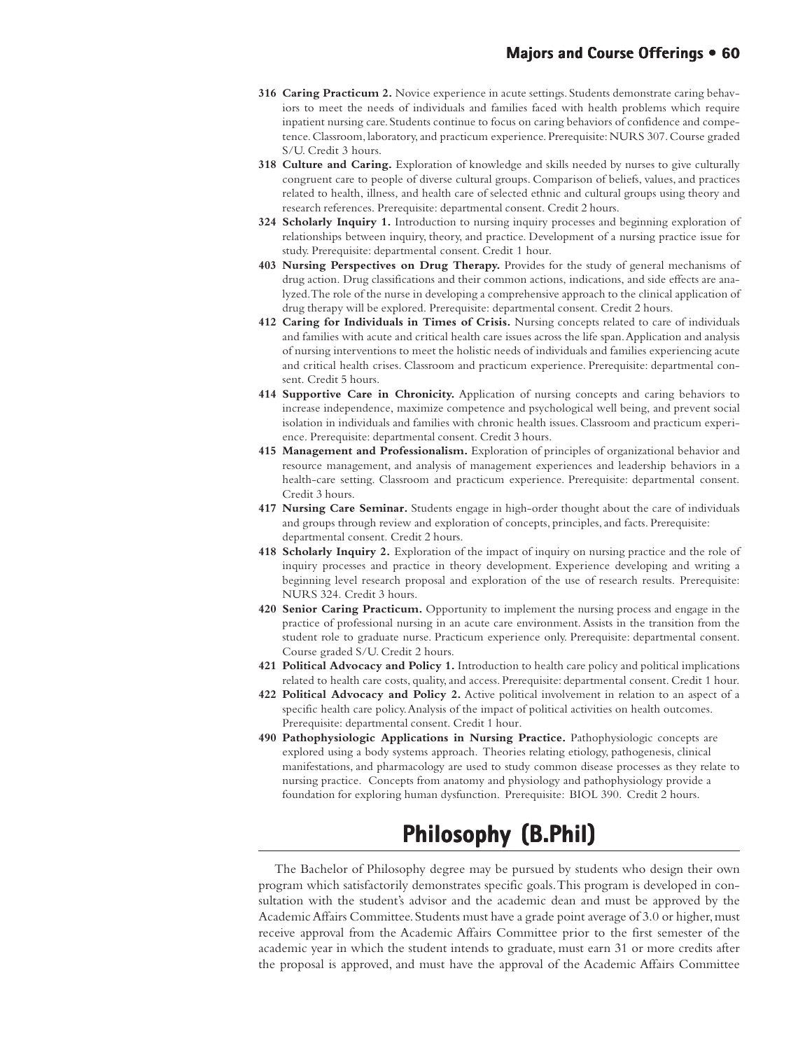**316 Caring Practicum 2.** Novice experience in acute settings. Students demonstrate caring behaviors to meet the needs of individuals and families faced with health problems which require inpatient nursing care. Students continue to focus on caring behaviors of confidence and competence. Classroom, laboratory, and practicum experience. Prerequisite: NURS 307. Course graded S/U. Credit 3 hours.

**318 Culture and Caring.** Exploration of knowledge and skills needed by nurses to give culturally congruent care to people of diverse cultural groups. Comparison of beliefs, values, and practices related to health, illness, and health care of selected ethnic and cultural groups using theory and research references. Prerequisite: departmental consent. Credit 2 hours.

**324 Scholarly Inquiry 1.** Introduction to nursing inquiry processes and beginning exploration of relationships between inquiry, theory, and practice. Development of a nursing practice issue for study. Prerequisite: departmental consent. Credit 1 hour.

**403 Nursing Perspectives on Drug Therapy.** Provides for the study of general mechanisms of drug action. Drug classifications and their common actions, indications, and side effects are analyzed. The role of the nurse in developing a comprehensive approach to the clinical application of drug therapy will be explored. Prerequisite: departmental consent. Credit 2 hours.

**412 Caring for Individuals in Times of Crisis.** Nursing concepts related to care of individuals and families with acute and critical health care issues across the life span. Application and analysis of nursing interventions to meet the holistic needs of individuals and families experiencing acute and critical health crises. Classroom and practicum experience. Prerequisite: departmental consent. Credit 5 hours.

**414 Supportive Care in Chronicity.** Application of nursing concepts and caring behaviors to increase independence, maximize competence and psychological well being, and prevent social isolation in individuals and families with chronic health issues. Classroom and practicum experience. Prerequisite: departmental consent. Credit 3 hours.

**415 Management and Professionalism.** Exploration of principles of organizational behavior and resource management, and analysis of management experiences and leadership behaviors in a health-care setting. Classroom and practicum experience. Prerequisite: departmental consent. Credit 3 hours.

**417 Nursing Care Seminar.** Students engage in high-order thought about the care of individuals and groups through review and exploration of concepts, principles, and facts. Prerequisite: departmental consent. Credit 2 hours.

**418 Scholarly Inquiry 2.** Exploration of the impact of inquiry on nursing practice and the role of inquiry processes and practice in theory development. Experience developing and writing a beginning level research proposal and exploration of the use of research results. Prerequisite: NURS 324. Credit 3 hours.

**420 Senior Caring Practicum.** Opportunity to implement the nursing process and engage in the practice of professional nursing in an acute care environment. Assists in the transition from the student role to graduate nurse. Practicum experience only. Prerequisite: departmental consent. Course graded S/U. Credit 2 hours.

**421 Political Advocacy and Policy 1.** Introduction to health care policy and political implications related to health care costs, quality, and access. Prerequisite: departmental consent. Credit 1 hour.

**422 Political Advocacy and Policy 2.** Active political involvement in relation to an aspect of a specific health care policy. Analysis of the impact of political activities on health outcomes. Prerequisite: departmental consent. Credit 1 hour.

**490 Pathophysiologic Applications in Nursing Practice.** Pathophysiologic concepts are explored using a body systems approach. Theories relating etiology, pathogenesis, clinical manifestations, and pharmacology are used to study common disease processes as they relate to nursing practice. Concepts from anatomy and physiology and pathophysiology provide a foundation for exploring human dysfunction. Prerequisite: BIOL 390. Credit 2 hours.

# Philosophy (B.Phil)

The Bachelor of Philosophy degree may be pursued by students who design their own program which satisfactorily demonstrates specific goals. This program is developed in consultation with the student's advisor and the academic dean and must be approved by the Academic Affairs Committee. Students must have a grade point average of 3.0 or higher, must receive approval from the Academic Affairs Committee prior to the first semester of the academic year in which the student intends to graduate, must earn 31 or more credits after the proposal is approved, and must have the approval of the Academic Affairs Committee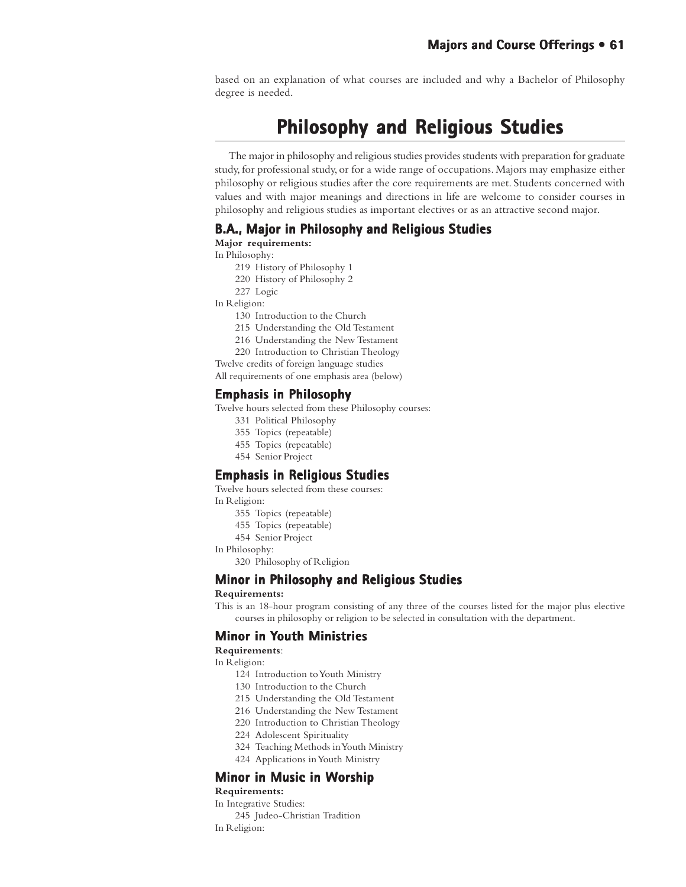based on an explanation of what courses are included and why a Bachelor of Philosophy degree is needed.

# Philosophy and Religious Studies

The major in philosophy and religious studies provides students with preparation for graduate study, for professional study, or for a wide range of occupations. Majors may emphasize either philosophy or religious studies after the core requirements are met. Students concerned with values and with major meanings and directions in life are welcome to consider courses in philosophy and religious studies as important electives or as an attractive second major.

## B.A., Major in Philosophy and Religious Studies

**Major requirements:**

In Philosophy:

- 219 History of Philosophy 1
- 220 History of Philosophy 2
- 227 Logic

In Religion:

- 130 Introduction to the Church
- 215 Understanding the Old Testament
- 216 Understanding the New Testament
- 220 Introduction to Christian Theology

Twelve credits of foreign language studies

All requirements of one emphasis area (below)

## Emphasis in Philosophy

Twelve hours selected from these Philosophy courses:

- 331 Political Philosophy
- 355 Topics (repeatable)
- 455 Topics (repeatable)
- 454 Senior Project

## Emphasis in Religious Studies

Twelve hours selected from these courses:

In Religion:

- 355 Topics (repeatable)
- 455 Topics (repeatable)
- 454 Senior Project

In Philosophy:

- 320 Philosophy of Religion

## Minor in Philosophy and Religious Studies

**Requirements:**

This is an 18-hour program consisting of any three of the courses listed for the major plus elective courses in philosophy or religion to be selected in consultation with the department.

## Minor in Youth Ministries

**Requirements**:

In Religion:

- 124 Introduction to Youth Ministry
- 130 Introduction to the Church
- 215 Understanding the Old Testament
- 216 Understanding the New Testament
- 220 Introduction to Christian Theology
- 224 Adolescent Spirituality
- 324 Teaching Methods in Youth Ministry
- 424 Applications in Youth Ministry

## Minor in Music in Worship

**Requirements:**

In Integrative Studies:

- 245 Judeo-Christian Tradition

In Religion: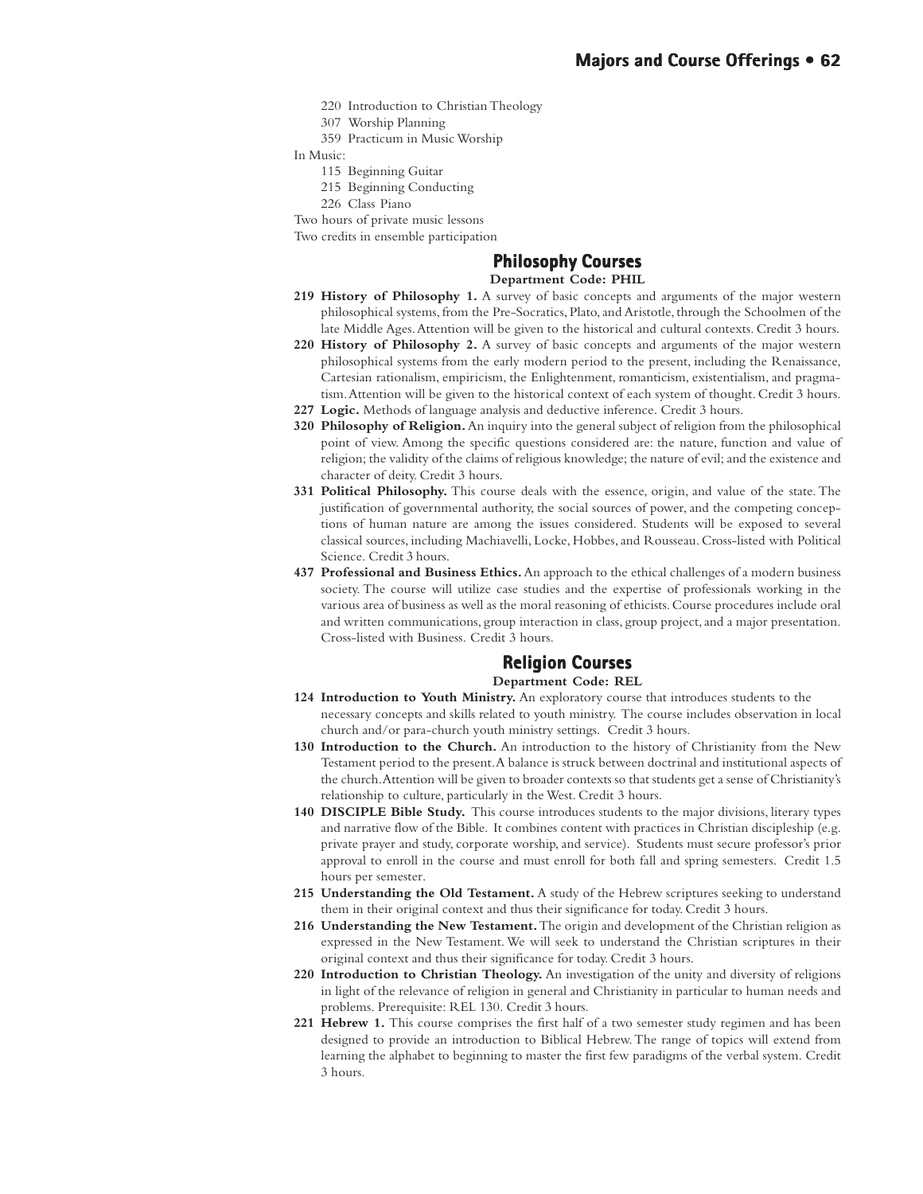220 Introduction to Christian Theology
307 Worship Planning
359 Practicum in Music Worship

In Music:

115 Beginning Guitar
215 Beginning Conducting
226 Class Piano

Two hours of private music lessons
Two credits in ensemble participation

## Philosophy Courses

**Department Code: PHIL**

**219 History of Philosophy 1.** A survey of basic concepts and arguments of the major western philosophical systems, from the Pre-Socratics, Plato, and Aristotle, through the Schoolmen of the late Middle Ages. Attention will be given to the historical and cultural contexts. Credit 3 hours.

**220 History of Philosophy 2.** A survey of basic concepts and arguments of the major western philosophical systems from the early modern period to the present, including the Renaissance, Cartesian rationalism, empiricism, the Enlightenment, romanticism, existentialism, and pragmatism. Attention will be given to the historical context of each system of thought. Credit 3 hours.

**227 Logic.** Methods of language analysis and deductive inference. Credit 3 hours.

**320 Philosophy of Religion.** An inquiry into the general subject of religion from the philosophical point of view. Among the specific questions considered are: the nature, function and value of religion; the validity of the claims of religious knowledge; the nature of evil; and the existence and character of deity. Credit 3 hours.

**331 Political Philosophy.** This course deals with the essence, origin, and value of the state. The justification of governmental authority, the social sources of power, and the competing conceptions of human nature are among the issues considered. Students will be exposed to several classical sources, including Machiavelli, Locke, Hobbes, and Rousseau. Cross-listed with Political Science. Credit 3 hours.

**437 Professional and Business Ethics.** An approach to the ethical challenges of a modern business society. The course will utilize case studies and the expertise of professionals working in the various area of business as well as the moral reasoning of ethicists. Course procedures include oral and written communications, group interaction in class, group project, and a major presentation. Cross-listed with Business. Credit 3 hours.

## Religion Courses

**Department Code: REL**

**124 Introduction to Youth Ministry.** An exploratory course that introduces students to the necessary concepts and skills related to youth ministry. The course includes observation in local church and/or para-church youth ministry settings. Credit 3 hours.

**130 Introduction to the Church.** An introduction to the history of Christianity from the New Testament period to the present. A balance is struck between doctrinal and institutional aspects of the church. Attention will be given to broader contexts so that students get a sense of Christianity's relationship to culture, particularly in the West. Credit 3 hours.

**140 DISCIPLE Bible Study.** This course introduces students to the major divisions, literary types and narrative flow of the Bible. It combines content with practices in Christian discipleship (e.g. private prayer and study, corporate worship, and service). Students must secure professor's prior approval to enroll in the course and must enroll for both fall and spring semesters. Credit 1.5 hours per semester.

**215 Understanding the Old Testament.** A study of the Hebrew scriptures seeking to understand them in their original context and thus their significance for today. Credit 3 hours.

**216 Understanding the New Testament.** The origin and development of the Christian religion as expressed in the New Testament. We will seek to understand the Christian scriptures in their original context and thus their significance for today. Credit 3 hours.

**220 Introduction to Christian Theology.** An investigation of the unity and diversity of religions in light of the relevance of religion in general and Christianity in particular to human needs and problems. Prerequisite: REL 130. Credit 3 hours.

**221 Hebrew 1.** This course comprises the first half of a two semester study regimen and has been designed to provide an introduction to Biblical Hebrew. The range of topics will extend from learning the alphabet to beginning to master the first few paradigms of the verbal system. Credit 3 hours.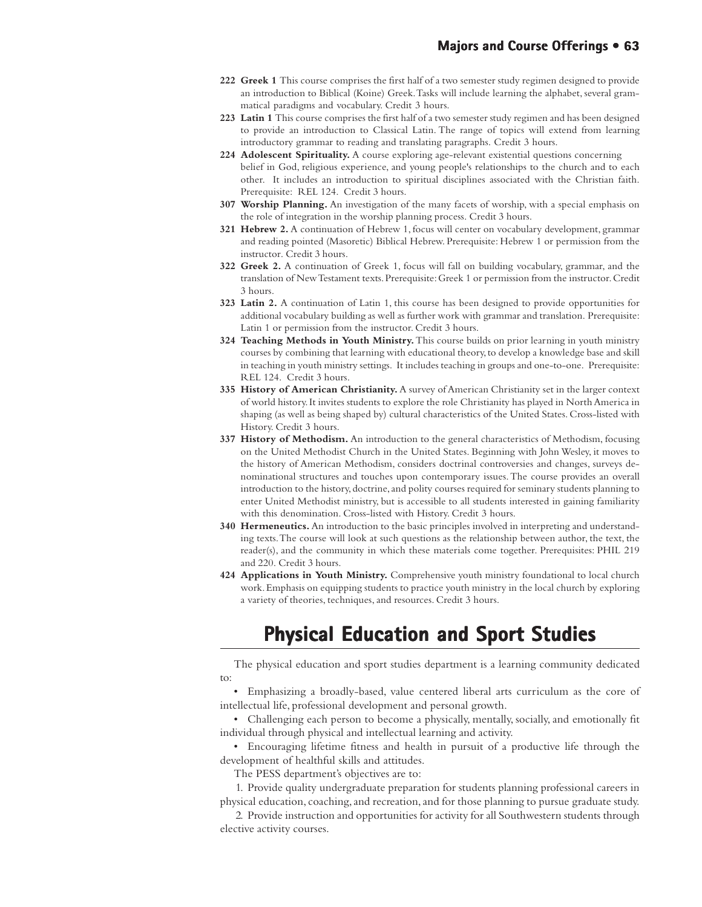**222 Greek 1** This course comprises the first half of a two semester study regimen designed to provide an introduction to Biblical (Koine) Greek. Tasks will include learning the alphabet, several grammatical paradigms and vocabulary. Credit 3 hours.

**223 Latin 1** This course comprises the first half of a two semester study regimen and has been designed to provide an introduction to Classical Latin. The range of topics will extend from learning introductory grammar to reading and translating paragraphs. Credit 3 hours.

**224 Adolescent Spirituality.** A course exploring age-relevant existential questions concerning belief in God, religious experience, and young people's relationships to the church and to each other. It includes an introduction to spiritual disciplines associated with the Christian faith. Prerequisite: REL 124. Credit 3 hours.

**307 Worship Planning.** An investigation of the many facets of worship, with a special emphasis on the role of integration in the worship planning process. Credit 3 hours.

**321 Hebrew 2.** A continuation of Hebrew 1, focus will center on vocabulary development, grammar and reading pointed (Masoretic) Biblical Hebrew. Prerequisite: Hebrew 1 or permission from the instructor. Credit 3 hours.

**322 Greek 2.** A continuation of Greek 1, focus will fall on building vocabulary, grammar, and the translation of New Testament texts. Prerequisite: Greek 1 or permission from the instructor. Credit 3 hours.

**323 Latin 2.** A continuation of Latin 1, this course has been designed to provide opportunities for additional vocabulary building as well as further work with grammar and translation. Prerequisite: Latin 1 or permission from the instructor. Credit 3 hours.

**324 Teaching Methods in Youth Ministry.** This course builds on prior learning in youth ministry courses by combining that learning with educational theory, to develop a knowledge base and skill in teaching in youth ministry settings. It includes teaching in groups and one-to-one. Prerequisite: REL 124. Credit 3 hours.

**335 History of American Christianity.** A survey of American Christianity set in the larger context of world history. It invites students to explore the role Christianity has played in North America in shaping (as well as being shaped by) cultural characteristics of the United States. Cross-listed with History. Credit 3 hours.

**337 History of Methodism.** An introduction to the general characteristics of Methodism, focusing on the United Methodist Church in the United States. Beginning with John Wesley, it moves to the history of American Methodism, considers doctrinal controversies and changes, surveys denominational structures and touches upon contemporary issues. The course provides an overall introduction to the history, doctrine, and polity courses required for seminary students planning to enter United Methodist ministry, but is accessible to all students interested in gaining familiarity with this denomination. Cross-listed with History. Credit 3 hours.

**340 Hermeneutics.** An introduction to the basic principles involved in interpreting and understanding texts. The course will look at such questions as the relationship between author, the text, the reader(s), and the community in which these materials come together. Prerequisites: PHIL 219 and 220. Credit 3 hours.

**424 Applications in Youth Ministry.** Comprehensive youth ministry foundational to local church work. Emphasis on equipping students to practice youth ministry in the local church by exploring a variety of theories, techniques, and resources. Credit 3 hours.

# Physical Education and Sport Studies

The physical education and sport studies department is a learning community dedicated to:

- Emphasizing a broadly-based, value centered liberal arts curriculum as the core of intellectual life, professional development and personal growth.
- Challenging each person to become a physically, mentally, socially, and emotionally fit individual through physical and intellectual learning and activity.
- Encouraging lifetime fitness and health in pursuit of a productive life through the development of healthful skills and attitudes.

The PESS department's objectives are to:

1. Provide quality undergraduate preparation for students planning professional careers in physical education, coaching, and recreation, and for those planning to pursue graduate study.
2. Provide instruction and opportunities for activity for all Southwestern students through elective activity courses.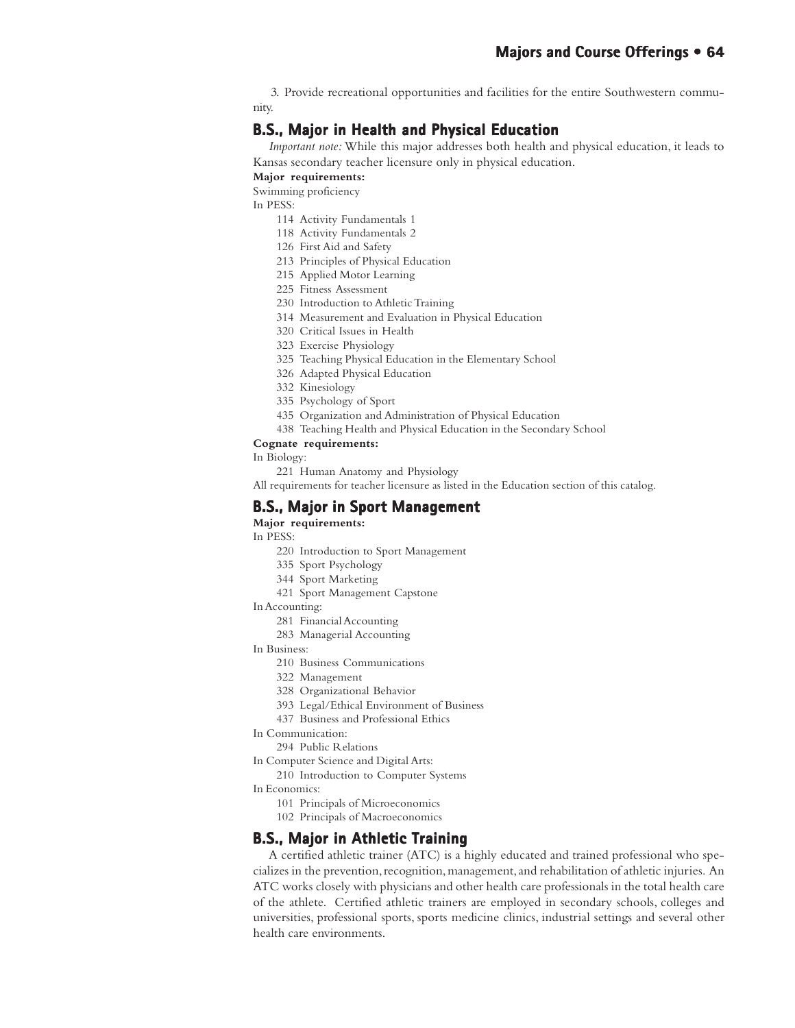3. Provide recreational opportunities and facilities for the entire Southwestern community.

## B.S., Major in Health and Physical Education

*Important note:* While this major addresses both health and physical education, it leads to Kansas secondary teacher licensure only in physical education.

**Major requirements:**

Swimming proficiency

In PESS:

- 114 Activity Fundamentals 1
- 118 Activity Fundamentals 2
- 126 First Aid and Safety
- 213 Principles of Physical Education
- 215 Applied Motor Learning
- 225 Fitness Assessment
- 230 Introduction to Athletic Training
- 314 Measurement and Evaluation in Physical Education
- 320 Critical Issues in Health
- 323 Exercise Physiology
- 325 Teaching Physical Education in the Elementary School
- 326 Adapted Physical Education
- 332 Kinesiology
- 335 Psychology of Sport
- 435 Organization and Administration of Physical Education
- 438 Teaching Health and Physical Education in the Secondary School

**Cognate requirements:**

In Biology:

- 221 Human Anatomy and Physiology

All requirements for teacher licensure as listed in the Education section of this catalog.

## B.S., Major in Sport Management

**Major requirements:**

In PESS:

- 220 Introduction to Sport Management
- 335 Sport Psychology
- 344 Sport Marketing
- 421 Sport Management Capstone

In Accounting:

- 281 Financial Accounting
- 283 Managerial Accounting

In Business:

- 210 Business Communications
- 322 Management
- 328 Organizational Behavior
- 393 Legal/Ethical Environment of Business
- 437 Business and Professional Ethics

In Communication:

- 294 Public Relations

In Computer Science and Digital Arts:

- 210 Introduction to Computer Systems

In Economics:

- 101 Principals of Microeconomics
- 102 Principals of Macroeconomics

## B.S., Major in Athletic Training

A certified athletic trainer (ATC) is a highly educated and trained professional who specializes in the prevention, recognition, management, and rehabilitation of athletic injuries. An ATC works closely with physicians and other health care professionals in the total health care of the athlete. Certified athletic trainers are employed in secondary schools, colleges and universities, professional sports, sports medicine clinics, industrial settings and several other health care environments.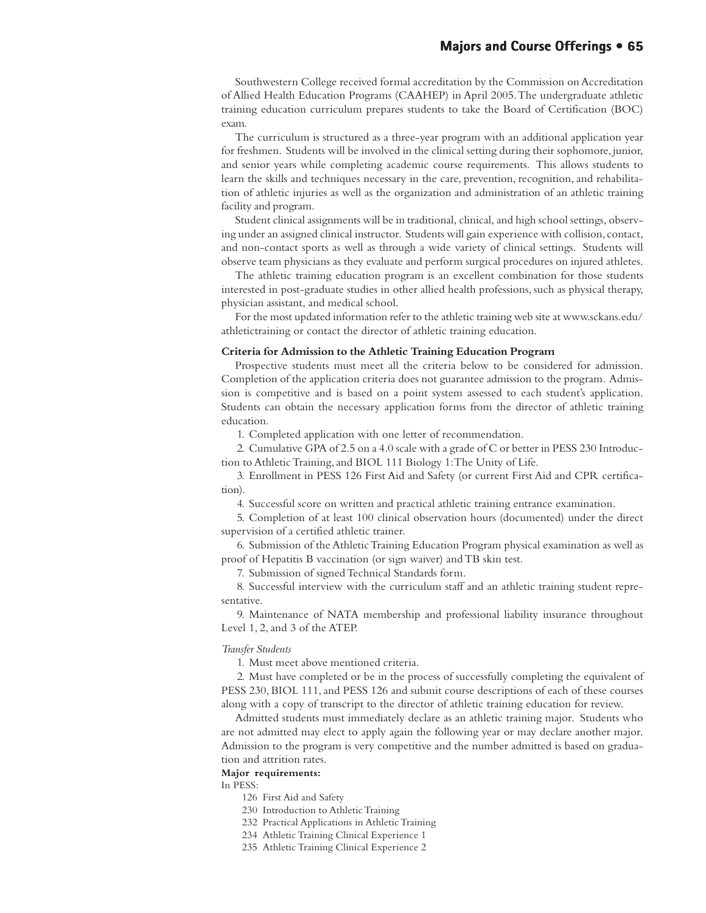Southwestern College received formal accreditation by the Commission on Accreditation of Allied Health Education Programs (CAAHEP) in April 2005. The undergraduate athletic training education curriculum prepares students to take the Board of Certification (BOC) exam.

The curriculum is structured as a three-year program with an additional application year for freshmen. Students will be involved in the clinical setting during their sophomore, junior, and senior years while completing academic course requirements. This allows students to learn the skills and techniques necessary in the care, prevention, recognition, and rehabilitation of athletic injuries as well as the organization and administration of an athletic training facility and program.

Student clinical assignments will be in traditional, clinical, and high school settings, observing under an assigned clinical instructor. Students will gain experience with collision, contact, and non-contact sports as well as through a wide variety of clinical settings. Students will observe team physicians as they evaluate and perform surgical procedures on injured athletes.

The athletic training education program is an excellent combination for those students interested in post-graduate studies in other allied health professions, such as physical therapy, physician assistant, and medical school.

For the most updated information refer to the athletic training web site at www.sckans.edu/athletictraining or contact the director of athletic training education.

**Criteria for Admission to the Athletic Training Education Program**

Prospective students must meet all the criteria below to be considered for admission. Completion of the application criteria does not guarantee admission to the program. Admission is competitive and is based on a point system assessed to each student's application. Students can obtain the necessary application forms from the director of athletic training education.

1. Completed application with one letter of recommendation.
2. Cumulative GPA of 2.5 on a 4.0 scale with a grade of C or better in PESS 230 Introduction to Athletic Training, and BIOL 111 Biology 1: The Unity of Life.
3. Enrollment in PESS 126 First Aid and Safety (or current First Aid and CPR certification).
4. Successful score on written and practical athletic training entrance examination.
5. Completion of at least 100 clinical observation hours (documented) under the direct supervision of a certified athletic trainer.
6. Submission of the Athletic Training Education Program physical examination as well as proof of Hepatitis B vaccination (or sign waiver) and TB skin test.
7. Submission of signed Technical Standards form.
8. Successful interview with the curriculum staff and an athletic training student representative.
9. Maintenance of NATA membership and professional liability insurance throughout Level 1, 2, and 3 of the ATEP.

*Transfer Students*

1. Must meet above mentioned criteria.
2. Must have completed or be in the process of successfully completing the equivalent of PESS 230, BIOL 111, and PESS 126 and submit course descriptions of each of these courses along with a copy of transcript to the director of athletic training education for review.

Admitted students must immediately declare as an athletic training major. Students who are not admitted may elect to apply again the following year or may declare another major. Admission to the program is very competitive and the number admitted is based on graduation and attrition rates.

**Major requirements:**

In PESS:

- 126 First Aid and Safety
- 230 Introduction to Athletic Training
- 232 Practical Applications in Athletic Training
- 234 Athletic Training Clinical Experience 1
- 235 Athletic Training Clinical Experience 2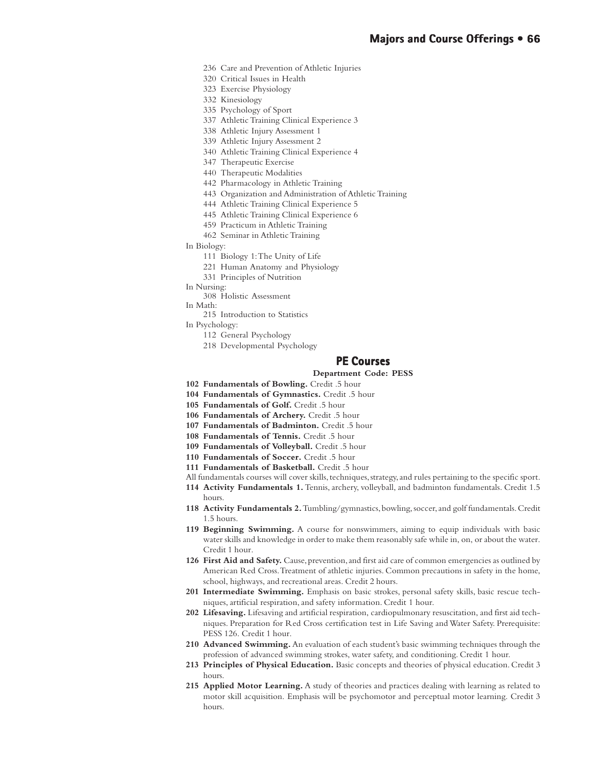236 Care and Prevention of Athletic Injuries
320 Critical Issues in Health
323 Exercise Physiology
332 Kinesiology
335 Psychology of Sport
337 Athletic Training Clinical Experience 3
338 Athletic Injury Assessment 1
339 Athletic Injury Assessment 2
340 Athletic Training Clinical Experience 4
347 Therapeutic Exercise
440 Therapeutic Modalities
442 Pharmacology in Athletic Training
443 Organization and Administration of Athletic Training
444 Athletic Training Clinical Experience 5
445 Athletic Training Clinical Experience 6
459 Practicum in Athletic Training
462 Seminar in Athletic Training

In Biology:

111 Biology 1: The Unity of Life
221 Human Anatomy and Physiology
331 Principles of Nutrition

In Nursing:

308 Holistic Assessment

In Math:

215 Introduction to Statistics

In Psychology:

112 General Psychology
218 Developmental Psychology

## PE Courses

**Department Code: PESS**

**102 Fundamentals of Bowling.** Credit .5 hour

**104 Fundamentals of Gymnastics.** Credit .5 hour

**105 Fundamentals of Golf.** Credit .5 hour

**106 Fundamentals of Archery.** Credit .5 hour

**107 Fundamentals of Badminton.** Credit .5 hour

**108 Fundamentals of Tennis.** Credit .5 hour

**109 Fundamentals of Volleyball.** Credit .5 hour

**110 Fundamentals of Soccer.** Credit .5 hour

**111 Fundamentals of Basketball.** Credit .5 hour

All fundamentals courses will cover skills, techniques, strategy, and rules pertaining to the specific sport.

**114 Activity Fundamentals 1.** Tennis, archery, volleyball, and badminton fundamentals. Credit 1.5 hours.

**118 Activity Fundamentals 2.** Tumbling/gymnastics, bowling, soccer, and golf fundamentals. Credit 1.5 hours.

**119 Beginning Swimming.** A course for nonswimmers, aiming to equip individuals with basic water skills and knowledge in order to make them reasonably safe while in, on, or about the water. Credit 1 hour.

**126 First Aid and Safety.** Cause, prevention, and first aid care of common emergencies as outlined by American Red Cross. Treatment of athletic injuries. Common precautions in safety in the home, school, highways, and recreational areas. Credit 2 hours.

**201 Intermediate Swimming.** Emphasis on basic strokes, personal safety skills, basic rescue techniques, artificial respiration, and safety information. Credit 1 hour.

**202 Lifesaving.** Lifesaving and artificial respiration, cardiopulmonary resuscitation, and first aid techniques. Preparation for Red Cross certification test in Life Saving and Water Safety. Prerequisite: PESS 126. Credit 1 hour.

**210 Advanced Swimming.** An evaluation of each student's basic swimming techniques through the profession of advanced swimming strokes, water safety, and conditioning. Credit 1 hour.

**213 Principles of Physical Education.** Basic concepts and theories of physical education. Credit 3 hours.

**215 Applied Motor Learning.** A study of theories and practices dealing with learning as related to motor skill acquisition. Emphasis will be psychomotor and perceptual motor learning. Credit 3 hours.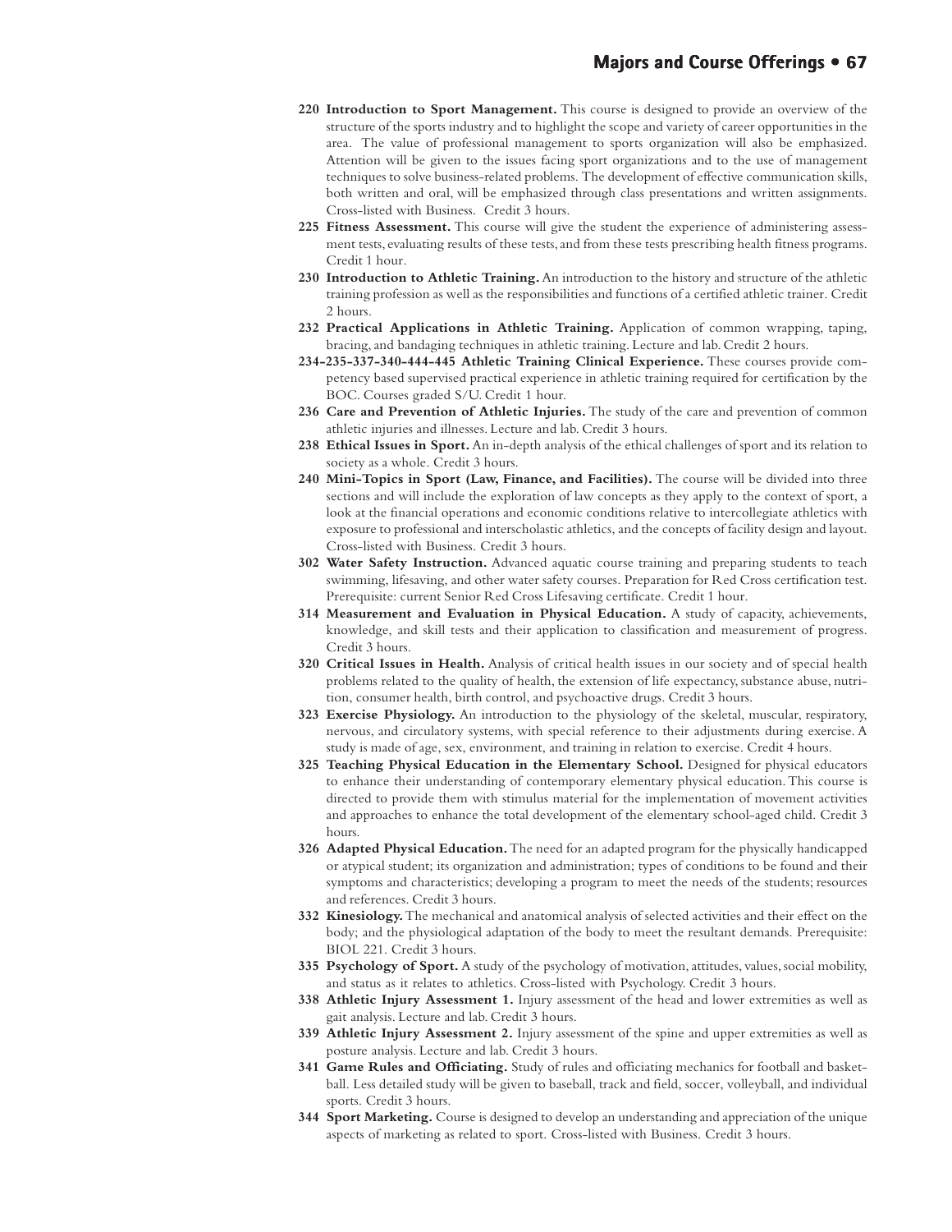**220 Introduction to Sport Management.** This course is designed to provide an overview of the structure of the sports industry and to highlight the scope and variety of career opportunities in the area. The value of professional management to sports organization will also be emphasized. Attention will be given to the issues facing sport organizations and to the use of management techniques to solve business-related problems. The development of effective communication skills, both written and oral, will be emphasized through class presentations and written assignments. Cross-listed with Business. Credit 3 hours.

**225 Fitness Assessment.** This course will give the student the experience of administering assessment tests, evaluating results of these tests, and from these tests prescribing health fitness programs. Credit 1 hour.

**230 Introduction to Athletic Training.** An introduction to the history and structure of the athletic training profession as well as the responsibilities and functions of a certified athletic trainer. Credit 2 hours.

**232 Practical Applications in Athletic Training.** Application of common wrapping, taping, bracing, and bandaging techniques in athletic training. Lecture and lab. Credit 2 hours.

**234-235-337-340-444-445 Athletic Training Clinical Experience.** These courses provide competency based supervised practical experience in athletic training required for certification by the BOC. Courses graded S/U. Credit 1 hour.

**236 Care and Prevention of Athletic Injuries.** The study of the care and prevention of common athletic injuries and illnesses. Lecture and lab. Credit 3 hours.

**238 Ethical Issues in Sport.** An in-depth analysis of the ethical challenges of sport and its relation to society as a whole. Credit 3 hours.

**240 Mini-Topics in Sport (Law, Finance, and Facilities).** The course will be divided into three sections and will include the exploration of law concepts as they apply to the context of sport, a look at the financial operations and economic conditions relative to intercollegiate athletics with exposure to professional and interscholastic athletics, and the concepts of facility design and layout. Cross-listed with Business. Credit 3 hours.

**302 Water Safety Instruction.** Advanced aquatic course training and preparing students to teach swimming, lifesaving, and other water safety courses. Preparation for Red Cross certification test. Prerequisite: current Senior Red Cross Lifesaving certificate. Credit 1 hour.

**314 Measurement and Evaluation in Physical Education.** A study of capacity, achievements, knowledge, and skill tests and their application to classification and measurement of progress. Credit 3 hours.

**320 Critical Issues in Health.** Analysis of critical health issues in our society and of special health problems related to the quality of health, the extension of life expectancy, substance abuse, nutrition, consumer health, birth control, and psychoactive drugs. Credit 3 hours.

**323 Exercise Physiology.** An introduction to the physiology of the skeletal, muscular, respiratory, nervous, and circulatory systems, with special reference to their adjustments during exercise. A study is made of age, sex, environment, and training in relation to exercise. Credit 4 hours.

**325 Teaching Physical Education in the Elementary School.** Designed for physical educators to enhance their understanding of contemporary elementary physical education. This course is directed to provide them with stimulus material for the implementation of movement activities and approaches to enhance the total development of the elementary school-aged child. Credit 3 hours.

**326 Adapted Physical Education.** The need for an adapted program for the physically handicapped or atypical student; its organization and administration; types of conditions to be found and their symptoms and characteristics; developing a program to meet the needs of the students; resources and references. Credit 3 hours.

**332 Kinesiology.** The mechanical and anatomical analysis of selected activities and their effect on the body; and the physiological adaptation of the body to meet the resultant demands. Prerequisite: BIOL 221. Credit 3 hours.

**335 Psychology of Sport.** A study of the psychology of motivation, attitudes, values, social mobility, and status as it relates to athletics. Cross-listed with Psychology. Credit 3 hours.

**338 Athletic Injury Assessment 1.** Injury assessment of the head and lower extremities as well as gait analysis. Lecture and lab. Credit 3 hours.

**339 Athletic Injury Assessment 2.** Injury assessment of the spine and upper extremities as well as posture analysis. Lecture and lab. Credit 3 hours.

**341 Game Rules and Officiating.** Study of rules and officiating mechanics for football and basketball. Less detailed study will be given to baseball, track and field, soccer, volleyball, and individual sports. Credit 3 hours.

**344 Sport Marketing.** Course is designed to develop an understanding and appreciation of the unique aspects of marketing as related to sport. Cross-listed with Business. Credit 3 hours.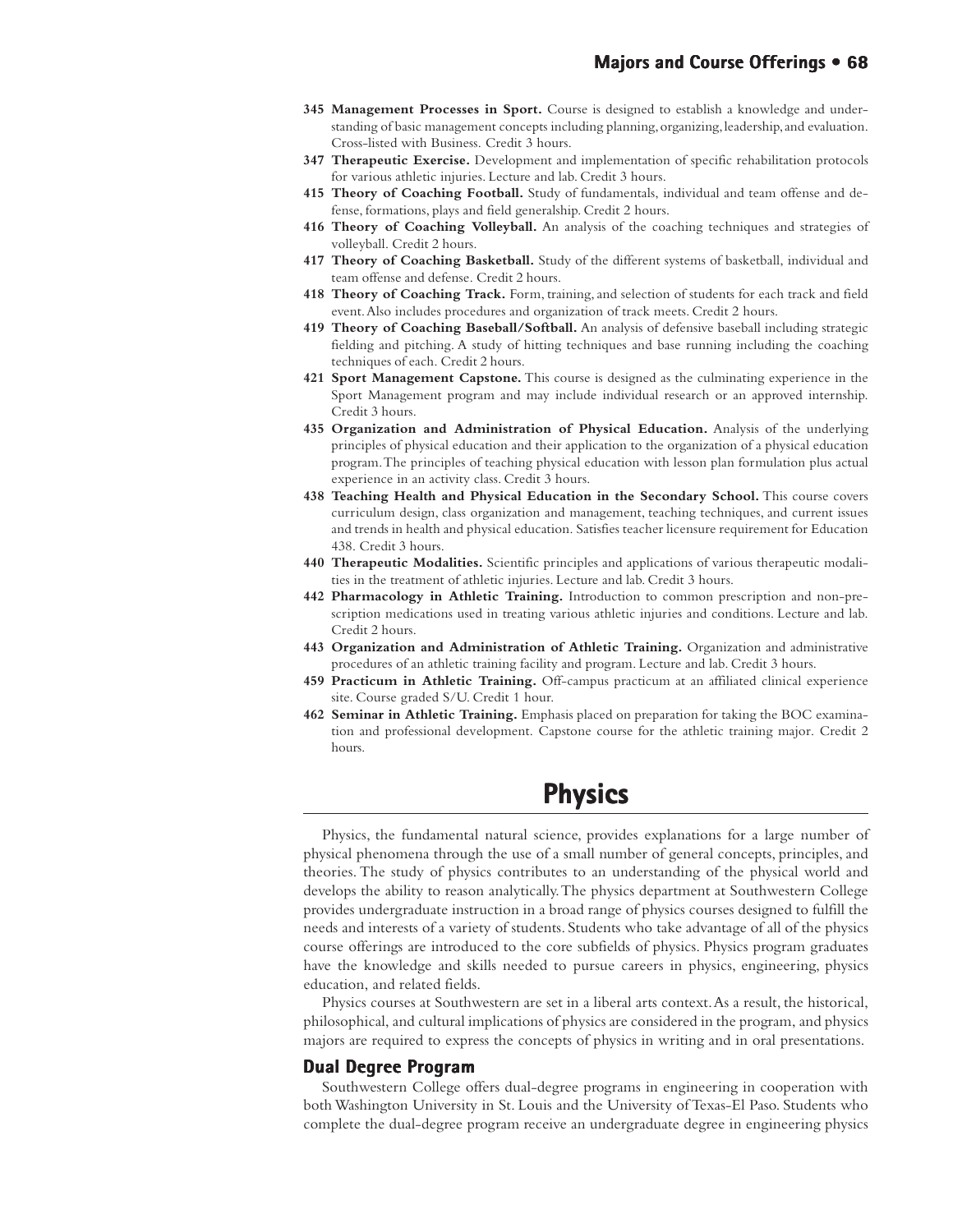**345 Management Processes in Sport.** Course is designed to establish a knowledge and understanding of basic management concepts including planning, organizing, leadership, and evaluation. Cross-listed with Business. Credit 3 hours.

**347 Therapeutic Exercise.** Development and implementation of specific rehabilitation protocols for various athletic injuries. Lecture and lab. Credit 3 hours.

**415 Theory of Coaching Football.** Study of fundamentals, individual and team offense and defense, formations, plays and field generalship. Credit 2 hours.

**416 Theory of Coaching Volleyball.** An analysis of the coaching techniques and strategies of volleyball. Credit 2 hours.

**417 Theory of Coaching Basketball.** Study of the different systems of basketball, individual and team offense and defense. Credit 2 hours.

**418 Theory of Coaching Track.** Form, training, and selection of students for each track and field event. Also includes procedures and organization of track meets. Credit 2 hours.

**419 Theory of Coaching Baseball/Softball.** An analysis of defensive baseball including strategic fielding and pitching. A study of hitting techniques and base running including the coaching techniques of each. Credit 2 hours.

**421 Sport Management Capstone.** This course is designed as the culminating experience in the Sport Management program and may include individual research or an approved internship. Credit 3 hours.

**435 Organization and Administration of Physical Education.** Analysis of the underlying principles of physical education and their application to the organization of a physical education program. The principles of teaching physical education with lesson plan formulation plus actual experience in an activity class. Credit 3 hours.

**438 Teaching Health and Physical Education in the Secondary School.** This course covers curriculum design, class organization and management, teaching techniques, and current issues and trends in health and physical education. Satisfies teacher licensure requirement for Education 438. Credit 3 hours.

**440 Therapeutic Modalities.** Scientific principles and applications of various therapeutic modalities in the treatment of athletic injuries. Lecture and lab. Credit 3 hours.

**442 Pharmacology in Athletic Training.** Introduction to common prescription and non-prescription medications used in treating various athletic injuries and conditions. Lecture and lab. Credit 2 hours.

**443 Organization and Administration of Athletic Training.** Organization and administrative procedures of an athletic training facility and program. Lecture and lab. Credit 3 hours.

**459 Practicum in Athletic Training.** Off-campus practicum at an affiliated clinical experience site. Course graded S/U. Credit 1 hour.

**462 Seminar in Athletic Training.** Emphasis placed on preparation for taking the BOC examination and professional development. Capstone course for the athletic training major. Credit 2 hours.

# Physics

Physics, the fundamental natural science, provides explanations for a large number of physical phenomena through the use of a small number of general concepts, principles, and theories. The study of physics contributes to an understanding of the physical world and develops the ability to reason analytically. The physics department at Southwestern College provides undergraduate instruction in a broad range of physics courses designed to fulfill the needs and interests of a variety of students. Students who take advantage of all of the physics course offerings are introduced to the core subfields of physics. Physics program graduates have the knowledge and skills needed to pursue careers in physics, engineering, physics education, and related fields.

Physics courses at Southwestern are set in a liberal arts context. As a result, the historical, philosophical, and cultural implications of physics are considered in the program, and physics majors are required to express the concepts of physics in writing and in oral presentations.

## Dual Degree Program

Southwestern College offers dual-degree programs in engineering in cooperation with both Washington University in St. Louis and the University of Texas-El Paso. Students who complete the dual-degree program receive an undergraduate degree in engineering physics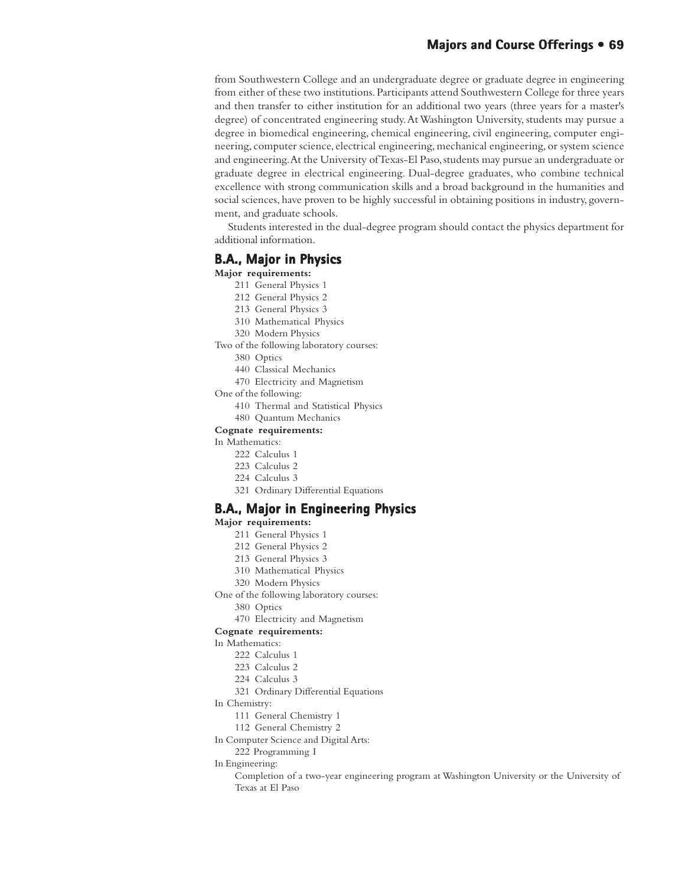from Southwestern College and an undergraduate degree or graduate degree in engineering from either of these two institutions. Participants attend Southwestern College for three years and then transfer to either institution for an additional two years (three years for a master's degree) of concentrated engineering study. At Washington University, students may pursue a degree in biomedical engineering, chemical engineering, civil engineering, computer engineering, computer science, electrical engineering, mechanical engineering, or system science and engineering. At the University of Texas-El Paso, students may pursue an undergraduate or graduate degree in electrical engineering. Dual-degree graduates, who combine technical excellence with strong communication skills and a broad background in the humanities and social sciences, have proven to be highly successful in obtaining positions in industry, government, and graduate schools.

Students interested in the dual-degree program should contact the physics department for additional information.

## B.A., Major in Physics

**Major requirements:**

- 211 General Physics 1
- 212 General Physics 2
- 213 General Physics 3
- 310 Mathematical Physics
- 320 Modern Physics

Two of the following laboratory courses:

- 380 Optics
- 440 Classical Mechanics
- 470 Electricity and Magnetism

One of the following:

- 410 Thermal and Statistical Physics
- 480 Quantum Mechanics

**Cognate requirements:**

In Mathematics:

- 222 Calculus 1
- 223 Calculus 2
- 224 Calculus 3
- 321 Ordinary Differential Equations

## B.A., Major in Engineering Physics

**Major requirements:**

- 211 General Physics 1
- 212 General Physics 2
- 213 General Physics 3
- 310 Mathematical Physics
- 320 Modern Physics

One of the following laboratory courses:

- 380 Optics
- 470 Electricity and Magnetism

**Cognate requirements:**

In Mathematics:

- 222 Calculus 1
- 223 Calculus 2
- 224 Calculus 3
- 321 Ordinary Differential Equations

In Chemistry:

- 111 General Chemistry 1
- 112 General Chemistry 2

In Computer Science and Digital Arts:

- 222 Programming I

In Engineering:

Completion of a two-year engineering program at Washington University or the University of Texas at El Paso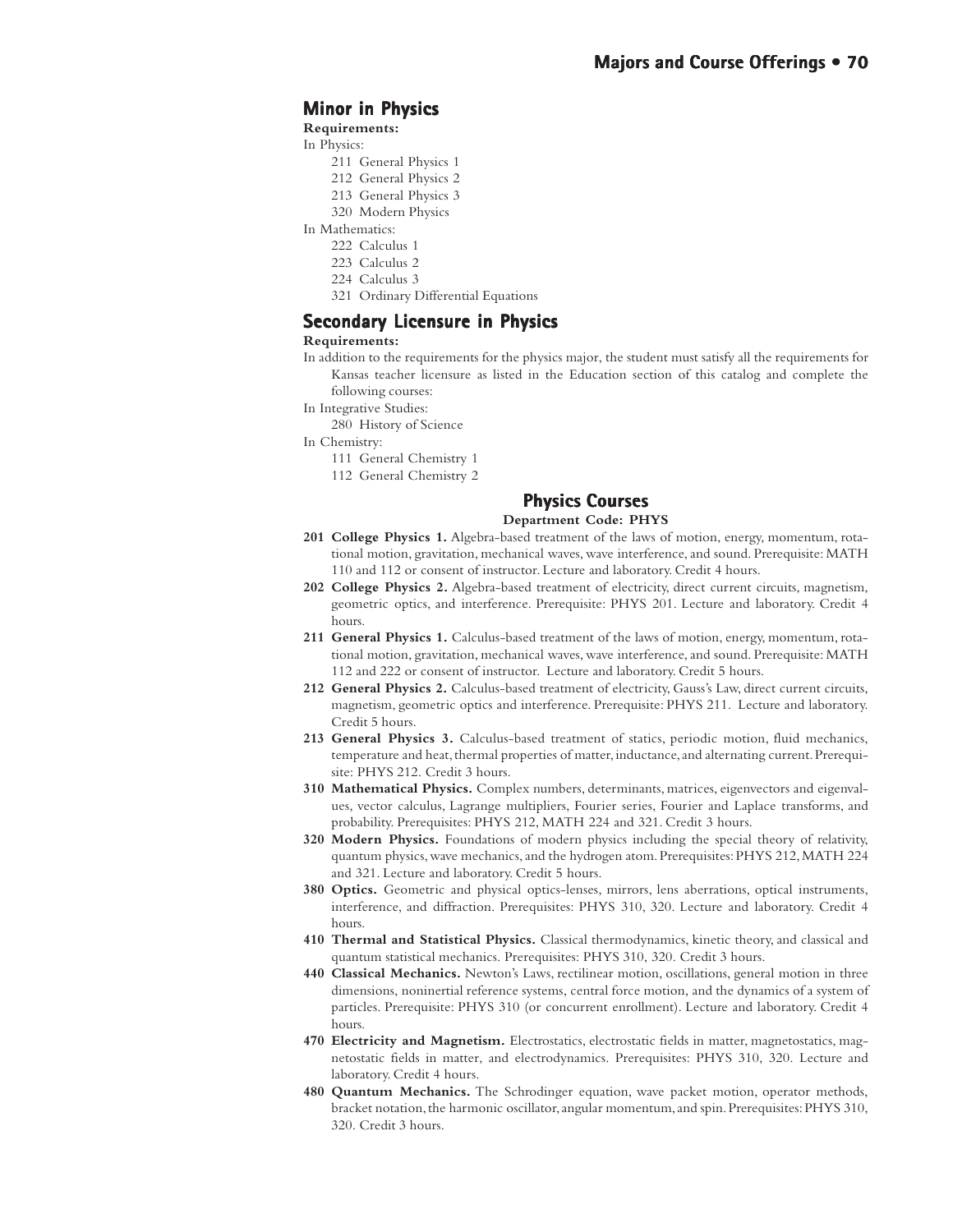## Minor in Physics

**Requirements:**

In Physics:

- 211 General Physics 1
- 212 General Physics 2
- 213 General Physics 3
- 320 Modern Physics

In Mathematics:

- 222 Calculus 1
- 223 Calculus 2
- 224 Calculus 3
- 321 Ordinary Differential Equations

## Secondary Licensure in Physics

**Requirements:**

In addition to the requirements for the physics major, the student must satisfy all the requirements for Kansas teacher licensure as listed in the Education section of this catalog and complete the following courses:

In Integrative Studies:

- 280 History of Science

In Chemistry:

- 111 General Chemistry 1
- 112 General Chemistry 2

## Physics Courses

**Department Code: PHYS**

**201 College Physics 1.** Algebra-based treatment of the laws of motion, energy, momentum, rotational motion, gravitation, mechanical waves, wave interference, and sound. Prerequisite: MATH 110 and 112 or consent of instructor. Lecture and laboratory. Credit 4 hours.

**202 College Physics 2.** Algebra-based treatment of electricity, direct current circuits, magnetism, geometric optics, and interference. Prerequisite: PHYS 201. Lecture and laboratory. Credit 4 hours.

**211 General Physics 1.** Calculus-based treatment of the laws of motion, energy, momentum, rotational motion, gravitation, mechanical waves, wave interference, and sound. Prerequisite: MATH 112 and 222 or consent of instructor. Lecture and laboratory. Credit 5 hours.

**212 General Physics 2.** Calculus-based treatment of electricity, Gauss's Law, direct current circuits, magnetism, geometric optics and interference. Prerequisite: PHYS 211. Lecture and laboratory. Credit 5 hours.

**213 General Physics 3.** Calculus-based treatment of statics, periodic motion, fluid mechanics, temperature and heat, thermal properties of matter, inductance, and alternating current. Prerequisite: PHYS 212. Credit 3 hours.

**310 Mathematical Physics.** Complex numbers, determinants, matrices, eigenvectors and eigenvalues, vector calculus, Lagrange multipliers, Fourier series, Fourier and Laplace transforms, and probability. Prerequisites: PHYS 212, MATH 224 and 321. Credit 3 hours.

**320 Modern Physics.** Foundations of modern physics including the special theory of relativity, quantum physics, wave mechanics, and the hydrogen atom. Prerequisites: PHYS 212, MATH 224 and 321. Lecture and laboratory. Credit 5 hours.

**380 Optics.** Geometric and physical optics-lenses, mirrors, lens aberrations, optical instruments, interference, and diffraction. Prerequisites: PHYS 310, 320. Lecture and laboratory. Credit 4 hours.

**410 Thermal and Statistical Physics.** Classical thermodynamics, kinetic theory, and classical and quantum statistical mechanics. Prerequisites: PHYS 310, 320. Credit 3 hours.

**440 Classical Mechanics.** Newton's Laws, rectilinear motion, oscillations, general motion in three dimensions, noninertial reference systems, central force motion, and the dynamics of a system of particles. Prerequisite: PHYS 310 (or concurrent enrollment). Lecture and laboratory. Credit 4 hours.

**470 Electricity and Magnetism.** Electrostatics, electrostatic fields in matter, magnetostatics, magnetostatic fields in matter, and electrodynamics. Prerequisites: PHYS 310, 320. Lecture and laboratory. Credit 4 hours.

**480 Quantum Mechanics.** The Schrodinger equation, wave packet motion, operator methods, bracket notation, the harmonic oscillator, angular momentum, and spin. Prerequisites: PHYS 310, 320. Credit 3 hours.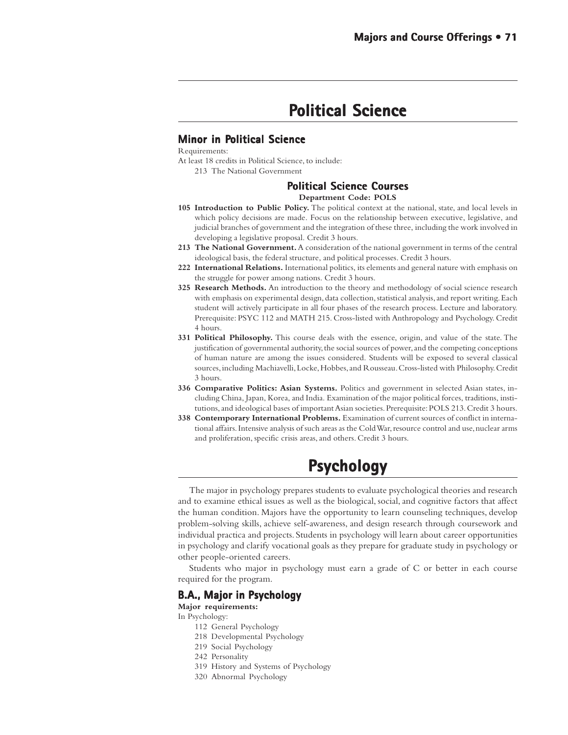# Political Science

## Minor in Political Science

Requirements:

At least 18 credits in Political Science, to include:

213 The National Government

### Political Science Courses

**Department Code: POLS**

**105 Introduction to Public Policy.** The political context at the national, state, and local levels in which policy decisions are made. Focus on the relationship between executive, legislative, and judicial branches of government and the integration of these three, including the work involved in developing a legislative proposal. Credit 3 hours.

**213 The National Government.** A consideration of the national government in terms of the central ideological basis, the federal structure, and political processes. Credit 3 hours.

**222 International Relations.** International politics, its elements and general nature with emphasis on the struggle for power among nations. Credit 3 hours.

**325 Research Methods.** An introduction to the theory and methodology of social science research with emphasis on experimental design, data collection, statistical analysis, and report writing. Each student will actively participate in all four phases of the research process. Lecture and laboratory. Prerequisite: PSYC 112 and MATH 215. Cross-listed with Anthropology and Psychology. Credit 4 hours.

**331 Political Philosophy.** This course deals with the essence, origin, and value of the state. The justification of governmental authority, the social sources of power, and the competing conceptions of human nature are among the issues considered. Students will be exposed to several classical sources, including Machiavelli, Locke, Hobbes, and Rousseau. Cross-listed with Philosophy. Credit 3 hours.

**336 Comparative Politics: Asian Systems.** Politics and government in selected Asian states, including China, Japan, Korea, and India. Examination of the major political forces, traditions, institutions, and ideological bases of important Asian societies. Prerequisite: POLS 213. Credit 3 hours.

**338 Contemporary International Problems.** Examination of current sources of conflict in international affairs. Intensive analysis of such areas as the Cold War, resource control and use, nuclear arms and proliferation, specific crisis areas, and others. Credit 3 hours.

# Psychology

The major in psychology prepares students to evaluate psychological theories and research and to examine ethical issues as well as the biological, social, and cognitive factors that affect the human condition. Majors have the opportunity to learn counseling techniques, develop problem-solving skills, achieve self-awareness, and design research through coursework and individual practica and projects. Students in psychology will learn about career opportunities in psychology and clarify vocational goals as they prepare for graduate study in psychology or other people-oriented careers.

Students who major in psychology must earn a grade of C or better in each course required for the program.

## B.A., Major in Psychology

**Major requirements:**

In Psychology:

112 General Psychology
218 Developmental Psychology
219 Social Psychology
242 Personality
319 History and Systems of Psychology
320 Abnormal Psychology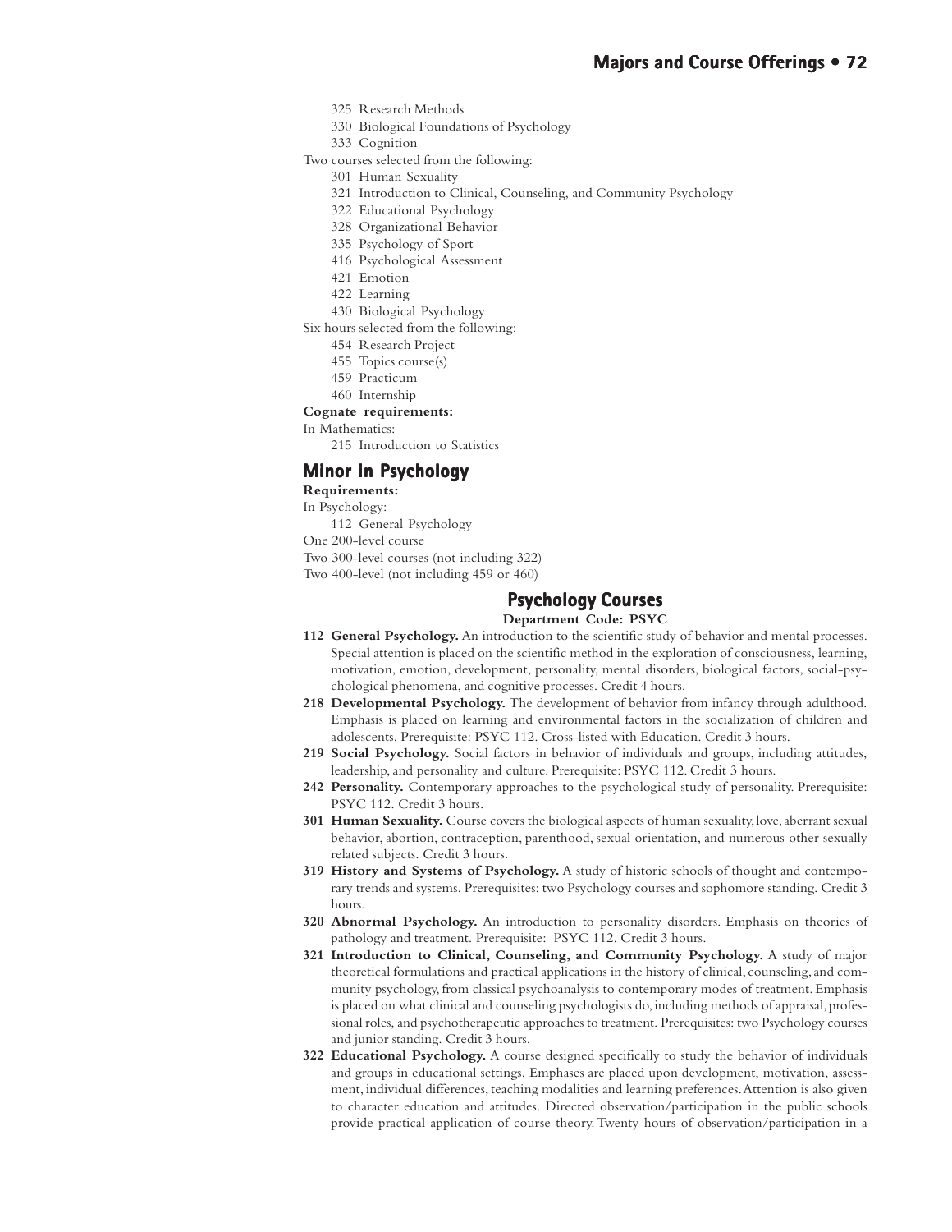325 Research Methods
330 Biological Foundations of Psychology
333 Cognition

Two courses selected from the following:

301 Human Sexuality
321 Introduction to Clinical, Counseling, and Community Psychology
322 Educational Psychology
328 Organizational Behavior
335 Psychology of Sport
416 Psychological Assessment
421 Emotion
422 Learning
430 Biological Psychology

Six hours selected from the following:

454 Research Project
455 Topics course(s)
459 Practicum
460 Internship

**Cognate requirements:**

In Mathematics:

215 Introduction to Statistics

## Minor in Psychology

**Requirements:**

In Psychology:

112 General Psychology

One 200-level course

Two 300-level courses (not including 322)

Two 400-level (not including 459 or 460)

## Psychology Courses

**Department Code: PSYC**

**112 General Psychology.** An introduction to the scientific study of behavior and mental processes. Special attention is placed on the scientific method in the exploration of consciousness, learning, motivation, emotion, development, personality, mental disorders, biological factors, social-psychological phenomena, and cognitive processes. Credit 4 hours.

**218 Developmental Psychology.** The development of behavior from infancy through adulthood. Emphasis is placed on learning and environmental factors in the socialization of children and adolescents. Prerequisite: PSYC 112. Cross-listed with Education. Credit 3 hours.

**219 Social Psychology.** Social factors in behavior of individuals and groups, including attitudes, leadership, and personality and culture. Prerequisite: PSYC 112. Credit 3 hours.

**242 Personality.** Contemporary approaches to the psychological study of personality. Prerequisite: PSYC 112. Credit 3 hours.

**301 Human Sexuality.** Course covers the biological aspects of human sexuality, love, aberrant sexual behavior, abortion, contraception, parenthood, sexual orientation, and numerous other sexually related subjects. Credit 3 hours.

**319 History and Systems of Psychology.** A study of historic schools of thought and contemporary trends and systems. Prerequisites: two Psychology courses and sophomore standing. Credit 3 hours.

**320 Abnormal Psychology.** An introduction to personality disorders. Emphasis on theories of pathology and treatment. Prerequisite: PSYC 112. Credit 3 hours.

**321 Introduction to Clinical, Counseling, and Community Psychology.** A study of major theoretical formulations and practical applications in the history of clinical, counseling, and community psychology, from classical psychoanalysis to contemporary modes of treatment. Emphasis is placed on what clinical and counseling psychologists do, including methods of appraisal, professional roles, and psychotherapeutic approaches to treatment. Prerequisites: two Psychology courses and junior standing. Credit 3 hours.

**322 Educational Psychology.** A course designed specifically to study the behavior of individuals and groups in educational settings. Emphases are placed upon development, motivation, assessment, individual differences, teaching modalities and learning preferences. Attention is also given to character education and attitudes. Directed observation/participation in the public schools provide practical application of course theory. Twenty hours of observation/participation in a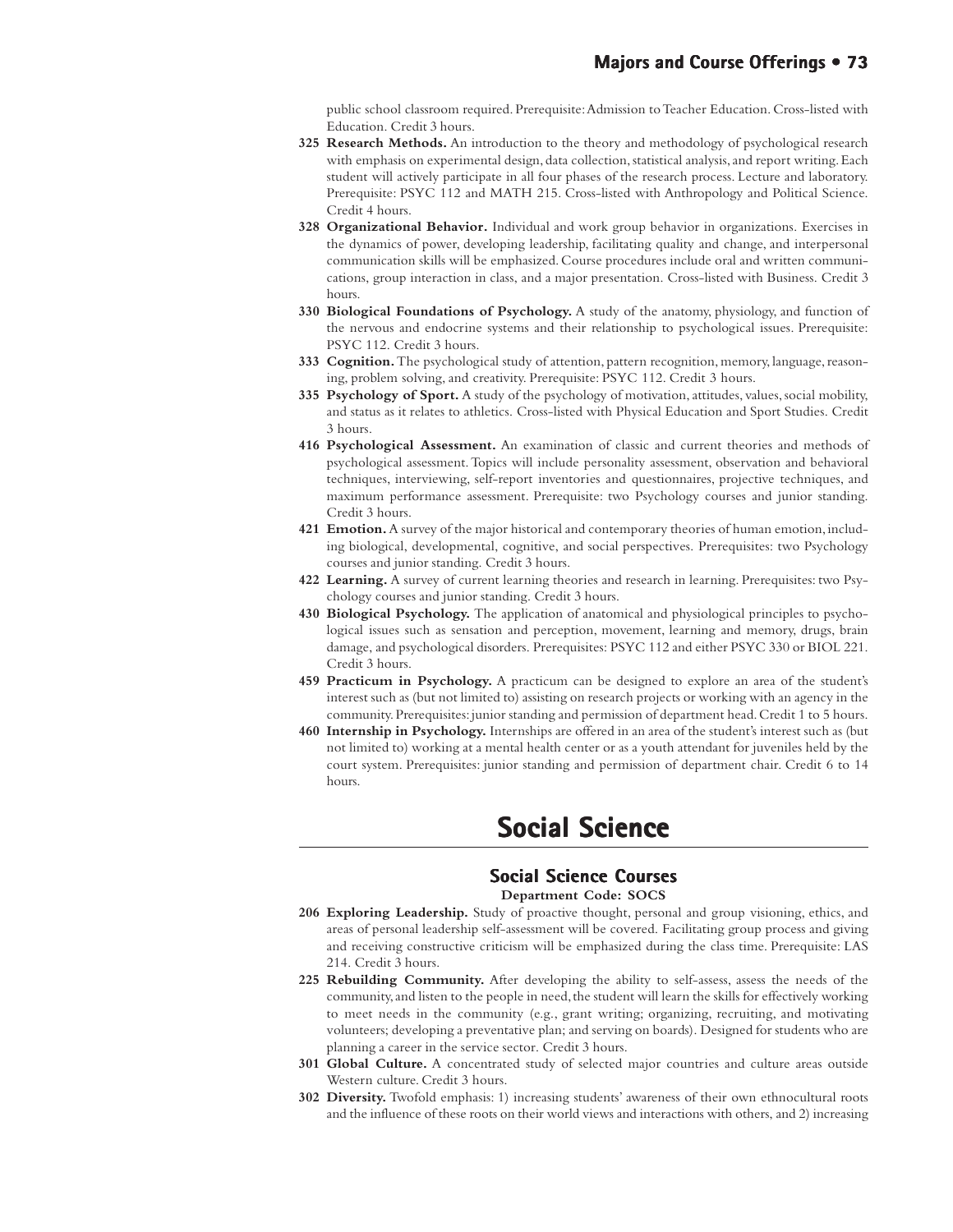public school classroom required. Prerequisite: Admission to Teacher Education. Cross-listed with Education. Credit 3 hours.

**325 Research Methods.** An introduction to the theory and methodology of psychological research with emphasis on experimental design, data collection, statistical analysis, and report writing. Each student will actively participate in all four phases of the research process. Lecture and laboratory. Prerequisite: PSYC 112 and MATH 215. Cross-listed with Anthropology and Political Science. Credit 4 hours.

**328 Organizational Behavior.** Individual and work group behavior in organizations. Exercises in the dynamics of power, developing leadership, facilitating quality and change, and interpersonal communication skills will be emphasized. Course procedures include oral and written communications, group interaction in class, and a major presentation. Cross-listed with Business. Credit 3 hours.

**330 Biological Foundations of Psychology.** A study of the anatomy, physiology, and function of the nervous and endocrine systems and their relationship to psychological issues. Prerequisite: PSYC 112. Credit 3 hours.

**333 Cognition.** The psychological study of attention, pattern recognition, memory, language, reasoning, problem solving, and creativity. Prerequisite: PSYC 112. Credit 3 hours.

**335 Psychology of Sport.** A study of the psychology of motivation, attitudes, values, social mobility, and status as it relates to athletics. Cross-listed with Physical Education and Sport Studies. Credit 3 hours.

**416 Psychological Assessment.** An examination of classic and current theories and methods of psychological assessment. Topics will include personality assessment, observation and behavioral techniques, interviewing, self-report inventories and questionnaires, projective techniques, and maximum performance assessment. Prerequisite: two Psychology courses and junior standing. Credit 3 hours.

**421 Emotion.** A survey of the major historical and contemporary theories of human emotion, including biological, developmental, cognitive, and social perspectives. Prerequisites: two Psychology courses and junior standing. Credit 3 hours.

**422 Learning.** A survey of current learning theories and research in learning. Prerequisites: two Psychology courses and junior standing. Credit 3 hours.

**430 Biological Psychology.** The application of anatomical and physiological principles to psychological issues such as sensation and perception, movement, learning and memory, drugs, brain damage, and psychological disorders. Prerequisites: PSYC 112 and either PSYC 330 or BIOL 221. Credit 3 hours.

**459 Practicum in Psychology.** A practicum can be designed to explore an area of the student's interest such as (but not limited to) assisting on research projects or working with an agency in the community. Prerequisites: junior standing and permission of department head. Credit 1 to 5 hours.

**460 Internship in Psychology.** Internships are offered in an area of the student's interest such as (but not limited to) working at a mental health center or as a youth attendant for juveniles held by the court system. Prerequisites: junior standing and permission of department chair. Credit 6 to 14 hours.

# Social Science

## Social Science Courses

**Department Code: SOCS**

**206 Exploring Leadership.** Study of proactive thought, personal and group visioning, ethics, and areas of personal leadership self-assessment will be covered. Facilitating group process and giving and receiving constructive criticism will be emphasized during the class time. Prerequisite: LAS 214. Credit 3 hours.

**225 Rebuilding Community.** After developing the ability to self-assess, assess the needs of the community, and listen to the people in need, the student will learn the skills for effectively working to meet needs in the community (e.g., grant writing; organizing, recruiting, and motivating volunteers; developing a preventative plan; and serving on boards). Designed for students who are planning a career in the service sector. Credit 3 hours.

**301 Global Culture.** A concentrated study of selected major countries and culture areas outside Western culture. Credit 3 hours.

**302 Diversity.** Twofold emphasis: 1) increasing students' awareness of their own ethnocultural roots and the influence of these roots on their world views and interactions with others, and 2) increasing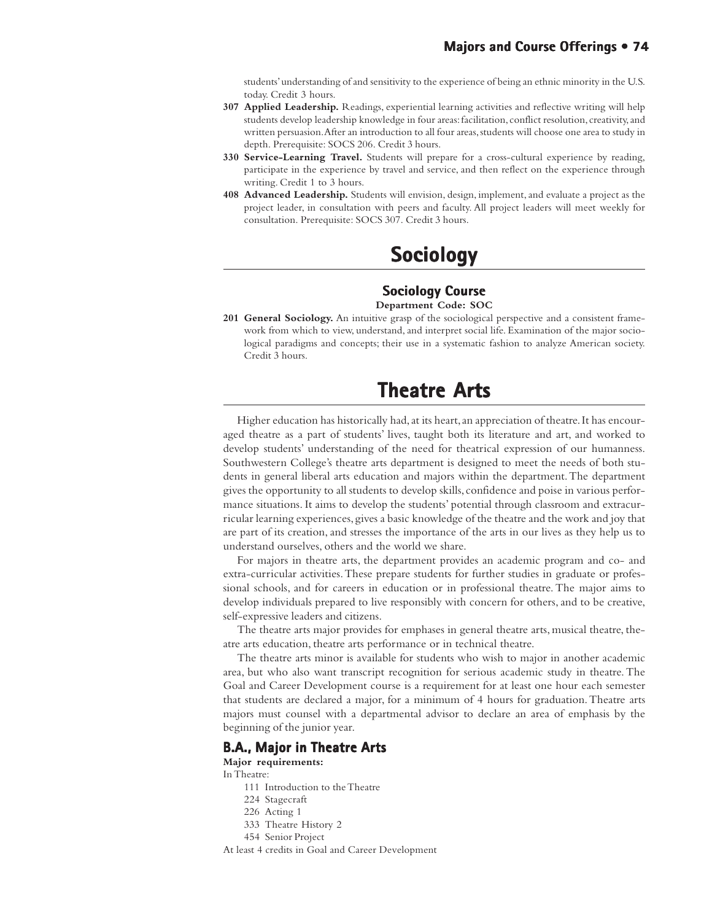students' understanding of and sensitivity to the experience of being an ethnic minority in the U.S. today. Credit 3 hours.

**307 Applied Leadership.** Readings, experiential learning activities and reflective writing will help students develop leadership knowledge in four areas: facilitation, conflict resolution, creativity, and written persuasion. After an introduction to all four areas, students will choose one area to study in depth. Prerequisite: SOCS 206. Credit 3 hours.

**330 Service-Learning Travel.** Students will prepare for a cross-cultural experience by reading, participate in the experience by travel and service, and then reflect on the experience through writing. Credit 1 to 3 hours.

**408 Advanced Leadership.** Students will envision, design, implement, and evaluate a project as the project leader, in consultation with peers and faculty. All project leaders will meet weekly for consultation. Prerequisite: SOCS 307. Credit 3 hours.

# Sociology

## Sociology Course

**Department Code: SOC**

**201 General Sociology.** An intuitive grasp of the sociological perspective and a consistent framework from which to view, understand, and interpret social life. Examination of the major sociological paradigms and concepts; their use in a systematic fashion to analyze American society. Credit 3 hours.

# Theatre Arts

Higher education has historically had, at its heart, an appreciation of theatre. It has encouraged theatre as a part of students' lives, taught both its literature and art, and worked to develop students' understanding of the need for theatrical expression of our humanness. Southwestern College's theatre arts department is designed to meet the needs of both students in general liberal arts education and majors within the department. The department gives the opportunity to all students to develop skills, confidence and poise in various performance situations. It aims to develop the students' potential through classroom and extracurricular learning experiences, gives a basic knowledge of the theatre and the work and joy that are part of its creation, and stresses the importance of the arts in our lives as they help us to understand ourselves, others and the world we share.

For majors in theatre arts, the department provides an academic program and co- and extra-curricular activities. These prepare students for further studies in graduate or professional schools, and for careers in education or in professional theatre. The major aims to develop individuals prepared to live responsibly with concern for others, and to be creative, self-expressive leaders and citizens.

The theatre arts major provides for emphases in general theatre arts, musical theatre, theatre arts education, theatre arts performance or in technical theatre.

The theatre arts minor is available for students who wish to major in another academic area, but who also want transcript recognition for serious academic study in theatre. The Goal and Career Development course is a requirement for at least one hour each semester that students are declared a major, for a minimum of 4 hours for graduation. Theatre arts majors must counsel with a departmental advisor to declare an area of emphasis by the beginning of the junior year.

## B.A., Major in Theatre Arts

**Major requirements:**

In Theatre:

- 111 Introduction to the Theatre
- 224 Stagecraft
- 226 Acting 1
- 333 Theatre History 2
- 454 Senior Project

At least 4 credits in Goal and Career Development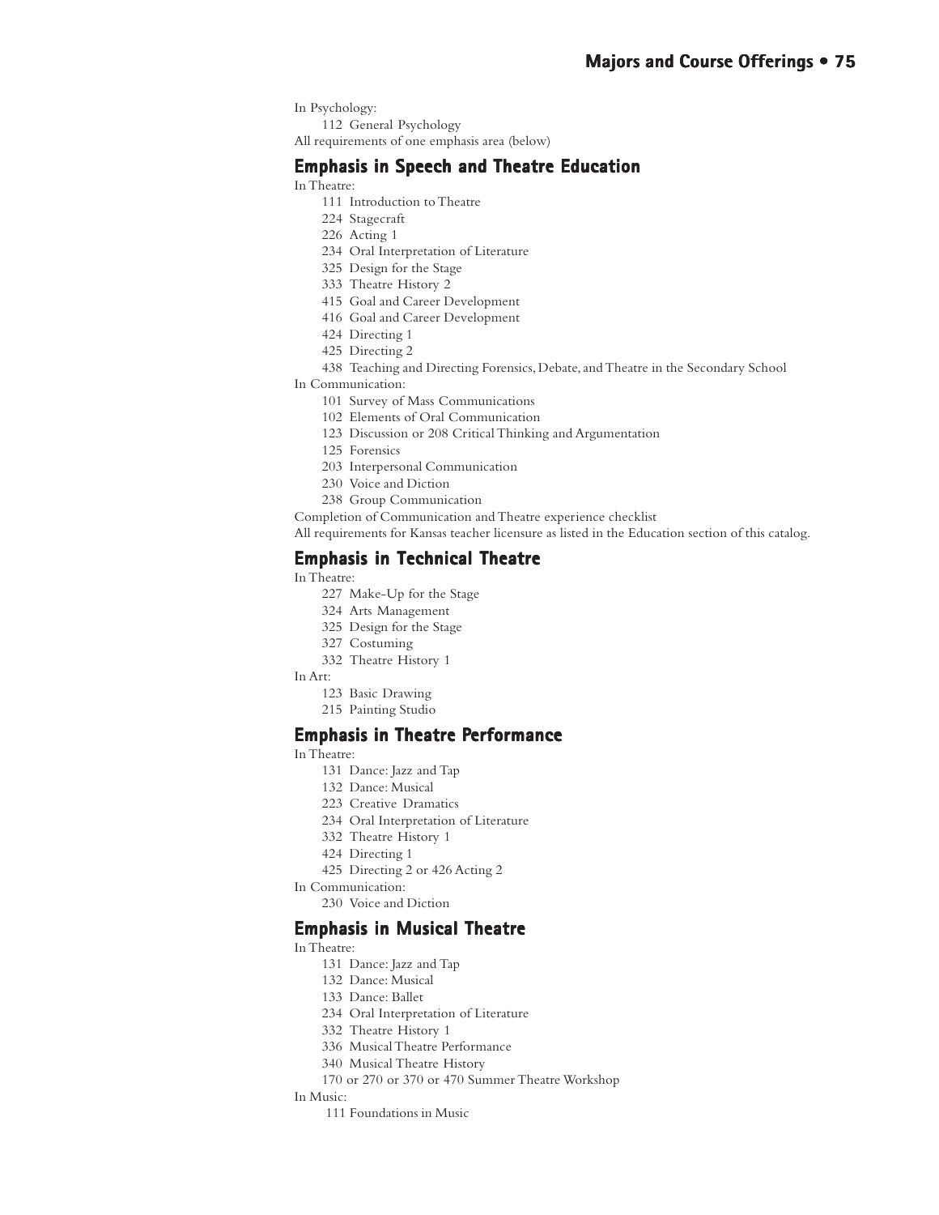In Psychology:

112 General Psychology

All requirements of one emphasis area (below)

## Emphasis in Speech and Theatre Education

In Theatre:

111 Introduction to Theatre
224 Stagecraft
226 Acting 1
234 Oral Interpretation of Literature
325 Design for the Stage
333 Theatre History 2
415 Goal and Career Development
416 Goal and Career Development
424 Directing 1
425 Directing 2
438 Teaching and Directing Forensics, Debate, and Theatre in the Secondary School

In Communication:

101 Survey of Mass Communications
102 Elements of Oral Communication
123 Discussion or 208 Critical Thinking and Argumentation
125 Forensics
203 Interpersonal Communication
230 Voice and Diction
238 Group Communication

Completion of Communication and Theatre experience checklist

All requirements for Kansas teacher licensure as listed in the Education section of this catalog.

## Emphasis in Technical Theatre

In Theatre:

227 Make-Up for the Stage
324 Arts Management
325 Design for the Stage
327 Costuming
332 Theatre History 1

In Art:

123 Basic Drawing
215 Painting Studio

## Emphasis in Theatre Performance

In Theatre:

131 Dance: Jazz and Tap
132 Dance: Musical
223 Creative Dramatics
234 Oral Interpretation of Literature
332 Theatre History 1
424 Directing 1
425 Directing 2 or 426 Acting 2

In Communication:

230 Voice and Diction

## Emphasis in Musical Theatre

In Theatre:

131 Dance: Jazz and Tap
132 Dance: Musical
133 Dance: Ballet
234 Oral Interpretation of Literature
332 Theatre History 1
336 Musical Theatre Performance
340 Musical Theatre History
170 or 270 or 370 or 470 Summer Theatre Workshop

In Music:

111 Foundations in Music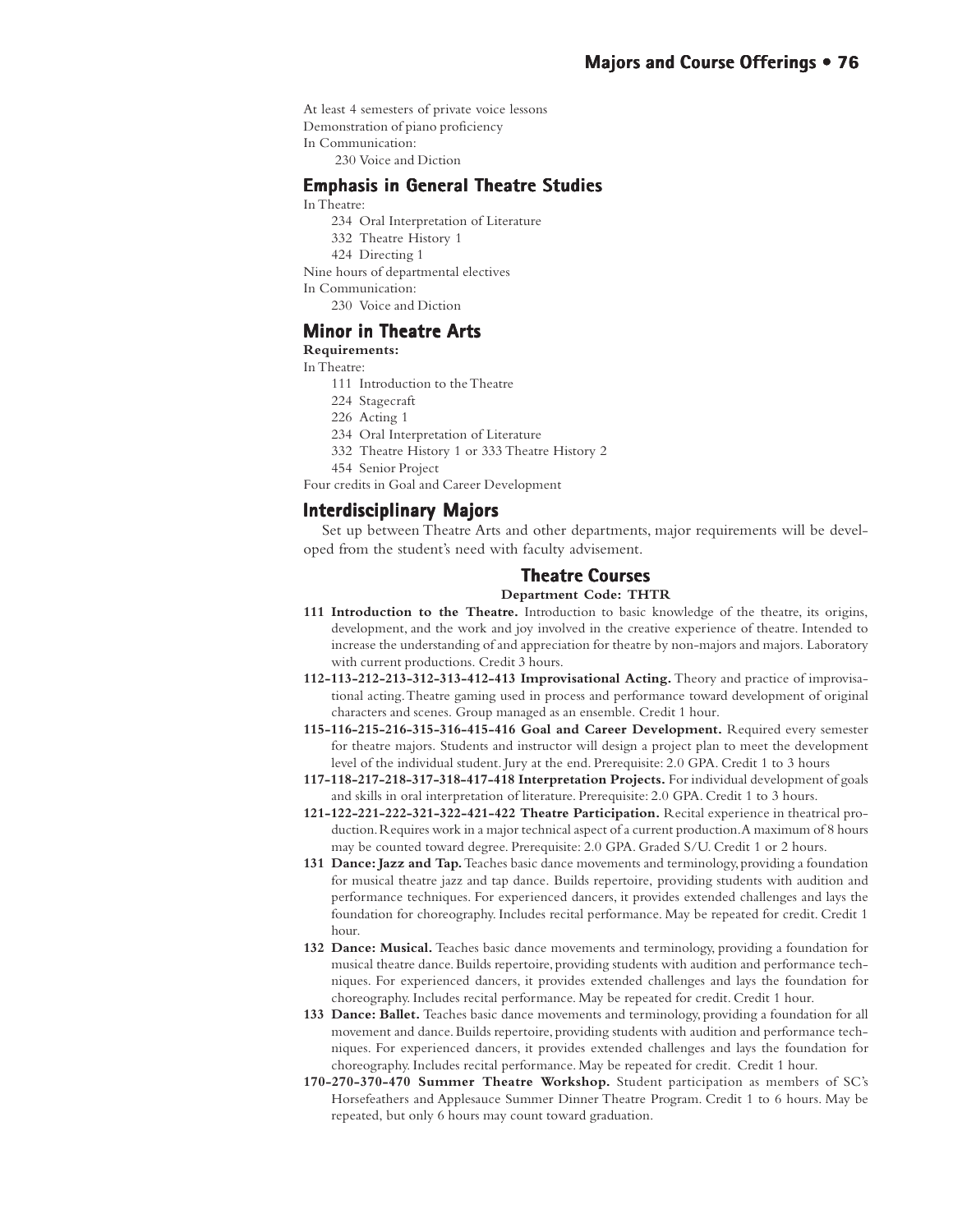At least 4 semesters of private voice lessons
Demonstration of piano proficiency
In Communication:

230 Voice and Diction

## Emphasis in General Theatre Studies

In Theatre:

234 Oral Interpretation of Literature
332 Theatre History 1
424 Directing 1

Nine hours of departmental electives
In Communication:

230 Voice and Diction

## Minor in Theatre Arts

**Requirements:**

In Theatre:

111 Introduction to the Theatre
224 Stagecraft
226 Acting 1
234 Oral Interpretation of Literature
332 Theatre History 1 or 333 Theatre History 2
454 Senior Project

Four credits in Goal and Career Development

## Interdisciplinary Majors

Set up between Theatre Arts and other departments, major requirements will be developed from the student's need with faculty advisement.

## Theatre Courses

**Department Code: THTR**

**111 Introduction to the Theatre.** Introduction to basic knowledge of the theatre, its origins, development, and the work and joy involved in the creative experience of theatre. Intended to increase the understanding of and appreciation for theatre by non-majors and majors. Laboratory with current productions. Credit 3 hours.

**112-113-212-213-312-313-412-413 Improvisational Acting.** Theory and practice of improvisational acting. Theatre gaming used in process and performance toward development of original characters and scenes. Group managed as an ensemble. Credit 1 hour.

**115-116-215-216-315-316-415-416 Goal and Career Development.** Required every semester for theatre majors. Students and instructor will design a project plan to meet the development level of the individual student. Jury at the end. Prerequisite: 2.0 GPA. Credit 1 to 3 hours

**117-118-217-218-317-318-417-418 Interpretation Projects.** For individual development of goals and skills in oral interpretation of literature. Prerequisite: 2.0 GPA. Credit 1 to 3 hours.

**121-122-221-222-321-322-421-422 Theatre Participation.** Recital experience in theatrical production. Requires work in a major technical aspect of a current production. A maximum of 8 hours may be counted toward degree. Prerequisite: 2.0 GPA. Graded S/U. Credit 1 or 2 hours.

**131 Dance: Jazz and Tap.** Teaches basic dance movements and terminology, providing a foundation for musical theatre jazz and tap dance. Builds repertoire, providing students with audition and performance techniques. For experienced dancers, it provides extended challenges and lays the foundation for choreography. Includes recital performance. May be repeated for credit. Credit 1 hour.

**132 Dance: Musical.** Teaches basic dance movements and terminology, providing a foundation for musical theatre dance. Builds repertoire, providing students with audition and performance techniques. For experienced dancers, it provides extended challenges and lays the foundation for choreography. Includes recital performance. May be repeated for credit. Credit 1 hour.

**133 Dance: Ballet.** Teaches basic dance movements and terminology, providing a foundation for all movement and dance. Builds repertoire, providing students with audition and performance techniques. For experienced dancers, it provides extended challenges and lays the foundation for choreography. Includes recital performance. May be repeated for credit. Credit 1 hour.

**170-270-370-470 Summer Theatre Workshop.** Student participation as members of SC's Horsefeathers and Applesauce Summer Dinner Theatre Program. Credit 1 to 6 hours. May be repeated, but only 6 hours may count toward graduation.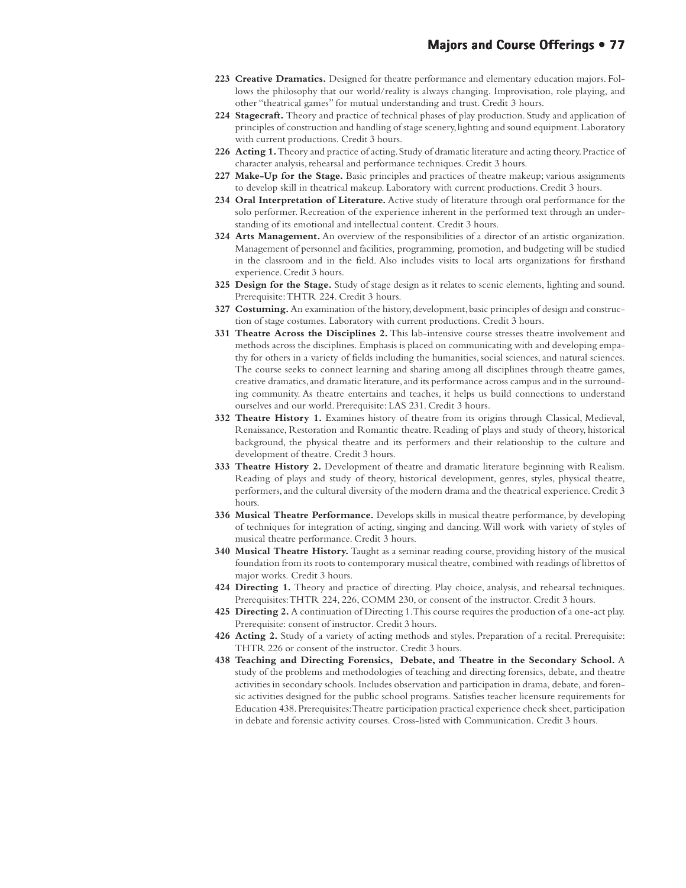**223 Creative Dramatics.** Designed for theatre performance and elementary education majors. Follows the philosophy that our world/reality is always changing. Improvisation, role playing, and other "theatrical games" for mutual understanding and trust. Credit 3 hours.

**224 Stagecraft.** Theory and practice of technical phases of play production. Study and application of principles of construction and handling of stage scenery, lighting and sound equipment. Laboratory with current productions. Credit 3 hours.

**226 Acting 1.** Theory and practice of acting. Study of dramatic literature and acting theory. Practice of character analysis, rehearsal and performance techniques. Credit 3 hours.

**227 Make-Up for the Stage.** Basic principles and practices of theatre makeup; various assignments to develop skill in theatrical makeup. Laboratory with current productions. Credit 3 hours.

**234 Oral Interpretation of Literature.** Active study of literature through oral performance for the solo performer. Recreation of the experience inherent in the performed text through an understanding of its emotional and intellectual content. Credit 3 hours.

**324 Arts Management.** An overview of the responsibilities of a director of an artistic organization. Management of personnel and facilities, programming, promotion, and budgeting will be studied in the classroom and in the field. Also includes visits to local arts organizations for firsthand experience. Credit 3 hours.

**325 Design for the Stage.** Study of stage design as it relates to scenic elements, lighting and sound. Prerequisite: THTR 224. Credit 3 hours.

**327 Costuming.** An examination of the history, development, basic principles of design and construction of stage costumes. Laboratory with current productions. Credit 3 hours.

**331 Theatre Across the Disciplines 2.** This lab-intensive course stresses theatre involvement and methods across the disciplines. Emphasis is placed on communicating with and developing empathy for others in a variety of fields including the humanities, social sciences, and natural sciences. The course seeks to connect learning and sharing among all disciplines through theatre games, creative dramatics, and dramatic literature, and its performance across campus and in the surrounding community. As theatre entertains and teaches, it helps us build connections to understand ourselves and our world. Prerequisite: LAS 231. Credit 3 hours.

**332 Theatre History 1.** Examines history of theatre from its origins through Classical, Medieval, Renaissance, Restoration and Romantic theatre. Reading of plays and study of theory, historical background, the physical theatre and its performers and their relationship to the culture and development of theatre. Credit 3 hours.

**333 Theatre History 2.** Development of theatre and dramatic literature beginning with Realism. Reading of plays and study of theory, historical development, genres, styles, physical theatre, performers, and the cultural diversity of the modern drama and the theatrical experience. Credit 3 hours.

**336 Musical Theatre Performance.** Develops skills in musical theatre performance, by developing of techniques for integration of acting, singing and dancing. Will work with variety of styles of musical theatre performance. Credit 3 hours.

**340 Musical Theatre History.** Taught as a seminar reading course, providing history of the musical foundation from its roots to contemporary musical theatre, combined with readings of librettos of major works. Credit 3 hours.

**424 Directing 1.** Theory and practice of directing. Play choice, analysis, and rehearsal techniques. Prerequisites: THTR 224, 226, COMM 230, or consent of the instructor. Credit 3 hours.

**425 Directing 2.** A continuation of Directing 1. This course requires the production of a one-act play. Prerequisite: consent of instructor. Credit 3 hours.

**426 Acting 2.** Study of a variety of acting methods and styles. Preparation of a recital. Prerequisite: THTR 226 or consent of the instructor. Credit 3 hours.

**438 Teaching and Directing Forensics, Debate, and Theatre in the Secondary School.** A study of the problems and methodologies of teaching and directing forensics, debate, and theatre activities in secondary schools. Includes observation and participation in drama, debate, and forensic activities designed for the public school programs. Satisfies teacher licensure requirements for Education 438. Prerequisites: Theatre participation practical experience check sheet, participation in debate and forensic activity courses. Cross-listed with Communication. Credit 3 hours.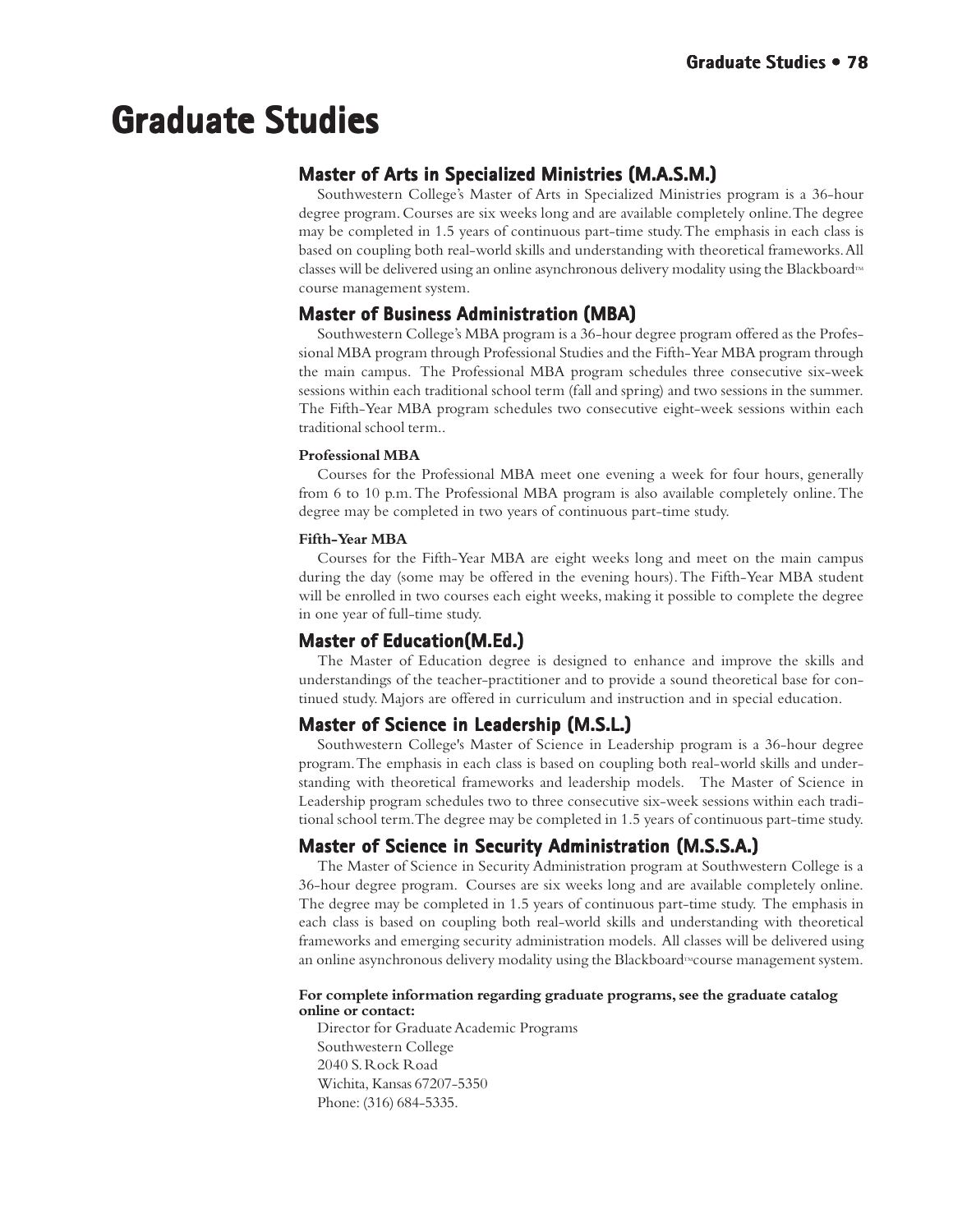# Graduate Studies

## Master of Arts in Specialized Ministries (M.A.S.M.)

Southwestern College's Master of Arts in Specialized Ministries program is a 36-hour degree program. Courses are six weeks long and are available completely online. The degree may be completed in 1.5 years of continuous part-time study. The emphasis in each class is based on coupling both real-world skills and understanding with theoretical frameworks. All classes will be delivered using an online asynchronous delivery modality using the Blackboard™ course management system.

## Master of Business Administration (MBA)

Southwestern College's MBA program is a 36-hour degree program offered as the Professional MBA program through Professional Studies and the Fifth-Year MBA program through the main campus. The Professional MBA program schedules three consecutive six-week sessions within each traditional school term (fall and spring) and two sessions in the summer. The Fifth-Year MBA program schedules two consecutive eight-week sessions within each traditional school term..

**Professional MBA**

Courses for the Professional MBA meet one evening a week for four hours, generally from 6 to 10 p.m. The Professional MBA program is also available completely online. The degree may be completed in two years of continuous part-time study.

**Fifth-Year MBA**

Courses for the Fifth-Year MBA are eight weeks long and meet on the main campus during the day (some may be offered in the evening hours). The Fifth-Year MBA student will be enrolled in two courses each eight weeks, making it possible to complete the degree in one year of full-time study.

## Master of Education(M.Ed.)

The Master of Education degree is designed to enhance and improve the skills and understandings of the teacher-practitioner and to provide a sound theoretical base for continued study. Majors are offered in curriculum and instruction and in special education.

## Master of Science in Leadership (M.S.L.)

Southwestern College's Master of Science in Leadership program is a 36-hour degree program. The emphasis in each class is based on coupling both real-world skills and understanding with theoretical frameworks and leadership models. The Master of Science in Leadership program schedules two to three consecutive six-week sessions within each traditional school term. The degree may be completed in 1.5 years of continuous part-time study.

## Master of Science in Security Administration (M.S.S.A.)

The Master of Science in Security Administration program at Southwestern College is a 36-hour degree program. Courses are six weeks long and are available completely online. The degree may be completed in 1.5 years of continuous part-time study. The emphasis in each class is based on coupling both real-world skills and understanding with theoretical frameworks and emerging security administration models. All classes will be delivered using an online asynchronous delivery modality using the Blackboard™course management system.

**For complete information regarding graduate programs, see the graduate catalog online or contact:**

Director for Graduate Academic Programs
Southwestern College
2040 S. Rock Road
Wichita, Kansas 67207-5350
Phone: (316) 684-5335.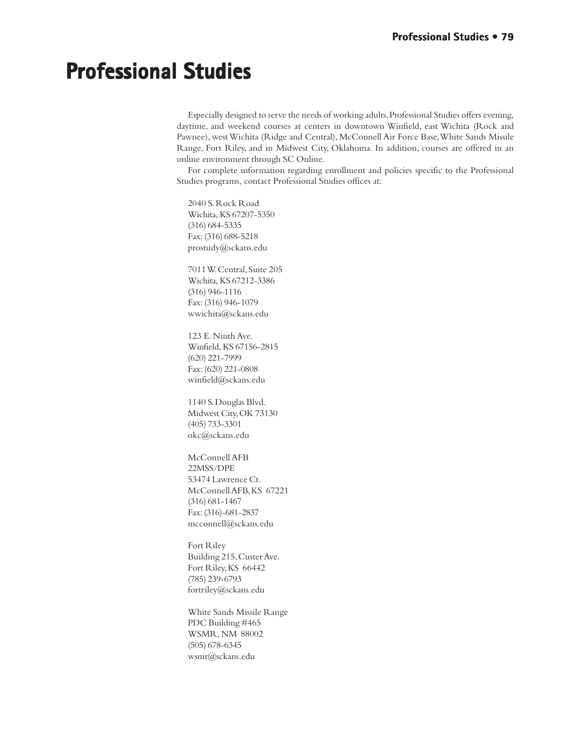# Professional Studies

Especially designed to serve the needs of working adults, Professional Studies offers evening, daytime, and weekend courses at centers in downtown Winfield, east Wichita (Rock and Pawnee), west Wichita (Ridge and Central), McConnell Air Force Base, White Sands Missile Range, Fort Riley, and in Midwest City, Oklahoma. In addition, courses are offered in an online environment through SC Online.

For complete information regarding enrollment and policies specific to the Professional Studies programs, contact Professional Studies offices at:

2040 S. Rock Road
Wichita, KS 67207-5350
(316) 684-5335
Fax: (316) 688-5218
prostudy@sckans.edu

7011 W. Central, Suite 205
Wichita, KS 67212-3386
(316) 946-1116
Fax: (316) 946-1079
wwichita@sckans.edu

123 E. Ninth Ave.
Winfield, KS 67156-2815
(620) 221-7999
Fax: (620) 221-0808
winfield@sckans.edu

1140 S. Douglas Blvd.
Midwest City, OK 73130
(405) 733-3301
okc@sckans.edu

McConnell AFB
22MSS/DPE
53474 Lawrence Ct.
McConnell AFB, KS 67221
(316) 681-1467
Fax: (316)-681-2837
mcconnell@sckans.edu

Fort Riley
Building 215, Custer Ave.
Fort Riley, KS 66442
(785) 239-6793
fortriley@sckans.edu

White Sands Missile Range
PDC Building #465
WSMR, NM 88002
(505) 678-6345
wsmr@sckans.edu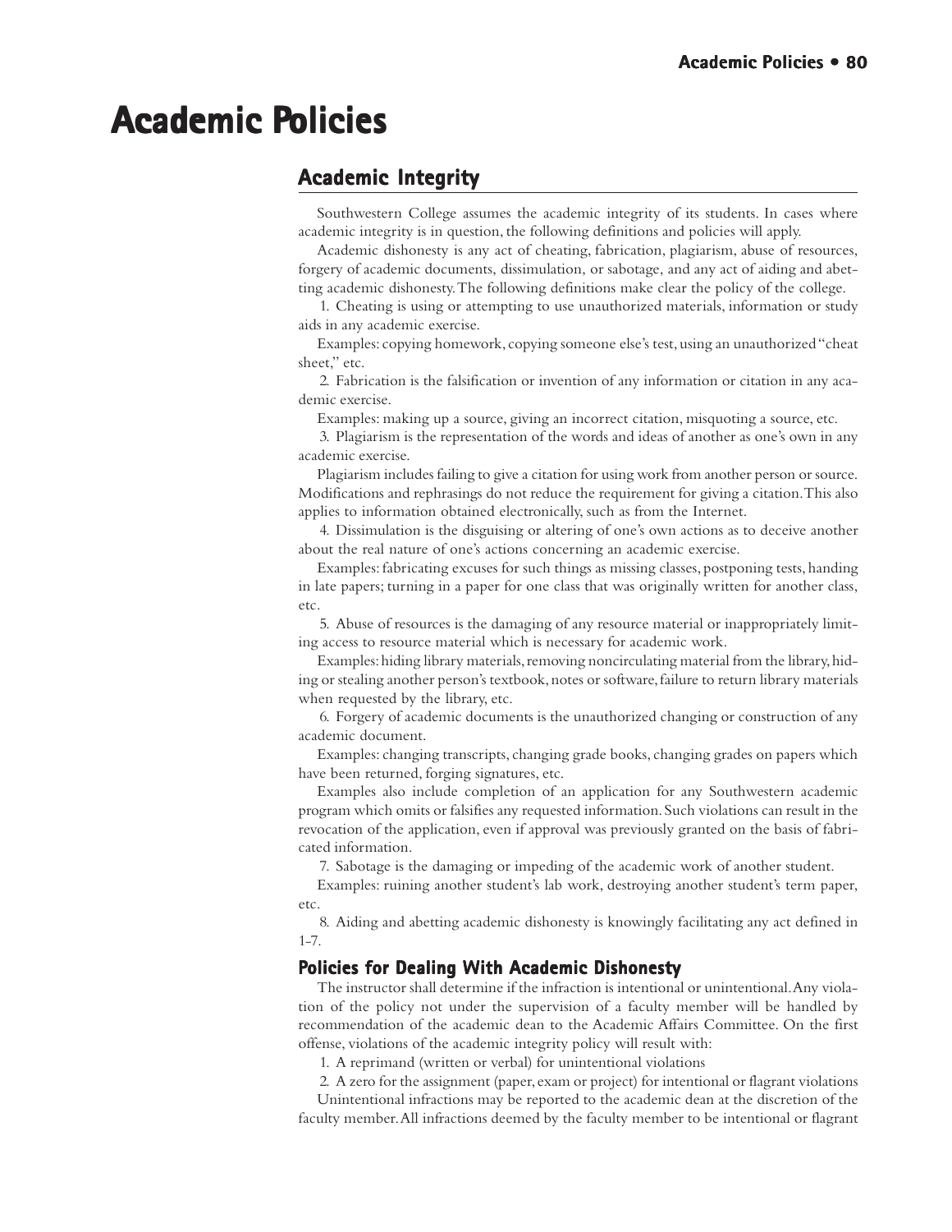# Academic Policies

## Academic Integrity

Southwestern College assumes the academic integrity of its students. In cases where academic integrity is in question, the following definitions and policies will apply.

Academic dishonesty is any act of cheating, fabrication, plagiarism, abuse of resources, forgery of academic documents, dissimulation, or sabotage, and any act of aiding and abetting academic dishonesty. The following definitions make clear the policy of the college.

1. Cheating is using or attempting to use unauthorized materials, information or study aids in any academic exercise.

Examples: copying homework, copying someone else's test, using an unauthorized "cheat sheet," etc.

2. Fabrication is the falsification or invention of any information or citation in any academic exercise.

Examples: making up a source, giving an incorrect citation, misquoting a source, etc.

3. Plagiarism is the representation of the words and ideas of another as one's own in any academic exercise.

Plagiarism includes failing to give a citation for using work from another person or source. Modifications and rephrasings do not reduce the requirement for giving a citation. This also applies to information obtained electronically, such as from the Internet.

4. Dissimulation is the disguising or altering of one's own actions as to deceive another about the real nature of one's actions concerning an academic exercise.

Examples: fabricating excuses for such things as missing classes, postponing tests, handing in late papers; turning in a paper for one class that was originally written for another class, etc.

5. Abuse of resources is the damaging of any resource material or inappropriately limiting access to resource material which is necessary for academic work.

Examples: hiding library materials, removing noncirculating material from the library, hiding or stealing another person's textbook, notes or software, failure to return library materials when requested by the library, etc.

6. Forgery of academic documents is the unauthorized changing or construction of any academic document.

Examples: changing transcripts, changing grade books, changing grades on papers which have been returned, forging signatures, etc.

Examples also include completion of an application for any Southwestern academic program which omits or falsifies any requested information. Such violations can result in the revocation of the application, even if approval was previously granted on the basis of fabricated information.

7. Sabotage is the damaging or impeding of the academic work of another student.

Examples: ruining another student's lab work, destroying another student's term paper, etc.

8. Aiding and abetting academic dishonesty is knowingly facilitating any act defined in 1-7.

### Policies for Dealing With Academic Dishonesty

The instructor shall determine if the infraction is intentional or unintentional. Any violation of the policy not under the supervision of a faculty member will be handled by recommendation of the academic dean to the Academic Affairs Committee. On the first offense, violations of the academic integrity policy will result with:

1. A reprimand (written or verbal) for unintentional violations
2. A zero for the assignment (paper, exam or project) for intentional or flagrant violations

Unintentional infractions may be reported to the academic dean at the discretion of the faculty member. All infractions deemed by the faculty member to be intentional or flagrant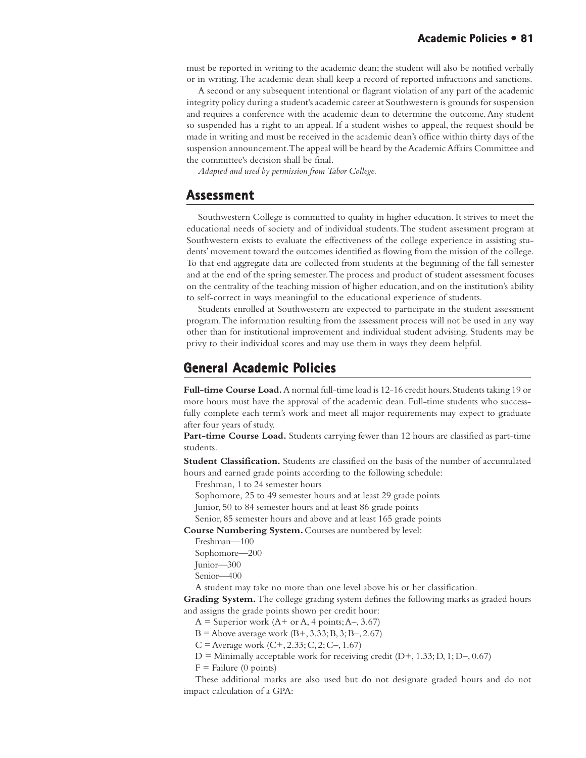must be reported in writing to the academic dean; the student will also be notified verbally or in writing. The academic dean shall keep a record of reported infractions and sanctions.

A second or any subsequent intentional or flagrant violation of any part of the academic integrity policy during a student's academic career at Southwestern is grounds for suspension and requires a conference with the academic dean to determine the outcome. Any student so suspended has a right to an appeal. If a student wishes to appeal, the request should be made in writing and must be received in the academic dean's office within thirty days of the suspension announcement. The appeal will be heard by the Academic Affairs Committee and the committee's decision shall be final.

*Adapted and used by permission from Tabor College.*

## Assessment

Southwestern College is committed to quality in higher education. It strives to meet the educational needs of society and of individual students. The student assessment program at Southwestern exists to evaluate the effectiveness of the college experience in assisting students' movement toward the outcomes identified as flowing from the mission of the college. To that end aggregate data are collected from students at the beginning of the fall semester and at the end of the spring semester. The process and product of student assessment focuses on the centrality of the teaching mission of higher education, and on the institution's ability to self-correct in ways meaningful to the educational experience of students.

Students enrolled at Southwestern are expected to participate in the student assessment program. The information resulting from the assessment process will not be used in any way other than for institutional improvement and individual student advising. Students may be privy to their individual scores and may use them in ways they deem helpful.

## General Academic Policies

**Full-time Course Load.** A normal full-time load is 12-16 credit hours. Students taking 19 or more hours must have the approval of the academic dean. Full-time students who successfully complete each term's work and meet all major requirements may expect to graduate after four years of study.

**Part-time Course Load.** Students carrying fewer than 12 hours are classified as part-time students.

**Student Classification.** Students are classified on the basis of the number of accumulated hours and earned grade points according to the following schedule:

Freshman, 1 to 24 semester hours
Sophomore, 25 to 49 semester hours and at least 29 grade points
Junior, 50 to 84 semester hours and at least 86 grade points
Senior, 85 semester hours and above and at least 165 grade points

**Course Numbering System.** Courses are numbered by level:

Freshman—100
Sophomore—200
Junior—300
Senior—400

A student may take no more than one level above his or her classification.

**Grading System.** The college grading system defines the following marks as graded hours and assigns the grade points shown per credit hour:

A = Superior work (A+ or A, 4 points; A–, 3.67)
B = Above average work (B+, 3.33; B, 3; B–, 2.67)
C = Average work (C+, 2.33; C, 2; C–, 1.67)
D = Minimally acceptable work for receiving credit (D+, 1.33; D, 1; D–, 0.67)
F = Failure (0 points)

These additional marks are also used but do not designate graded hours and do not impact calculation of a GPA: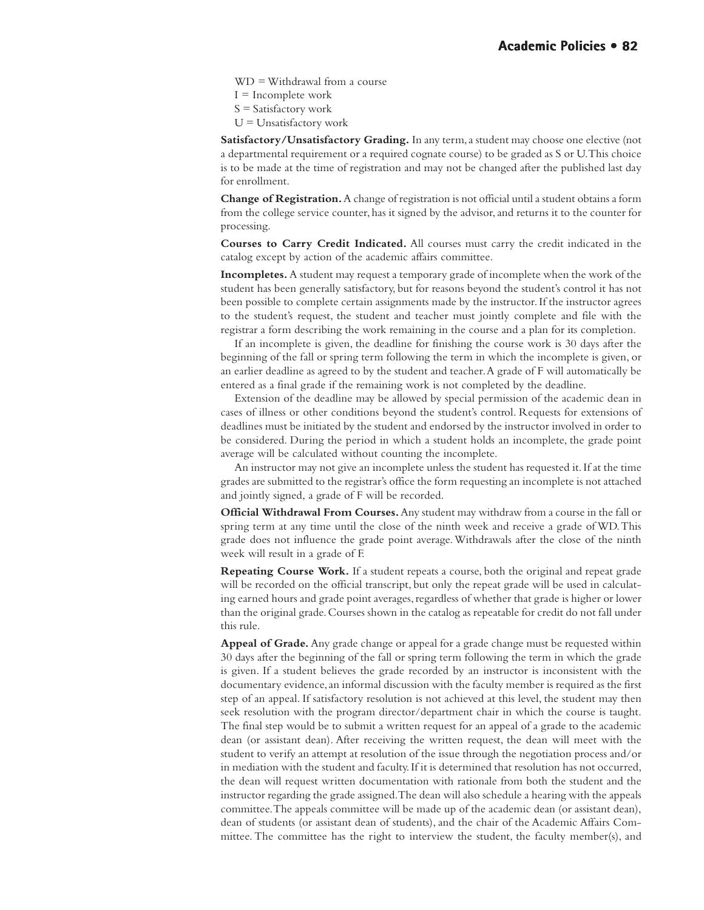WD = Withdrawal from a course
I = Incomplete work
S = Satisfactory work
U = Unsatisfactory work

**Satisfactory/Unsatisfactory Grading.** In any term, a student may choose one elective (not a departmental requirement or a required cognate course) to be graded as S or U. This choice is to be made at the time of registration and may not be changed after the published last day for enrollment.

**Change of Registration.** A change of registration is not official until a student obtains a form from the college service counter, has it signed by the advisor, and returns it to the counter for processing.

**Courses to Carry Credit Indicated.** All courses must carry the credit indicated in the catalog except by action of the academic affairs committee.

**Incompletes.** A student may request a temporary grade of incomplete when the work of the student has been generally satisfactory, but for reasons beyond the student's control it has not been possible to complete certain assignments made by the instructor. If the instructor agrees to the student's request, the student and teacher must jointly complete and file with the registrar a form describing the work remaining in the course and a plan for its completion.

If an incomplete is given, the deadline for finishing the course work is 30 days after the beginning of the fall or spring term following the term in which the incomplete is given, or an earlier deadline as agreed to by the student and teacher. A grade of F will automatically be entered as a final grade if the remaining work is not completed by the deadline.

Extension of the deadline may be allowed by special permission of the academic dean in cases of illness or other conditions beyond the student's control. Requests for extensions of deadlines must be initiated by the student and endorsed by the instructor involved in order to be considered. During the period in which a student holds an incomplete, the grade point average will be calculated without counting the incomplete.

An instructor may not give an incomplete unless the student has requested it. If at the time grades are submitted to the registrar's office the form requesting an incomplete is not attached and jointly signed, a grade of F will be recorded.

**Official Withdrawal From Courses.** Any student may withdraw from a course in the fall or spring term at any time until the close of the ninth week and receive a grade of WD. This grade does not influence the grade point average. Withdrawals after the close of the ninth week will result in a grade of F.

**Repeating Course Work.** If a student repeats a course, both the original and repeat grade will be recorded on the official transcript, but only the repeat grade will be used in calculating earned hours and grade point averages, regardless of whether that grade is higher or lower than the original grade. Courses shown in the catalog as repeatable for credit do not fall under this rule.

**Appeal of Grade.** Any grade change or appeal for a grade change must be requested within 30 days after the beginning of the fall or spring term following the term in which the grade is given. If a student believes the grade recorded by an instructor is inconsistent with the documentary evidence, an informal discussion with the faculty member is required as the first step of an appeal. If satisfactory resolution is not achieved at this level, the student may then seek resolution with the program director/department chair in which the course is taught. The final step would be to submit a written request for an appeal of a grade to the academic dean (or assistant dean). After receiving the written request, the dean will meet with the student to verify an attempt at resolution of the issue through the negotiation process and/or in mediation with the student and faculty. If it is determined that resolution has not occurred, the dean will request written documentation with rationale from both the student and the instructor regarding the grade assigned. The dean will also schedule a hearing with the appeals committee. The appeals committee will be made up of the academic dean (or assistant dean), dean of students (or assistant dean of students), and the chair of the Academic Affairs Committee. The committee has the right to interview the student, the faculty member(s), and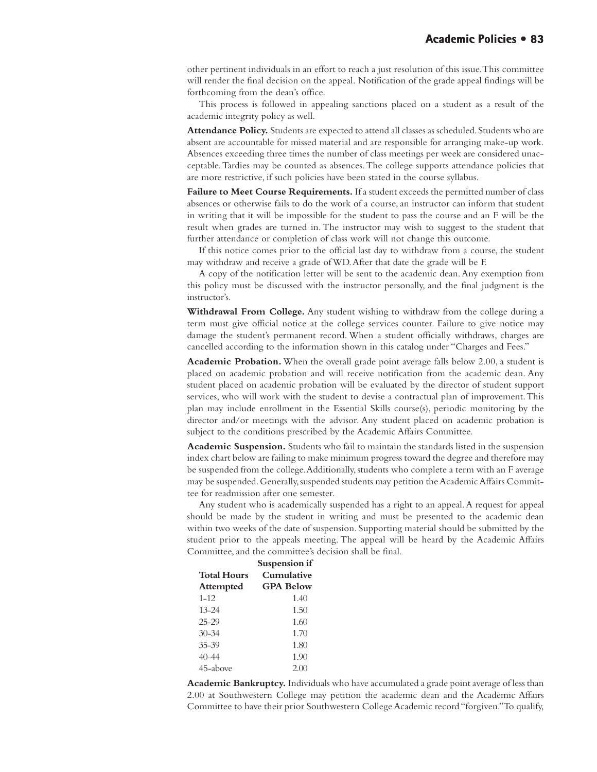other pertinent individuals in an effort to reach a just resolution of this issue. This committee will render the final decision on the appeal. Notification of the grade appeal findings will be forthcoming from the dean's office.

This process is followed in appealing sanctions placed on a student as a result of the academic integrity policy as well.

**Attendance Policy.** Students are expected to attend all classes as scheduled. Students who are absent are accountable for missed material and are responsible for arranging make-up work. Absences exceeding three times the number of class meetings per week are considered unacceptable. Tardies may be counted as absences. The college supports attendance policies that are more restrictive, if such policies have been stated in the course syllabus.

**Failure to Meet Course Requirements.** If a student exceeds the permitted number of class absences or otherwise fails to do the work of a course, an instructor can inform that student in writing that it will be impossible for the student to pass the course and an F will be the result when grades are turned in. The instructor may wish to suggest to the student that further attendance or completion of class work will not change this outcome.

If this notice comes prior to the official last day to withdraw from a course, the student may withdraw and receive a grade of WD. After that date the grade will be F.

A copy of the notification letter will be sent to the academic dean. Any exemption from this policy must be discussed with the instructor personally, and the final judgment is the instructor's.

**Withdrawal From College.** Any student wishing to withdraw from the college during a term must give official notice at the college services counter. Failure to give notice may damage the student's permanent record. When a student officially withdraws, charges are cancelled according to the information shown in this catalog under "Charges and Fees."

**Academic Probation.** When the overall grade point average falls below 2.00, a student is placed on academic probation and will receive notification from the academic dean. Any student placed on academic probation will be evaluated by the director of student support services, who will work with the student to devise a contractual plan of improvement. This plan may include enrollment in the Essential Skills course(s), periodic monitoring by the director and/or meetings with the advisor. Any student placed on academic probation is subject to the conditions prescribed by the Academic Affairs Committee.

**Academic Suspension.** Students who fail to maintain the standards listed in the suspension index chart below are failing to make minimum progress toward the degree and therefore may be suspended from the college. Additionally, students who complete a term with an F average may be suspended. Generally, suspended students may petition the Academic Affairs Committee for readmission after one semester.

Any student who is academically suspended has a right to an appeal. A request for appeal should be made by the student in writing and must be presented to the academic dean within two weeks of the date of suspension. Supporting material should be submitted by the student prior to the appeals meeting. The appeal will be heard by the Academic Affairs Committee, and the committee's decision shall be final.

| Total Hours Attempted | Suspension if Cumulative GPA Below |
|---|---|
| 1–12 | 1.40 |
| 13–24 | 1.50 |
| 25–29 | 1.60 |
| 30–34 | 1.70 |
| 35–39 | 1.80 |
| 40–44 | 1.90 |
| 45–above | 2.00 |

**Academic Bankruptcy.** Individuals who have accumulated a grade point average of less than 2.00 at Southwestern College may petition the academic dean and the Academic Affairs Committee to have their prior Southwestern College Academic record "forgiven." To qualify,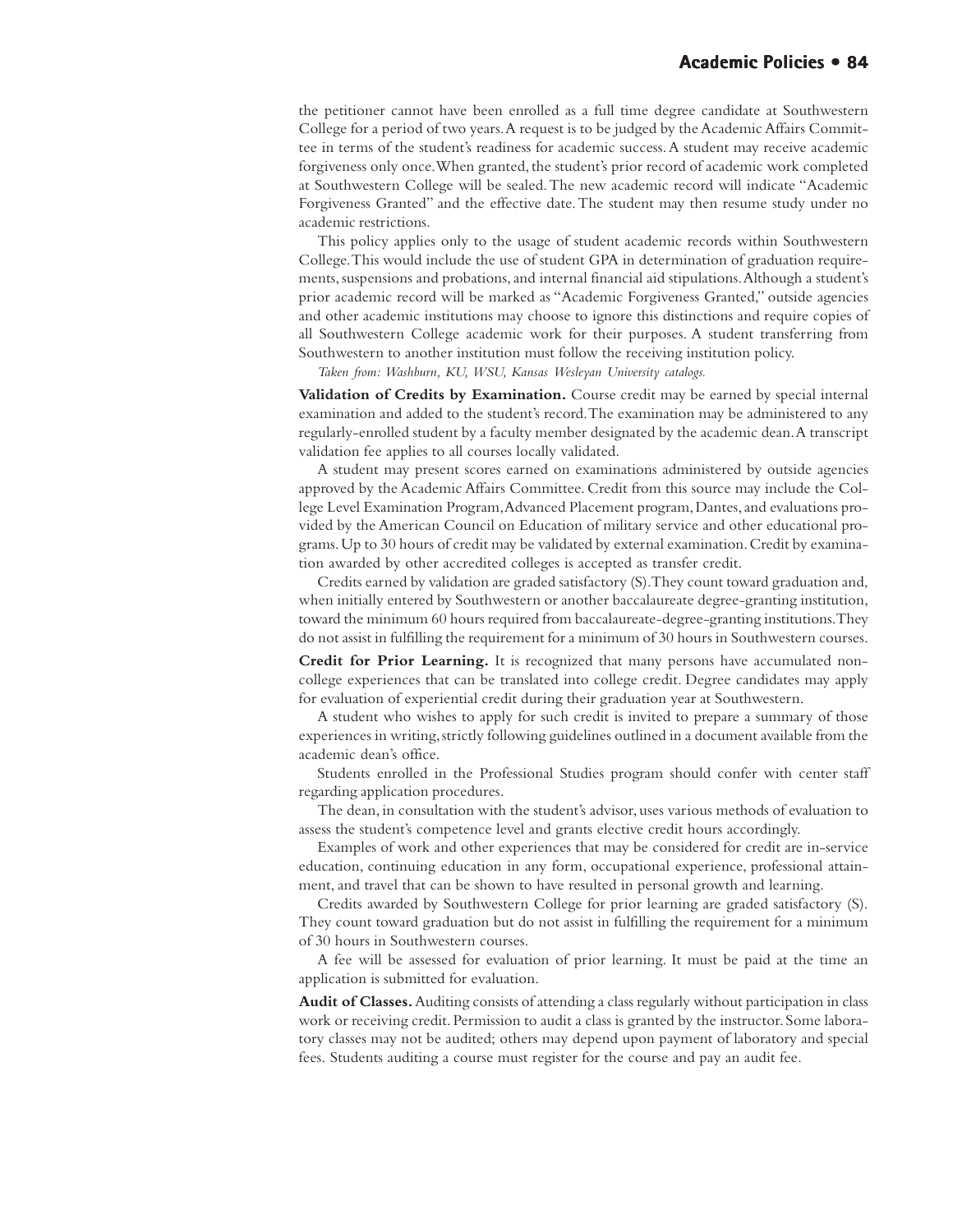the petitioner cannot have been enrolled as a full time degree candidate at Southwestern College for a period of two years. A request is to be judged by the Academic Affairs Committee in terms of the student's readiness for academic success. A student may receive academic forgiveness only once. When granted, the student's prior record of academic work completed at Southwestern College will be sealed. The new academic record will indicate "Academic Forgiveness Granted" and the effective date. The student may then resume study under no academic restrictions.

This policy applies only to the usage of student academic records within Southwestern College. This would include the use of student GPA in determination of graduation requirements, suspensions and probations, and internal financial aid stipulations. Although a student's prior academic record will be marked as "Academic Forgiveness Granted," outside agencies and other academic institutions may choose to ignore this distinctions and require copies of all Southwestern College academic work for their purposes. A student transferring from Southwestern to another institution must follow the receiving institution policy.

*Taken from: Washburn, KU, WSU, Kansas Wesleyan University catalogs.*

**Validation of Credits by Examination.** Course credit may be earned by special internal examination and added to the student's record. The examination may be administered to any regularly-enrolled student by a faculty member designated by the academic dean. A transcript validation fee applies to all courses locally validated.

A student may present scores earned on examinations administered by outside agencies approved by the Academic Affairs Committee. Credit from this source may include the College Level Examination Program, Advanced Placement program, Dantes, and evaluations provided by the American Council on Education of military service and other educational programs. Up to 30 hours of credit may be validated by external examination. Credit by examination awarded by other accredited colleges is accepted as transfer credit.

Credits earned by validation are graded satisfactory (S). They count toward graduation and, when initially entered by Southwestern or another baccalaureate degree-granting institution, toward the minimum 60 hours required from baccalaureate-degree-granting institutions. They do not assist in fulfilling the requirement for a minimum of 30 hours in Southwestern courses.

**Credit for Prior Learning.** It is recognized that many persons have accumulated non-college experiences that can be translated into college credit. Degree candidates may apply for evaluation of experiential credit during their graduation year at Southwestern.

A student who wishes to apply for such credit is invited to prepare a summary of those experiences in writing, strictly following guidelines outlined in a document available from the academic dean's office.

Students enrolled in the Professional Studies program should confer with center staff regarding application procedures.

The dean, in consultation with the student's advisor, uses various methods of evaluation to assess the student's competence level and grants elective credit hours accordingly.

Examples of work and other experiences that may be considered for credit are in-service education, continuing education in any form, occupational experience, professional attainment, and travel that can be shown to have resulted in personal growth and learning.

Credits awarded by Southwestern College for prior learning are graded satisfactory (S). They count toward graduation but do not assist in fulfilling the requirement for a minimum of 30 hours in Southwestern courses.

A fee will be assessed for evaluation of prior learning. It must be paid at the time an application is submitted for evaluation.

**Audit of Classes.** Auditing consists of attending a class regularly without participation in class work or receiving credit. Permission to audit a class is granted by the instructor. Some laboratory classes may not be audited; others may depend upon payment of laboratory and special fees. Students auditing a course must register for the course and pay an audit fee.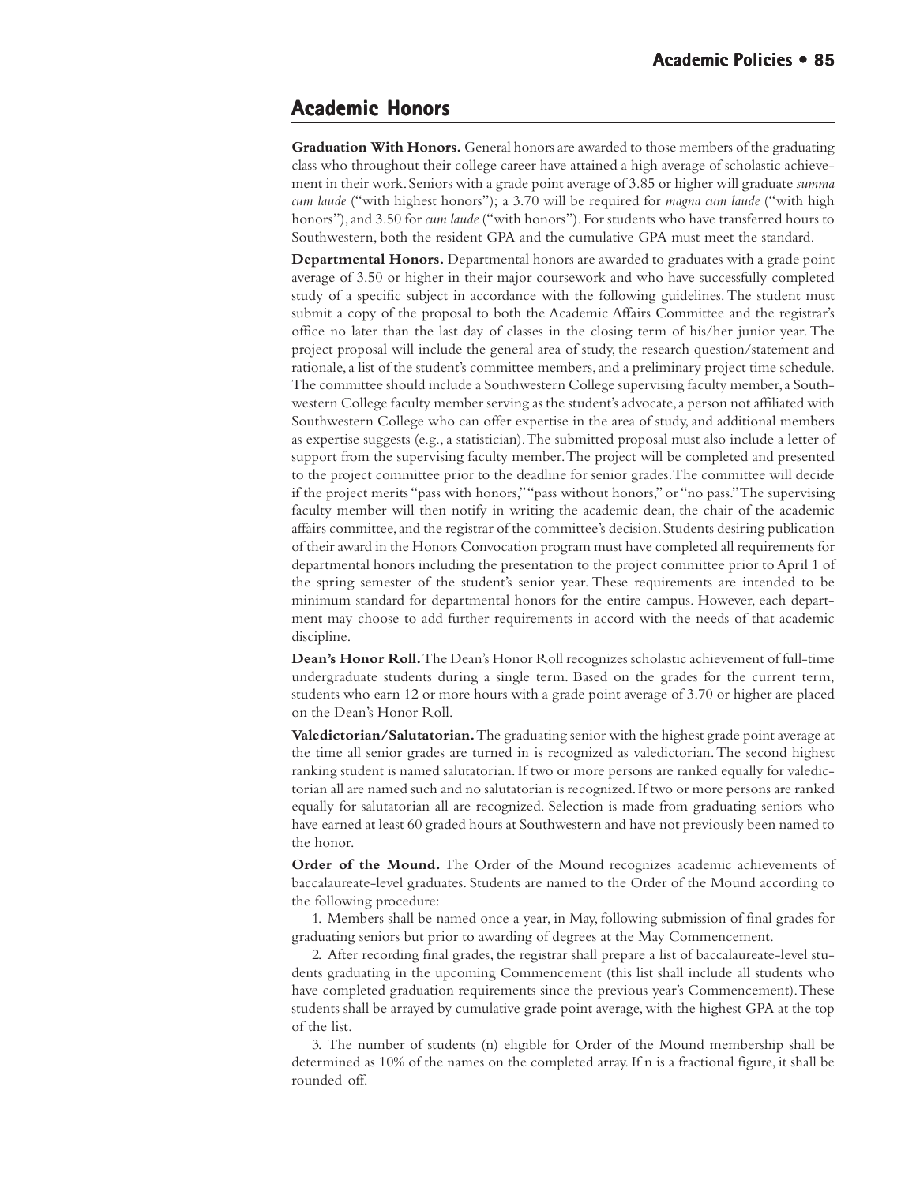## Academic Honors

**Graduation With Honors.** General honors are awarded to those members of the graduating class who throughout their college career have attained a high average of scholastic achievement in their work. Seniors with a grade point average of 3.85 or higher will graduate *summa cum laude* ("with highest honors"); a 3.70 will be required for *magna cum laude* ("with high honors"), and 3.50 for *cum laude* ("with honors"). For students who have transferred hours to Southwestern, both the resident GPA and the cumulative GPA must meet the standard.

**Departmental Honors.** Departmental honors are awarded to graduates with a grade point average of 3.50 or higher in their major coursework and who have successfully completed study of a specific subject in accordance with the following guidelines. The student must submit a copy of the proposal to both the Academic Affairs Committee and the registrar's office no later than the last day of classes in the closing term of his/her junior year. The project proposal will include the general area of study, the research question/statement and rationale, a list of the student's committee members, and a preliminary project time schedule. The committee should include a Southwestern College supervising faculty member, a Southwestern College faculty member serving as the student's advocate, a person not affiliated with Southwestern College who can offer expertise in the area of study, and additional members as expertise suggests (e.g., a statistician). The submitted proposal must also include a letter of support from the supervising faculty member. The project will be completed and presented to the project committee prior to the deadline for senior grades. The committee will decide if the project merits "pass with honors," "pass without honors," or "no pass." The supervising faculty member will then notify in writing the academic dean, the chair of the academic affairs committee, and the registrar of the committee's decision. Students desiring publication of their award in the Honors Convocation program must have completed all requirements for departmental honors including the presentation to the project committee prior to April 1 of the spring semester of the student's senior year. These requirements are intended to be minimum standard for departmental honors for the entire campus. However, each department may choose to add further requirements in accord with the needs of that academic discipline.

**Dean's Honor Roll.** The Dean's Honor Roll recognizes scholastic achievement of full-time undergraduate students during a single term. Based on the grades for the current term, students who earn 12 or more hours with a grade point average of 3.70 or higher are placed on the Dean's Honor Roll.

**Valedictorian/Salutatorian.** The graduating senior with the highest grade point average at the time all senior grades are turned in is recognized as valedictorian. The second highest ranking student is named salutatorian. If two or more persons are ranked equally for valedictorian all are named such and no salutatorian is recognized. If two or more persons are ranked equally for salutatorian all are recognized. Selection is made from graduating seniors who have earned at least 60 graded hours at Southwestern and have not previously been named to the honor.

**Order of the Mound.** The Order of the Mound recognizes academic achievements of baccalaureate-level graduates. Students are named to the Order of the Mound according to the following procedure:

1. Members shall be named once a year, in May, following submission of final grades for graduating seniors but prior to awarding of degrees at the May Commencement.

2. After recording final grades, the registrar shall prepare a list of baccalaureate-level students graduating in the upcoming Commencement (this list shall include all students who have completed graduation requirements since the previous year's Commencement). These students shall be arrayed by cumulative grade point average, with the highest GPA at the top of the list.

3. The number of students (n) eligible for Order of the Mound membership shall be determined as 10% of the names on the completed array. If n is a fractional figure, it shall be rounded off.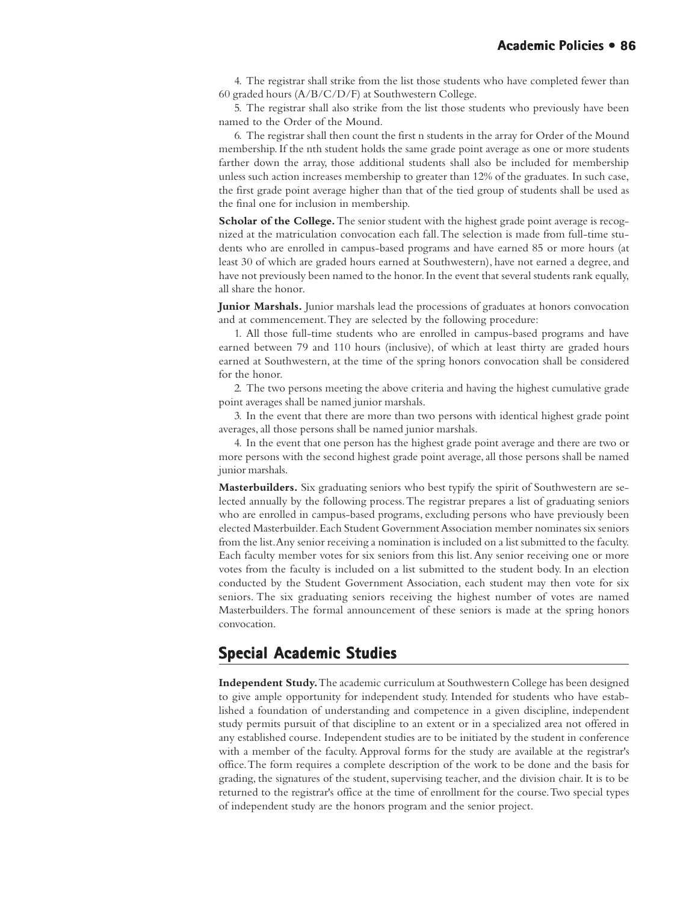4. The registrar shall strike from the list those students who have completed fewer than 60 graded hours (A/B/C/D/F) at Southwestern College.

5. The registrar shall also strike from the list those students who previously have been named to the Order of the Mound.

6. The registrar shall then count the first n students in the array for Order of the Mound membership. If the nth student holds the same grade point average as one or more students farther down the array, those additional students shall also be included for membership unless such action increases membership to greater than 12% of the graduates. In such case, the first grade point average higher than that of the tied group of students shall be used as the final one for inclusion in membership.

**Scholar of the College.** The senior student with the highest grade point average is recognized at the matriculation convocation each fall. The selection is made from full-time students who are enrolled in campus-based programs and have earned 85 or more hours (at least 30 of which are graded hours earned at Southwestern), have not earned a degree, and have not previously been named to the honor. In the event that several students rank equally, all share the honor.

**Junior Marshals.** Junior marshals lead the processions of graduates at honors convocation and at commencement. They are selected by the following procedure:

1. All those full-time students who are enrolled in campus-based programs and have earned between 79 and 110 hours (inclusive), of which at least thirty are graded hours earned at Southwestern, at the time of the spring honors convocation shall be considered for the honor.

2. The two persons meeting the above criteria and having the highest cumulative grade point averages shall be named junior marshals.

3. In the event that there are more than two persons with identical highest grade point averages, all those persons shall be named junior marshals.

4. In the event that one person has the highest grade point average and there are two or more persons with the second highest grade point average, all those persons shall be named junior marshals.

**Masterbuilders.** Six graduating seniors who best typify the spirit of Southwestern are selected annually by the following process. The registrar prepares a list of graduating seniors who are enrolled in campus-based programs, excluding persons who have previously been elected Masterbuilder. Each Student Government Association member nominates six seniors from the list. Any senior receiving a nomination is included on a list submitted to the faculty. Each faculty member votes for six seniors from this list. Any senior receiving one or more votes from the faculty is included on a list submitted to the student body. In an election conducted by the Student Government Association, each student may then vote for six seniors. The six graduating seniors receiving the highest number of votes are named Masterbuilders. The formal announcement of these seniors is made at the spring honors convocation.

## Special Academic Studies

**Independent Study.** The academic curriculum at Southwestern College has been designed to give ample opportunity for independent study. Intended for students who have established a foundation of understanding and competence in a given discipline, independent study permits pursuit of that discipline to an extent or in a specialized area not offered in any established course. Independent studies are to be initiated by the student in conference with a member of the faculty. Approval forms for the study are available at the registrar's office. The form requires a complete description of the work to be done and the basis for grading, the signatures of the student, supervising teacher, and the division chair. It is to be returned to the registrar's office at the time of enrollment for the course. Two special types of independent study are the honors program and the senior project.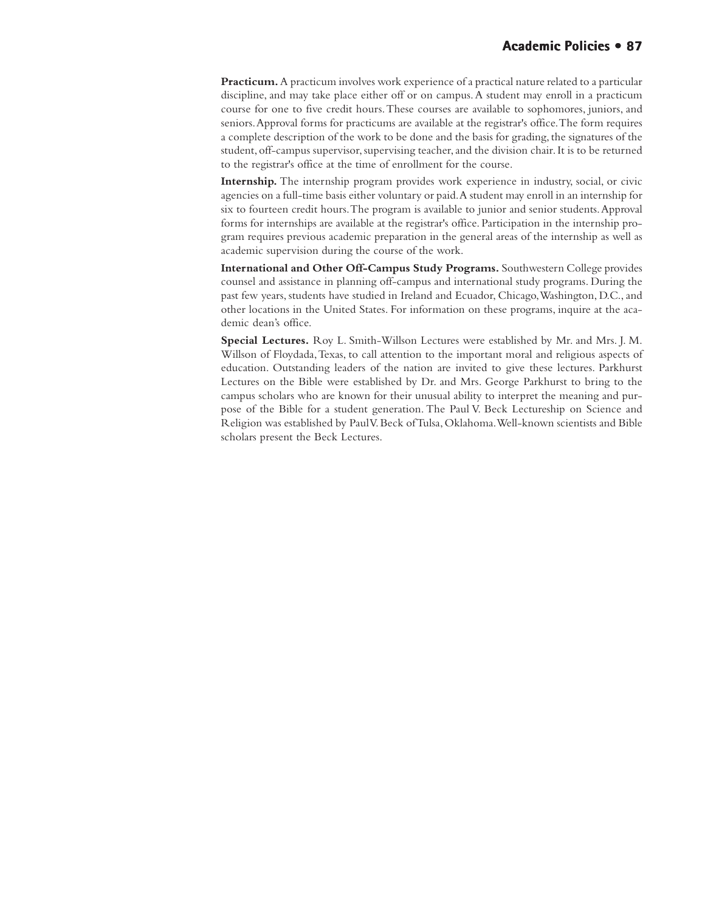**Practicum.** A practicum involves work experience of a practical nature related to a particular discipline, and may take place either off or on campus. A student may enroll in a practicum course for one to five credit hours. These courses are available to sophomores, juniors, and seniors. Approval forms for practicums are available at the registrar's office. The form requires a complete description of the work to be done and the basis for grading, the signatures of the student, off-campus supervisor, supervising teacher, and the division chair. It is to be returned to the registrar's office at the time of enrollment for the course.

**Internship.** The internship program provides work experience in industry, social, or civic agencies on a full-time basis either voluntary or paid. A student may enroll in an internship for six to fourteen credit hours. The program is available to junior and senior students. Approval forms for internships are available at the registrar's office. Participation in the internship program requires previous academic preparation in the general areas of the internship as well as academic supervision during the course of the work.

**International and Other Off-Campus Study Programs.** Southwestern College provides counsel and assistance in planning off-campus and international study programs. During the past few years, students have studied in Ireland and Ecuador, Chicago, Washington, D.C., and other locations in the United States. For information on these programs, inquire at the academic dean's office.

**Special Lectures.** Roy L. Smith-Willson Lectures were established by Mr. and Mrs. J. M. Willson of Floydada, Texas, to call attention to the important moral and religious aspects of education. Outstanding leaders of the nation are invited to give these lectures. Parkhurst Lectures on the Bible were established by Dr. and Mrs. George Parkhurst to bring to the campus scholars who are known for their unusual ability to interpret the meaning and purpose of the Bible for a student generation. The Paul V. Beck Lectureship on Science and Religion was established by Paul V. Beck of Tulsa, Oklahoma. Well-known scientists and Bible scholars present the Beck Lectures.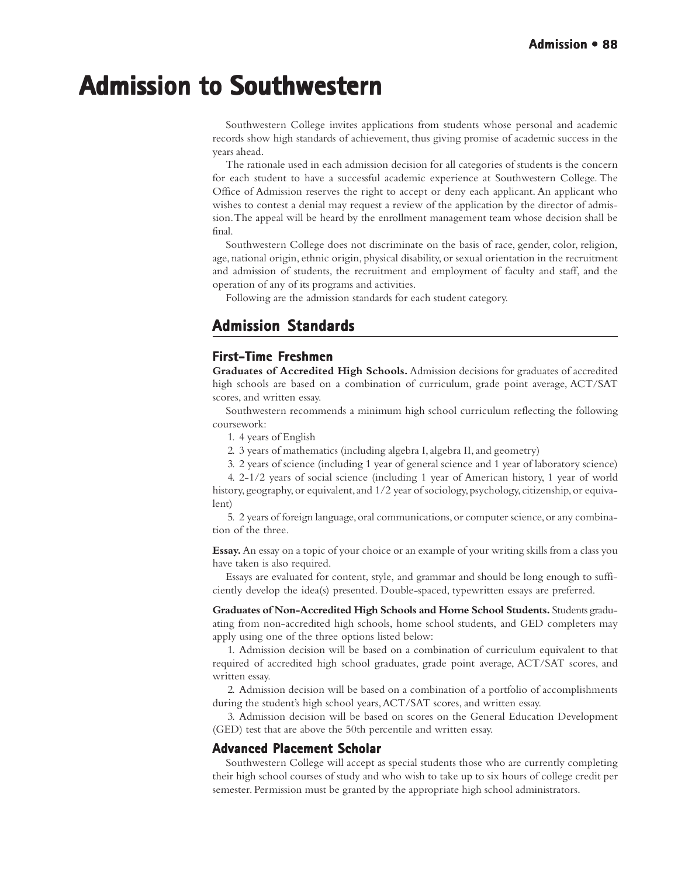# Admission to Southwestern

Southwestern College invites applications from students whose personal and academic records show high standards of achievement, thus giving promise of academic success in the years ahead.

The rationale used in each admission decision for all categories of students is the concern for each student to have a successful academic experience at Southwestern College. The Office of Admission reserves the right to accept or deny each applicant. An applicant who wishes to contest a denial may request a review of the application by the director of admission. The appeal will be heard by the enrollment management team whose decision shall be final.

Southwestern College does not discriminate on the basis of race, gender, color, religion, age, national origin, ethnic origin, physical disability, or sexual orientation in the recruitment and admission of students, the recruitment and employment of faculty and staff, and the operation of any of its programs and activities.

Following are the admission standards for each student category.

## Admission Standards

### First-Time Freshmen

**Graduates of Accredited High Schools.** Admission decisions for graduates of accredited high schools are based on a combination of curriculum, grade point average, ACT/SAT scores, and written essay.

Southwestern recommends a minimum high school curriculum reflecting the following coursework:

1. 4 years of English
2. 3 years of mathematics (including algebra I, algebra II, and geometry)
3. 2 years of science (including 1 year of general science and 1 year of laboratory science)
4. 2-1/2 years of social science (including 1 year of American history, 1 year of world history, geography, or equivalent, and 1/2 year of sociology, psychology, citizenship, or equivalent)
5. 2 years of foreign language, oral communications, or computer science, or any combination of the three.

**Essay.** An essay on a topic of your choice or an example of your writing skills from a class you have taken is also required.

Essays are evaluated for content, style, and grammar and should be long enough to sufficiently develop the idea(s) presented. Double-spaced, typewritten essays are preferred.

**Graduates of Non-Accredited High Schools and Home School Students.** Students graduating from non-accredited high schools, home school students, and GED completers may apply using one of the three options listed below:

1. Admission decision will be based on a combination of curriculum equivalent to that required of accredited high school graduates, grade point average, ACT/SAT scores, and written essay.
2. Admission decision will be based on a combination of a portfolio of accomplishments during the student's high school years, ACT/SAT scores, and written essay.
3. Admission decision will be based on scores on the General Education Development (GED) test that are above the 50th percentile and written essay.

### Advanced Placement Scholar

Southwestern College will accept as special students those who are currently completing their high school courses of study and who wish to take up to six hours of college credit per semester. Permission must be granted by the appropriate high school administrators.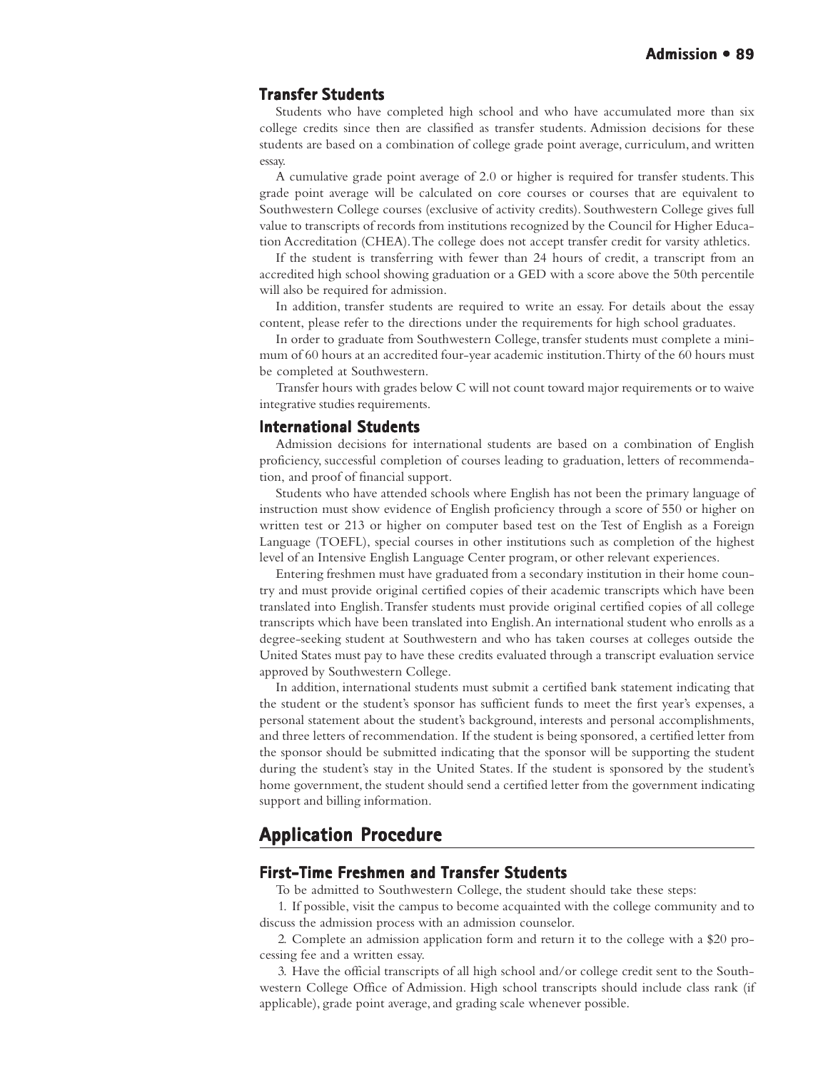### Transfer Students

Students who have completed high school and who have accumulated more than six college credits since then are classified as transfer students. Admission decisions for these students are based on a combination of college grade point average, curriculum, and written essay.

A cumulative grade point average of 2.0 or higher is required for transfer students. This grade point average will be calculated on core courses or courses that are equivalent to Southwestern College courses (exclusive of activity credits). Southwestern College gives full value to transcripts of records from institutions recognized by the Council for Higher Education Accreditation (CHEA). The college does not accept transfer credit for varsity athletics.

If the student is transferring with fewer than 24 hours of credit, a transcript from an accredited high school showing graduation or a GED with a score above the 50th percentile will also be required for admission.

In addition, transfer students are required to write an essay. For details about the essay content, please refer to the directions under the requirements for high school graduates.

In order to graduate from Southwestern College, transfer students must complete a minimum of 60 hours at an accredited four-year academic institution. Thirty of the 60 hours must be completed at Southwestern.

Transfer hours with grades below C will not count toward major requirements or to waive integrative studies requirements.

### International Students

Admission decisions for international students are based on a combination of English proficiency, successful completion of courses leading to graduation, letters of recommendation, and proof of financial support.

Students who have attended schools where English has not been the primary language of instruction must show evidence of English proficiency through a score of 550 or higher on written test or 213 or higher on computer based test on the Test of English as a Foreign Language (TOEFL), special courses in other institutions such as completion of the highest level of an Intensive English Language Center program, or other relevant experiences.

Entering freshmen must have graduated from a secondary institution in their home country and must provide original certified copies of their academic transcripts which have been translated into English. Transfer students must provide original certified copies of all college transcripts which have been translated into English. An international student who enrolls as a degree-seeking student at Southwestern and who has taken courses at colleges outside the United States must pay to have these credits evaluated through a transcript evaluation service approved by Southwestern College.

In addition, international students must submit a certified bank statement indicating that the student or the student's sponsor has sufficient funds to meet the first year's expenses, a personal statement about the student's background, interests and personal accomplishments, and three letters of recommendation. If the student is being sponsored, a certified letter from the sponsor should be submitted indicating that the sponsor will be supporting the student during the student's stay in the United States. If the student is sponsored by the student's home government, the student should send a certified letter from the government indicating support and billing information.

## Application Procedure

### First-Time Freshmen and Transfer Students

To be admitted to Southwestern College, the student should take these steps:

1. If possible, visit the campus to become acquainted with the college community and to discuss the admission process with an admission counselor.
2. Complete an admission application form and return it to the college with a $20 processing fee and a written essay.
3. Have the official transcripts of all high school and/or college credit sent to the Southwestern College Office of Admission. High school transcripts should include class rank (if applicable), grade point average, and grading scale whenever possible.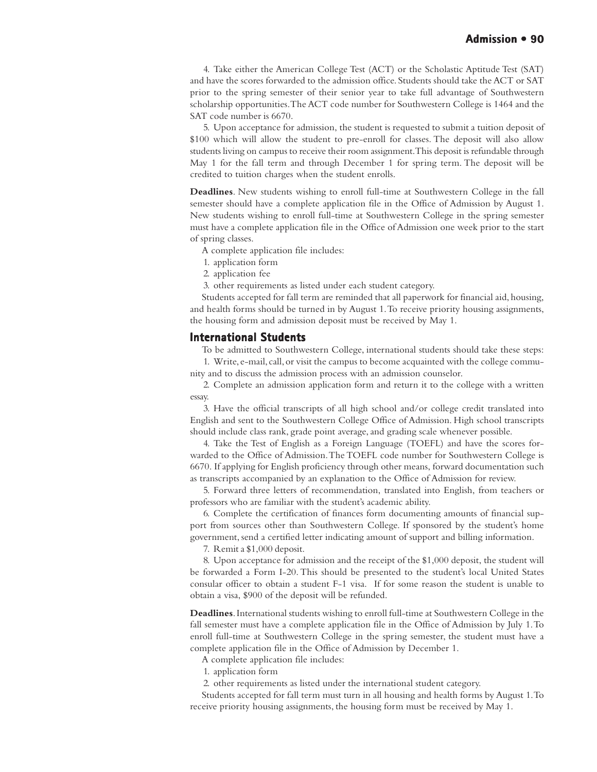4. Take either the American College Test (ACT) or the Scholastic Aptitude Test (SAT) and have the scores forwarded to the admission office. Students should take the ACT or SAT prior to the spring semester of their senior year to take full advantage of Southwestern scholarship opportunities. The ACT code number for Southwestern College is 1464 and the SAT code number is 6670.

5. Upon acceptance for admission, the student is requested to submit a tuition deposit of $100 which will allow the student to pre-enroll for classes. The deposit will also allow students living on campus to receive their room assignment. This deposit is refundable through May 1 for the fall term and through December 1 for spring term. The deposit will be credited to tuition charges when the student enrolls.

**Deadlines**. New students wishing to enroll full-time at Southwestern College in the fall semester should have a complete application file in the Office of Admission by August 1. New students wishing to enroll full-time at Southwestern College in the spring semester must have a complete application file in the Office of Admission one week prior to the start of spring classes.

A complete application file includes:

1. application form
2. application fee
3. other requirements as listed under each student category.

Students accepted for fall term are reminded that all paperwork for financial aid, housing, and health forms should be turned in by August 1. To receive priority housing assignments, the housing form and admission deposit must be received by May 1.

## International Students

To be admitted to Southwestern College, international students should take these steps:

1. Write, e-mail, call, or visit the campus to become acquainted with the college community and to discuss the admission process with an admission counselor.

2. Complete an admission application form and return it to the college with a written essay.

3. Have the official transcripts of all high school and/or college credit translated into English and sent to the Southwestern College Office of Admission. High school transcripts should include class rank, grade point average, and grading scale whenever possible.

4. Take the Test of English as a Foreign Language (TOEFL) and have the scores forwarded to the Office of Admission. The TOEFL code number for Southwestern College is 6670. If applying for English proficiency through other means, forward documentation such as transcripts accompanied by an explanation to the Office of Admission for review.

5. Forward three letters of recommendation, translated into English, from teachers or professors who are familiar with the student's academic ability.

6. Complete the certification of finances form documenting amounts of financial support from sources other than Southwestern College. If sponsored by the student's home government, send a certified letter indicating amount of support and billing information.

7. Remit a $1,000 deposit.

8. Upon acceptance for admission and the receipt of the $1,000 deposit, the student will be forwarded a Form I-20. This should be presented to the student's local United States consular officer to obtain a student F-1 visa. If for some reason the student is unable to obtain a visa, $900 of the deposit will be refunded.

**Deadlines**. International students wishing to enroll full-time at Southwestern College in the fall semester must have a complete application file in the Office of Admission by July 1. To enroll full-time at Southwestern College in the spring semester, the student must have a complete application file in the Office of Admission by December 1.

A complete application file includes:

1. application form
2. other requirements as listed under the international student category.

Students accepted for fall term must turn in all housing and health forms by August 1. To receive priority housing assignments, the housing form must be received by May 1.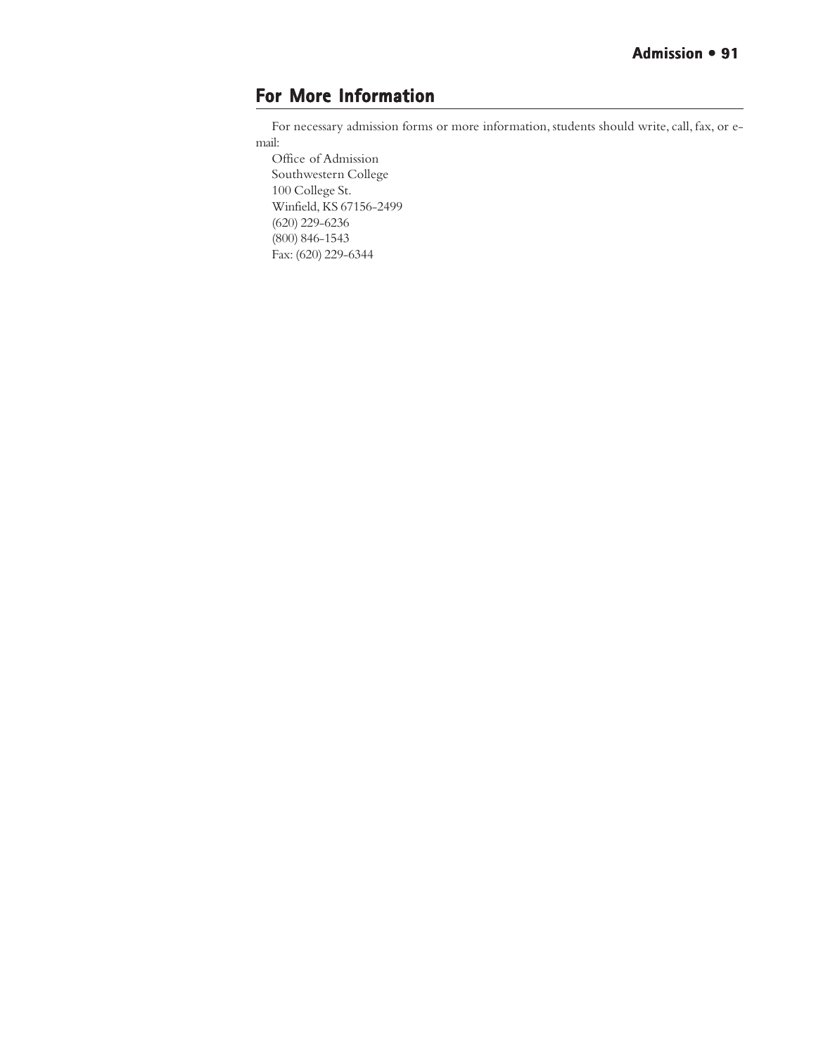## For More Information

For necessary admission forms or more information, students should write, call, fax, or e-mail:

Office of Admission  
Southwestern College  
100 College St.  
Winfield, KS 67156-2499  
(620) 229-6236  
(800) 846-1543  
Fax: (620) 229-6344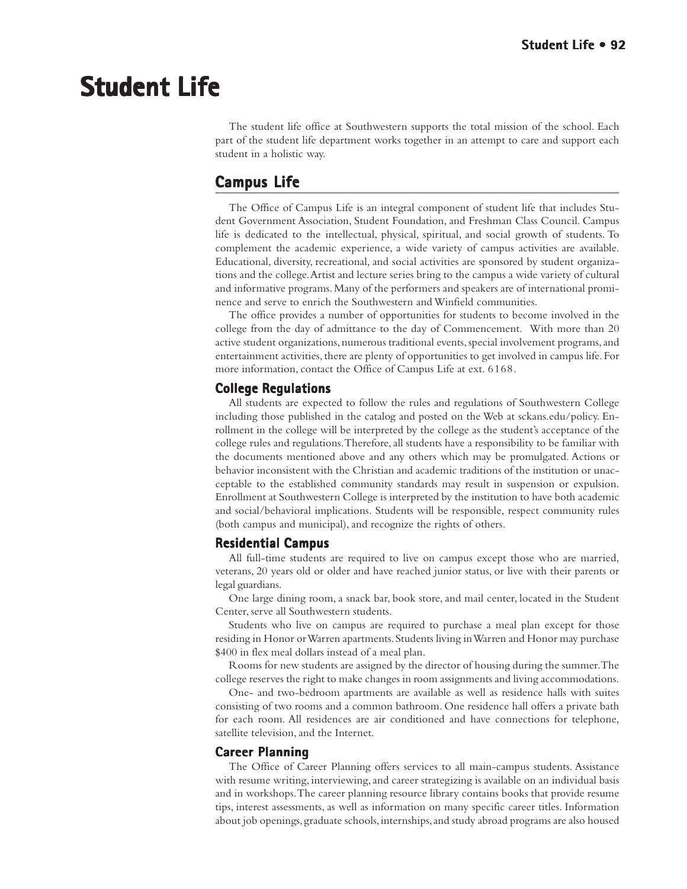# Student Life

The student life office at Southwestern supports the total mission of the school. Each part of the student life department works together in an attempt to care and support each student in a holistic way.

## Campus Life

The Office of Campus Life is an integral component of student life that includes Student Government Association, Student Foundation, and Freshman Class Council. Campus life is dedicated to the intellectual, physical, spiritual, and social growth of students. To complement the academic experience, a wide variety of campus activities are available. Educational, diversity, recreational, and social activities are sponsored by student organizations and the college. Artist and lecture series bring to the campus a wide variety of cultural and informative programs. Many of the performers and speakers are of international prominence and serve to enrich the Southwestern and Winfield communities.

The office provides a number of opportunities for students to become involved in the college from the day of admittance to the day of Commencement. With more than 20 active student organizations, numerous traditional events, special involvement programs, and entertainment activities, there are plenty of opportunities to get involved in campus life. For more information, contact the Office of Campus Life at ext. 6168.

### College Regulations

All students are expected to follow the rules and regulations of Southwestern College including those published in the catalog and posted on the Web at sckans.edu/policy. Enrollment in the college will be interpreted by the college as the student's acceptance of the college rules and regulations. Therefore, all students have a responsibility to be familiar with the documents mentioned above and any others which may be promulgated. Actions or behavior inconsistent with the Christian and academic traditions of the institution or unacceptable to the established community standards may result in suspension or expulsion. Enrollment at Southwestern College is interpreted by the institution to have both academic and social/behavioral implications. Students will be responsible, respect community rules (both campus and municipal), and recognize the rights of others.

### Residential Campus

All full-time students are required to live on campus except those who are married, veterans, 20 years old or older and have reached junior status, or live with their parents or legal guardians.

One large dining room, a snack bar, book store, and mail center, located in the Student Center, serve all Southwestern students.

Students who live on campus are required to purchase a meal plan except for those residing in Honor or Warren apartments. Students living in Warren and Honor may purchase $400 in flex meal dollars instead of a meal plan.

Rooms for new students are assigned by the director of housing during the summer. The college reserves the right to make changes in room assignments and living accommodations.

One- and two-bedroom apartments are available as well as residence halls with suites consisting of two rooms and a common bathroom. One residence hall offers a private bath for each room. All residences are air conditioned and have connections for telephone, satellite television, and the Internet.

### Career Planning

The Office of Career Planning offers services to all main-campus students. Assistance with resume writing, interviewing, and career strategizing is available on an individual basis and in workshops. The career planning resource library contains books that provide resume tips, interest assessments, as well as information on many specific career titles. Information about job openings, graduate schools, internships, and study abroad programs are also housed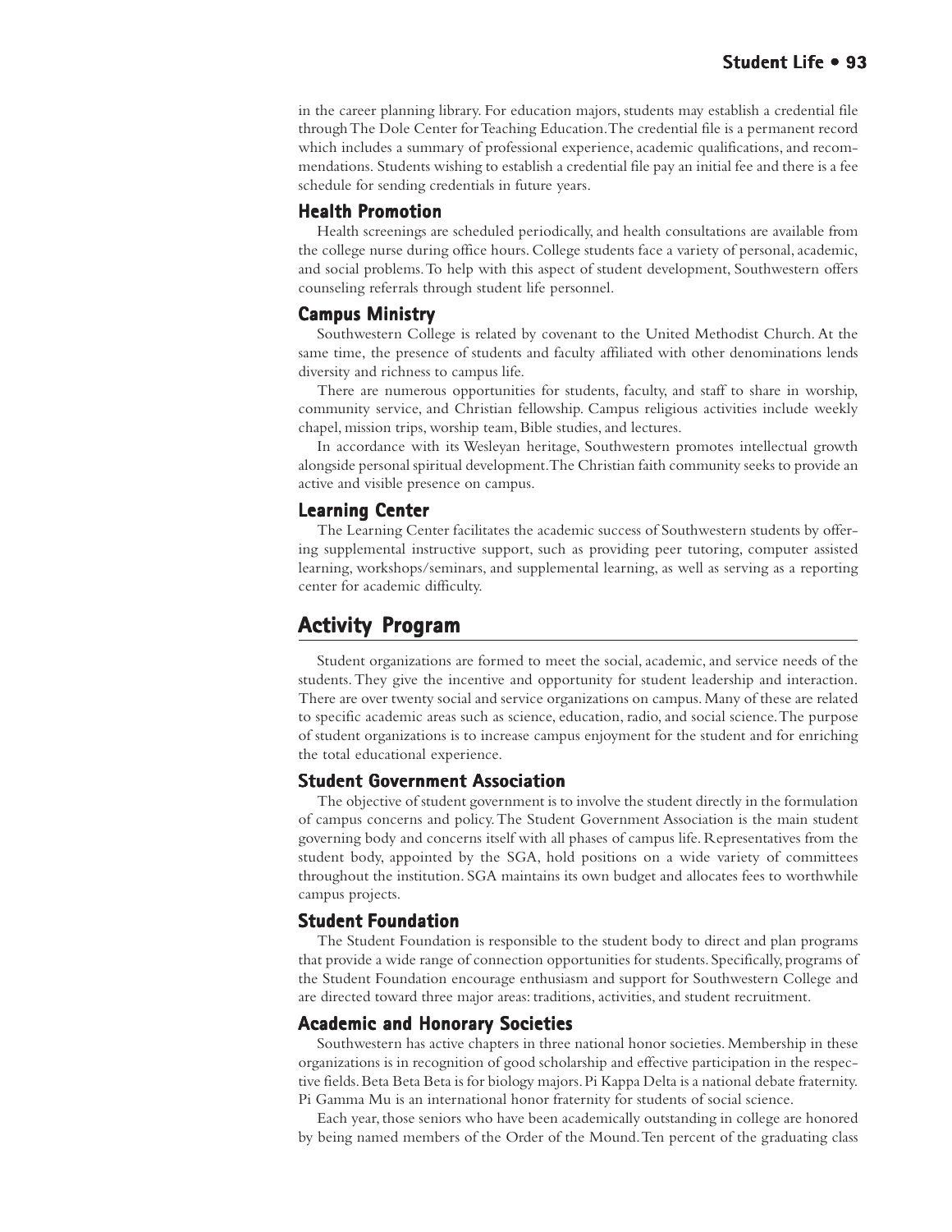in the career planning library. For education majors, students may establish a credential file through The Dole Center for Teaching Education. The credential file is a permanent record which includes a summary of professional experience, academic qualifications, and recommendations. Students wishing to establish a credential file pay an initial fee and there is a fee schedule for sending credentials in future years.

### Health Promotion

Health screenings are scheduled periodically, and health consultations are available from the college nurse during office hours. College students face a variety of personal, academic, and social problems. To help with this aspect of student development, Southwestern offers counseling referrals through student life personnel.

### Campus Ministry

Southwestern College is related by covenant to the United Methodist Church. At the same time, the presence of students and faculty affiliated with other denominations lends diversity and richness to campus life.

There are numerous opportunities for students, faculty, and staff to share in worship, community service, and Christian fellowship. Campus religious activities include weekly chapel, mission trips, worship team, Bible studies, and lectures.

In accordance with its Wesleyan heritage, Southwestern promotes intellectual growth alongside personal spiritual development. The Christian faith community seeks to provide an active and visible presence on campus.

### Learning Center

The Learning Center facilitates the academic success of Southwestern students by offering supplemental instructive support, such as providing peer tutoring, computer assisted learning, workshops/seminars, and supplemental learning, as well as serving as a reporting center for academic difficulty.

## Activity Program

Student organizations are formed to meet the social, academic, and service needs of the students. They give the incentive and opportunity for student leadership and interaction. There are over twenty social and service organizations on campus. Many of these are related to specific academic areas such as science, education, radio, and social science. The purpose of student organizations is to increase campus enjoyment for the student and for enriching the total educational experience.

### Student Government Association

The objective of student government is to involve the student directly in the formulation of campus concerns and policy. The Student Government Association is the main student governing body and concerns itself with all phases of campus life. Representatives from the student body, appointed by the SGA, hold positions on a wide variety of committees throughout the institution. SGA maintains its own budget and allocates fees to worthwhile campus projects.

### Student Foundation

The Student Foundation is responsible to the student body to direct and plan programs that provide a wide range of connection opportunities for students. Specifically, programs of the Student Foundation encourage enthusiasm and support for Southwestern College and are directed toward three major areas: traditions, activities, and student recruitment.

### Academic and Honorary Societies

Southwestern has active chapters in three national honor societies. Membership in these organizations is in recognition of good scholarship and effective participation in the respective fields. Beta Beta Beta is for biology majors. Pi Kappa Delta is a national debate fraternity. Pi Gamma Mu is an international honor fraternity for students of social science.

Each year, those seniors who have been academically outstanding in college are honored by being named members of the Order of the Mound. Ten percent of the graduating class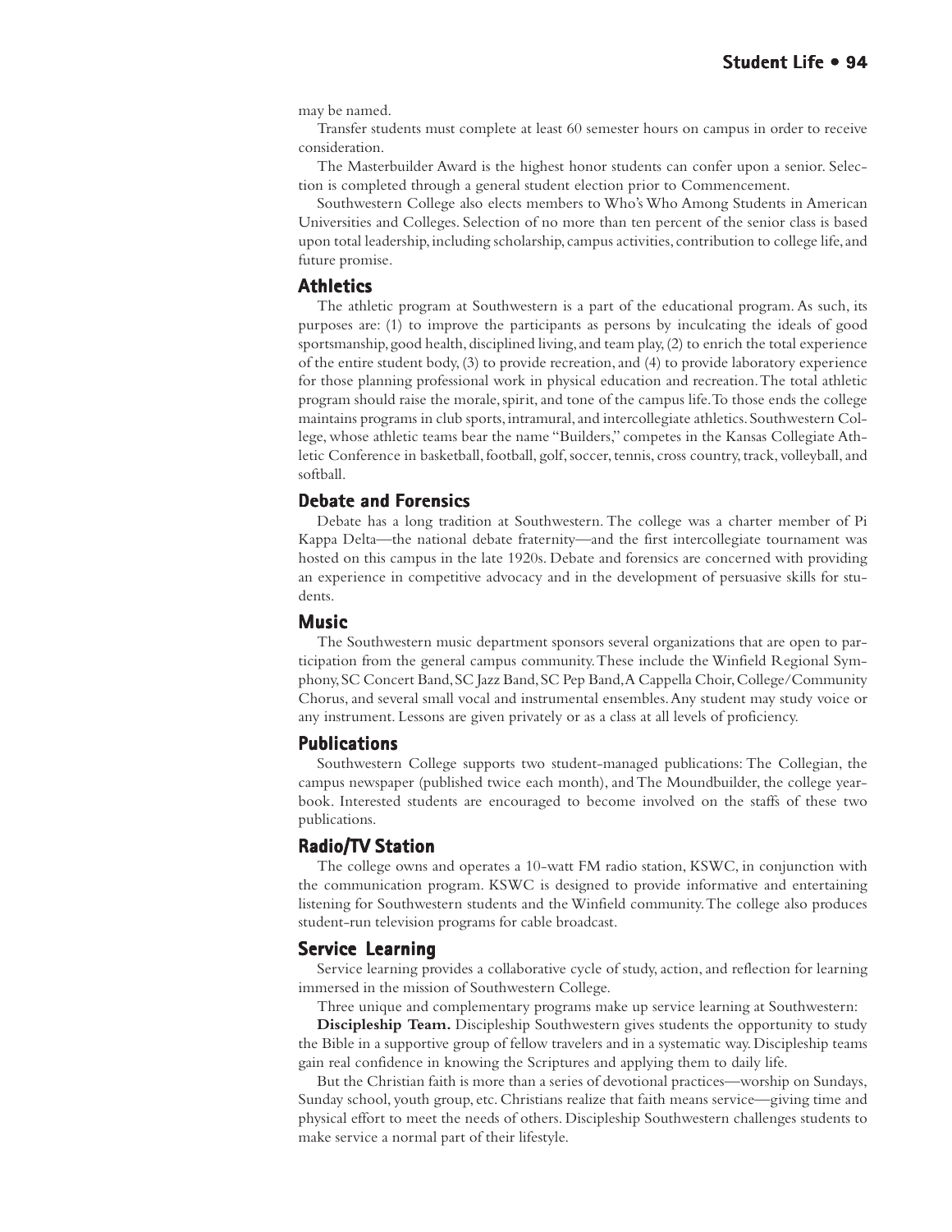may be named.

Transfer students must complete at least 60 semester hours on campus in order to receive consideration.

The Masterbuilder Award is the highest honor students can confer upon a senior. Selection is completed through a general student election prior to Commencement.

Southwestern College also elects members to Who's Who Among Students in American Universities and Colleges. Selection of no more than ten percent of the senior class is based upon total leadership, including scholarship, campus activities, contribution to college life, and future promise.

## Athletics

The athletic program at Southwestern is a part of the educational program. As such, its purposes are: (1) to improve the participants as persons by inculcating the ideals of good sportsmanship, good health, disciplined living, and team play, (2) to enrich the total experience of the entire student body, (3) to provide recreation, and (4) to provide laboratory experience for those planning professional work in physical education and recreation. The total athletic program should raise the morale, spirit, and tone of the campus life. To those ends the college maintains programs in club sports, intramural, and intercollegiate athletics. Southwestern College, whose athletic teams bear the name "Builders," competes in the Kansas Collegiate Athletic Conference in basketball, football, golf, soccer, tennis, cross country, track, volleyball, and softball.

## Debate and Forensics

Debate has a long tradition at Southwestern. The college was a charter member of Pi Kappa Delta—the national debate fraternity—and the first intercollegiate tournament was hosted on this campus in the late 1920s. Debate and forensics are concerned with providing an experience in competitive advocacy and in the development of persuasive skills for students.

## Music

The Southwestern music department sponsors several organizations that are open to participation from the general campus community. These include the Winfield Regional Symphony, SC Concert Band, SC Jazz Band, SC Pep Band, A Cappella Choir, College/Community Chorus, and several small vocal and instrumental ensembles. Any student may study voice or any instrument. Lessons are given privately or as a class at all levels of proficiency.

## Publications

Southwestern College supports two student-managed publications: The Collegian, the campus newspaper (published twice each month), and The Moundbuilder, the college yearbook. Interested students are encouraged to become involved on the staffs of these two publications.

## Radio/TV Station

The college owns and operates a 10-watt FM radio station, KSWC, in conjunction with the communication program. KSWC is designed to provide informative and entertaining listening for Southwestern students and the Winfield community. The college also produces student-run television programs for cable broadcast.

## Service Learning

Service learning provides a collaborative cycle of study, action, and reflection for learning immersed in the mission of Southwestern College.

Three unique and complementary programs make up service learning at Southwestern:

**Discipleship Team.** Discipleship Southwestern gives students the opportunity to study the Bible in a supportive group of fellow travelers and in a systematic way. Discipleship teams gain real confidence in knowing the Scriptures and applying them to daily life.

But the Christian faith is more than a series of devotional practices—worship on Sundays, Sunday school, youth group, etc. Christians realize that faith means service—giving time and physical effort to meet the needs of others. Discipleship Southwestern challenges students to make service a normal part of their lifestyle.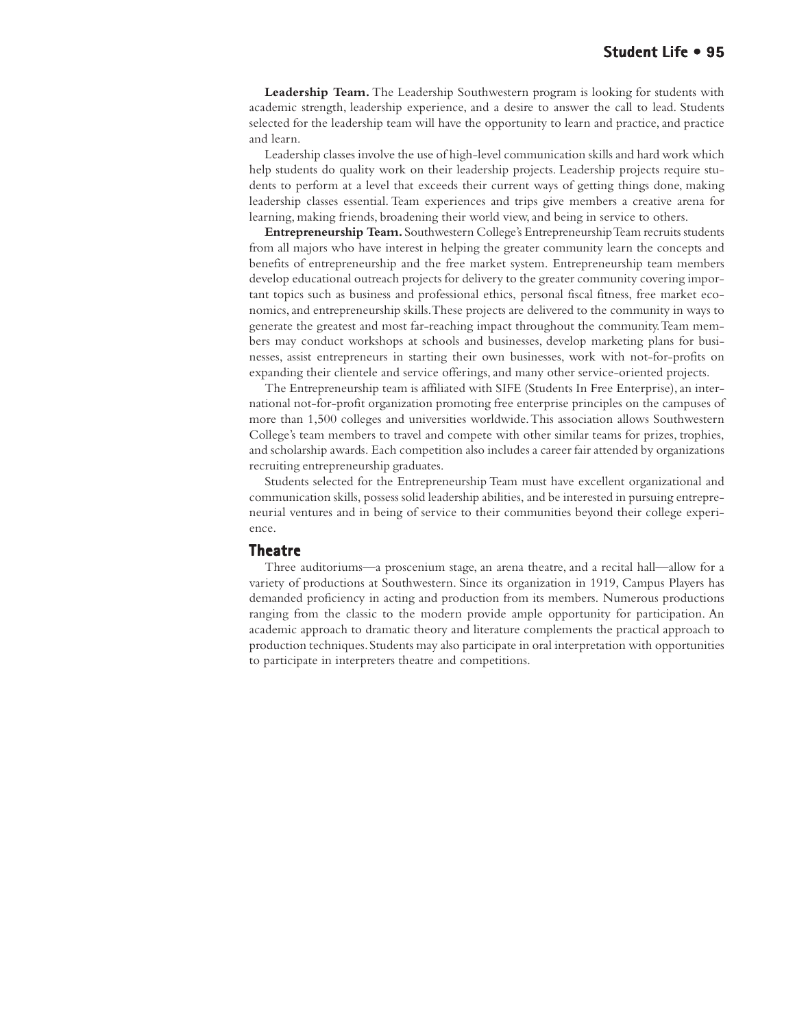**Leadership Team.** The Leadership Southwestern program is looking for students with academic strength, leadership experience, and a desire to answer the call to lead. Students selected for the leadership team will have the opportunity to learn and practice, and practice and learn.

Leadership classes involve the use of high-level communication skills and hard work which help students do quality work on their leadership projects. Leadership projects require students to perform at a level that exceeds their current ways of getting things done, making leadership classes essential. Team experiences and trips give members a creative arena for learning, making friends, broadening their world view, and being in service to others.

**Entrepreneurship Team.** Southwestern College's Entrepreneurship Team recruits students from all majors who have interest in helping the greater community learn the concepts and benefits of entrepreneurship and the free market system. Entrepreneurship team members develop educational outreach projects for delivery to the greater community covering important topics such as business and professional ethics, personal fiscal fitness, free market economics, and entrepreneurship skills. These projects are delivered to the community in ways to generate the greatest and most far-reaching impact throughout the community. Team members may conduct workshops at schools and businesses, develop marketing plans for businesses, assist entrepreneurs in starting their own businesses, work with not-for-profits on expanding their clientele and service offerings, and many other service-oriented projects.

The Entrepreneurship team is affiliated with SIFE (Students In Free Enterprise), an international not-for-profit organization promoting free enterprise principles on the campuses of more than 1,500 colleges and universities worldwide. This association allows Southwestern College's team members to travel and compete with other similar teams for prizes, trophies, and scholarship awards. Each competition also includes a career fair attended by organizations recruiting entrepreneurship graduates.

Students selected for the Entrepreneurship Team must have excellent organizational and communication skills, possess solid leadership abilities, and be interested in pursuing entrepreneurial ventures and in being of service to their communities beyond their college experience.

## Theatre

Three auditoriums—a proscenium stage, an arena theatre, and a recital hall—allow for a variety of productions at Southwestern. Since its organization in 1919, Campus Players has demanded proficiency in acting and production from its members. Numerous productions ranging from the classic to the modern provide ample opportunity for participation. An academic approach to dramatic theory and literature complements the practical approach to production techniques. Students may also participate in oral interpretation with opportunities to participate in interpreters theatre and competitions.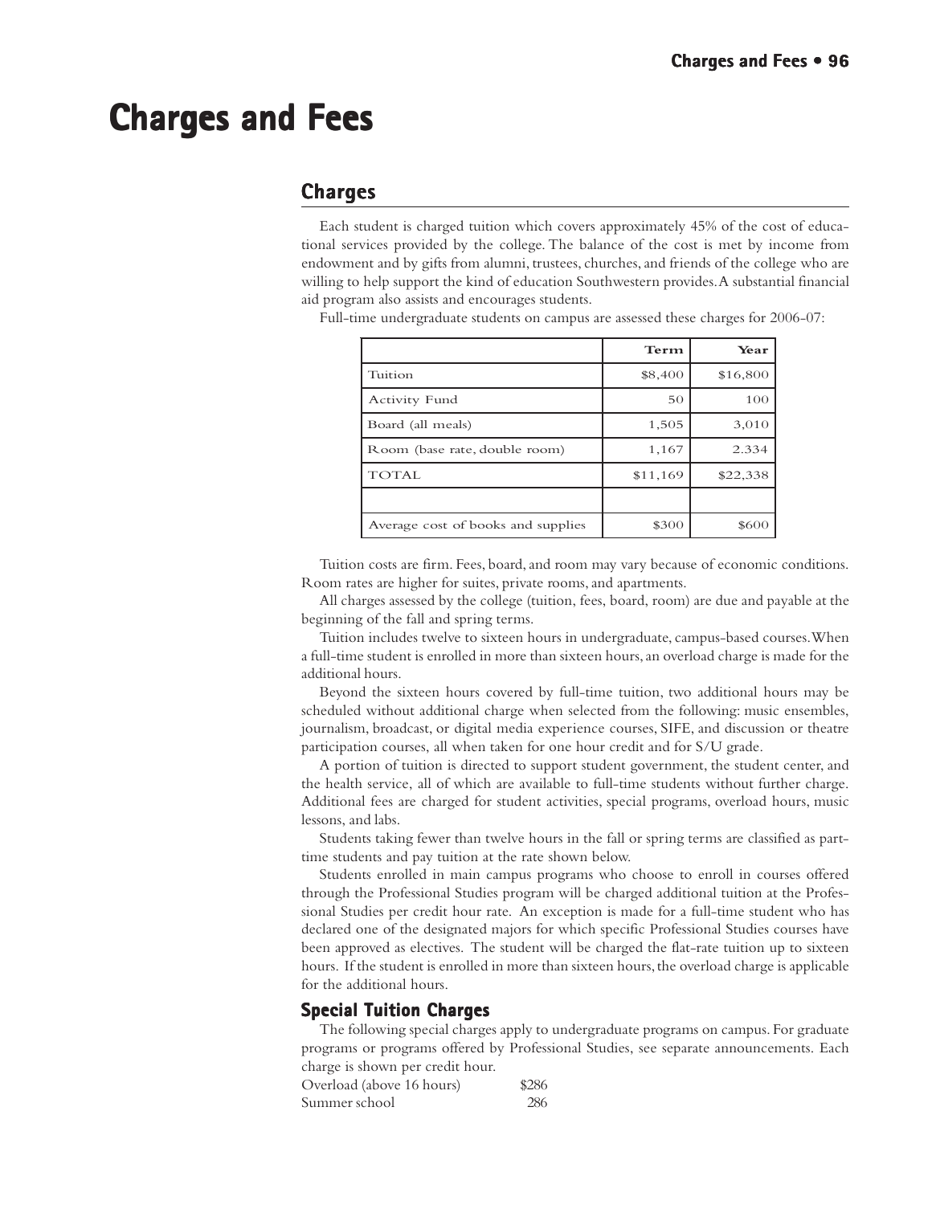# Charges and Fees

## Charges

Each student is charged tuition which covers approximately 45% of the cost of educational services provided by the college. The balance of the cost is met by income from endowment and by gifts from alumni, trustees, churches, and friends of the college who are willing to help support the kind of education Southwestern provides. A substantial financial aid program also assists and encourages students.

Full-time undergraduate students on campus are assessed these charges for 2006-07:

| | Term | Year |
|---|---:|---:|
| Tuition | $8,400 | $16,800 |
| Activity Fund | 50 | 100 |
| Board (all meals) | 1,505 | 3,010 |
| Room (base rate, double room) | 1,167 | 2.334 |
| TOTAL | $11,169 | $22,338 |
| | | |
| Average cost of books and supplies | $300 | $600 |

Tuition costs are firm. Fees, board, and room may vary because of economic conditions. Room rates are higher for suites, private rooms, and apartments.

All charges assessed by the college (tuition, fees, board, room) are due and payable at the beginning of the fall and spring terms.

Tuition includes twelve to sixteen hours in undergraduate, campus-based courses. When a full-time student is enrolled in more than sixteen hours, an overload charge is made for the additional hours.

Beyond the sixteen hours covered by full-time tuition, two additional hours may be scheduled without additional charge when selected from the following: music ensembles, journalism, broadcast, or digital media experience courses, SIFE, and discussion or theatre participation courses, all when taken for one hour credit and for S/U grade.

A portion of tuition is directed to support student government, the student center, and the health service, all of which are available to full-time students without further charge. Additional fees are charged for student activities, special programs, overload hours, music lessons, and labs.

Students taking fewer than twelve hours in the fall or spring terms are classified as part-time students and pay tuition at the rate shown below.

Students enrolled in main campus programs who choose to enroll in courses offered through the Professional Studies program will be charged additional tuition at the Professional Studies per credit hour rate. An exception is made for a full-time student who has declared one of the designated majors for which specific Professional Studies courses have been approved as electives. The student will be charged the flat-rate tuition up to sixteen hours. If the student is enrolled in more than sixteen hours, the overload charge is applicable for the additional hours.

### Special Tuition Charges

The following special charges apply to undergraduate programs on campus. For graduate programs or programs offered by Professional Studies, see separate announcements. Each charge is shown per credit hour.

| | |
|---|---:|
| Overload (above 16 hours) | $286 |
| Summer school | 286 |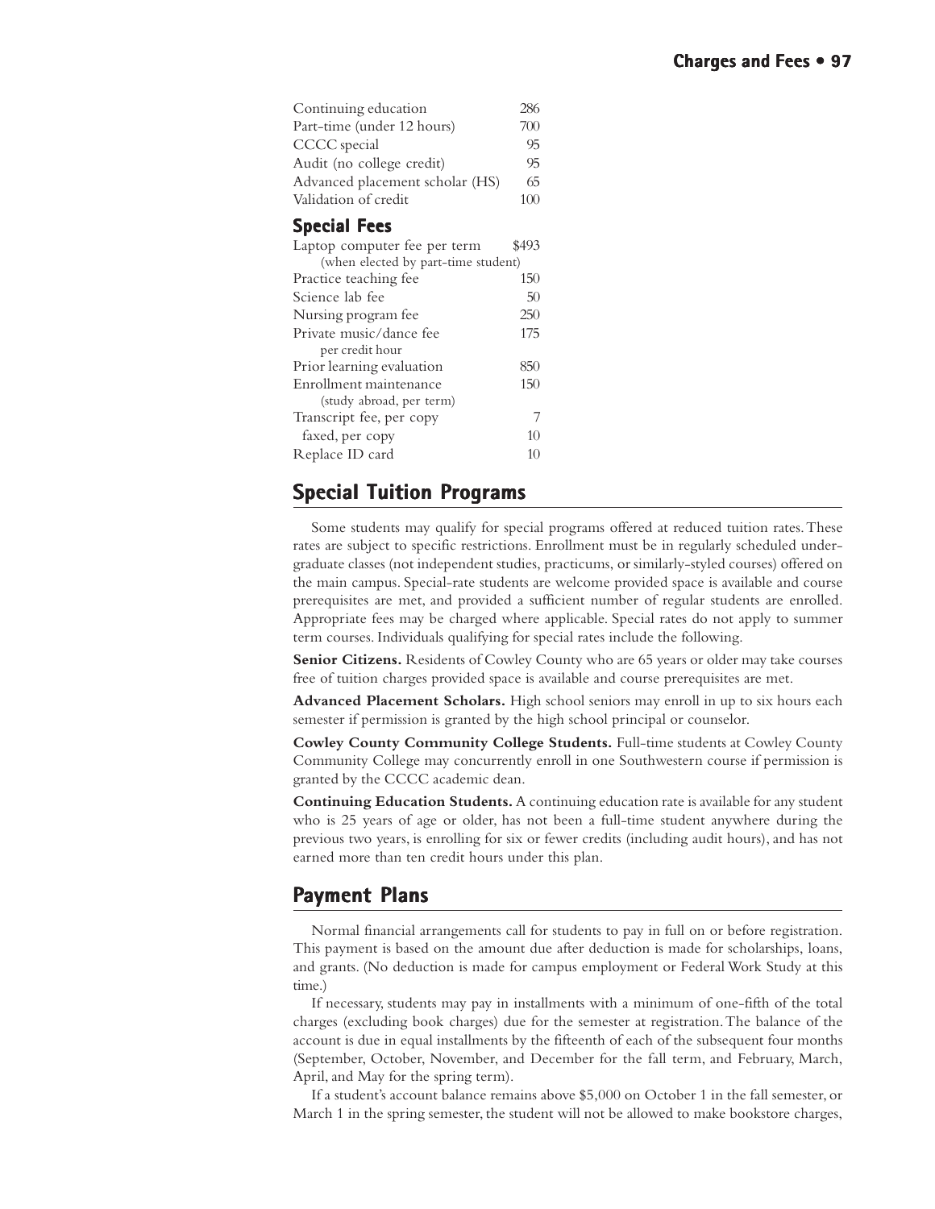| | |
|---|---|
| Continuing education | 286 |
| Part-time (under 12 hours) | 700 |
| CCCC special | 95 |
| Audit (no college credit) | 95 |
| Advanced placement scholar (HS) | 65 |
| Validation of credit | 100 |

### Special Fees

| | |
|---|---|
| Laptop computer fee per term (when elected by part-time student) | $493 |
| Practice teaching fee | 150 |
| Science lab fee | 50 |
| Nursing program fee | 250 |
| Private music/dance fee per credit hour | 175 |
| Prior learning evaluation | 850 |
| Enrollment maintenance (study abroad, per term) | 150 |
| Transcript fee, per copy | 7 |
| faxed, per copy | 10 |
| Replace ID card | 10 |

## Special Tuition Programs

Some students may qualify for special programs offered at reduced tuition rates. These rates are subject to specific restrictions. Enrollment must be in regularly scheduled undergraduate classes (not independent studies, practicums, or similarly-styled courses) offered on the main campus. Special-rate students are welcome provided space is available and course prerequisites are met, and provided a sufficient number of regular students are enrolled. Appropriate fees may be charged where applicable. Special rates do not apply to summer term courses. Individuals qualifying for special rates include the following.

**Senior Citizens.** Residents of Cowley County who are 65 years or older may take courses free of tuition charges provided space is available and course prerequisites are met.

**Advanced Placement Scholars.** High school seniors may enroll in up to six hours each semester if permission is granted by the high school principal or counselor.

**Cowley County Community College Students.** Full-time students at Cowley County Community College may concurrently enroll in one Southwestern course if permission is granted by the CCCC academic dean.

**Continuing Education Students.** A continuing education rate is available for any student who is 25 years of age or older, has not been a full-time student anywhere during the previous two years, is enrolling for six or fewer credits (including audit hours), and has not earned more than ten credit hours under this plan.

## Payment Plans

Normal financial arrangements call for students to pay in full on or before registration. This payment is based on the amount due after deduction is made for scholarships, loans, and grants. (No deduction is made for campus employment or Federal Work Study at this time.)

If necessary, students may pay in installments with a minimum of one-fifth of the total charges (excluding book charges) due for the semester at registration. The balance of the account is due in equal installments by the fifteenth of each of the subsequent four months (September, October, November, and December for the fall term, and February, March, April, and May for the spring term).

If a student's account balance remains above $5,000 on October 1 in the fall semester, or March 1 in the spring semester, the student will not be allowed to make bookstore charges,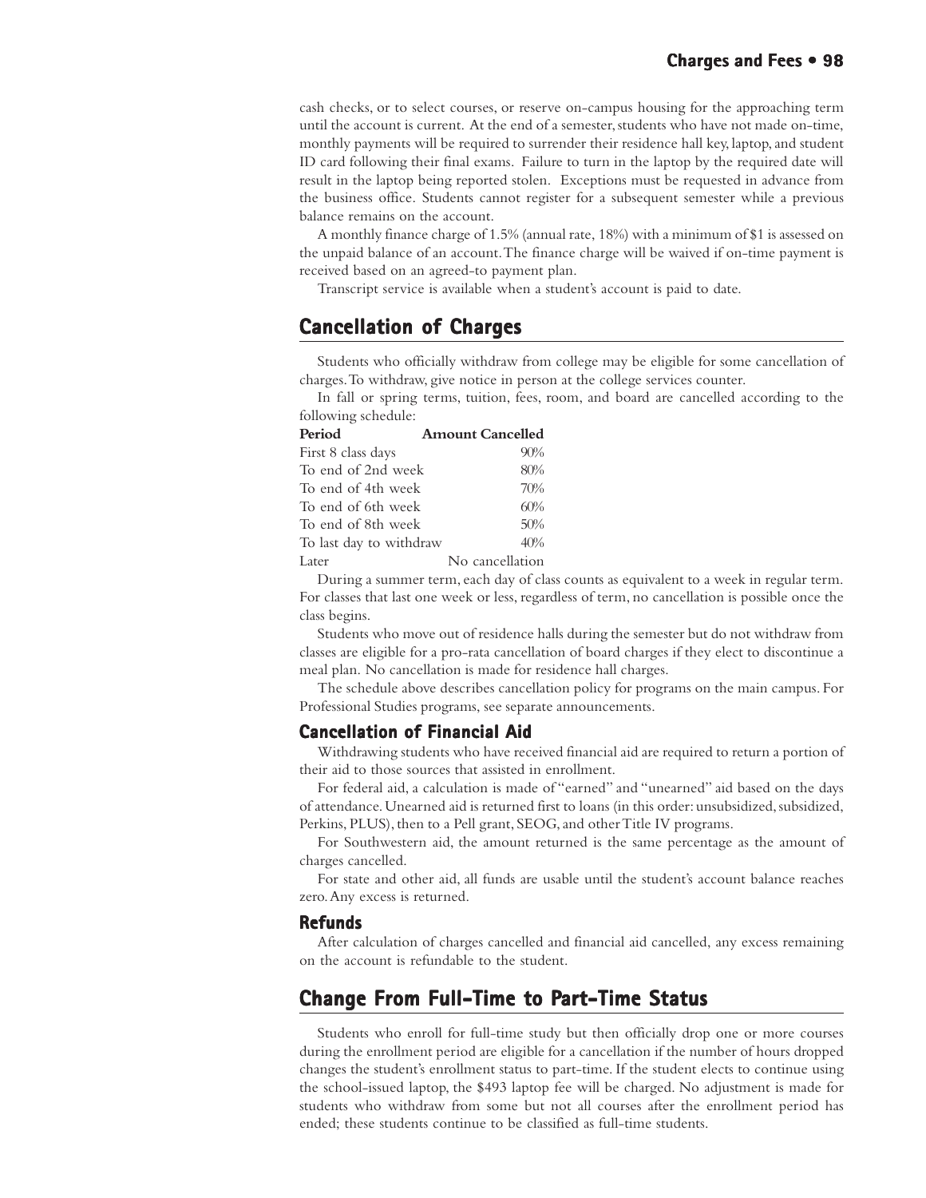cash checks, or to select courses, or reserve on-campus housing for the approaching term until the account is current. At the end of a semester, students who have not made on-time, monthly payments will be required to surrender their residence hall key, laptop, and student ID card following their final exams. Failure to turn in the laptop by the required date will result in the laptop being reported stolen. Exceptions must be requested in advance from the business office. Students cannot register for a subsequent semester while a previous balance remains on the account.

A monthly finance charge of 1.5% (annual rate, 18%) with a minimum of $1 is assessed on the unpaid balance of an account. The finance charge will be waived if on-time payment is received based on an agreed-to payment plan.

Transcript service is available when a student's account is paid to date.

## Cancellation of Charges

Students who officially withdraw from college may be eligible for some cancellation of charges. To withdraw, give notice in person at the college services counter.

In fall or spring terms, tuition, fees, room, and board are cancelled according to the following schedule:

| Period | Amount Cancelled |
|---|---|
| First 8 class days | 90% |
| To end of 2nd week | 80% |
| To end of 4th week | 70% |
| To end of 6th week | 60% |
| To end of 8th week | 50% |
| To last day to withdraw | 40% |
| Later | No cancellation |

During a summer term, each day of class counts as equivalent to a week in regular term. For classes that last one week or less, regardless of term, no cancellation is possible once the class begins.

Students who move out of residence halls during the semester but do not withdraw from classes are eligible for a pro-rata cancellation of board charges if they elect to discontinue a meal plan. No cancellation is made for residence hall charges.

The schedule above describes cancellation policy for programs on the main campus. For Professional Studies programs, see separate announcements.

### Cancellation of Financial Aid

Withdrawing students who have received financial aid are required to return a portion of their aid to those sources that assisted in enrollment.

For federal aid, a calculation is made of "earned" and "unearned" aid based on the days of attendance. Unearned aid is returned first to loans (in this order: unsubsidized, subsidized, Perkins, PLUS), then to a Pell grant, SEOG, and other Title IV programs.

For Southwestern aid, the amount returned is the same percentage as the amount of charges cancelled.

For state and other aid, all funds are usable until the student's account balance reaches zero. Any excess is returned.

### Refunds

After calculation of charges cancelled and financial aid cancelled, any excess remaining on the account is refundable to the student.

## Change From Full-Time to Part-Time Status

Students who enroll for full-time study but then officially drop one or more courses during the enrollment period are eligible for a cancellation if the number of hours dropped changes the student's enrollment status to part-time. If the student elects to continue using the school-issued laptop, the $493 laptop fee will be charged. No adjustment is made for students who withdraw from some but not all courses after the enrollment period has ended; these students continue to be classified as full-time students.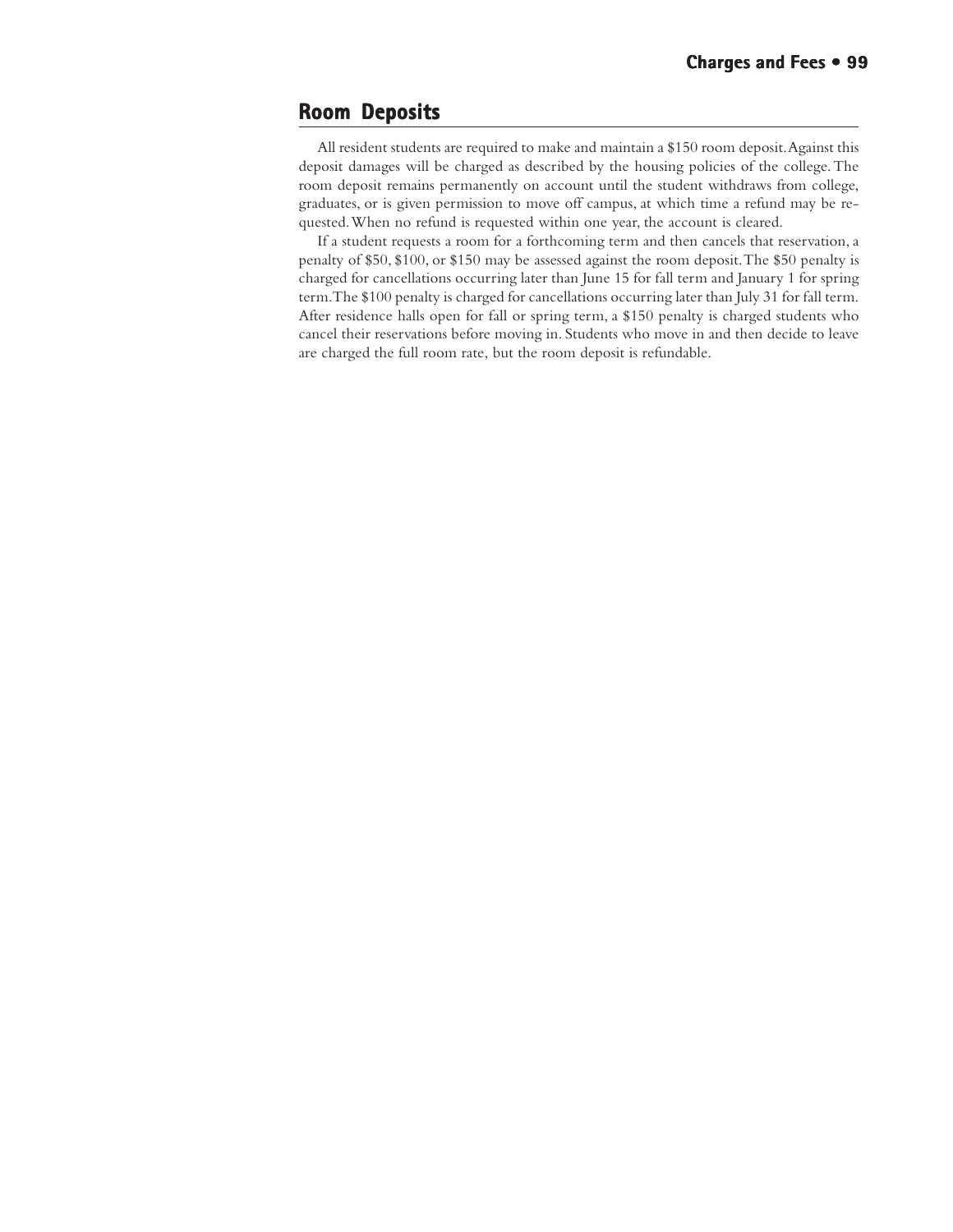## Room Deposits

All resident students are required to make and maintain a $150 room deposit. Against this deposit damages will be charged as described by the housing policies of the college. The room deposit remains permanently on account until the student withdraws from college, graduates, or is given permission to move off campus, at which time a refund may be requested. When no refund is requested within one year, the account is cleared.

If a student requests a room for a forthcoming term and then cancels that reservation, a penalty of $50, $100, or $150 may be assessed against the room deposit. The $50 penalty is charged for cancellations occurring later than June 15 for fall term and January 1 for spring term. The $100 penalty is charged for cancellations occurring later than July 31 for fall term. After residence halls open for fall or spring term, a $150 penalty is charged students who cancel their reservations before moving in. Students who move in and then decide to leave are charged the full room rate, but the room deposit is refundable.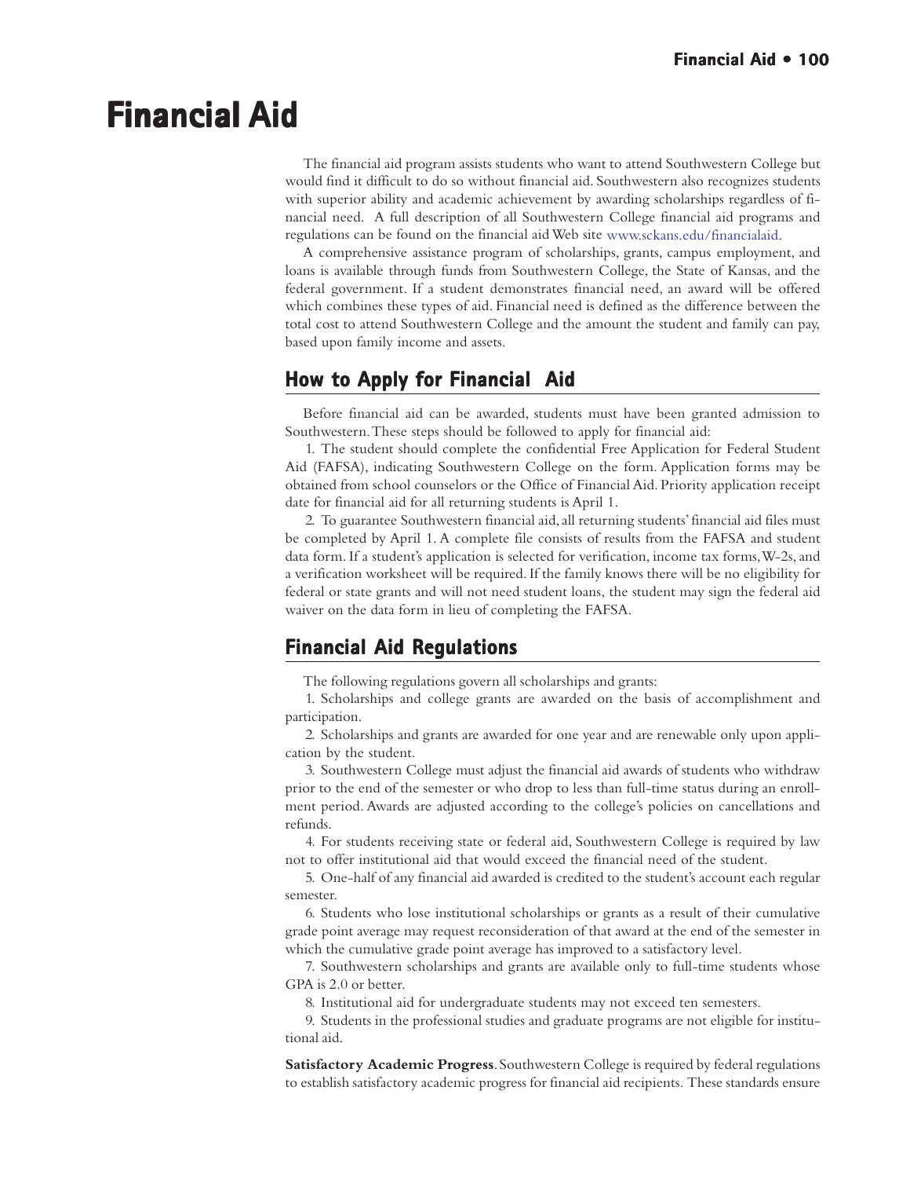# Financial Aid

The financial aid program assists students who want to attend Southwestern College but would find it difficult to do so without financial aid. Southwestern also recognizes students with superior ability and academic achievement by awarding scholarships regardless of financial need. A full description of all Southwestern College financial aid programs and regulations can be found on the financial aid Web site www.sckans.edu/financialaid.

A comprehensive assistance program of scholarships, grants, campus employment, and loans is available through funds from Southwestern College, the State of Kansas, and the federal government. If a student demonstrates financial need, an award will be offered which combines these types of aid. Financial need is defined as the difference between the total cost to attend Southwestern College and the amount the student and family can pay, based upon family income and assets.

## How to Apply for Financial Aid

Before financial aid can be awarded, students must have been granted admission to Southwestern. These steps should be followed to apply for financial aid:

1. The student should complete the confidential Free Application for Federal Student Aid (FAFSA), indicating Southwestern College on the form. Application forms may be obtained from school counselors or the Office of Financial Aid. Priority application receipt date for financial aid for all returning students is April 1.

2. To guarantee Southwestern financial aid, all returning students' financial aid files must be completed by April 1. A complete file consists of results from the FAFSA and student data form. If a student's application is selected for verification, income tax forms, W-2s, and a verification worksheet will be required. If the family knows there will be no eligibility for federal or state grants and will not need student loans, the student may sign the federal aid waiver on the data form in lieu of completing the FAFSA.

## Financial Aid Regulations

The following regulations govern all scholarships and grants:

1. Scholarships and college grants are awarded on the basis of accomplishment and participation.

2. Scholarships and grants are awarded for one year and are renewable only upon application by the student.

3. Southwestern College must adjust the financial aid awards of students who withdraw prior to the end of the semester or who drop to less than full-time status during an enrollment period. Awards are adjusted according to the college's policies on cancellations and refunds.

4. For students receiving state or federal aid, Southwestern College is required by law not to offer institutional aid that would exceed the financial need of the student.

5. One-half of any financial aid awarded is credited to the student's account each regular semester.

6. Students who lose institutional scholarships or grants as a result of their cumulative grade point average may request reconsideration of that award at the end of the semester in which the cumulative grade point average has improved to a satisfactory level.

7. Southwestern scholarships and grants are available only to full-time students whose GPA is 2.0 or better.

8. Institutional aid for undergraduate students may not exceed ten semesters.

9. Students in the professional studies and graduate programs are not eligible for institutional aid.

**Satisfactory Academic Progress**. Southwestern College is required by federal regulations to establish satisfactory academic progress for financial aid recipients. These standards ensure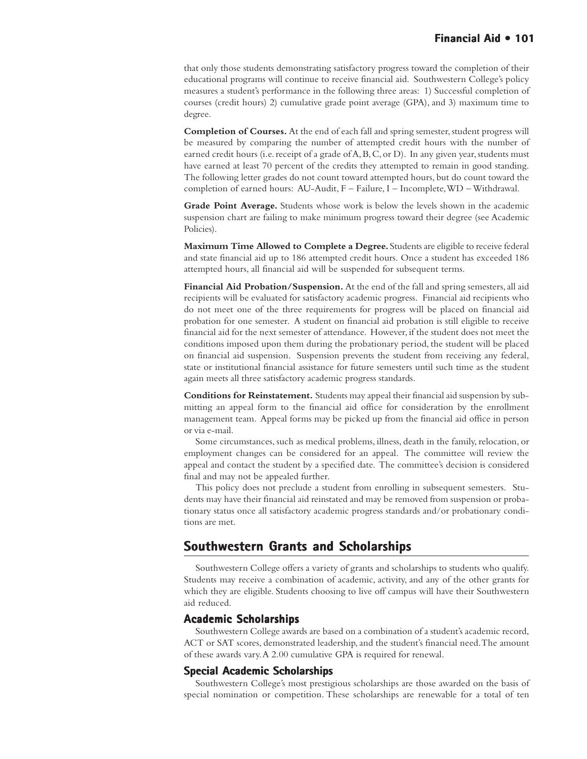that only those students demonstrating satisfactory progress toward the completion of their educational programs will continue to receive financial aid. Southwestern College's policy measures a student's performance in the following three areas: 1) Successful completion of courses (credit hours) 2) cumulative grade point average (GPA), and 3) maximum time to degree.

**Completion of Courses.** At the end of each fall and spring semester, student progress will be measured by comparing the number of attempted credit hours with the number of earned credit hours (i.e. receipt of a grade of A, B, C, or D). In any given year, students must have earned at least 70 percent of the credits they attempted to remain in good standing. The following letter grades do not count toward attempted hours, but do count toward the completion of earned hours: AU-Audit, F – Failure, I – Incomplete, WD – Withdrawal.

**Grade Point Average.** Students whose work is below the levels shown in the academic suspension chart are failing to make minimum progress toward their degree (see Academic Policies).

**Maximum Time Allowed to Complete a Degree.** Students are eligible to receive federal and state financial aid up to 186 attempted credit hours. Once a student has exceeded 186 attempted hours, all financial aid will be suspended for subsequent terms.

**Financial Aid Probation/Suspension.** At the end of the fall and spring semesters, all aid recipients will be evaluated for satisfactory academic progress. Financial aid recipients who do not meet one of the three requirements for progress will be placed on financial aid probation for one semester. A student on financial aid probation is still eligible to receive financial aid for the next semester of attendance. However, if the student does not meet the conditions imposed upon them during the probationary period, the student will be placed on financial aid suspension. Suspension prevents the student from receiving any federal, state or institutional financial assistance for future semesters until such time as the student again meets all three satisfactory academic progress standards.

**Conditions for Reinstatement.** Students may appeal their financial aid suspension by submitting an appeal form to the financial aid office for consideration by the enrollment management team. Appeal forms may be picked up from the financial aid office in person or via e-mail.

Some circumstances, such as medical problems, illness, death in the family, relocation, or employment changes can be considered for an appeal. The committee will review the appeal and contact the student by a specified date. The committee's decision is considered final and may not be appealed further.

This policy does not preclude a student from enrolling in subsequent semesters. Students may have their financial aid reinstated and may be removed from suspension or probationary status once all satisfactory academic progress standards and/or probationary conditions are met.

## Southwestern Grants and Scholarships

Southwestern College offers a variety of grants and scholarships to students who qualify. Students may receive a combination of academic, activity, and any of the other grants for which they are eligible. Students choosing to live off campus will have their Southwestern aid reduced.

### Academic Scholarships

Southwestern College awards are based on a combination of a student's academic record, ACT or SAT scores, demonstrated leadership, and the student's financial need. The amount of these awards vary. A 2.00 cumulative GPA is required for renewal.

### Special Academic Scholarships

Southwestern College's most prestigious scholarships are those awarded on the basis of special nomination or competition. These scholarships are renewable for a total of ten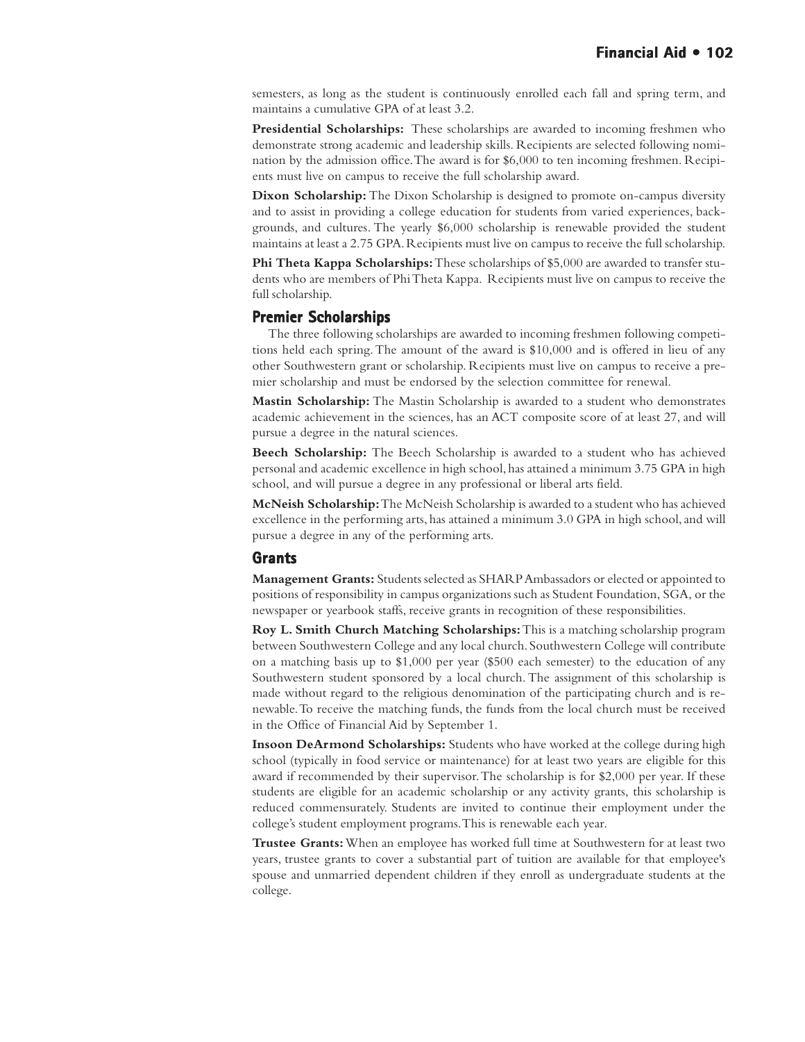semesters, as long as the student is continuously enrolled each fall and spring term, and maintains a cumulative GPA of at least 3.2.

**Presidential Scholarships:** These scholarships are awarded to incoming freshmen who demonstrate strong academic and leadership skills. Recipients are selected following nomination by the admission office. The award is for $6,000 to ten incoming freshmen. Recipients must live on campus to receive the full scholarship award.

**Dixon Scholarship:** The Dixon Scholarship is designed to promote on-campus diversity and to assist in providing a college education for students from varied experiences, backgrounds, and cultures. The yearly $6,000 scholarship is renewable provided the student maintains at least a 2.75 GPA. Recipients must live on campus to receive the full scholarship.

**Phi Theta Kappa Scholarships:** These scholarships of $5,000 are awarded to transfer students who are members of Phi Theta Kappa. Recipients must live on campus to receive the full scholarship.

## Premier Scholarships

The three following scholarships are awarded to incoming freshmen following competitions held each spring. The amount of the award is $10,000 and is offered in lieu of any other Southwestern grant or scholarship. Recipients must live on campus to receive a premier scholarship and must be endorsed by the selection committee for renewal.

**Mastin Scholarship:** The Mastin Scholarship is awarded to a student who demonstrates academic achievement in the sciences, has an ACT composite score of at least 27, and will pursue a degree in the natural sciences.

**Beech Scholarship:** The Beech Scholarship is awarded to a student who has achieved personal and academic excellence in high school, has attained a minimum 3.75 GPA in high school, and will pursue a degree in any professional or liberal arts field.

**McNeish Scholarship:** The McNeish Scholarship is awarded to a student who has achieved excellence in the performing arts, has attained a minimum 3.0 GPA in high school, and will pursue a degree in any of the performing arts.

## Grants

**Management Grants:** Students selected as SHARP Ambassadors or elected or appointed to positions of responsibility in campus organizations such as Student Foundation, SGA, or the newspaper or yearbook staffs, receive grants in recognition of these responsibilities.

**Roy L. Smith Church Matching Scholarships:** This is a matching scholarship program between Southwestern College and any local church. Southwestern College will contribute on a matching basis up to $1,000 per year ($500 each semester) to the education of any Southwestern student sponsored by a local church. The assignment of this scholarship is made without regard to the religious denomination of the participating church and is renewable. To receive the matching funds, the funds from the local church must be received in the Office of Financial Aid by September 1.

**Insoon DeArmond Scholarships:** Students who have worked at the college during high school (typically in food service or maintenance) for at least two years are eligible for this award if recommended by their supervisor. The scholarship is for $2,000 per year. If these students are eligible for an academic scholarship or any activity grants, this scholarship is reduced commensurately. Students are invited to continue their employment under the college's student employment programs. This is renewable each year.

**Trustee Grants:** When an employee has worked full time at Southwestern for at least two years, trustee grants to cover a substantial part of tuition are available for that employee's spouse and unmarried dependent children if they enroll as undergraduate students at the college.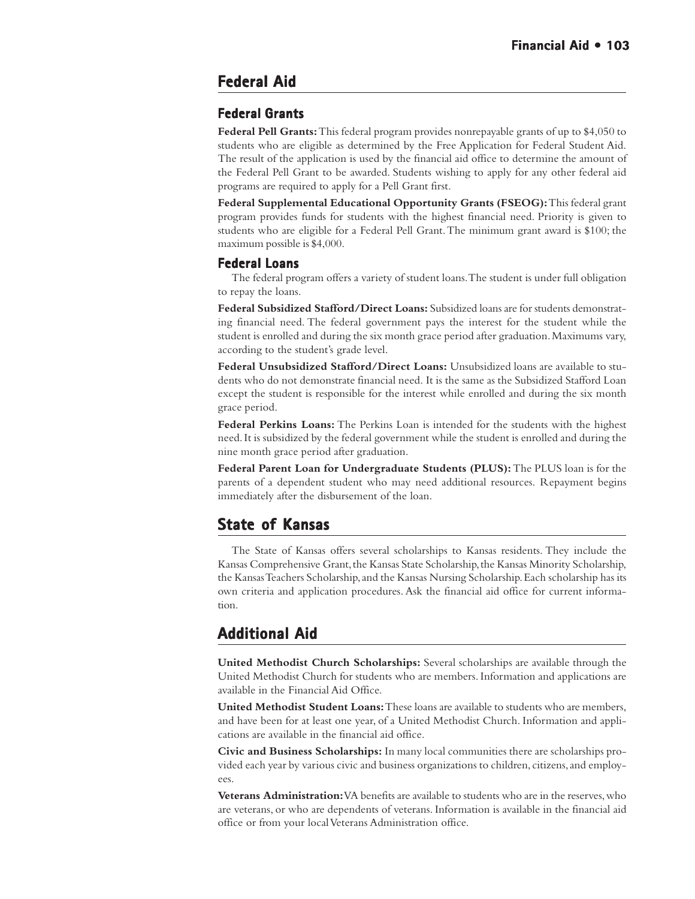## Federal Aid

### Federal Grants

**Federal Pell Grants:** This federal program provides nonrepayable grants of up to $4,050 to students who are eligible as determined by the Free Application for Federal Student Aid. The result of the application is used by the financial aid office to determine the amount of the Federal Pell Grant to be awarded. Students wishing to apply for any other federal aid programs are required to apply for a Pell Grant first.

**Federal Supplemental Educational Opportunity Grants (FSEOG):** This federal grant program provides funds for students with the highest financial need. Priority is given to students who are eligible for a Federal Pell Grant. The minimum grant award is $100; the maximum possible is $4,000.

### Federal Loans

The federal program offers a variety of student loans. The student is under full obligation to repay the loans.

**Federal Subsidized Stafford/Direct Loans:** Subsidized loans are for students demonstrating financial need. The federal government pays the interest for the student while the student is enrolled and during the six month grace period after graduation. Maximums vary, according to the student's grade level.

**Federal Unsubsidized Stafford/Direct Loans:** Unsubsidized loans are available to students who do not demonstrate financial need. It is the same as the Subsidized Stafford Loan except the student is responsible for the interest while enrolled and during the six month grace period.

**Federal Perkins Loans:** The Perkins Loan is intended for the students with the highest need. It is subsidized by the federal government while the student is enrolled and during the nine month grace period after graduation.

**Federal Parent Loan for Undergraduate Students (PLUS):** The PLUS loan is for the parents of a dependent student who may need additional resources. Repayment begins immediately after the disbursement of the loan.

## State of Kansas

The State of Kansas offers several scholarships to Kansas residents. They include the Kansas Comprehensive Grant, the Kansas State Scholarship, the Kansas Minority Scholarship, the Kansas Teachers Scholarship, and the Kansas Nursing Scholarship. Each scholarship has its own criteria and application procedures. Ask the financial aid office for current information.

## Additional Aid

**United Methodist Church Scholarships:** Several scholarships are available through the United Methodist Church for students who are members. Information and applications are available in the Financial Aid Office.

**United Methodist Student Loans:** These loans are available to students who are members, and have been for at least one year, of a United Methodist Church. Information and applications are available in the financial aid office.

**Civic and Business Scholarships:** In many local communities there are scholarships provided each year by various civic and business organizations to children, citizens, and employees.

**Veterans Administration:** VA benefits are available to students who are in the reserves, who are veterans, or who are dependents of veterans. Information is available in the financial aid office or from your local Veterans Administration office.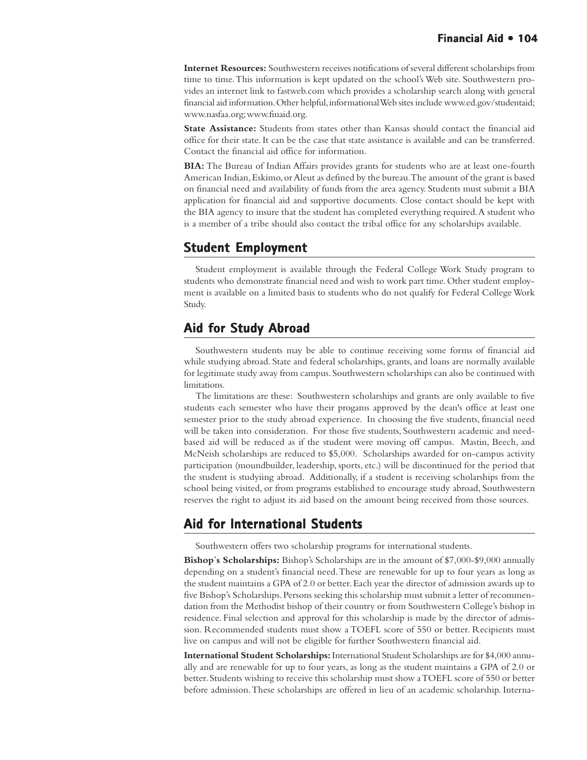**Internet Resources:** Southwestern receives notifications of several different scholarships from time to time. This information is kept updated on the school's Web site. Southwestern provides an internet link to fastweb.com which provides a scholarship search along with general financial aid information. Other helpful, informational Web sites include www.ed.gov/studentaid; www.nasfaa.org; www.finaid.org.

**State Assistance:** Students from states other than Kansas should contact the financial aid office for their state. It can be the case that state assistance is available and can be transferred. Contact the financial aid office for information.

**BIA:** The Bureau of Indian Affairs provides grants for students who are at least one-fourth American Indian, Eskimo, or Aleut as defined by the bureau. The amount of the grant is based on financial need and availability of funds from the area agency. Students must submit a BIA application for financial aid and supportive documents. Close contact should be kept with the BIA agency to insure that the student has completed everything required. A student who is a member of a tribe should also contact the tribal office for any scholarships available.

## Student Employment

Student employment is available through the Federal College Work Study program to students who demonstrate financial need and wish to work part time. Other student employment is available on a limited basis to students who do not qualify for Federal College Work Study.

## Aid for Study Abroad

Southwestern students may be able to continue receiving some forms of financial aid while studying abroad. State and federal scholarships, grants, and loans are normally available for legitimate study away from campus. Southwestern scholarships can also be continued with limitations.

The limitations are these: Southwestern scholarships and grants are only available to five students each semester who have their progams approved by the dean's office at least one semester prior to the study abroad experience. In choosing the five students, financial need will be taken into consideration. For those five students, Southwestern academic and need-based aid will be reduced as if the student were moving off campus. Mastin, Beech, and McNeish scholarships are reduced to $5,000. Scholarships awarded for on-campus activity participation (moundbuilder, leadership, sports, etc.) will be discontinued for the period that the student is studyiing abroad. Additionally, if a student is receiving scholarships from the school being visited, or from programs established to encourage study abroad, Southwestern reserves the right to adjust its aid based on the amount being received from those sources.

## Aid for International Students

Southwestern offers two scholarship programs for international students.

**Bishop's Scholarships:** Bishop's Scholarships are in the amount of $7,000-$9,000 annually depending on a student's financial need. These are renewable for up to four years as long as the student maintains a GPA of 2.0 or better. Each year the director of admission awards up to five Bishop's Scholarships. Persons seeking this scholarship must submit a letter of recommendation from the Methodist bishop of their country or from Southwestern College's bishop in residence. Final selection and approval for this scholarship is made by the director of admission. Recommended students must show a TOEFL score of 550 or better. Recipients must live on campus and will not be eligible for further Southwestern financial aid.

**International Student Scholarships:** International Student Scholarships are for $4,000 annually and are renewable for up to four years, as long as the student maintains a GPA of 2.0 or better. Students wishing to receive this scholarship must show a TOEFL score of 550 or better before admission. These scholarships are offered in lieu of an academic scholarship. Interna-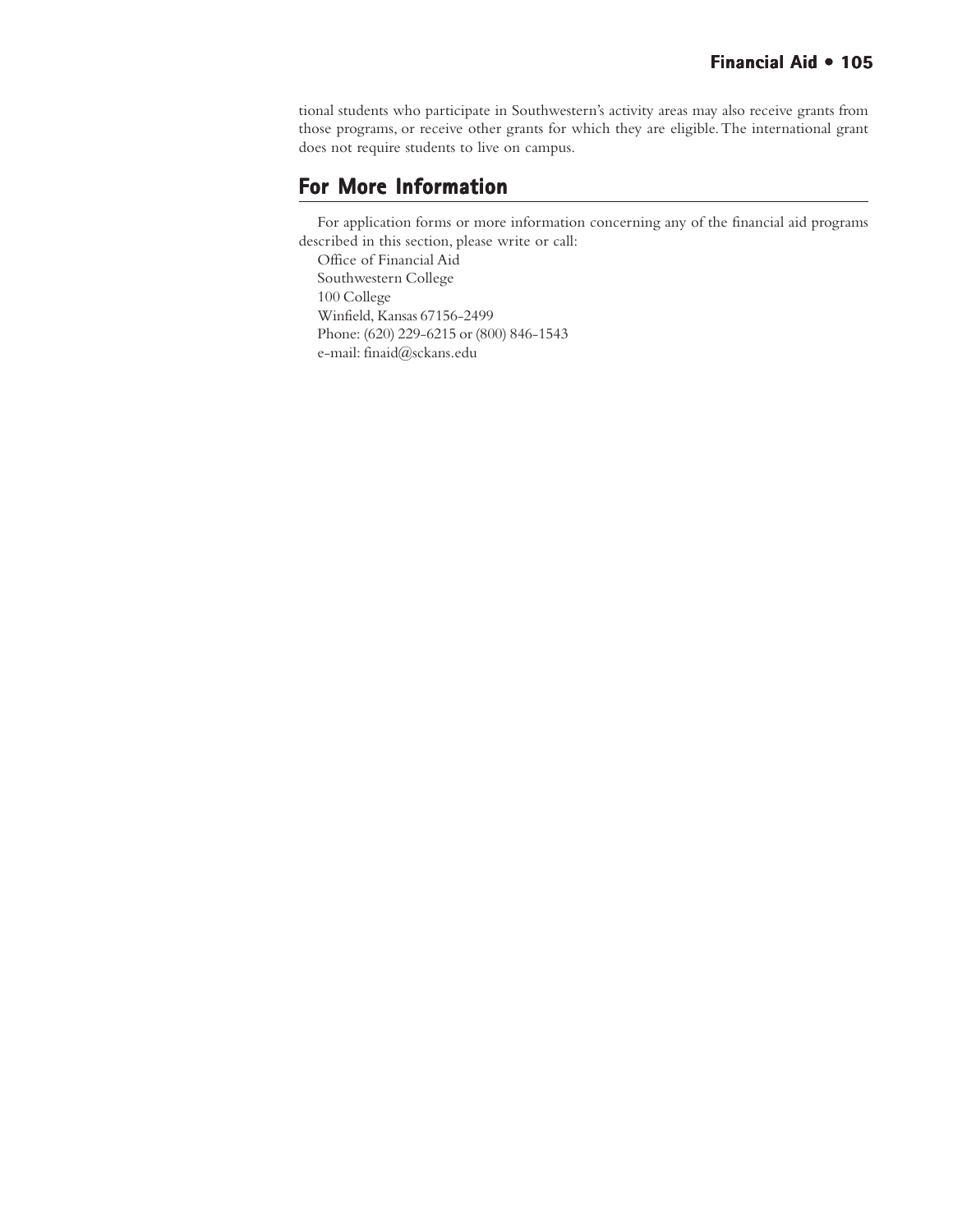tional students who participate in Southwestern's activity areas may also receive grants from those programs, or receive other grants for which they are eligible. The international grant does not require students to live on campus.

## For More Information

For application forms or more information concerning any of the financial aid programs described in this section, please write or call:

Office of Financial Aid  
Southwestern College  
100 College  
Winfield, Kansas 67156-2499  
Phone: (620) 229-6215 or (800) 846-1543  
e-mail: finaid@sckans.edu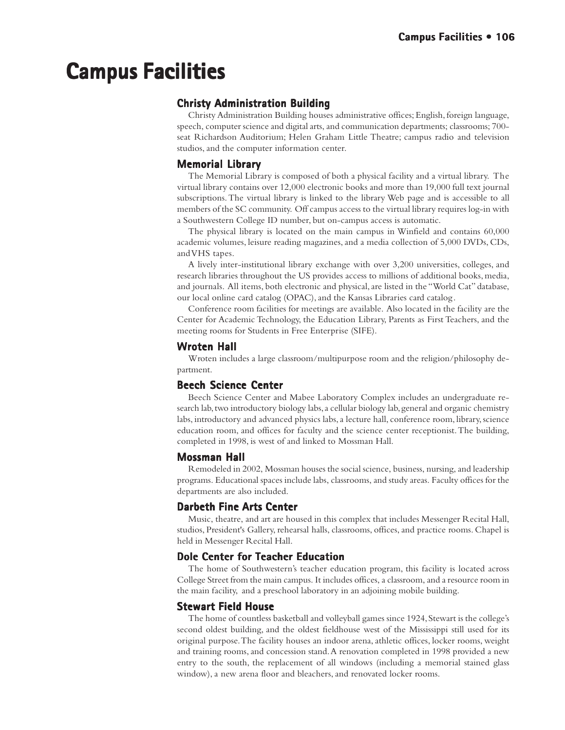# Campus Facilities

## Christy Administration Building

Christy Administration Building houses administrative offices; English, foreign language, speech, computer science and digital arts, and communication departments; classrooms; 700-seat Richardson Auditorium; Helen Graham Little Theatre; campus radio and television studios, and the computer information center.

## Memorial Library

The Memorial Library is composed of both a physical facility and a virtual library. The virtual library contains over 12,000 electronic books and more than 19,000 full text journal subscriptions. The virtual library is linked to the library Web page and is accessible to all members of the SC community. Off campus access to the virtual library requires log-in with a Southwestern College ID number, but on-campus access is automatic.

The physical library is located on the main campus in Winfield and contains 60,000 academic volumes, leisure reading magazines, and a media collection of 5,000 DVDs, CDs, and VHS tapes.

A lively inter-institutional library exchange with over 3,200 universities, colleges, and research libraries throughout the US provides access to millions of additional books, media, and journals. All items, both electronic and physical, are listed in the "World Cat" database, our local online card catalog (OPAC), and the Kansas Libraries card catalog.

Conference room facilities for meetings are available. Also located in the facility are the Center for Academic Technology, the Education Library, Parents as First Teachers, and the meeting rooms for Students in Free Enterprise (SIFE).

## Wroten Hall

Wroten includes a large classroom/multipurpose room and the religion/philosophy department.

## Beech Science Center

Beech Science Center and Mabee Laboratory Complex includes an undergraduate research lab, two introductory biology labs, a cellular biology lab, general and organic chemistry labs, introductory and advanced physics labs, a lecture hall, conference room, library, science education room, and offices for faculty and the science center receptionist. The building, completed in 1998, is west of and linked to Mossman Hall.

## Mossman Hall

Remodeled in 2002, Mossman houses the social science, business, nursing, and leadership programs. Educational spaces include labs, classrooms, and study areas. Faculty offices for the departments are also included.

## Darbeth Fine Arts Center

Music, theatre, and art are housed in this complex that includes Messenger Recital Hall, studios, President's Gallery, rehearsal halls, classrooms, offices, and practice rooms. Chapel is held in Messenger Recital Hall.

## Dole Center for Teacher Education

The home of Southwestern's teacher education program, this facility is located across College Street from the main campus. It includes offices, a classroom, and a resource room in the main facility, and a preschool laboratory in an adjoining mobile building.

## Stewart Field House

The home of countless basketball and volleyball games since 1924, Stewart is the college's second oldest building, and the oldest fieldhouse west of the Mississippi still used for its original purpose. The facility houses an indoor arena, athletic offices, locker rooms, weight and training rooms, and concession stand. A renovation completed in 1998 provided a new entry to the south, the replacement of all windows (including a memorial stained glass window), a new arena floor and bleachers, and renovated locker rooms.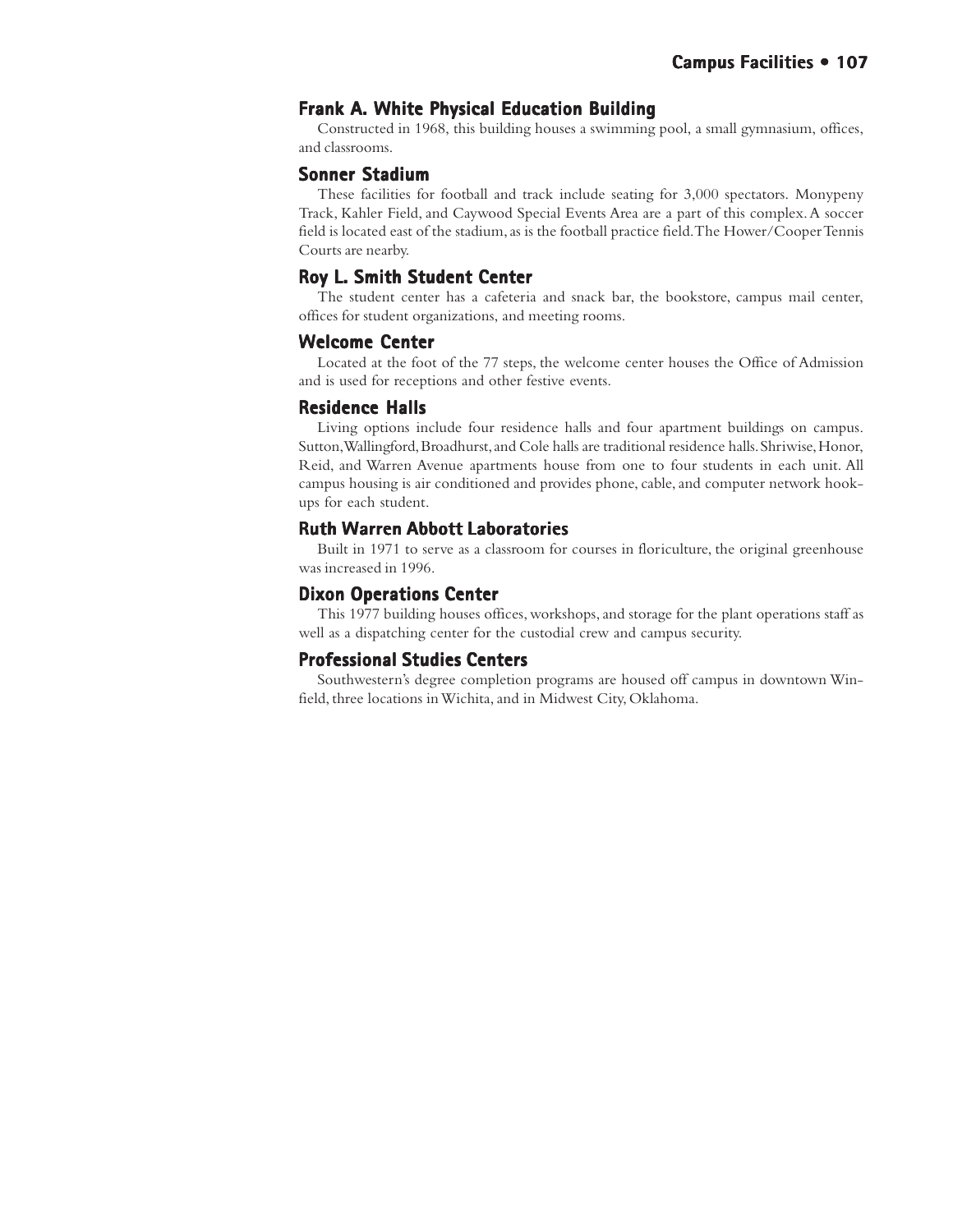### Frank A. White Physical Education Building

Constructed in 1968, this building houses a swimming pool, a small gymnasium, offices, and classrooms.

### Sonner Stadium

These facilities for football and track include seating for 3,000 spectators. Monypeny Track, Kahler Field, and Caywood Special Events Area are a part of this complex. A soccer field is located east of the stadium, as is the football practice field. The Hower/Cooper Tennis Courts are nearby.

### Roy L. Smith Student Center

The student center has a cafeteria and snack bar, the bookstore, campus mail center, offices for student organizations, and meeting rooms.

### Welcome Center

Located at the foot of the 77 steps, the welcome center houses the Office of Admission and is used for receptions and other festive events.

### Residence Halls

Living options include four residence halls and four apartment buildings on campus. Sutton, Wallingford, Broadhurst, and Cole halls are traditional residence halls. Shriwise, Honor, Reid, and Warren Avenue apartments house from one to four students in each unit. All campus housing is air conditioned and provides phone, cable, and computer network hook-ups for each student.

### Ruth Warren Abbott Laboratories

Built in 1971 to serve as a classroom for courses in floriculture, the original greenhouse was increased in 1996.

### Dixon Operations Center

This 1977 building houses offices, workshops, and storage for the plant operations staff as well as a dispatching center for the custodial crew and campus security.

### Professional Studies Centers

Southwestern's degree completion programs are housed off campus in downtown Winfield, three locations in Wichita, and in Midwest City, Oklahoma.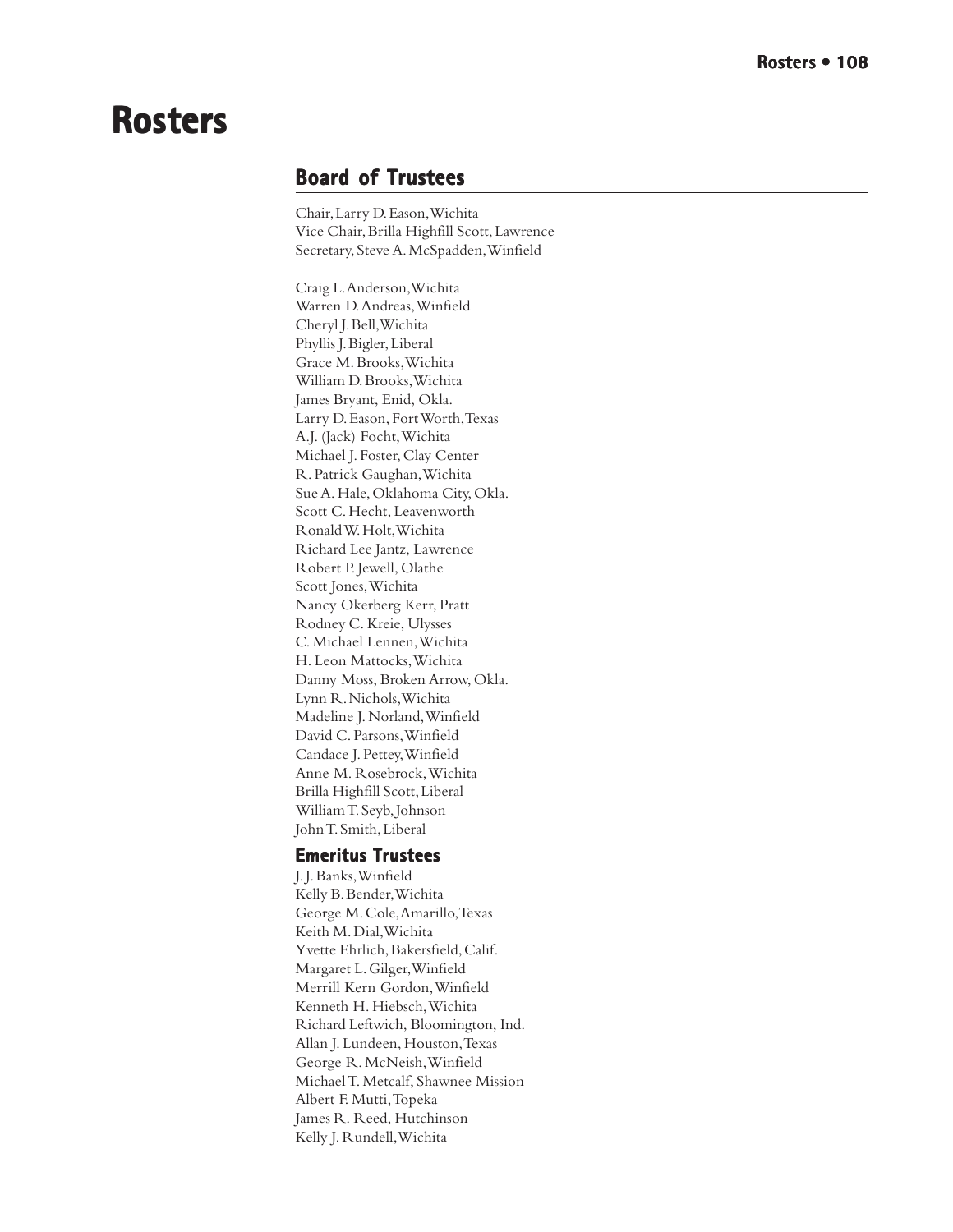# Rosters

## Board of Trustees

Chair, Larry D. Eason, Wichita
Vice Chair, Brilla Highfill Scott, Lawrence
Secretary, Steve A. McSpadden, Winfield

Craig L. Anderson, Wichita
Warren D. Andreas, Winfield
Cheryl J. Bell, Wichita
Phyllis J. Bigler, Liberal
Grace M. Brooks, Wichita
William D. Brooks, Wichita
James Bryant, Enid, Okla.
Larry D. Eason, Fort Worth, Texas
A.J. (Jack) Focht, Wichita
Michael J. Foster, Clay Center
R. Patrick Gaughan, Wichita
Sue A. Hale, Oklahoma City, Okla.
Scott C. Hecht, Leavenworth
Ronald W. Holt, Wichita
Richard Lee Jantz, Lawrence
Robert P. Jewell, Olathe
Scott Jones, Wichita
Nancy Okerberg Kerr, Pratt
Rodney C. Kreie, Ulysses
C. Michael Lennen, Wichita
H. Leon Mattocks, Wichita
Danny Moss, Broken Arrow, Okla.
Lynn R. Nichols, Wichita
Madeline J. Norland, Winfield
David C. Parsons, Winfield
Candace J. Pettey, Winfield
Anne M. Rosebrock, Wichita
Brilla Highfill Scott, Liberal
William T. Seyb, Johnson
John T. Smith, Liberal

### Emeritus Trustees

J. J. Banks, Winfield
Kelly B. Bender, Wichita
George M. Cole, Amarillo, Texas
Keith M. Dial, Wichita
Yvette Ehrlich, Bakersfield, Calif.
Margaret L. Gilger, Winfield
Merrill Kern Gordon, Winfield
Kenneth H. Hiebsch, Wichita
Richard Leftwich, Bloomington, Ind.
Allan J. Lundeen, Houston, Texas
George R. McNeish, Winfield
Michael T. Metcalf, Shawnee Mission
Albert F. Mutti, Topeka
James R. Reed, Hutchinson
Kelly J. Rundell, Wichita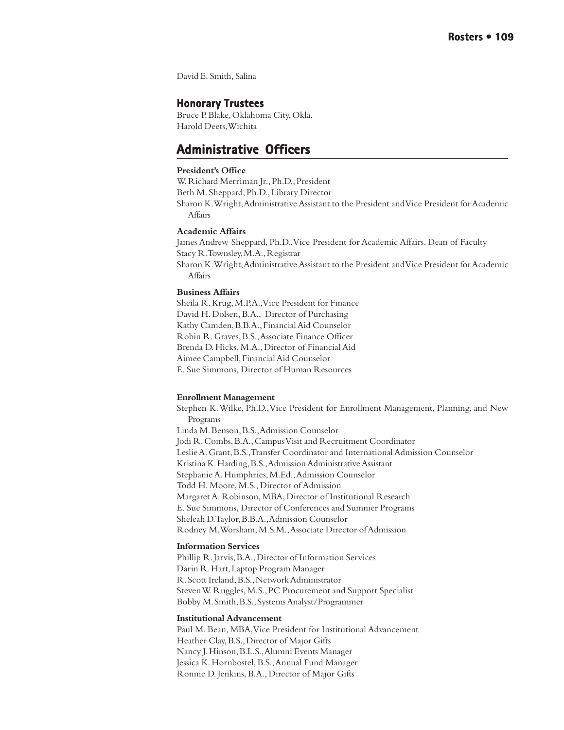David E. Smith, Salina

### Honorary Trustees

Bruce P. Blake, Oklahoma City, Okla.
Harold Deets, Wichita

## Administrative Officers

**President's Office**

W. Richard Merriman Jr., Ph.D., President
Beth M. Sheppard, Ph.D., Library Director
Sharon K. Wright, Administrative Assistant to the President and Vice President for Academic Affairs

**Academic Affairs**

James Andrew Sheppard, Ph.D., Vice President for Academic Affairs. Dean of Faculty
Stacy R. Townsley, M.A., Registrar
Sharon K. Wright, Administrative Assistant to the President and Vice President for Academic Affairs

**Business Affairs**

Sheila R. Krug, M.P.A., Vice President for Finance
David H. Dolsen, B.A., Director of Purchasing
Kathy Camden, B.B.A., Financial Aid Counselor
Robin R. Graves, B.S., Associate Finance Officer
Brenda D. Hicks, M.A., Director of Financial Aid
Aimee Campbell, Financial Aid Counselor
E. Sue Simmons, Director of Human Resources

**Enrollment Management**

Stephen K. Wilke, Ph.D., Vice President for Enrollment Management, Planning, and New Programs
Linda M. Benson, B.S., Admission Counselor
Jodi R. Combs, B.A., Campus Visit and Recruitment Coordinator
Leslie A. Grant, B.S., Transfer Coordinator and International Admission Counselor
Kristina K. Harding, B.S., Admission Administrative Assistant
Stephanie A. Humphries, M.Ed., Admission Counselor
Todd H. Moore, M.S., Director of Admission
Margaret A. Robinson, MBA, Director of Institutional Research
E. Sue Simmons, Director of Conferences and Summer Programs
Sheleah D. Taylor, B.B.A., Admission Counselor
Rodney M. Worsham, M.S.M., Associate Director of Admission

**Information Services**

Phillip R. Jarvis, B.A., Director of Information Services
Darin R. Hart, Laptop Program Manager
R. Scott Ireland, B.S., Network Administrator
Steven W. Ruggles, M.S., PC Procurement and Support Specialist
Bobby M. Smith, B.S., Systems Analyst/Programmer

**Institutional Advancement**

Paul M. Bean, MBA, Vice President for Institutional Advancement
Heather Clay, B.S., Director of Major Gifts
Nancy J. Hinson, B.L.S., Alumni Events Manager
Jessica K. Hornbostel, B.S., Annual Fund Manager
Ronnie D. Jenkins, B.A., Director of Major Gifts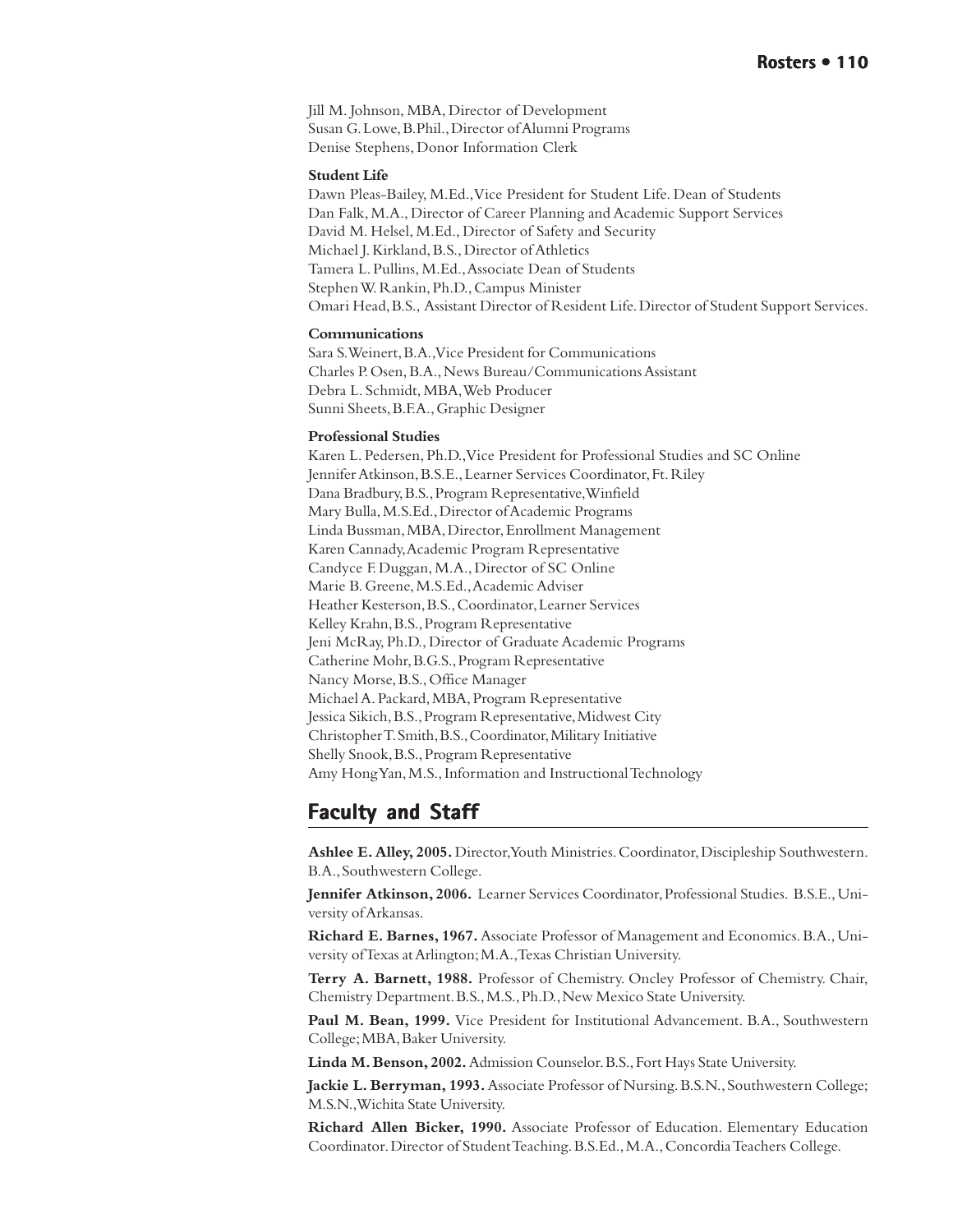Jill M. Johnson, MBA, Director of Development
Susan G. Lowe, B.Phil., Director of Alumni Programs
Denise Stephens, Donor Information Clerk

**Student Life**

Dawn Pleas-Bailey, M.Ed., Vice President for Student Life. Dean of Students
Dan Falk, M.A., Director of Career Planning and Academic Support Services
David M. Helsel, M.Ed., Director of Safety and Security
Michael J. Kirkland, B.S., Director of Athletics
Tamera L. Pullins, M.Ed., Associate Dean of Students
Stephen W. Rankin, Ph.D., Campus Minister
Omari Head, B.S., Assistant Director of Resident Life. Director of Student Support Services.

**Communications**

Sara S. Weinert, B.A., Vice President for Communications
Charles P. Osen, B.A., News Bureau/Communications Assistant
Debra L. Schmidt, MBA, Web Producer
Sunni Sheets, B.F.A., Graphic Designer

**Professional Studies**

Karen L. Pedersen, Ph.D., Vice President for Professional Studies and SC Online
Jennifer Atkinson, B.S.E., Learner Services Coordinator, Ft. Riley
Dana Bradbury, B.S., Program Representative, Winfield
Mary Bulla, M.S.Ed., Director of Academic Programs
Linda Bussman, MBA, Director, Enrollment Management
Karen Cannady, Academic Program Representative
Candyce F. Duggan, M.A., Director of SC Online
Marie B. Greene, M.S.Ed., Academic Adviser
Heather Kesterson, B.S., Coordinator, Learner Services
Kelley Krahn, B.S., Program Representative
Jeni McRay, Ph.D., Director of Graduate Academic Programs
Catherine Mohr, B.G.S., Program Representative
Nancy Morse, B.S., Office Manager
Michael A. Packard, MBA, Program Representative
Jessica Sikich, B.S., Program Representative, Midwest City
Christopher T. Smith, B.S., Coordinator, Military Initiative
Shelly Snook, B.S., Program Representative
Amy Hong Yan, M.S., Information and Instructional Technology

## Faculty and Staff

**Ashlee E. Alley, 2005.** Director, Youth Ministries. Coordinator, Discipleship Southwestern. B.A., Southwestern College.

**Jennifer Atkinson, 2006.** Learner Services Coordinator, Professional Studies. B.S.E., University of Arkansas.

**Richard E. Barnes, 1967.** Associate Professor of Management and Economics. B.A., University of Texas at Arlington; M.A., Texas Christian University.

**Terry A. Barnett, 1988.** Professor of Chemistry. Oncley Professor of Chemistry. Chair, Chemistry Department. B.S., M.S., Ph.D., New Mexico State University.

**Paul M. Bean, 1999.** Vice President for Institutional Advancement. B.A., Southwestern College; MBA, Baker University.

**Linda M. Benson, 2002.** Admission Counselor. B.S., Fort Hays State University.

**Jackie L. Berryman, 1993.** Associate Professor of Nursing. B.S.N., Southwestern College; M.S.N., Wichita State University.

**Richard Allen Bicker, 1990.** Associate Professor of Education. Elementary Education Coordinator. Director of Student Teaching. B.S.Ed., M.A., Concordia Teachers College.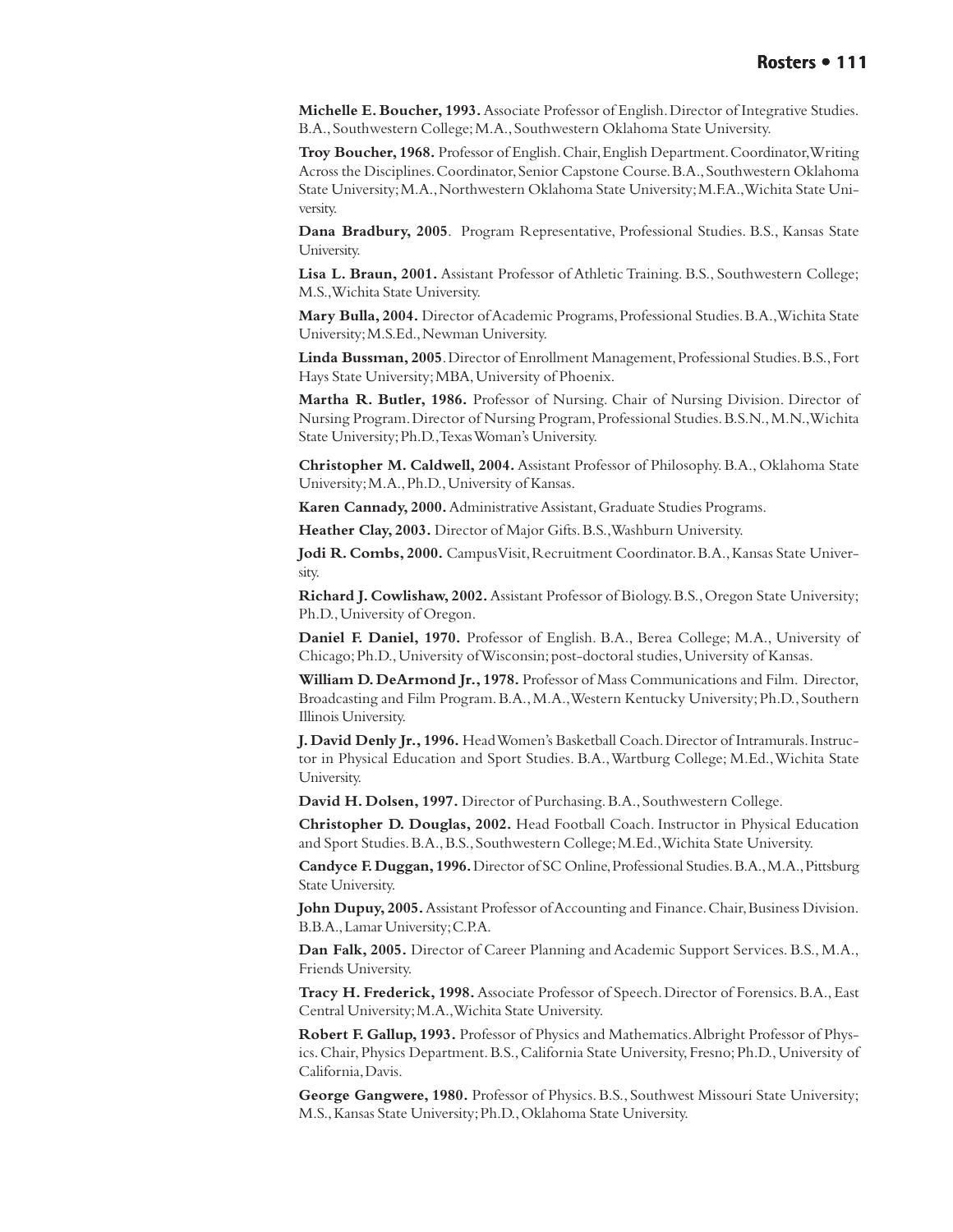**Michelle E. Boucher, 1993.** Associate Professor of English. Director of Integrative Studies. B.A., Southwestern College; M.A., Southwestern Oklahoma State University.

**Troy Boucher, 1968.** Professor of English. Chair, English Department. Coordinator, Writing Across the Disciplines. Coordinator, Senior Capstone Course. B.A., Southwestern Oklahoma State University; M.A., Northwestern Oklahoma State University; M.F.A., Wichita State University.

**Dana Bradbury, 2005**. Program Representative, Professional Studies. B.S., Kansas State University.

**Lisa L. Braun, 2001.** Assistant Professor of Athletic Training. B.S., Southwestern College; M.S., Wichita State University.

**Mary Bulla, 2004.** Director of Academic Programs, Professional Studies. B.A., Wichita State University; M.S.Ed., Newman University.

**Linda Bussman, 2005**. Director of Enrollment Management, Professional Studies. B.S., Fort Hays State University; MBA, University of Phoenix.

**Martha R. Butler, 1986.** Professor of Nursing. Chair of Nursing Division. Director of Nursing Program. Director of Nursing Program, Professional Studies. B.S.N., M.N., Wichita State University; Ph.D., Texas Woman's University.

**Christopher M. Caldwell, 2004.** Assistant Professor of Philosophy. B.A., Oklahoma State University; M.A., Ph.D., University of Kansas.

**Karen Cannady, 2000.** Administrative Assistant, Graduate Studies Programs.

**Heather Clay, 2003.** Director of Major Gifts. B.S., Washburn University.

**Jodi R. Combs, 2000.** Campus Visit, Recruitment Coordinator. B.A., Kansas State University.

**Richard J. Cowlishaw, 2002.** Assistant Professor of Biology. B.S., Oregon State University; Ph.D., University of Oregon.

**Daniel F. Daniel, 1970.** Professor of English. B.A., Berea College; M.A., University of Chicago; Ph.D., University of Wisconsin; post-doctoral studies, University of Kansas.

**William D. DeArmond Jr., 1978.** Professor of Mass Communications and Film. Director, Broadcasting and Film Program. B.A., M.A., Western Kentucky University; Ph.D., Southern Illinois University.

**J. David Denly Jr., 1996.** Head Women's Basketball Coach. Director of Intramurals. Instructor in Physical Education and Sport Studies. B.A., Wartburg College; M.Ed., Wichita State University.

**David H. Dolsen, 1997.** Director of Purchasing. B.A., Southwestern College.

**Christopher D. Douglas, 2002.** Head Football Coach. Instructor in Physical Education and Sport Studies. B.A., B.S., Southwestern College; M.Ed., Wichita State University.

**Candyce F. Duggan, 1996.** Director of SC Online, Professional Studies. B.A., M.A., Pittsburg State University.

**John Dupuy, 2005.** Assistant Professor of Accounting and Finance. Chair, Business Division. B.B.A., Lamar University; C.P.A.

**Dan Falk, 2005.** Director of Career Planning and Academic Support Services. B.S., M.A., Friends University.

**Tracy H. Frederick, 1998.** Associate Professor of Speech. Director of Forensics. B.A., East Central University; M.A., Wichita State University.

**Robert F. Gallup, 1993.** Professor of Physics and Mathematics. Albright Professor of Physics. Chair, Physics Department. B.S., California State University, Fresno; Ph.D., University of California, Davis.

**George Gangwere, 1980.** Professor of Physics. B.S., Southwest Missouri State University; M.S., Kansas State University; Ph.D., Oklahoma State University.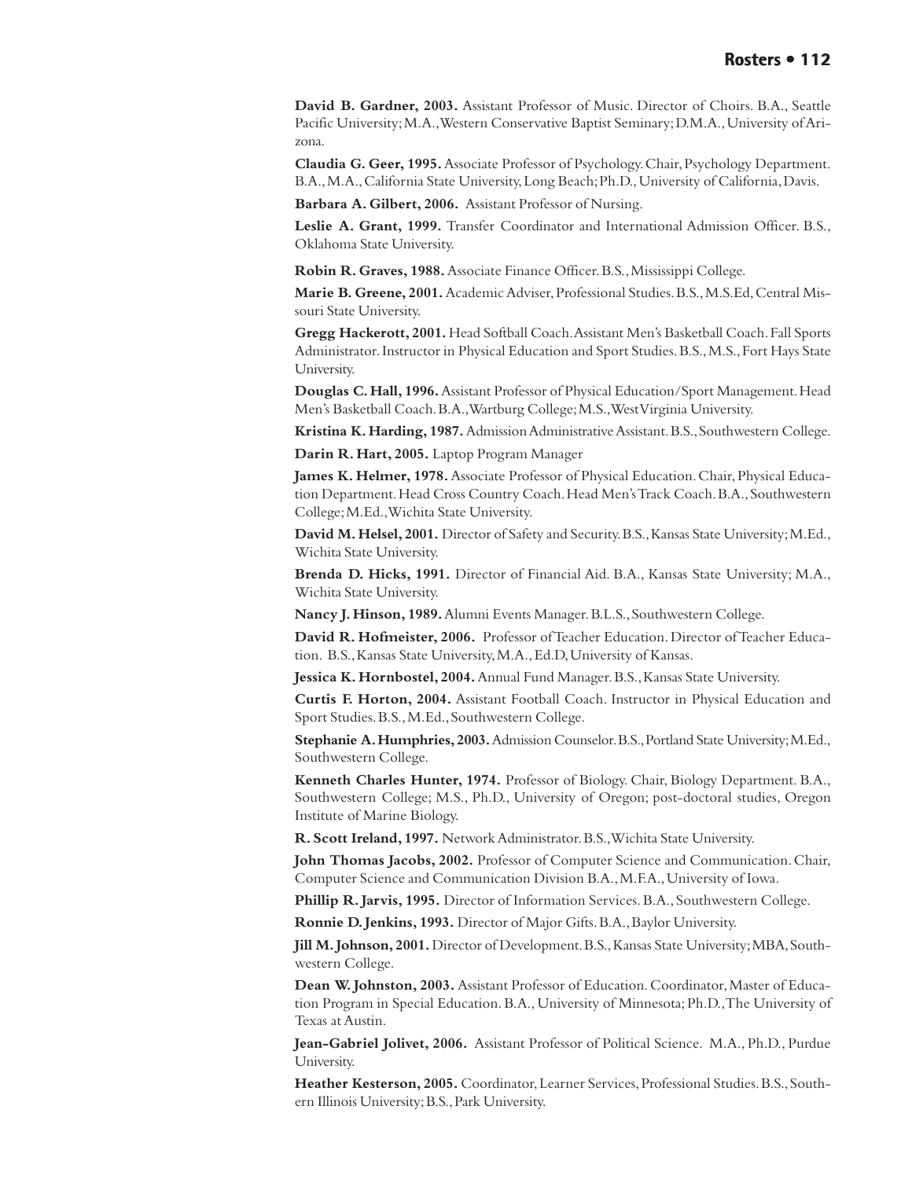**David B. Gardner, 2003.** Assistant Professor of Music. Director of Choirs. B.A., Seattle Pacific University; M.A., Western Conservative Baptist Seminary; D.M.A., University of Arizona.

**Claudia G. Geer, 1995.** Associate Professor of Psychology. Chair, Psychology Department. B.A., M.A., California State University, Long Beach; Ph.D., University of California, Davis.

**Barbara A. Gilbert, 2006.** Assistant Professor of Nursing.

**Leslie A. Grant, 1999.** Transfer Coordinator and International Admission Officer. B.S., Oklahoma State University.

**Robin R. Graves, 1988.** Associate Finance Officer. B.S., Mississippi College.

**Marie B. Greene, 2001.** Academic Adviser, Professional Studies. B.S., M.S.Ed, Central Missouri State University.

**Gregg Hackerott, 2001.** Head Softball Coach. Assistant Men's Basketball Coach. Fall Sports Administrator. Instructor in Physical Education and Sport Studies. B.S., M.S., Fort Hays State University.

**Douglas C. Hall, 1996.** Assistant Professor of Physical Education/Sport Management. Head Men's Basketball Coach. B.A., Wartburg College; M.S., West Virginia University.

**Kristina K. Harding, 1987.** Admission Administrative Assistant. B.S., Southwestern College.

**Darin R. Hart, 2005.** Laptop Program Manager

**James K. Helmer, 1978.** Associate Professor of Physical Education. Chair, Physical Education Department. Head Cross Country Coach. Head Men's Track Coach. B.A., Southwestern College; M.Ed., Wichita State University.

**David M. Helsel, 2001.** Director of Safety and Security. B.S., Kansas State University; M.Ed., Wichita State University.

**Brenda D. Hicks, 1991.** Director of Financial Aid. B.A., Kansas State University; M.A., Wichita State University.

**Nancy J. Hinson, 1989.** Alumni Events Manager. B.L.S., Southwestern College.

**David R. Hofmeister, 2006.** Professor of Teacher Education. Director of Teacher Education. B.S., Kansas State University, M.A., Ed.D, University of Kansas.

**Jessica K. Hornbostel, 2004.** Annual Fund Manager. B.S., Kansas State University.

**Curtis F. Horton, 2004.** Assistant Football Coach. Instructor in Physical Education and Sport Studies. B.S., M.Ed., Southwestern College.

**Stephanie A. Humphries, 2003.** Admission Counselor. B.S., Portland State University; M.Ed., Southwestern College.

**Kenneth Charles Hunter, 1974.** Professor of Biology. Chair, Biology Department. B.A., Southwestern College; M.S., Ph.D., University of Oregon; post-doctoral studies, Oregon Institute of Marine Biology.

**R. Scott Ireland, 1997.** Network Administrator. B.S., Wichita State University.

**John Thomas Jacobs, 2002.** Professor of Computer Science and Communication. Chair, Computer Science and Communication Division B.A., M.F.A., University of Iowa.

**Phillip R. Jarvis, 1995.** Director of Information Services. B.A., Southwestern College.

**Ronnie D. Jenkins, 1993.** Director of Major Gifts. B.A., Baylor University.

**Jill M. Johnson, 2001.** Director of Development. B.S., Kansas State University; MBA, Southwestern College.

**Dean W. Johnston, 2003.** Assistant Professor of Education. Coordinator, Master of Education Program in Special Education. B.A., University of Minnesota; Ph.D., The University of Texas at Austin.

**Jean-Gabriel Jolivet, 2006.** Assistant Professor of Political Science. M.A., Ph.D., Purdue University.

**Heather Kesterson, 2005.** Coordinator, Learner Services, Professional Studies. B.S., Southern Illinois University; B.S., Park University.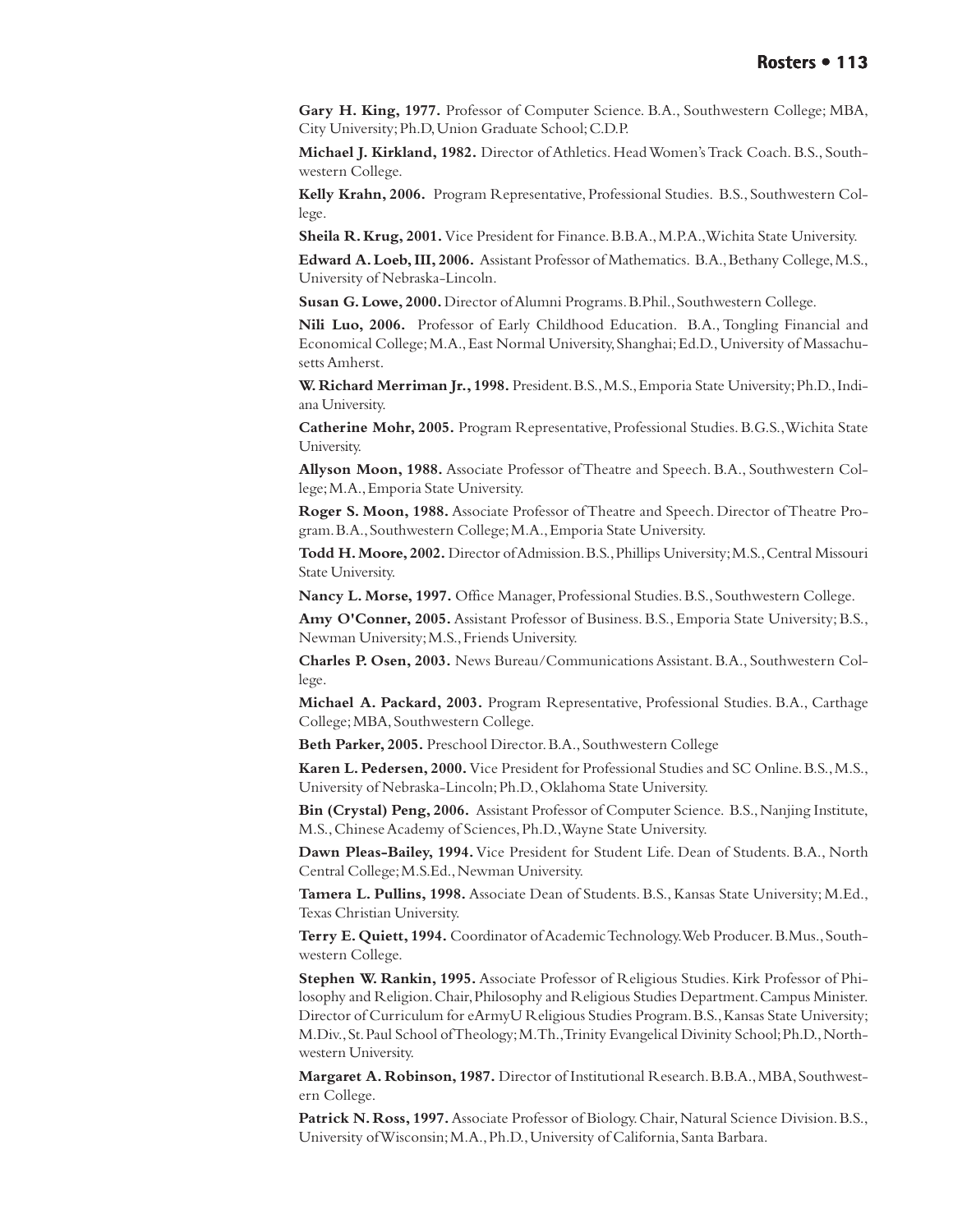**Gary H. King, 1977.** Professor of Computer Science. B.A., Southwestern College; MBA, City University; Ph.D, Union Graduate School; C.D.P.

**Michael J. Kirkland, 1982.** Director of Athletics. Head Women's Track Coach. B.S., Southwestern College.

**Kelly Krahn, 2006.** Program Representative, Professional Studies. B.S., Southwestern College.

**Sheila R. Krug, 2001.** Vice President for Finance. B.B.A., M.P.A., Wichita State University.

**Edward A. Loeb, III, 2006.** Assistant Professor of Mathematics. B.A., Bethany College, M.S., University of Nebraska-Lincoln.

**Susan G. Lowe, 2000.** Director of Alumni Programs. B.Phil., Southwestern College.

**Nili Luo, 2006.** Professor of Early Childhood Education. B.A., Tongling Financial and Economical College; M.A., East Normal University, Shanghai; Ed.D., University of Massachusetts Amherst.

**W. Richard Merriman Jr., 1998.** President. B.S., M.S., Emporia State University; Ph.D., Indiana University.

**Catherine Mohr, 2005.** Program Representative, Professional Studies. B.G.S., Wichita State University.

**Allyson Moon, 1988.** Associate Professor of Theatre and Speech. B.A., Southwestern College; M.A., Emporia State University.

**Roger S. Moon, 1988.** Associate Professor of Theatre and Speech. Director of Theatre Program. B.A., Southwestern College; M.A., Emporia State University.

**Todd H. Moore, 2002.** Director of Admission. B.S., Phillips University; M.S., Central Missouri State University.

**Nancy L. Morse, 1997.** Office Manager, Professional Studies. B.S., Southwestern College.

**Amy O'Conner, 2005.** Assistant Professor of Business. B.S., Emporia State University; B.S., Newman University; M.S., Friends University.

**Charles P. Osen, 2003.** News Bureau/Communications Assistant. B.A., Southwestern College.

**Michael A. Packard, 2003.** Program Representative, Professional Studies. B.A., Carthage College; MBA, Southwestern College.

**Beth Parker, 2005.** Preschool Director. B.A., Southwestern College

**Karen L. Pedersen, 2000.** Vice President for Professional Studies and SC Online. B.S., M.S., University of Nebraska-Lincoln; Ph.D., Oklahoma State University.

**Bin (Crystal) Peng, 2006.** Assistant Professor of Computer Science. B.S., Nanjing Institute, M.S., Chinese Academy of Sciences, Ph.D., Wayne State University.

**Dawn Pleas-Bailey, 1994.** Vice President for Student Life. Dean of Students. B.A., North Central College; M.S.Ed., Newman University.

**Tamera L. Pullins, 1998.** Associate Dean of Students. B.S., Kansas State University; M.Ed., Texas Christian University.

**Terry E. Quiett, 1994.** Coordinator of Academic Technology. Web Producer. B.Mus., Southwestern College.

**Stephen W. Rankin, 1995.** Associate Professor of Religious Studies. Kirk Professor of Philosophy and Religion. Chair, Philosophy and Religious Studies Department. Campus Minister. Director of Curriculum for eArmyU Religious Studies Program. B.S., Kansas State University; M.Div., St. Paul School of Theology; M.Th., Trinity Evangelical Divinity School; Ph.D., Northwestern University.

**Margaret A. Robinson, 1987.** Director of Institutional Research. B.B.A., MBA, Southwestern College.

**Patrick N. Ross, 1997.** Associate Professor of Biology. Chair, Natural Science Division. B.S., University of Wisconsin; M.A., Ph.D., University of California, Santa Barbara.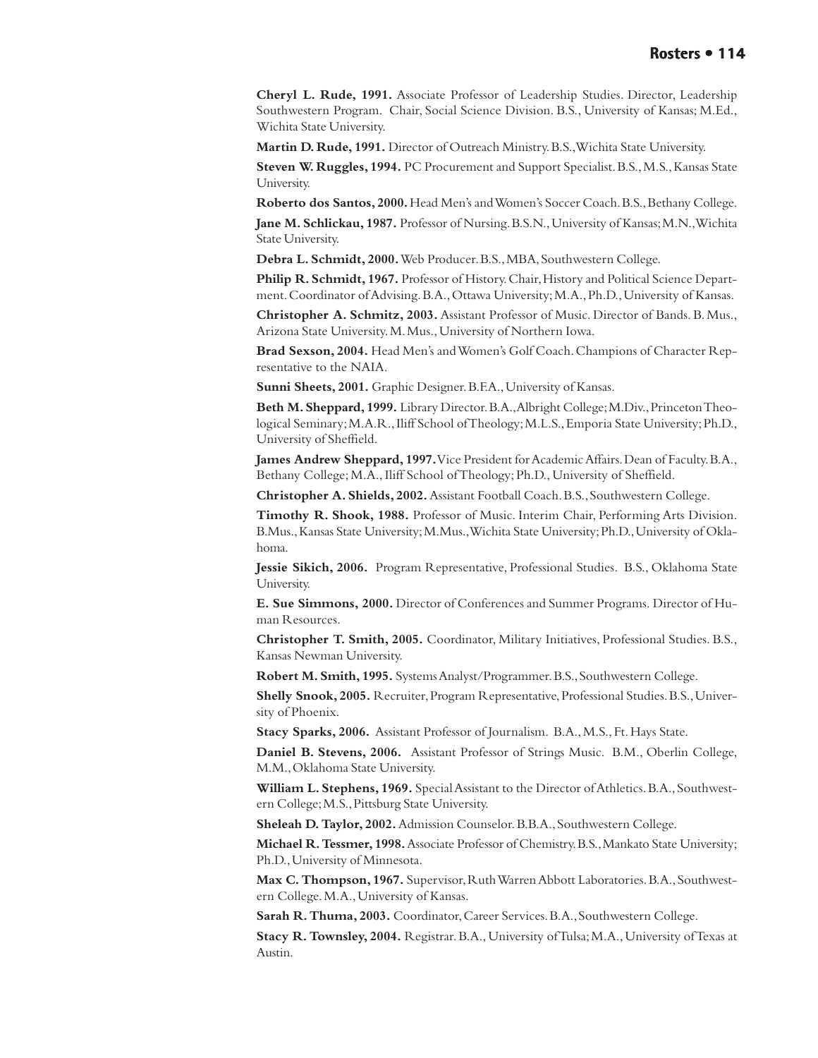**Cheryl L. Rude, 1991.** Associate Professor of Leadership Studies. Director, Leadership Southwestern Program. Chair, Social Science Division. B.S., University of Kansas; M.Ed., Wichita State University.

**Martin D. Rude, 1991.** Director of Outreach Ministry. B.S., Wichita State University.

**Steven W. Ruggles, 1994.** PC Procurement and Support Specialist. B.S., M.S., Kansas State University.

**Roberto dos Santos, 2000.** Head Men's and Women's Soccer Coach. B.S., Bethany College.

**Jane M. Schlickau, 1987.** Professor of Nursing. B.S.N., University of Kansas; M.N., Wichita State University.

**Debra L. Schmidt, 2000.** Web Producer. B.S., MBA, Southwestern College.

**Philip R. Schmidt, 1967.** Professor of History. Chair, History and Political Science Department. Coordinator of Advising. B.A., Ottawa University; M.A., Ph.D., University of Kansas.

**Christopher A. Schmitz, 2003.** Assistant Professor of Music. Director of Bands. B. Mus., Arizona State University. M. Mus., University of Northern Iowa.

**Brad Sexson, 2004.** Head Men's and Women's Golf Coach. Champions of Character Representative to the NAIA.

**Sunni Sheets, 2001.** Graphic Designer. B.F.A., University of Kansas.

**Beth M. Sheppard, 1999.** Library Director. B.A., Albright College; M.Div., Princeton Theological Seminary; M.A.R., Iliff School of Theology; M.L.S., Emporia State University; Ph.D., University of Sheffield.

**James Andrew Sheppard, 1997.** Vice President for Academic Affairs. Dean of Faculty. B.A., Bethany College; M.A., Iliff School of Theology; Ph.D., University of Sheffield.

**Christopher A. Shields, 2002.** Assistant Football Coach. B.S., Southwestern College.

**Timothy R. Shook, 1988.** Professor of Music. Interim Chair, Performing Arts Division. B.Mus., Kansas State University; M.Mus., Wichita State University; Ph.D., University of Oklahoma.

**Jessie Sikich, 2006.** Program Representative, Professional Studies. B.S., Oklahoma State University.

**E. Sue Simmons, 2000.** Director of Conferences and Summer Programs. Director of Human Resources.

**Christopher T. Smith, 2005.** Coordinator, Military Initiatives, Professional Studies. B.S., Kansas Newman University.

**Robert M. Smith, 1995.** Systems Analyst/Programmer. B.S., Southwestern College.

**Shelly Snook, 2005.** Recruiter, Program Representative, Professional Studies. B.S., University of Phoenix.

**Stacy Sparks, 2006.** Assistant Professor of Journalism. B.A., M.S., Ft. Hays State.

**Daniel B. Stevens, 2006.** Assistant Professor of Strings Music. B.M., Oberlin College, M.M., Oklahoma State University.

**William L. Stephens, 1969.** Special Assistant to the Director of Athletics. B.A., Southwestern College; M.S., Pittsburg State University.

**Sheleah D. Taylor, 2002.** Admission Counselor. B.B.A., Southwestern College.

**Michael R. Tessmer, 1998.** Associate Professor of Chemistry. B.S., Mankato State University; Ph.D., University of Minnesota.

**Max C. Thompson, 1967.** Supervisor, Ruth Warren Abbott Laboratories. B.A., Southwestern College. M.A., University of Kansas.

**Sarah R. Thuma, 2003.** Coordinator, Career Services. B.A., Southwestern College.

**Stacy R. Townsley, 2004.** Registrar. B.A., University of Tulsa; M.A., University of Texas at Austin.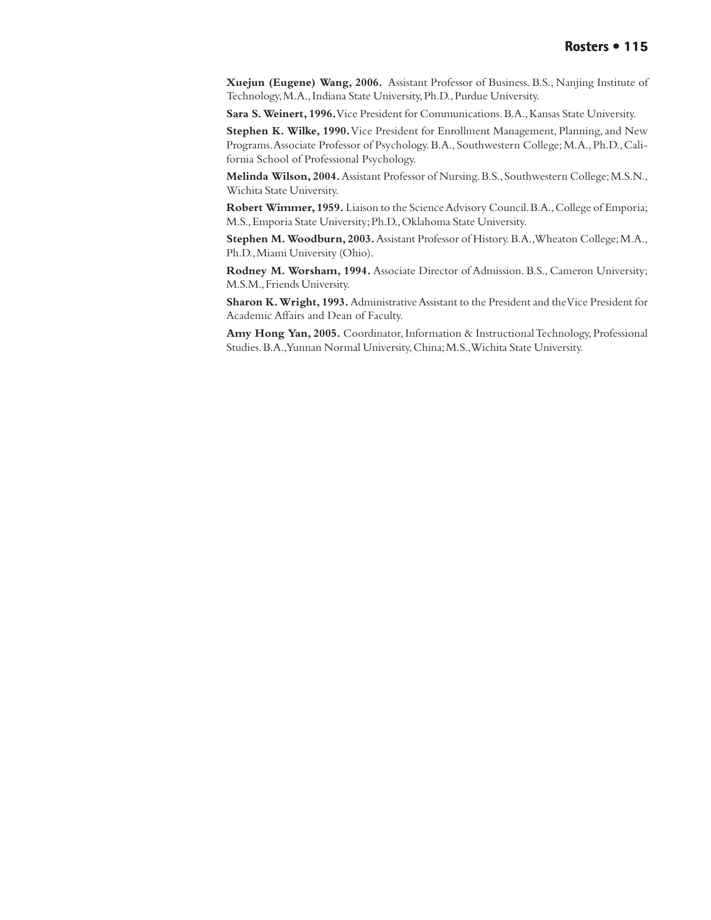**Xuejun (Eugene) Wang, 2006.** Assistant Professor of Business. B.S., Nanjing Institute of Technology, M.A., Indiana State University, Ph.D., Purdue University.

**Sara S. Weinert, 1996.** Vice President for Communications. B.A., Kansas State University.

**Stephen K. Wilke, 1990.** Vice President for Enrollment Management, Planning, and New Programs. Associate Professor of Psychology. B.A., Southwestern College; M.A., Ph.D., California School of Professional Psychology.

**Melinda Wilson, 2004.** Assistant Professor of Nursing. B.S., Southwestern College; M.S.N., Wichita State University.

**Robert Wimmer, 1959.** Liaison to the Science Advisory Council. B.A., College of Emporia; M.S., Emporia State University; Ph.D., Oklahoma State University.

**Stephen M. Woodburn, 2003.** Assistant Professor of History. B.A., Wheaton College; M.A., Ph.D., Miami University (Ohio).

**Rodney M. Worsham, 1994.** Associate Director of Admission. B.S., Cameron University; M.S.M., Friends University.

**Sharon K. Wright, 1993.** Administrative Assistant to the President and the Vice President for Academic Affairs and Dean of Faculty.

**Amy Hong Yan, 2005.** Coordinator, Information & Instructional Technology, Professional Studies. B.A., Yunnan Normal University, China; M.S., Wichita State University.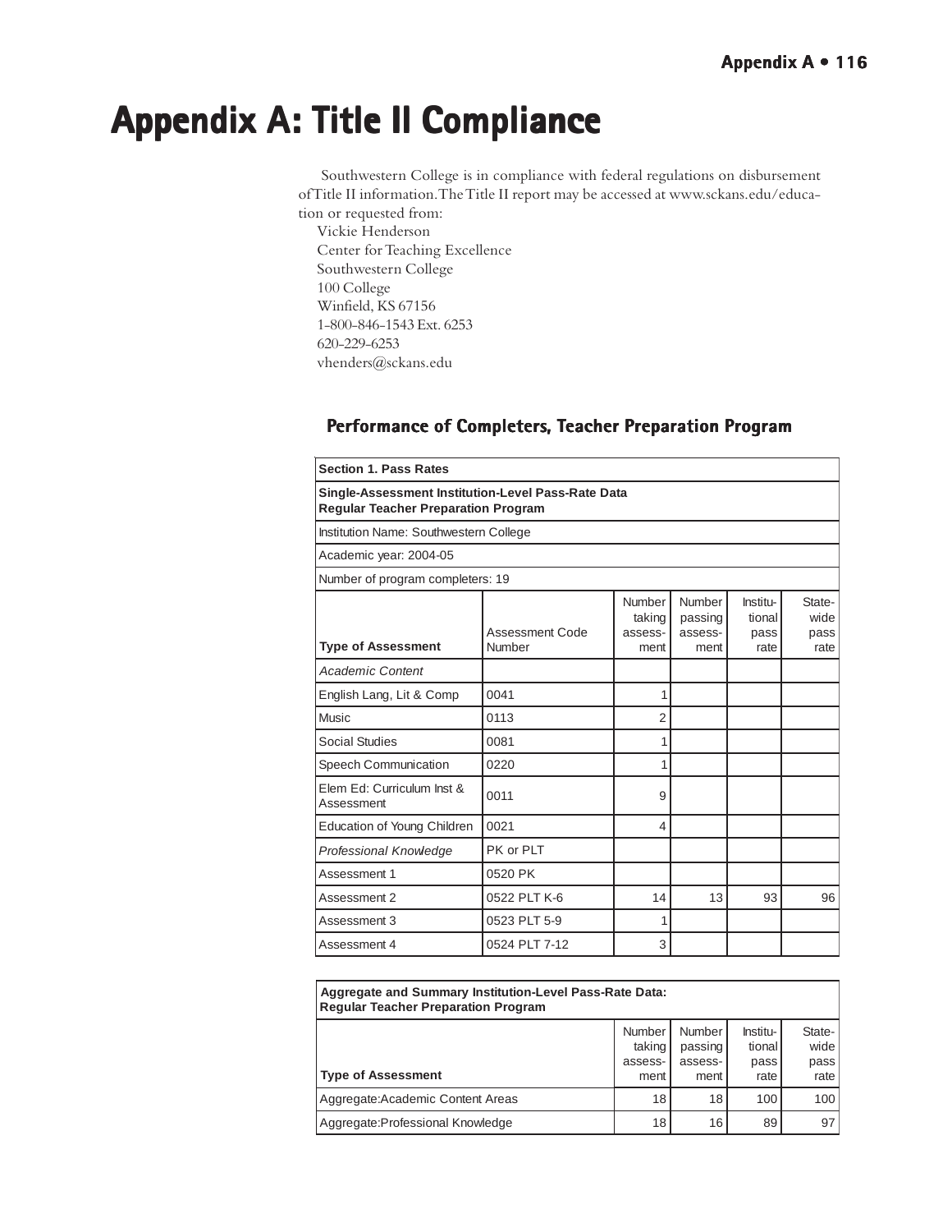# Appendix A: Title II Compliance

Southwestern College is in compliance with federal regulations on disbursement of Title II information. The Title II report may be accessed at www.sckans.edu/education or requested from:

Vickie Henderson
Center for Teaching Excellence
Southwestern College
100 College
Winfield, KS 67156
1-800-846-1543 Ext. 6253
620-229-6253
vhenders@sckans.edu

## Performance of Completers, Teacher Preparation Program

| **Section 1. Pass Rates** | | | | | |
|---|---|---|---|---|---|
| **Single-Assessment Institution-Level Pass-Rate Data Regular Teacher Preparation Program** | | | | | |
| Institution Name: Southwestern College | | | | | |
| Academic year: 2004-05 | | | | | |
| Number of program completers: 19 | | | | | |
| **Type of Assessment** | Assessment Code Number | Number taking assessment | Number passing assessment | Institutional pass rate | Statewide pass rate |
| *Academic Content* | | | | | |
| English Lang, Lit & Comp | 0041 | 1 | | | |
| Music | 0113 | 2 | | | |
| Social Studies | 0081 | 1 | | | |
| Speech Communication | 0220 | 1 | | | |
| Elem Ed: Curriculum Inst & Assessment | 0011 | 9 | | | |
| Education of Young Children | 0021 | 4 | | | |
| *Professional Knowledge* | PK or PLT | | | | |
| Assessment 1 | 0520 PK | | | | |
| Assessment 2 | 0522 PLT K-6 | 14 | 13 | 93 | 96 |
| Assessment 3 | 0523 PLT 5-9 | 1 | | | |
| Assessment 4 | 0524 PLT 7-12 | 3 | | | |

| **Aggregate and Summary Institution-Level Pass-Rate Data: Regular Teacher Preparation Program** | | | | |
|---|---|---|---|---|
| **Type of Assessment** | Number taking assessment | Number passing assessment | Institutional pass rate | Statewide pass rate |
| Aggregate:Academic Content Areas | 18 | 18 | 100 | 100 |
| Aggregate:Professional Knowledge | 18 | 16 | 89 | 97 |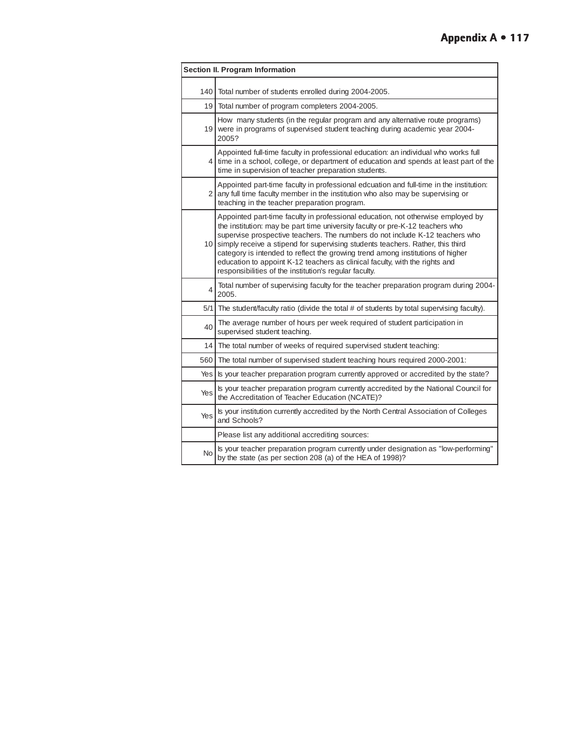| Section II. Program Information | |
|---|---|
| 140 | Total number of students enrolled during 2004-2005. |
| 19 | Total number of program completers 2004-2005. |
| 19 | How many students (in the regular program and any alternative route programs) were in programs of supervised student teaching during academic year 2004-2005? |
| 4 | Appointed full-time faculty in professional education: an individual who works full time in a school, college, or department of education and spends at least part of the time in supervision of teacher preparation students. |
| 2 | Appointed part-time faculty in professional edcuation and full-time in the institution: any full time faculty member in the institution who also may be supervising or teaching in the teacher preparation program. |
| 10 | Appointed part-time faculty in professional education, not otherwise employed by the institution: may be part time university faculty or pre-K-12 teachers who supervise prospective teachers. The numbers do not include K-12 teachers who simply receive a stipend for supervising students teachers. Rather, this third category is intended to reflect the growing trend among institutions of higher education to appoint K-12 teachers as clinical faculty, with the rights and responsibilities of the institution's regular faculty. |
| 4 | Total number of supervising faculty for the teacher preparation program during 2004-2005. |
| 5/1 | The student/faculty ratio (divide the total # of students by total supervising faculty). |
| 40 | The average number of hours per week required of student participation in supervised student teaching. |
| 14 | The total number of weeks of required supervised student teaching: |
| 560 | The total number of supervised student teaching hours required 2000-2001: |
| Yes | Is your teacher preparation program currently approved or accredited by the state? |
| Yes | Is your teacher preparation program currently accredited by the National Council for the Accreditation of Teacher Education (NCATE)? |
| Yes | Is your institution currently accredited by the North Central Association of Colleges and Schools? |
| | Please list any additional accrediting sources: |
| No | Is your teacher preparation program currently under designation as "low-performing" by the state (as per section 208 (a) of the HEA of 1998)? |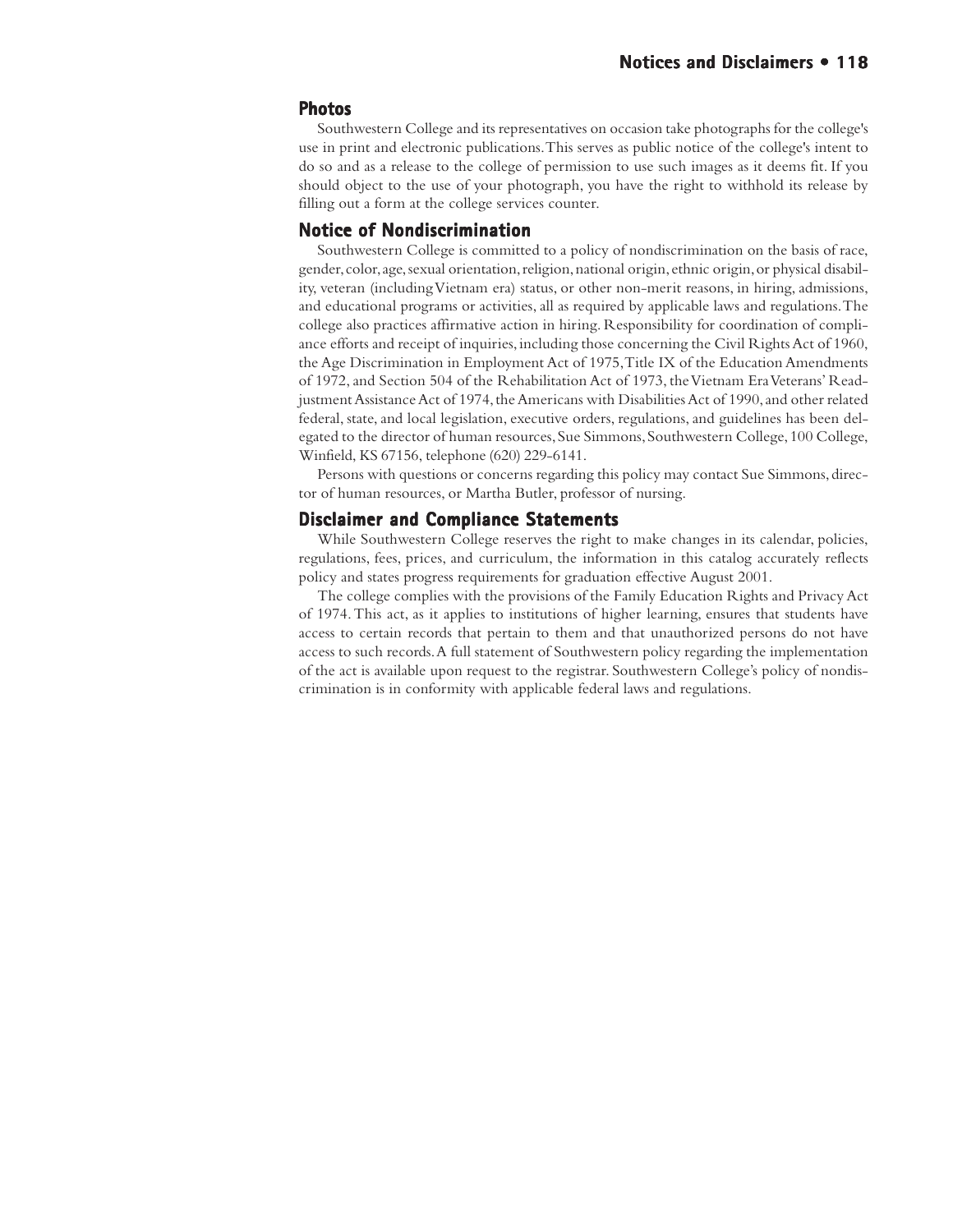## Photos

Southwestern College and its representatives on occasion take photographs for the college's use in print and electronic publications. This serves as public notice of the college's intent to do so and as a release to the college of permission to use such images as it deems fit. If you should object to the use of your photograph, you have the right to withhold its release by filling out a form at the college services counter.

## Notice of Nondiscrimination

Southwestern College is committed to a policy of nondiscrimination on the basis of race, gender, color, age, sexual orientation, religion, national origin, ethnic origin, or physical disability, veteran (including Vietnam era) status, or other non-merit reasons, in hiring, admissions, and educational programs or activities, all as required by applicable laws and regulations. The college also practices affirmative action in hiring. Responsibility for coordination of compliance efforts and receipt of inquiries, including those concerning the Civil Rights Act of 1960, the Age Discrimination in Employment Act of 1975, Title IX of the Education Amendments of 1972, and Section 504 of the Rehabilitation Act of 1973, the Vietnam Era Veterans' Readjustment Assistance Act of 1974, the Americans with Disabilities Act of 1990, and other related federal, state, and local legislation, executive orders, regulations, and guidelines has been delegated to the director of human resources, Sue Simmons, Southwestern College, 100 College, Winfield, KS 67156, telephone (620) 229-6141.

Persons with questions or concerns regarding this policy may contact Sue Simmons, director of human resources, or Martha Butler, professor of nursing.

## Disclaimer and Compliance Statements

While Southwestern College reserves the right to make changes in its calendar, policies, regulations, fees, prices, and curriculum, the information in this catalog accurately reflects policy and states progress requirements for graduation effective August 2001.

The college complies with the provisions of the Family Education Rights and Privacy Act of 1974. This act, as it applies to institutions of higher learning, ensures that students have access to certain records that pertain to them and that unauthorized persons do not have access to such records. A full statement of Southwestern policy regarding the implementation of the act is available upon request to the registrar. Southwestern College's policy of nondiscrimination is in conformity with applicable federal laws and regulations.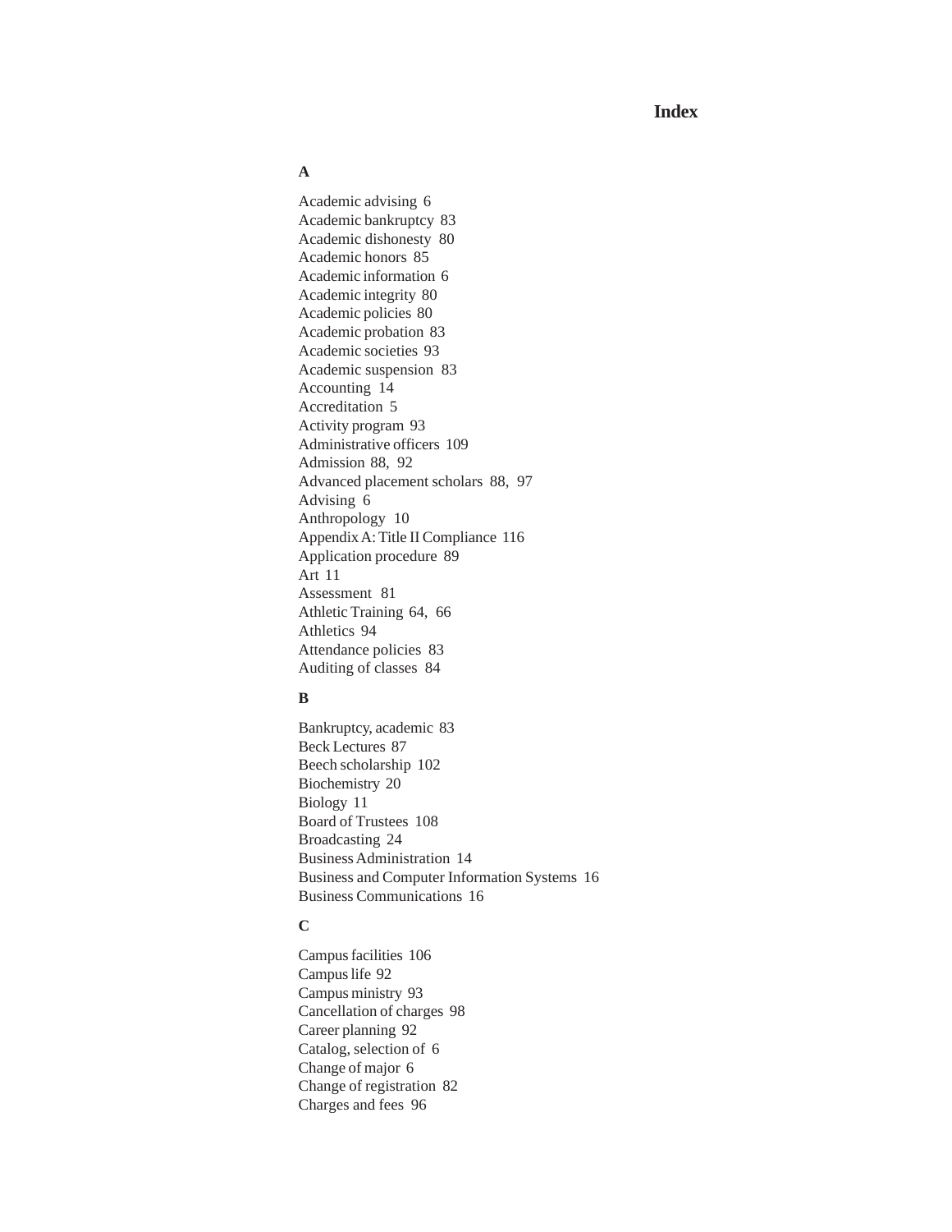# Index

### A

Academic advising 6
Academic bankruptcy 83
Academic dishonesty 80
Academic honors 85
Academic information 6
Academic integrity 80
Academic policies 80
Academic probation 83
Academic societies 93
Academic suspension 83
Accounting 14
Accreditation 5
Activity program 93
Administrative officers 109
Admission 88, 92
Advanced placement scholars 88, 97
Advising 6
Anthropology 10
Appendix A: Title II Compliance 116
Application procedure 89
Art 11
Assessment 81
Athletic Training 64, 66
Athletics 94
Attendance policies 83
Auditing of classes 84

### B

Bankruptcy, academic 83
Beck Lectures 87
Beech scholarship 102
Biochemistry 20
Biology 11
Board of Trustees 108
Broadcasting 24
Business Administration 14
Business and Computer Information Systems 16
Business Communications 16

### C

Campus facilities 106
Campus life 92
Campus ministry 93
Cancellation of charges 98
Career planning 92
Catalog, selection of 6
Change of major 6
Change of registration 82
Charges and fees 96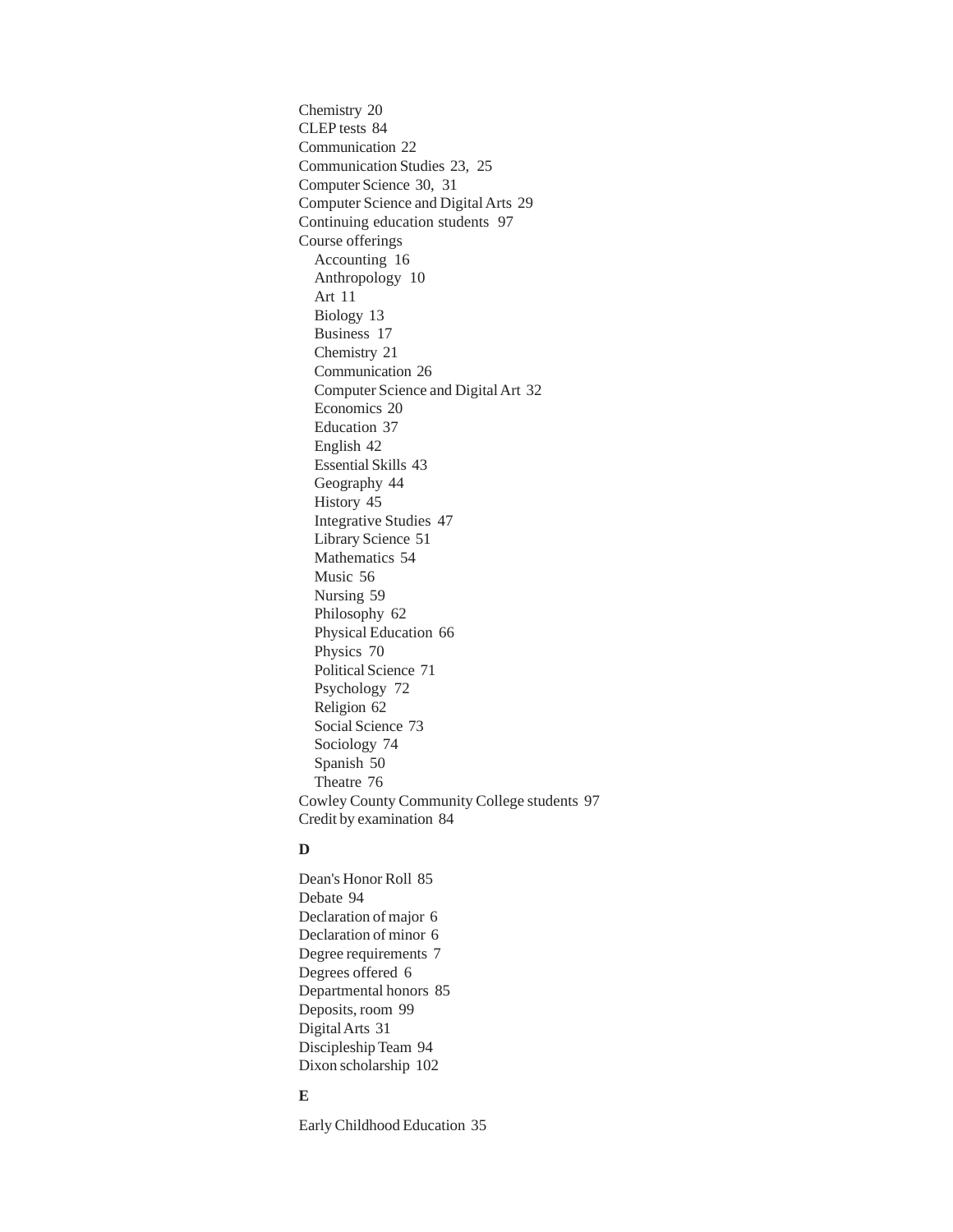Chemistry 20
CLEP tests 84
Communication 22
Communication Studies 23, 25
Computer Science 30, 31
Computer Science and Digital Arts 29
Continuing education students 97
Course offerings
  Accounting 16
  Anthropology 10
  Art 11
  Biology 13
  Business 17
  Chemistry 21
  Communication 26
  Computer Science and Digital Art 32
  Economics 20
  Education 37
  English 42
  Essential Skills 43
  Geography 44
  History 45
  Integrative Studies 47
  Library Science 51
  Mathematics 54
  Music 56
  Nursing 59
  Philosophy 62
  Physical Education 66
  Physics 70
  Political Science 71
  Psychology 72
  Religion 62
  Social Science 73
  Sociology 74
  Spanish 50
  Theatre 76
Cowley County Community College students 97
Credit by examination 84

**D**

Dean's Honor Roll 85
Debate 94
Declaration of major 6
Declaration of minor 6
Degree requirements 7
Degrees offered 6
Departmental honors 85
Deposits, room 99
Digital Arts 31
Discipleship Team 94
Dixon scholarship 102

**E**

Early Childhood Education 35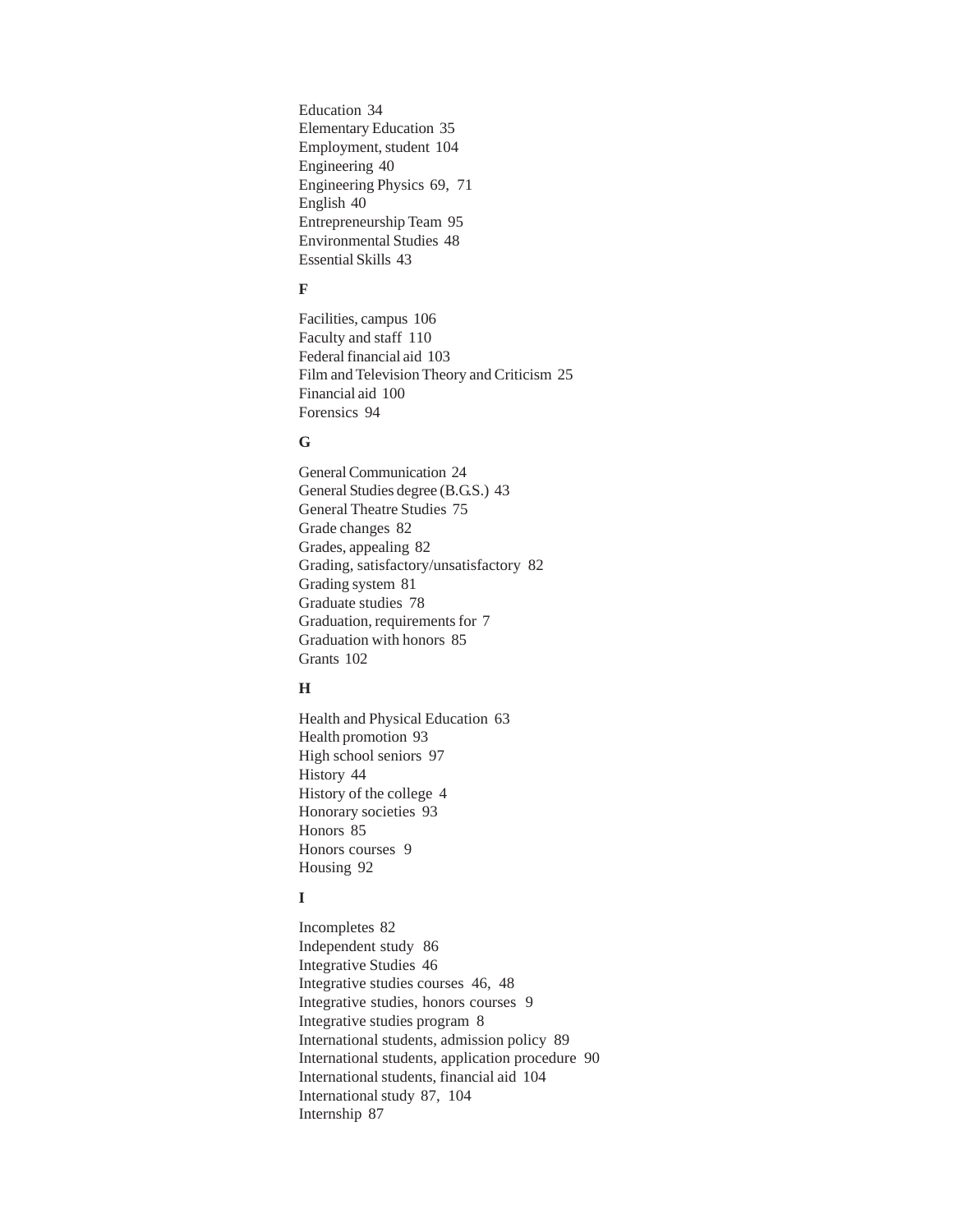Education 34
Elementary Education 35
Employment, student 104
Engineering 40
Engineering Physics 69, 71
English 40
Entrepreneurship Team 95
Environmental Studies 48
Essential Skills 43

**F**

Facilities, campus 106
Faculty and staff 110
Federal financial aid 103
Film and Television Theory and Criticism 25
Financial aid 100
Forensics 94

**G**

General Communication 24
General Studies degree (B.G.S.) 43
General Theatre Studies 75
Grade changes 82
Grades, appealing 82
Grading, satisfactory/unsatisfactory 82
Grading system 81
Graduate studies 78
Graduation, requirements for 7
Graduation with honors 85
Grants 102

**H**

Health and Physical Education 63
Health promotion 93
High school seniors 97
History 44
History of the college 4
Honorary societies 93
Honors 85
Honors courses 9
Housing 92

**I**

Incompletes 82
Independent study 86
Integrative Studies 46
Integrative studies courses 46, 48
Integrative studies, honors courses 9
Integrative studies program 8
International students, admission policy 89
International students, application procedure 90
International students, financial aid 104
International study 87, 104
Internship 87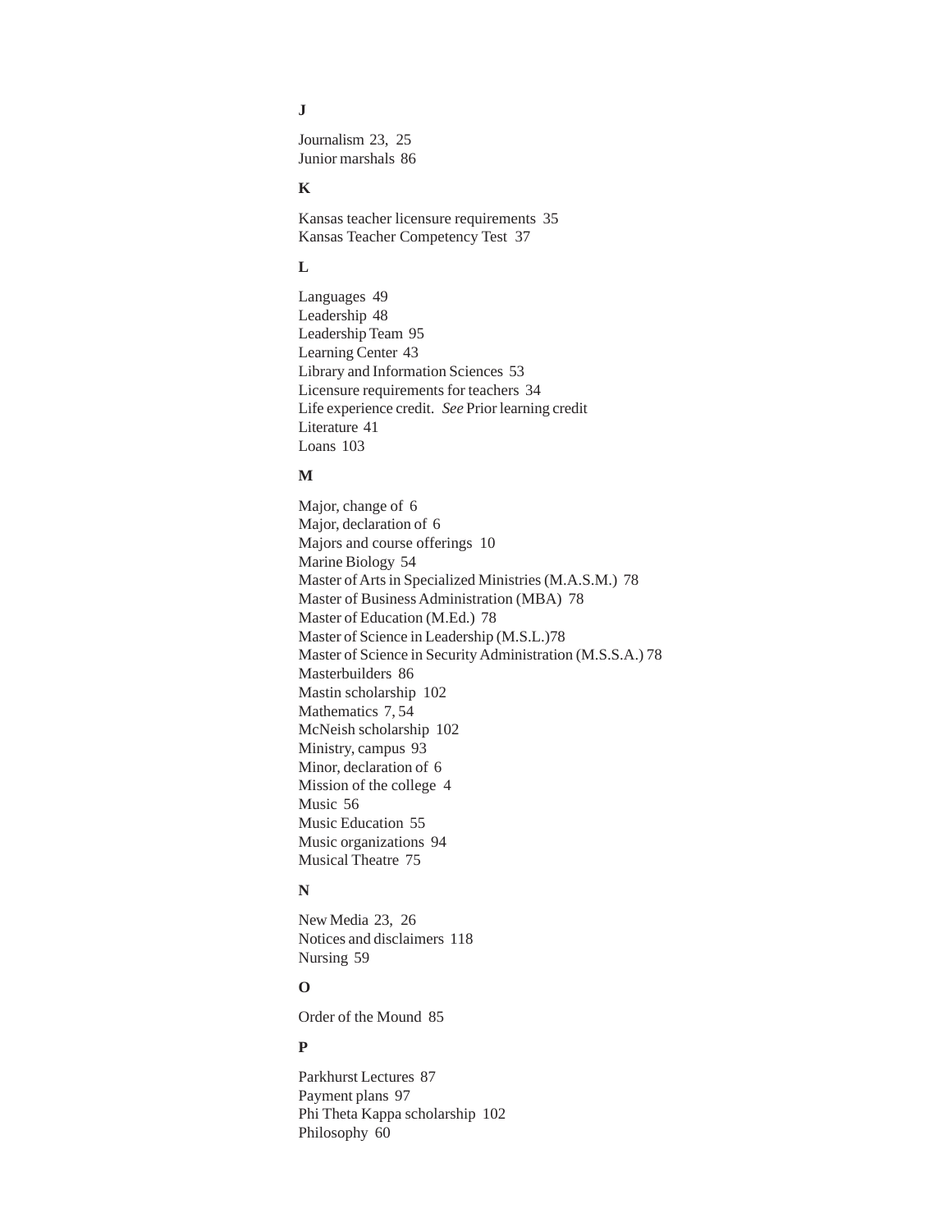**J**

Journalism 23, 25
Junior marshals 86

**K**

Kansas teacher licensure requirements 35
Kansas Teacher Competency Test 37

**L**

Languages 49
Leadership 48
Leadership Team 95
Learning Center 43
Library and Information Sciences 53
Licensure requirements for teachers 34
Life experience credit. *See* Prior learning credit
Literature 41
Loans 103

**M**

Major, change of 6
Major, declaration of 6
Majors and course offerings 10
Marine Biology 54
Master of Arts in Specialized Ministries (M.A.S.M.) 78
Master of Business Administration (MBA) 78
Master of Education (M.Ed.) 78
Master of Science in Leadership (M.S.L.)78
Master of Science in Security Administration (M.S.S.A.) 78
Masterbuilders 86
Mastin scholarship 102
Mathematics 7, 54
McNeish scholarship 102
Ministry, campus 93
Minor, declaration of 6
Mission of the college 4
Music 56
Music Education 55
Music organizations 94
Musical Theatre 75

**N**

New Media 23, 26
Notices and disclaimers 118
Nursing 59

**O**

Order of the Mound 85

**P**

Parkhurst Lectures 87
Payment plans 97
Phi Theta Kappa scholarship 102
Philosophy 60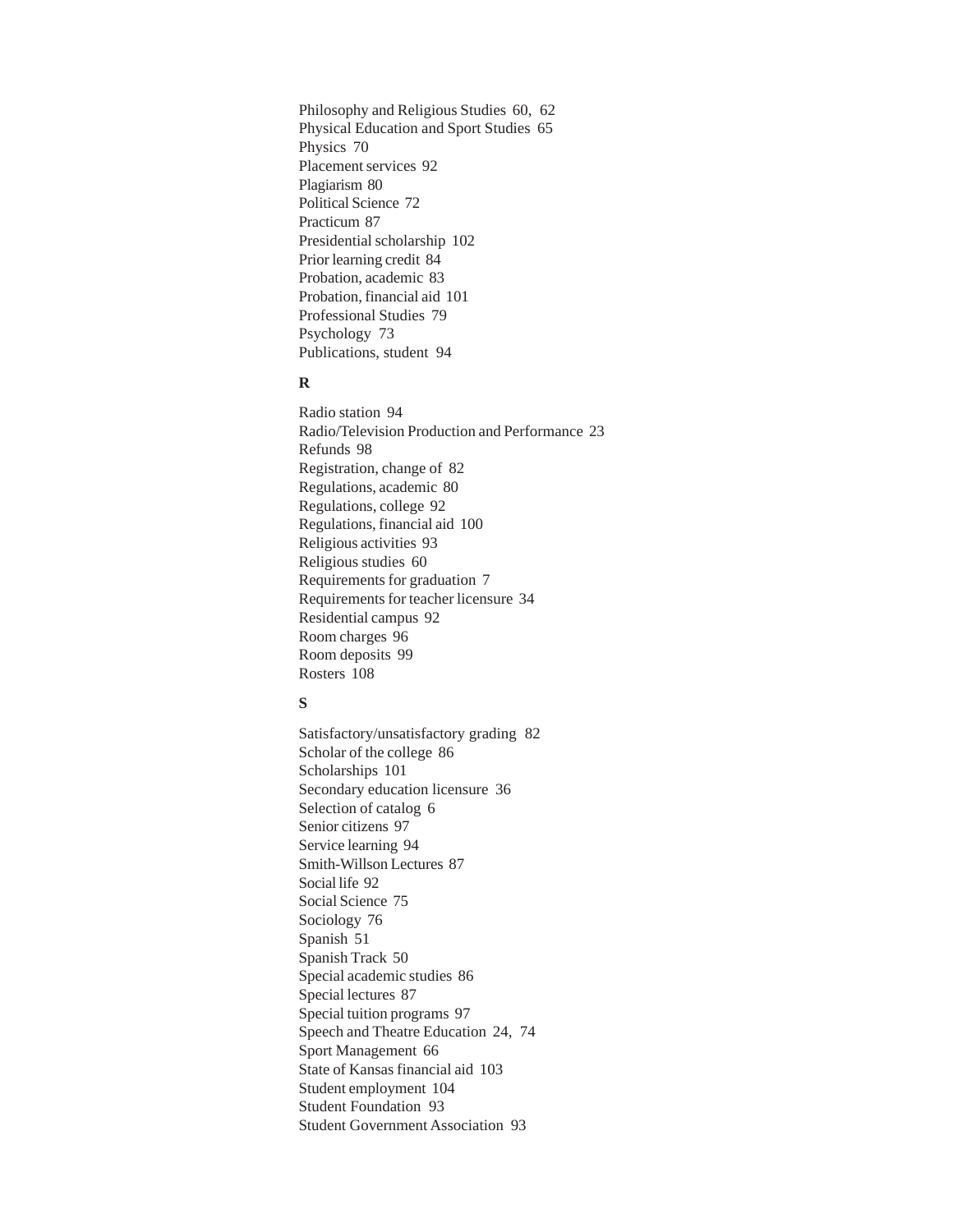Philosophy and Religious Studies 60, 62
Physical Education and Sport Studies 65
Physics 70
Placement services 92
Plagiarism 80
Political Science 72
Practicum 87
Presidential scholarship 102
Prior learning credit 84
Probation, academic 83
Probation, financial aid 101
Professional Studies 79
Psychology 73
Publications, student 94

**R**

Radio station 94
Radio/Television Production and Performance 23
Refunds 98
Registration, change of 82
Regulations, academic 80
Regulations, college 92
Regulations, financial aid 100
Religious activities 93
Religious studies 60
Requirements for graduation 7
Requirements for teacher licensure 34
Residential campus 92
Room charges 96
Room deposits 99
Rosters 108

**S**

Satisfactory/unsatisfactory grading 82
Scholar of the college 86
Scholarships 101
Secondary education licensure 36
Selection of catalog 6
Senior citizens 97
Service learning 94
Smith-Willson Lectures 87
Social life 92
Social Science 75
Sociology 76
Spanish 51
Spanish Track 50
Special academic studies 86
Special lectures 87
Special tuition programs 97
Speech and Theatre Education 24, 74
Sport Management 66
State of Kansas financial aid 103
Student employment 104
Student Foundation 93
Student Government Association 93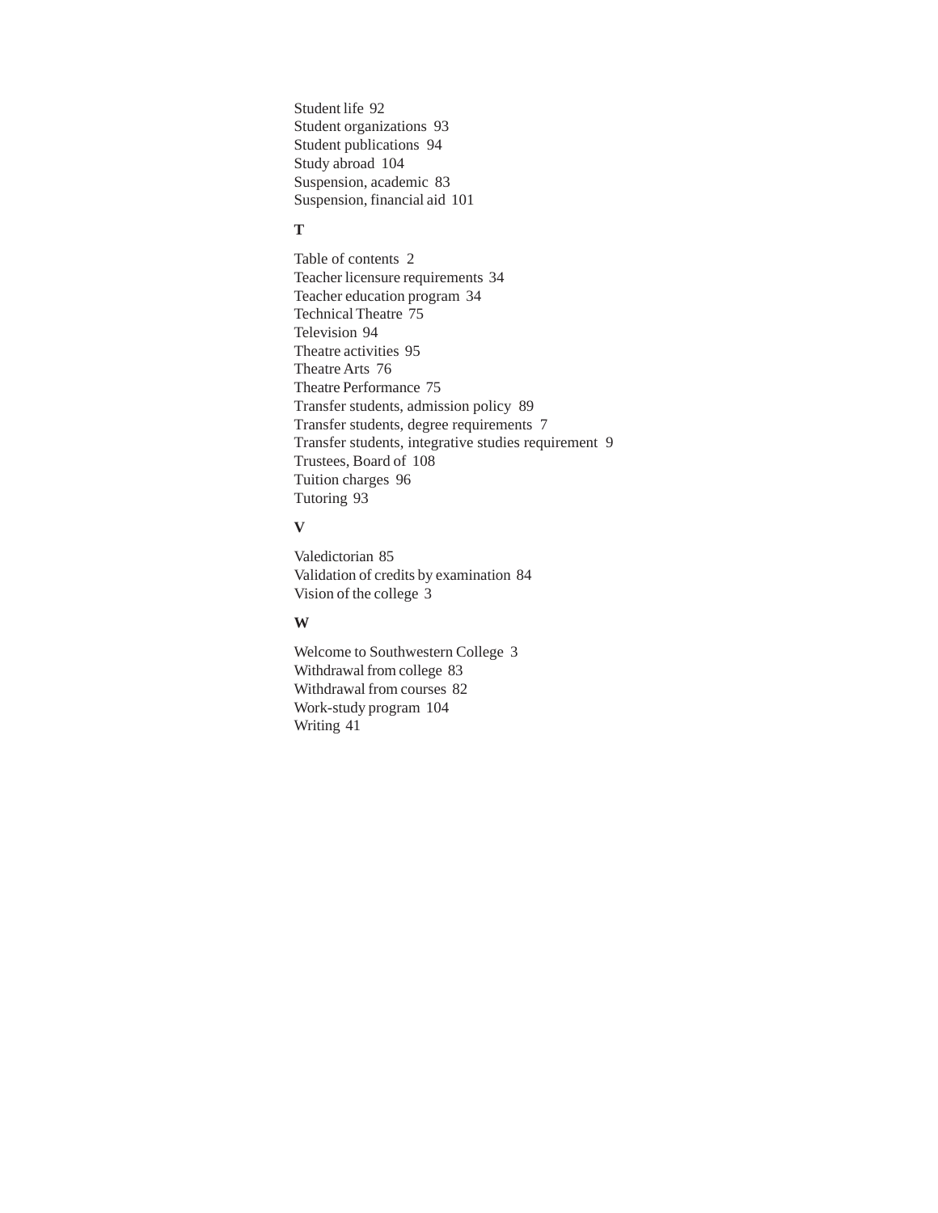Student life 92
Student organizations 93
Student publications 94
Study abroad 104
Suspension, academic 83
Suspension, financial aid 101

**T**

Table of contents 2
Teacher licensure requirements 34
Teacher education program 34
Technical Theatre 75
Television 94
Theatre activities 95
Theatre Arts 76
Theatre Performance 75
Transfer students, admission policy 89
Transfer students, degree requirements 7
Transfer students, integrative studies requirement 9
Trustees, Board of 108
Tuition charges 96
Tutoring 93

**V**

Valedictorian 85
Validation of credits by examination 84
Vision of the college 3

**W**

Welcome to Southwestern College 3
Withdrawal from college 83
Withdrawal from courses 82
Work-study program 104
Writing 41